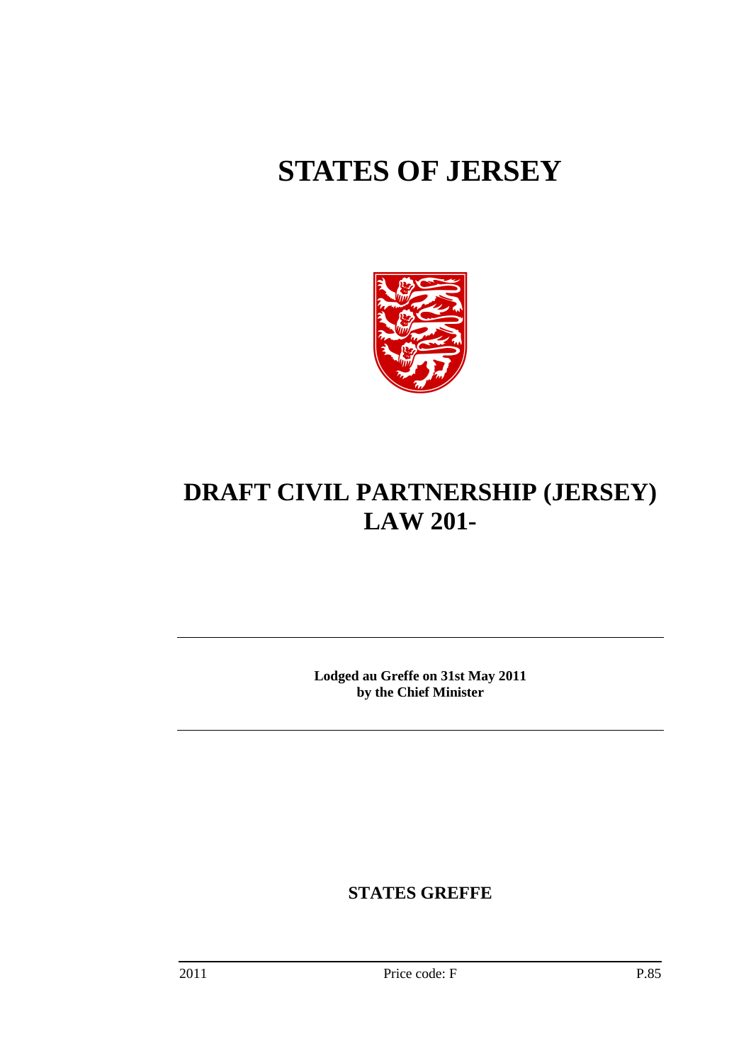# STATES OF JERSEY

# DRAFT CIVIL PARTNERSHIP (JERSEY) LAW 201-

**Lodged au Greffe on 31st May 2011**
**by the Chief Minister**

**STATES GREFFE**

2011 Price code: F P.85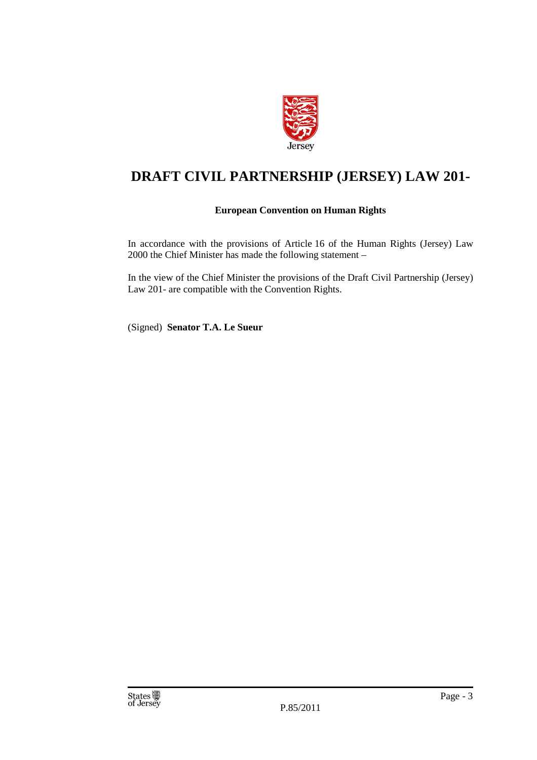# DRAFT CIVIL PARTNERSHIP (JERSEY) LAW 201-

**European Convention on Human Rights**

In accordance with the provisions of Article 16 of the Human Rights (Jersey) Law 2000 the Chief Minister has made the following statement –

In the view of the Chief Minister the provisions of the Draft Civil Partnership (Jersey) Law 201- are compatible with the Convention Rights.

(Signed) **Senator T.A. Le Sueur**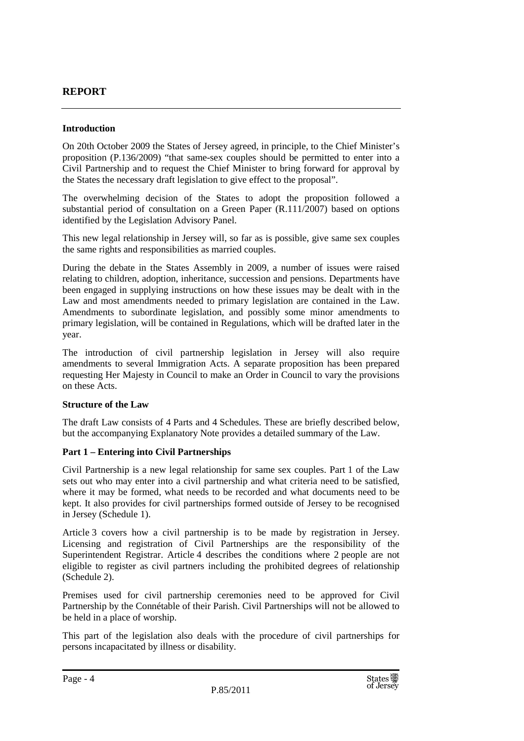## REPORT

### Introduction

On 20th October 2009 the States of Jersey agreed, in principle, to the Chief Minister's proposition (P.136/2009) "that same-sex couples should be permitted to enter into a Civil Partnership and to request the Chief Minister to bring forward for approval by the States the necessary draft legislation to give effect to the proposal".

The overwhelming decision of the States to adopt the proposition followed a substantial period of consultation on a Green Paper (R.111/2007) based on options identified by the Legislation Advisory Panel.

This new legal relationship in Jersey will, so far as is possible, give same sex couples the same rights and responsibilities as married couples.

During the debate in the States Assembly in 2009, a number of issues were raised relating to children, adoption, inheritance, succession and pensions. Departments have been engaged in supplying instructions on how these issues may be dealt with in the Law and most amendments needed to primary legislation are contained in the Law. Amendments to subordinate legislation, and possibly some minor amendments to primary legislation, will be contained in Regulations, which will be drafted later in the year.

The introduction of civil partnership legislation in Jersey will also require amendments to several Immigration Acts. A separate proposition has been prepared requesting Her Majesty in Council to make an Order in Council to vary the provisions on these Acts.

### Structure of the Law

The draft Law consists of 4 Parts and 4 Schedules. These are briefly described below, but the accompanying Explanatory Note provides a detailed summary of the Law.

### Part 1 – Entering into Civil Partnerships

Civil Partnership is a new legal relationship for same sex couples. Part 1 of the Law sets out who may enter into a civil partnership and what criteria need to be satisfied, where it may be formed, what needs to be recorded and what documents need to be kept. It also provides for civil partnerships formed outside of Jersey to be recognised in Jersey (Schedule 1).

Article 3 covers how a civil partnership is to be made by registration in Jersey. Licensing and registration of Civil Partnerships are the responsibility of the Superintendent Registrar. Article 4 describes the conditions where 2 people are not eligible to register as civil partners including the prohibited degrees of relationship (Schedule 2).

Premises used for civil partnership ceremonies need to be approved for Civil Partnership by the Connétable of their Parish. Civil Partnerships will not be allowed to be held in a place of worship.

This part of the legislation also deals with the procedure of civil partnerships for persons incapacitated by illness or disability.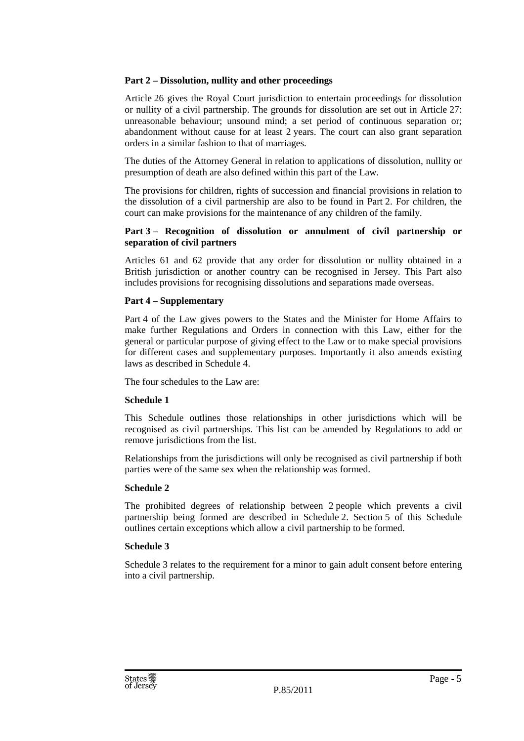**Part 2 – Dissolution, nullity and other proceedings**

Article 26 gives the Royal Court jurisdiction to entertain proceedings for dissolution or nullity of a civil partnership. The grounds for dissolution are set out in Article 27: unreasonable behaviour; unsound mind; a set period of continuous separation or; abandonment without cause for at least 2 years. The court can also grant separation orders in a similar fashion to that of marriages.

The duties of the Attorney General in relation to applications of dissolution, nullity or presumption of death are also defined within this part of the Law.

The provisions for children, rights of succession and financial provisions in relation to the dissolution of a civil partnership are also to be found in Part 2. For children, the court can make provisions for the maintenance of any children of the family.

**Part 3 – Recognition of dissolution or annulment of civil partnership or separation of civil partners**

Articles 61 and 62 provide that any order for dissolution or nullity obtained in a British jurisdiction or another country can be recognised in Jersey. This Part also includes provisions for recognising dissolutions and separations made overseas.

**Part 4 – Supplementary**

Part 4 of the Law gives powers to the States and the Minister for Home Affairs to make further Regulations and Orders in connection with this Law, either for the general or particular purpose of giving effect to the Law or to make special provisions for different cases and supplementary purposes. Importantly it also amends existing laws as described in Schedule 4.

The four schedules to the Law are:

**Schedule 1**

This Schedule outlines those relationships in other jurisdictions which will be recognised as civil partnerships. This list can be amended by Regulations to add or remove jurisdictions from the list.

Relationships from the jurisdictions will only be recognised as civil partnership if both parties were of the same sex when the relationship was formed.

**Schedule 2**

The prohibited degrees of relationship between 2 people which prevents a civil partnership being formed are described in Schedule 2. Section 5 of this Schedule outlines certain exceptions which allow a civil partnership to be formed.

**Schedule 3**

Schedule 3 relates to the requirement for a minor to gain adult consent before entering into a civil partnership.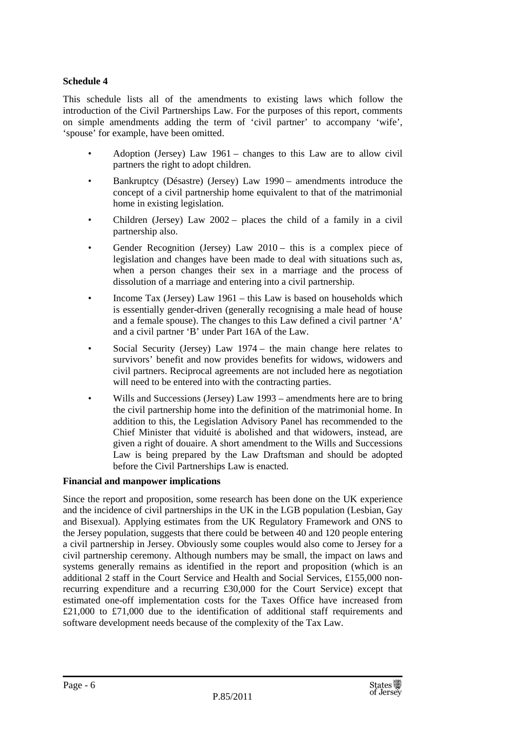**Schedule 4**

This schedule lists all of the amendments to existing laws which follow the introduction of the Civil Partnerships Law. For the purposes of this report, comments on simple amendments adding the term of 'civil partner' to accompany 'wife', 'spouse' for example, have been omitted.

- Adoption (Jersey) Law 1961 – changes to this Law are to allow civil partners the right to adopt children.
- Bankruptcy (Désastre) (Jersey) Law 1990 – amendments introduce the concept of a civil partnership home equivalent to that of the matrimonial home in existing legislation.
- Children (Jersey) Law 2002 – places the child of a family in a civil partnership also.
- Gender Recognition (Jersey) Law 2010 – this is a complex piece of legislation and changes have been made to deal with situations such as, when a person changes their sex in a marriage and the process of dissolution of a marriage and entering into a civil partnership.
- Income Tax (Jersey) Law 1961 – this Law is based on households which is essentially gender-driven (generally recognising a male head of house and a female spouse). The changes to this Law defined a civil partner 'A' and a civil partner 'B' under Part 16A of the Law.
- Social Security (Jersey) Law 1974 – the main change here relates to survivors' benefit and now provides benefits for widows, widowers and civil partners. Reciprocal agreements are not included here as negotiation will need to be entered into with the contracting parties.
- Wills and Successions (Jersey) Law 1993 – amendments here are to bring the civil partnership home into the definition of the matrimonial home. In addition to this, the Legislation Advisory Panel has recommended to the Chief Minister that viduité is abolished and that widowers, instead, are given a right of douaire. A short amendment to the Wills and Successions Law is being prepared by the Law Draftsman and should be adopted before the Civil Partnerships Law is enacted.

**Financial and manpower implications**

Since the report and proposition, some research has been done on the UK experience and the incidence of civil partnerships in the UK in the LGB population (Lesbian, Gay and Bisexual). Applying estimates from the UK Regulatory Framework and ONS to the Jersey population, suggests that there could be between 40 and 120 people entering a civil partnership in Jersey. Obviously some couples would also come to Jersey for a civil partnership ceremony. Although numbers may be small, the impact on laws and systems generally remains as identified in the report and proposition (which is an additional 2 staff in the Court Service and Health and Social Services, £155,000 non-recurring expenditure and a recurring £30,000 for the Court Service) except that estimated one-off implementation costs for the Taxes Office have increased from £21,000 to £71,000 due to the identification of additional staff requirements and software development needs because of the complexity of the Tax Law.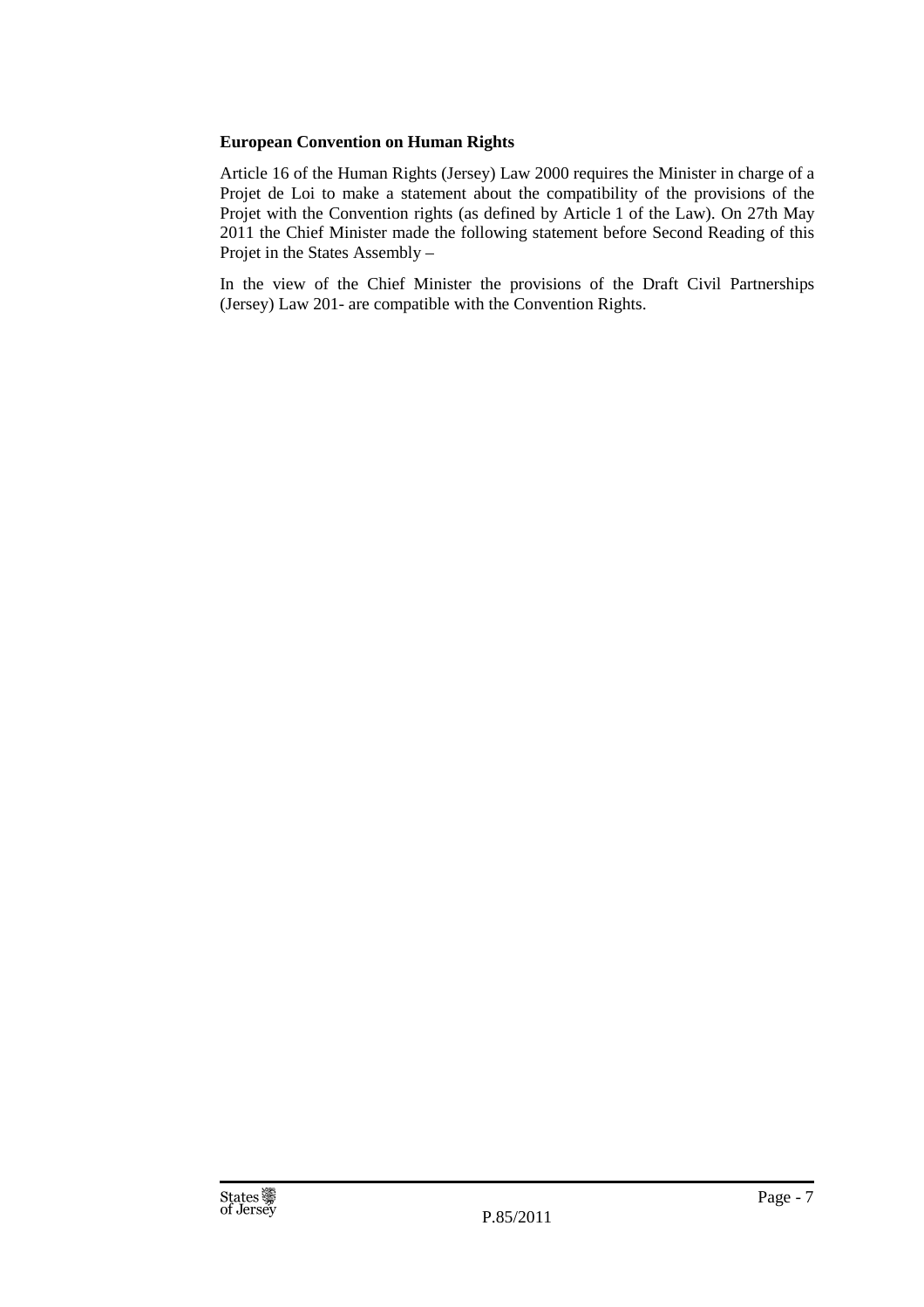**European Convention on Human Rights**

Article 16 of the Human Rights (Jersey) Law 2000 requires the Minister in charge of a Projet de Loi to make a statement about the compatibility of the provisions of the Projet with the Convention rights (as defined by Article 1 of the Law). On 27th May 2011 the Chief Minister made the following statement before Second Reading of this Projet in the States Assembly –

In the view of the Chief Minister the provisions of the Draft Civil Partnerships (Jersey) Law 201- are compatible with the Convention Rights.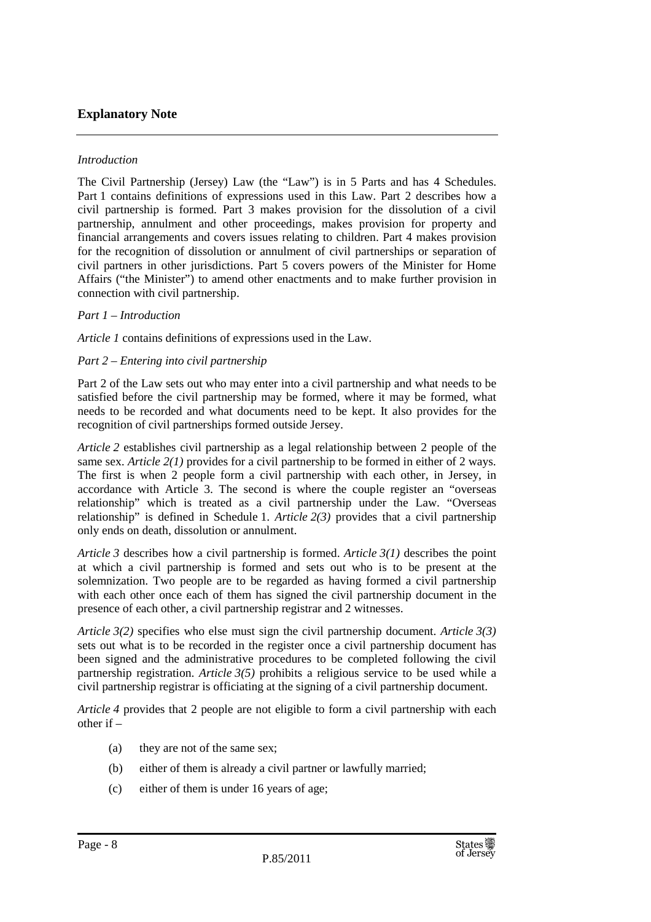## Explanatory Note

*Introduction*

The Civil Partnership (Jersey) Law (the "Law") is in 5 Parts and has 4 Schedules. Part 1 contains definitions of expressions used in this Law. Part 2 describes how a civil partnership is formed. Part 3 makes provision for the dissolution of a civil partnership, annulment and other proceedings, makes provision for property and financial arrangements and covers issues relating to children. Part 4 makes provision for the recognition of dissolution or annulment of civil partnerships or separation of civil partners in other jurisdictions. Part 5 covers powers of the Minister for Home Affairs ("the Minister") to amend other enactments and to make further provision in connection with civil partnership.

*Part 1 – Introduction*

*Article 1* contains definitions of expressions used in the Law.

*Part 2 – Entering into civil partnership*

Part 2 of the Law sets out who may enter into a civil partnership and what needs to be satisfied before the civil partnership may be formed, where it may be formed, what needs to be recorded and what documents need to be kept. It also provides for the recognition of civil partnerships formed outside Jersey.

*Article 2* establishes civil partnership as a legal relationship between 2 people of the same sex. *Article 2(1)* provides for a civil partnership to be formed in either of 2 ways. The first is when 2 people form a civil partnership with each other, in Jersey, in accordance with Article 3. The second is where the couple register an "overseas relationship" which is treated as a civil partnership under the Law. "Overseas relationship" is defined in Schedule 1. *Article 2(3)* provides that a civil partnership only ends on death, dissolution or annulment.

*Article 3* describes how a civil partnership is formed. *Article 3(1)* describes the point at which a civil partnership is formed and sets out who is to be present at the solemnization. Two people are to be regarded as having formed a civil partnership with each other once each of them has signed the civil partnership document in the presence of each other, a civil partnership registrar and 2 witnesses.

*Article 3(2)* specifies who else must sign the civil partnership document. *Article 3(3)* sets out what is to be recorded in the register once a civil partnership document has been signed and the administrative procedures to be completed following the civil partnership registration. *Article 3(5)* prohibits a religious service to be used while a civil partnership registrar is officiating at the signing of a civil partnership document.

*Article 4* provides that 2 people are not eligible to form a civil partnership with each other if –

(a) they are not of the same sex;

(b) either of them is already a civil partner or lawfully married;

(c) either of them is under 16 years of age;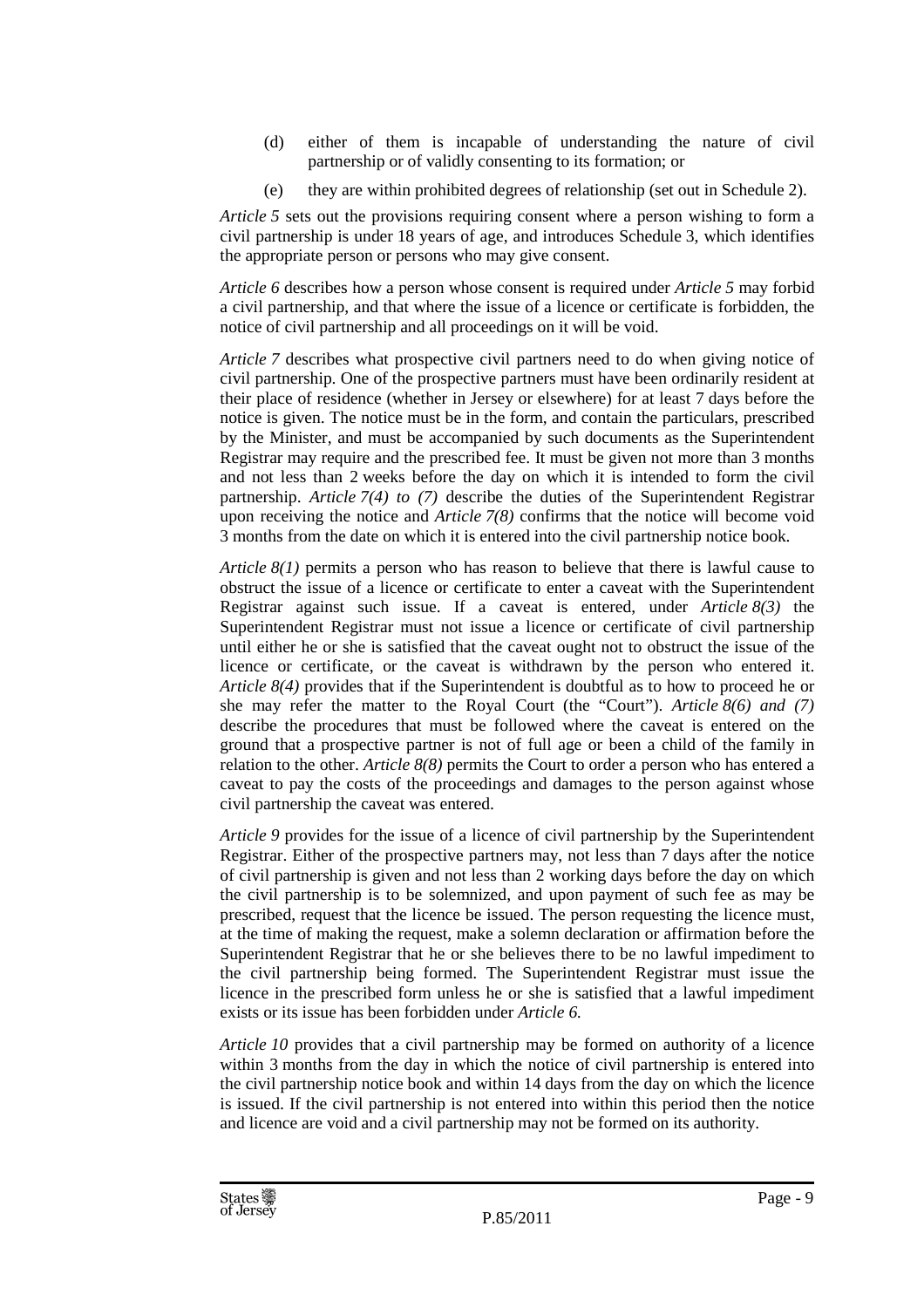(d) either of them is incapable of understanding the nature of civil partnership or of validly consenting to its formation; or

(e) they are within prohibited degrees of relationship (set out in Schedule 2).

*Article 5* sets out the provisions requiring consent where a person wishing to form a civil partnership is under 18 years of age, and introduces Schedule 3, which identifies the appropriate person or persons who may give consent.

*Article 6* describes how a person whose consent is required under *Article 5* may forbid a civil partnership, and that where the issue of a licence or certificate is forbidden, the notice of civil partnership and all proceedings on it will be void.

*Article 7* describes what prospective civil partners need to do when giving notice of civil partnership. One of the prospective partners must have been ordinarily resident at their place of residence (whether in Jersey or elsewhere) for at least 7 days before the notice is given. The notice must be in the form, and contain the particulars, prescribed by the Minister, and must be accompanied by such documents as the Superintendent Registrar may require and the prescribed fee. It must be given not more than 3 months and not less than 2 weeks before the day on which it is intended to form the civil partnership. *Article 7(4) to (7)* describe the duties of the Superintendent Registrar upon receiving the notice and *Article 7(8)* confirms that the notice will become void 3 months from the date on which it is entered into the civil partnership notice book.

*Article 8(1)* permits a person who has reason to believe that there is lawful cause to obstruct the issue of a licence or certificate to enter a caveat with the Superintendent Registrar against such issue. If a caveat is entered, under *Article 8(3)* the Superintendent Registrar must not issue a licence or certificate of civil partnership until either he or she is satisfied that the caveat ought not to obstruct the issue of the licence or certificate, or the caveat is withdrawn by the person who entered it. *Article 8(4)* provides that if the Superintendent is doubtful as to how to proceed he or she may refer the matter to the Royal Court (the "Court"). *Article 8(6) and (7)* describe the procedures that must be followed where the caveat is entered on the ground that a prospective partner is not of full age or been a child of the family in relation to the other. *Article 8(8)* permits the Court to order a person who has entered a caveat to pay the costs of the proceedings and damages to the person against whose civil partnership the caveat was entered.

*Article 9* provides for the issue of a licence of civil partnership by the Superintendent Registrar. Either of the prospective partners may, not less than 7 days after the notice of civil partnership is given and not less than 2 working days before the day on which the civil partnership is to be solemnized, and upon payment of such fee as may be prescribed, request that the licence be issued. The person requesting the licence must, at the time of making the request, make a solemn declaration or affirmation before the Superintendent Registrar that he or she believes there to be no lawful impediment to the civil partnership being formed. The Superintendent Registrar must issue the licence in the prescribed form unless he or she is satisfied that a lawful impediment exists or its issue has been forbidden under *Article 6.*

*Article 10* provides that a civil partnership may be formed on authority of a licence within 3 months from the day in which the notice of civil partnership is entered into the civil partnership notice book and within 14 days from the day on which the licence is issued. If the civil partnership is not entered into within this period then the notice and licence are void and a civil partnership may not be formed on its authority.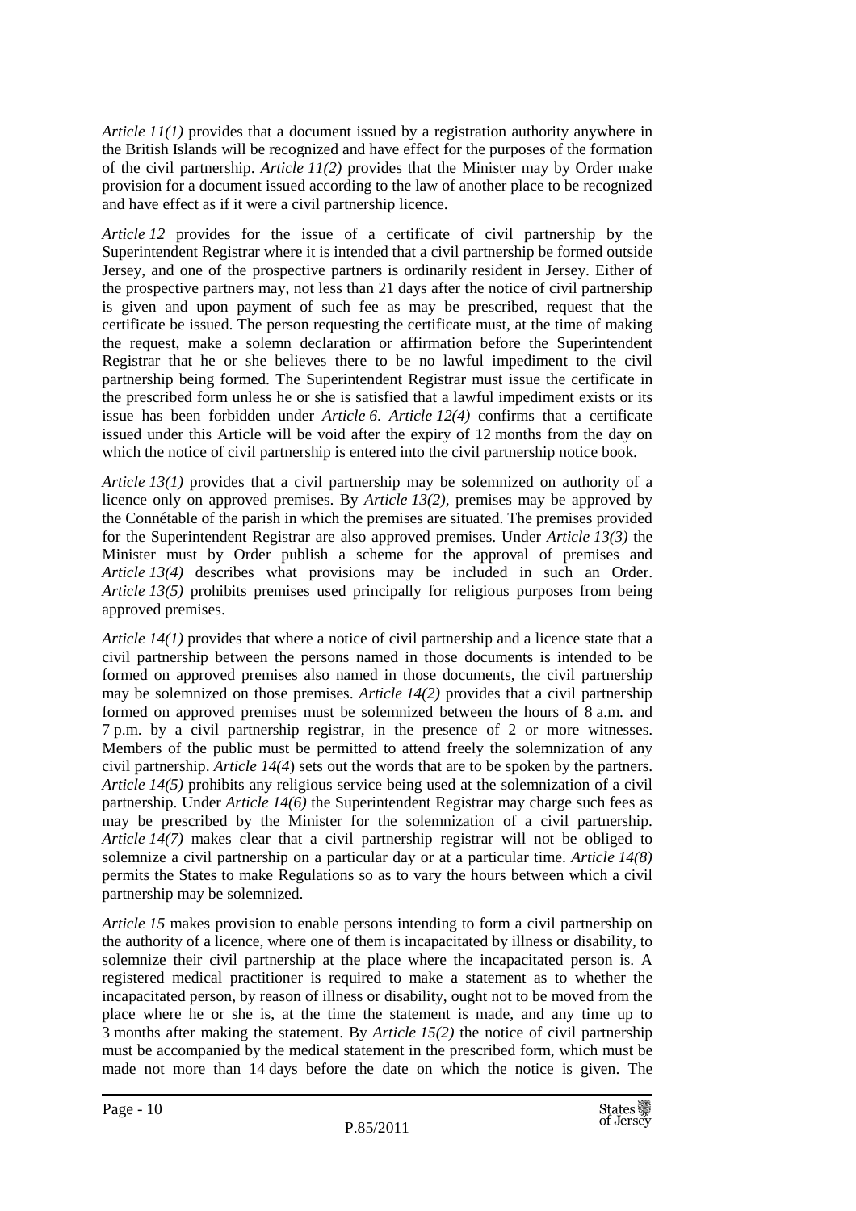*Article 11(1)* provides that a document issued by a registration authority anywhere in the British Islands will be recognized and have effect for the purposes of the formation of the civil partnership. *Article 11(2)* provides that the Minister may by Order make provision for a document issued according to the law of another place to be recognized and have effect as if it were a civil partnership licence.

*Article 12* provides for the issue of a certificate of civil partnership by the Superintendent Registrar where it is intended that a civil partnership be formed outside Jersey, and one of the prospective partners is ordinarily resident in Jersey. Either of the prospective partners may, not less than 21 days after the notice of civil partnership is given and upon payment of such fee as may be prescribed, request that the certificate be issued. The person requesting the certificate must, at the time of making the request, make a solemn declaration or affirmation before the Superintendent Registrar that he or she believes there to be no lawful impediment to the civil partnership being formed. The Superintendent Registrar must issue the certificate in the prescribed form unless he or she is satisfied that a lawful impediment exists or its issue has been forbidden under *Article 6*. *Article 12(4)* confirms that a certificate issued under this Article will be void after the expiry of 12 months from the day on which the notice of civil partnership is entered into the civil partnership notice book.

*Article 13(1)* provides that a civil partnership may be solemnized on authority of a licence only on approved premises. By *Article 13(2)*, premises may be approved by the Connétable of the parish in which the premises are situated. The premises provided for the Superintendent Registrar are also approved premises. Under *Article 13(3)* the Minister must by Order publish a scheme for the approval of premises and *Article 13(4)* describes what provisions may be included in such an Order. *Article 13(5)* prohibits premises used principally for religious purposes from being approved premises.

*Article 14(1)* provides that where a notice of civil partnership and a licence state that a civil partnership between the persons named in those documents is intended to be formed on approved premises also named in those documents, the civil partnership may be solemnized on those premises. *Article 14(2)* provides that a civil partnership formed on approved premises must be solemnized between the hours of 8 a.m. and 7 p.m. by a civil partnership registrar, in the presence of 2 or more witnesses. Members of the public must be permitted to attend freely the solemnization of any civil partnership. *Article 14(4)* sets out the words that are to be spoken by the partners. *Article 14(5)* prohibits any religious service being used at the solemnization of a civil partnership. Under *Article 14(6)* the Superintendent Registrar may charge such fees as may be prescribed by the Minister for the solemnization of a civil partnership. *Article 14(7)* makes clear that a civil partnership registrar will not be obliged to solemnize a civil partnership on a particular day or at a particular time. *Article 14(8)* permits the States to make Regulations so as to vary the hours between which a civil partnership may be solemnized.

*Article 15* makes provision to enable persons intending to form a civil partnership on the authority of a licence, where one of them is incapacitated by illness or disability, to solemnize their civil partnership at the place where the incapacitated person is. A registered medical practitioner is required to make a statement as to whether the incapacitated person, by reason of illness or disability, ought not to be moved from the place where he or she is, at the time the statement is made, and any time up to 3 months after making the statement. By *Article 15(2)* the notice of civil partnership must be accompanied by the medical statement in the prescribed form, which must be made not more than 14 days before the date on which the notice is given. The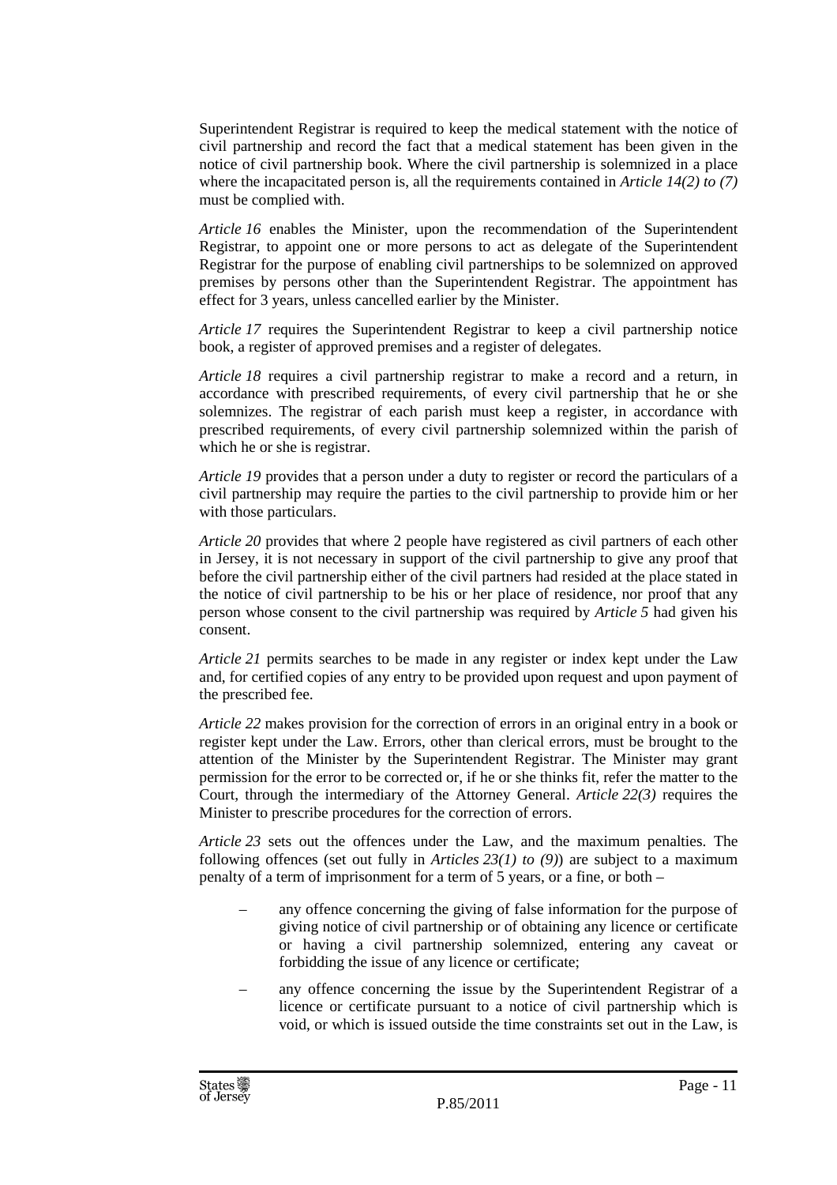Superintendent Registrar is required to keep the medical statement with the notice of civil partnership and record the fact that a medical statement has been given in the notice of civil partnership book. Where the civil partnership is solemnized in a place where the incapacitated person is, all the requirements contained in *Article 14(2) to (7)* must be complied with.

*Article 16* enables the Minister, upon the recommendation of the Superintendent Registrar, to appoint one or more persons to act as delegate of the Superintendent Registrar for the purpose of enabling civil partnerships to be solemnized on approved premises by persons other than the Superintendent Registrar. The appointment has effect for 3 years, unless cancelled earlier by the Minister.

*Article 17* requires the Superintendent Registrar to keep a civil partnership notice book, a register of approved premises and a register of delegates.

*Article 18* requires a civil partnership registrar to make a record and a return, in accordance with prescribed requirements, of every civil partnership that he or she solemnizes. The registrar of each parish must keep a register, in accordance with prescribed requirements, of every civil partnership solemnized within the parish of which he or she is registrar.

*Article 19* provides that a person under a duty to register or record the particulars of a civil partnership may require the parties to the civil partnership to provide him or her with those particulars.

*Article 20* provides that where 2 people have registered as civil partners of each other in Jersey, it is not necessary in support of the civil partnership to give any proof that before the civil partnership either of the civil partners had resided at the place stated in the notice of civil partnership to be his or her place of residence, nor proof that any person whose consent to the civil partnership was required by *Article 5* had given his consent.

*Article 21* permits searches to be made in any register or index kept under the Law and, for certified copies of any entry to be provided upon request and upon payment of the prescribed fee.

*Article 22* makes provision for the correction of errors in an original entry in a book or register kept under the Law. Errors, other than clerical errors, must be brought to the attention of the Minister by the Superintendent Registrar. The Minister may grant permission for the error to be corrected or, if he or she thinks fit, refer the matter to the Court, through the intermediary of the Attorney General. *Article 22(3)* requires the Minister to prescribe procedures for the correction of errors.

*Article 23* sets out the offences under the Law, and the maximum penalties. The following offences (set out fully in *Articles 23(1) to (9)*) are subject to a maximum penalty of a term of imprisonment for a term of 5 years, or a fine, or both –

- any offence concerning the giving of false information for the purpose of giving notice of civil partnership or of obtaining any licence or certificate or having a civil partnership solemnized, entering any caveat or forbidding the issue of any licence or certificate;
- any offence concerning the issue by the Superintendent Registrar of a licence or certificate pursuant to a notice of civil partnership which is void, or which is issued outside the time constraints set out in the Law, is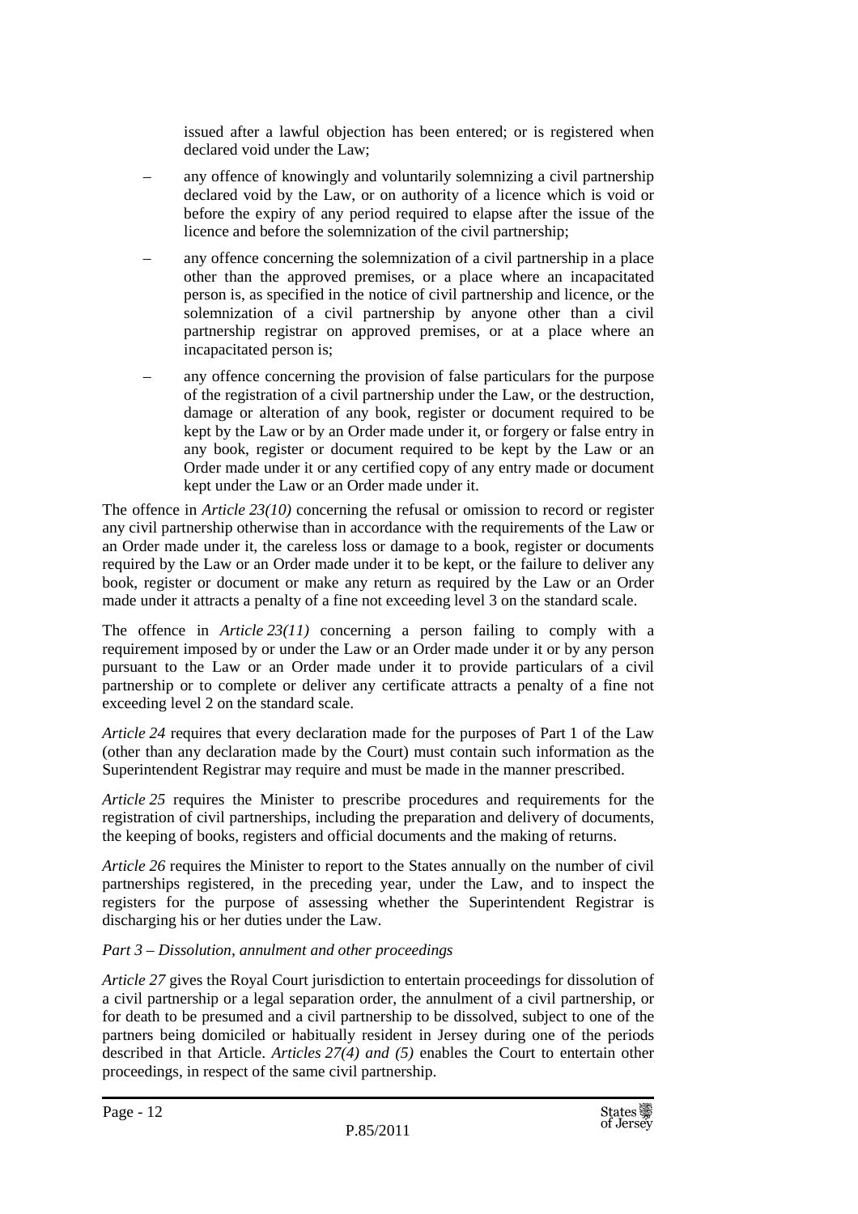issued after a lawful objection has been entered; or is registered when declared void under the Law;

- any offence of knowingly and voluntarily solemnizing a civil partnership declared void by the Law, or on authority of a licence which is void or before the expiry of any period required to elapse after the issue of the licence and before the solemnization of the civil partnership;
- any offence concerning the solemnization of a civil partnership in a place other than the approved premises, or a place where an incapacitated person is, as specified in the notice of civil partnership and licence, or the solemnization of a civil partnership by anyone other than a civil partnership registrar on approved premises, or at a place where an incapacitated person is;
- any offence concerning the provision of false particulars for the purpose of the registration of a civil partnership under the Law, or the destruction, damage or alteration of any book, register or document required to be kept by the Law or by an Order made under it, or forgery or false entry in any book, register or document required to be kept by the Law or an Order made under it or any certified copy of any entry made or document kept under the Law or an Order made under it.

The offence in *Article 23(10)* concerning the refusal or omission to record or register any civil partnership otherwise than in accordance with the requirements of the Law or an Order made under it, the careless loss or damage to a book, register or documents required by the Law or an Order made under it to be kept, or the failure to deliver any book, register or document or make any return as required by the Law or an Order made under it attracts a penalty of a fine not exceeding level 3 on the standard scale.

The offence in *Article 23(11)* concerning a person failing to comply with a requirement imposed by or under the Law or an Order made under it or by any person pursuant to the Law or an Order made under it to provide particulars of a civil partnership or to complete or deliver any certificate attracts a penalty of a fine not exceeding level 2 on the standard scale.

*Article 24* requires that every declaration made for the purposes of Part 1 of the Law (other than any declaration made by the Court) must contain such information as the Superintendent Registrar may require and must be made in the manner prescribed.

*Article 25* requires the Minister to prescribe procedures and requirements for the registration of civil partnerships, including the preparation and delivery of documents, the keeping of books, registers and official documents and the making of returns.

*Article 26* requires the Minister to report to the States annually on the number of civil partnerships registered, in the preceding year, under the Law, and to inspect the registers for the purpose of assessing whether the Superintendent Registrar is discharging his or her duties under the Law.

*Part 3 – Dissolution, annulment and other proceedings*

*Article 27* gives the Royal Court jurisdiction to entertain proceedings for dissolution of a civil partnership or a legal separation order, the annulment of a civil partnership, or for death to be presumed and a civil partnership to be dissolved, subject to one of the partners being domiciled or habitually resident in Jersey during one of the periods described in that Article. *Articles 27(4) and (5)* enables the Court to entertain other proceedings, in respect of the same civil partnership.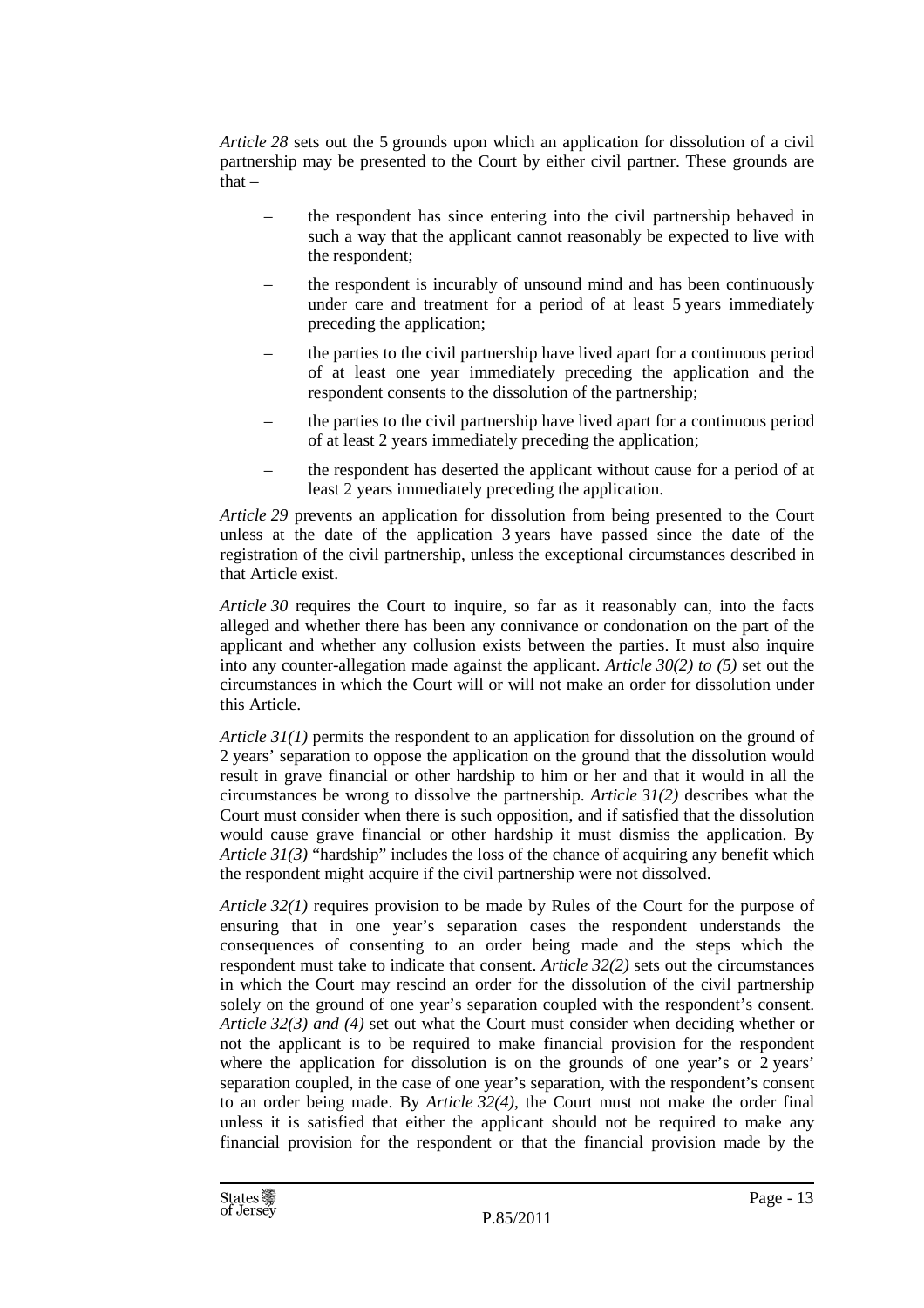*Article 28* sets out the 5 grounds upon which an application for dissolution of a civil partnership may be presented to the Court by either civil partner. These grounds are that –

- the respondent has since entering into the civil partnership behaved in such a way that the applicant cannot reasonably be expected to live with the respondent;
- the respondent is incurably of unsound mind and has been continuously under care and treatment for a period of at least 5 years immediately preceding the application;
- the parties to the civil partnership have lived apart for a continuous period of at least one year immediately preceding the application and the respondent consents to the dissolution of the partnership;
- the parties to the civil partnership have lived apart for a continuous period of at least 2 years immediately preceding the application;
- the respondent has deserted the applicant without cause for a period of at least 2 years immediately preceding the application.

*Article 29* prevents an application for dissolution from being presented to the Court unless at the date of the application 3 years have passed since the date of the registration of the civil partnership, unless the exceptional circumstances described in that Article exist.

*Article 30* requires the Court to inquire, so far as it reasonably can, into the facts alleged and whether there has been any connivance or condonation on the part of the applicant and whether any collusion exists between the parties. It must also inquire into any counter-allegation made against the applicant. *Article 30(2) to (5)* set out the circumstances in which the Court will or will not make an order for dissolution under this Article.

*Article 31(1)* permits the respondent to an application for dissolution on the ground of 2 years' separation to oppose the application on the ground that the dissolution would result in grave financial or other hardship to him or her and that it would in all the circumstances be wrong to dissolve the partnership. *Article 31(2)* describes what the Court must consider when there is such opposition, and if satisfied that the dissolution would cause grave financial or other hardship it must dismiss the application. By *Article 31(3)* "hardship" includes the loss of the chance of acquiring any benefit which the respondent might acquire if the civil partnership were not dissolved.

*Article 32(1)* requires provision to be made by Rules of the Court for the purpose of ensuring that in one year's separation cases the respondent understands the consequences of consenting to an order being made and the steps which the respondent must take to indicate that consent. *Article 32(2)* sets out the circumstances in which the Court may rescind an order for the dissolution of the civil partnership solely on the ground of one year's separation coupled with the respondent's consent. *Article 32(3) and (4)* set out what the Court must consider when deciding whether or not the applicant is to be required to make financial provision for the respondent where the application for dissolution is on the grounds of one year's or 2 years' separation coupled, in the case of one year's separation, with the respondent's consent to an order being made. By *Article 32(4)*, the Court must not make the order final unless it is satisfied that either the applicant should not be required to make any financial provision for the respondent or that the financial provision made by the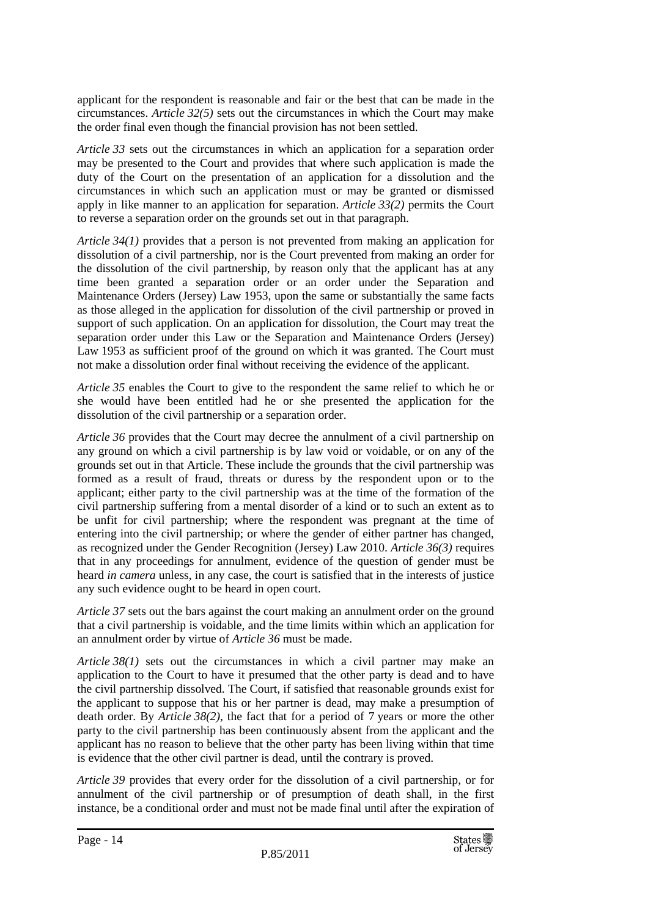applicant for the respondent is reasonable and fair or the best that can be made in the circumstances. *Article 32(5)* sets out the circumstances in which the Court may make the order final even though the financial provision has not been settled.

*Article 33* sets out the circumstances in which an application for a separation order may be presented to the Court and provides that where such application is made the duty of the Court on the presentation of an application for a dissolution and the circumstances in which such an application must or may be granted or dismissed apply in like manner to an application for separation. *Article 33(2)* permits the Court to reverse a separation order on the grounds set out in that paragraph.

*Article 34(1)* provides that a person is not prevented from making an application for dissolution of a civil partnership, nor is the Court prevented from making an order for the dissolution of the civil partnership, by reason only that the applicant has at any time been granted a separation order or an order under the Separation and Maintenance Orders (Jersey) Law 1953, upon the same or substantially the same facts as those alleged in the application for dissolution of the civil partnership or proved in support of such application. On an application for dissolution, the Court may treat the separation order under this Law or the Separation and Maintenance Orders (Jersey) Law 1953 as sufficient proof of the ground on which it was granted. The Court must not make a dissolution order final without receiving the evidence of the applicant.

*Article 35* enables the Court to give to the respondent the same relief to which he or she would have been entitled had he or she presented the application for the dissolution of the civil partnership or a separation order.

*Article 36* provides that the Court may decree the annulment of a civil partnership on any ground on which a civil partnership is by law void or voidable, or on any of the grounds set out in that Article. These include the grounds that the civil partnership was formed as a result of fraud, threats or duress by the respondent upon or to the applicant; either party to the civil partnership was at the time of the formation of the civil partnership suffering from a mental disorder of a kind or to such an extent as to be unfit for civil partnership; where the respondent was pregnant at the time of entering into the civil partnership; or where the gender of either partner has changed, as recognized under the Gender Recognition (Jersey) Law 2010. *Article 36(3)* requires that in any proceedings for annulment, evidence of the question of gender must be heard *in camera* unless, in any case, the court is satisfied that in the interests of justice any such evidence ought to be heard in open court.

*Article 37* sets out the bars against the court making an annulment order on the ground that a civil partnership is voidable, and the time limits within which an application for an annulment order by virtue of *Article 36* must be made.

*Article 38(1)* sets out the circumstances in which a civil partner may make an application to the Court to have it presumed that the other party is dead and to have the civil partnership dissolved. The Court, if satisfied that reasonable grounds exist for the applicant to suppose that his or her partner is dead, may make a presumption of death order. By *Article 38(2)*, the fact that for a period of 7 years or more the other party to the civil partnership has been continuously absent from the applicant and the applicant has no reason to believe that the other party has been living within that time is evidence that the other civil partner is dead, until the contrary is proved.

*Article 39* provides that every order for the dissolution of a civil partnership, or for annulment of the civil partnership or of presumption of death shall, in the first instance, be a conditional order and must not be made final until after the expiration of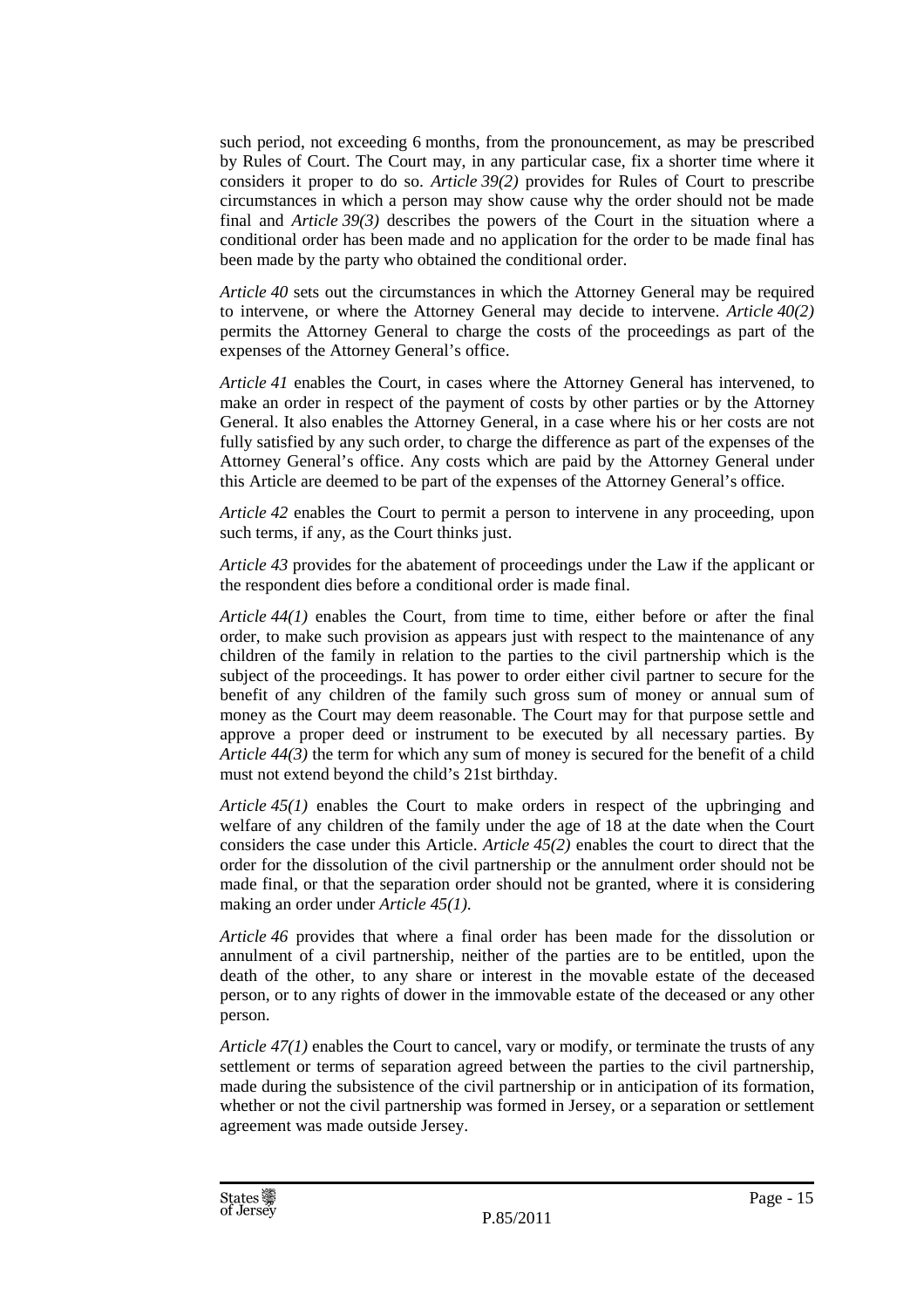such period, not exceeding 6 months, from the pronouncement, as may be prescribed by Rules of Court. The Court may, in any particular case, fix a shorter time where it considers it proper to do so. *Article 39(2)* provides for Rules of Court to prescribe circumstances in which a person may show cause why the order should not be made final and *Article 39(3)* describes the powers of the Court in the situation where a conditional order has been made and no application for the order to be made final has been made by the party who obtained the conditional order.

*Article 40* sets out the circumstances in which the Attorney General may be required to intervene, or where the Attorney General may decide to intervene. *Article 40(2)* permits the Attorney General to charge the costs of the proceedings as part of the expenses of the Attorney General's office.

*Article 41* enables the Court, in cases where the Attorney General has intervened, to make an order in respect of the payment of costs by other parties or by the Attorney General. It also enables the Attorney General, in a case where his or her costs are not fully satisfied by any such order, to charge the difference as part of the expenses of the Attorney General's office. Any costs which are paid by the Attorney General under this Article are deemed to be part of the expenses of the Attorney General's office.

*Article 42* enables the Court to permit a person to intervene in any proceeding, upon such terms, if any, as the Court thinks just.

*Article 43* provides for the abatement of proceedings under the Law if the applicant or the respondent dies before a conditional order is made final.

*Article 44(1)* enables the Court, from time to time, either before or after the final order, to make such provision as appears just with respect to the maintenance of any children of the family in relation to the parties to the civil partnership which is the subject of the proceedings. It has power to order either civil partner to secure for the benefit of any children of the family such gross sum of money or annual sum of money as the Court may deem reasonable. The Court may for that purpose settle and approve a proper deed or instrument to be executed by all necessary parties. By *Article 44(3)* the term for which any sum of money is secured for the benefit of a child must not extend beyond the child's 21st birthday.

*Article 45(1)* enables the Court to make orders in respect of the upbringing and welfare of any children of the family under the age of 18 at the date when the Court considers the case under this Article. *Article 45(2)* enables the court to direct that the order for the dissolution of the civil partnership or the annulment order should not be made final, or that the separation order should not be granted, where it is considering making an order under *Article 45(1)*.

*Article 46* provides that where a final order has been made for the dissolution or annulment of a civil partnership, neither of the parties are to be entitled, upon the death of the other, to any share or interest in the movable estate of the deceased person, or to any rights of dower in the immovable estate of the deceased or any other person.

*Article 47(1)* enables the Court to cancel, vary or modify, or terminate the trusts of any settlement or terms of separation agreed between the parties to the civil partnership, made during the subsistence of the civil partnership or in anticipation of its formation, whether or not the civil partnership was formed in Jersey, or a separation or settlement agreement was made outside Jersey.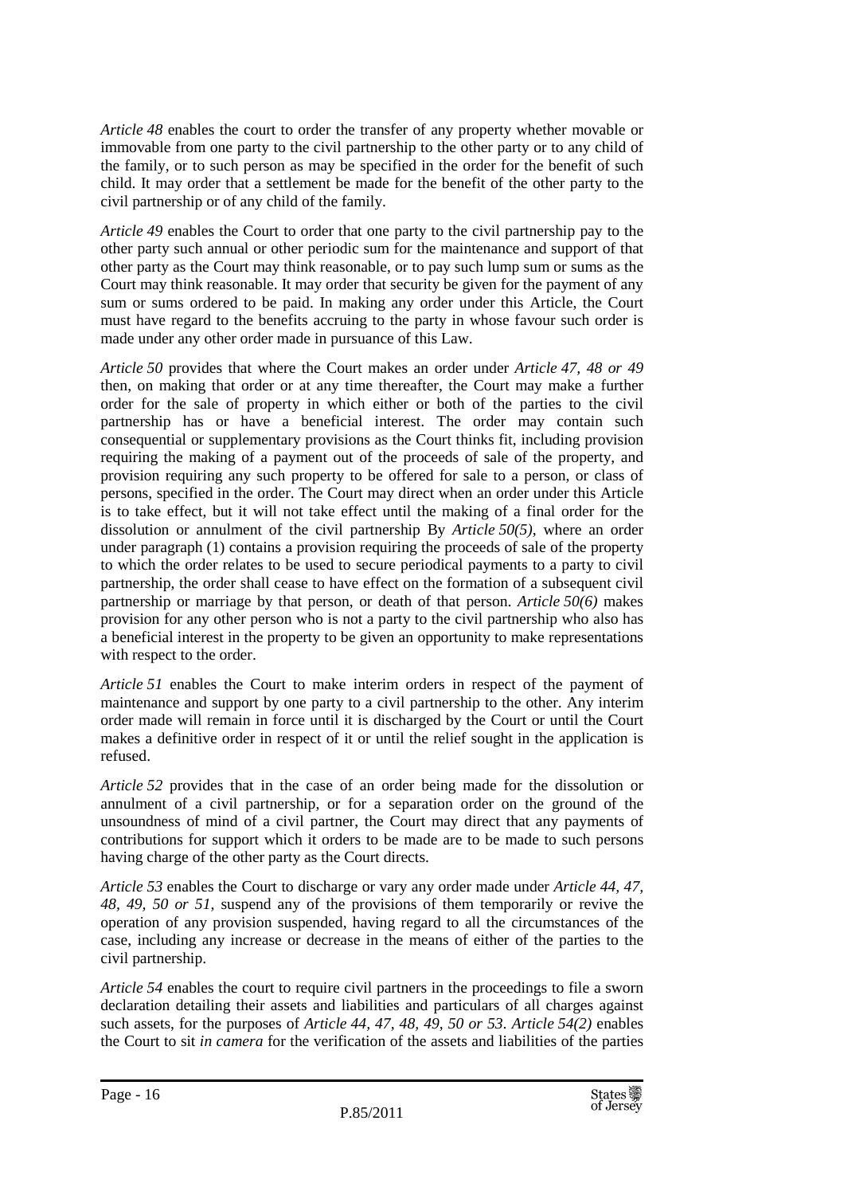*Article 48* enables the court to order the transfer of any property whether movable or immovable from one party to the civil partnership to the other party or to any child of the family, or to such person as may be specified in the order for the benefit of such child. It may order that a settlement be made for the benefit of the other party to the civil partnership or of any child of the family.

*Article 49* enables the Court to order that one party to the civil partnership pay to the other party such annual or other periodic sum for the maintenance and support of that other party as the Court may think reasonable, or to pay such lump sum or sums as the Court may think reasonable. It may order that security be given for the payment of any sum or sums ordered to be paid. In making any order under this Article, the Court must have regard to the benefits accruing to the party in whose favour such order is made under any other order made in pursuance of this Law.

*Article 50* provides that where the Court makes an order under *Article 47, 48 or 49* then, on making that order or at any time thereafter, the Court may make a further order for the sale of property in which either or both of the parties to the civil partnership has or have a beneficial interest. The order may contain such consequential or supplementary provisions as the Court thinks fit, including provision requiring the making of a payment out of the proceeds of sale of the property, and provision requiring any such property to be offered for sale to a person, or class of persons, specified in the order. The Court may direct when an order under this Article is to take effect, but it will not take effect until the making of a final order for the dissolution or annulment of the civil partnership By *Article 50(5)*, where an order under paragraph (1) contains a provision requiring the proceeds of sale of the property to which the order relates to be used to secure periodical payments to a party to civil partnership, the order shall cease to have effect on the formation of a subsequent civil partnership or marriage by that person, or death of that person. *Article 50(6)* makes provision for any other person who is not a party to the civil partnership who also has a beneficial interest in the property to be given an opportunity to make representations with respect to the order.

*Article 51* enables the Court to make interim orders in respect of the payment of maintenance and support by one party to a civil partnership to the other. Any interim order made will remain in force until it is discharged by the Court or until the Court makes a definitive order in respect of it or until the relief sought in the application is refused.

*Article 52* provides that in the case of an order being made for the dissolution or annulment of a civil partnership, or for a separation order on the ground of the unsoundness of mind of a civil partner, the Court may direct that any payments of contributions for support which it orders to be made are to be made to such persons having charge of the other party as the Court directs.

*Article 53* enables the Court to discharge or vary any order made under *Article 44, 47, 48, 49, 50 or 51*, suspend any of the provisions of them temporarily or revive the operation of any provision suspended, having regard to all the circumstances of the case, including any increase or decrease in the means of either of the parties to the civil partnership.

*Article 54* enables the court to require civil partners in the proceedings to file a sworn declaration detailing their assets and liabilities and particulars of all charges against such assets, for the purposes of *Article 44, 47, 48, 49, 50 or 53*. *Article 54(2)* enables the Court to sit *in camera* for the verification of the assets and liabilities of the parties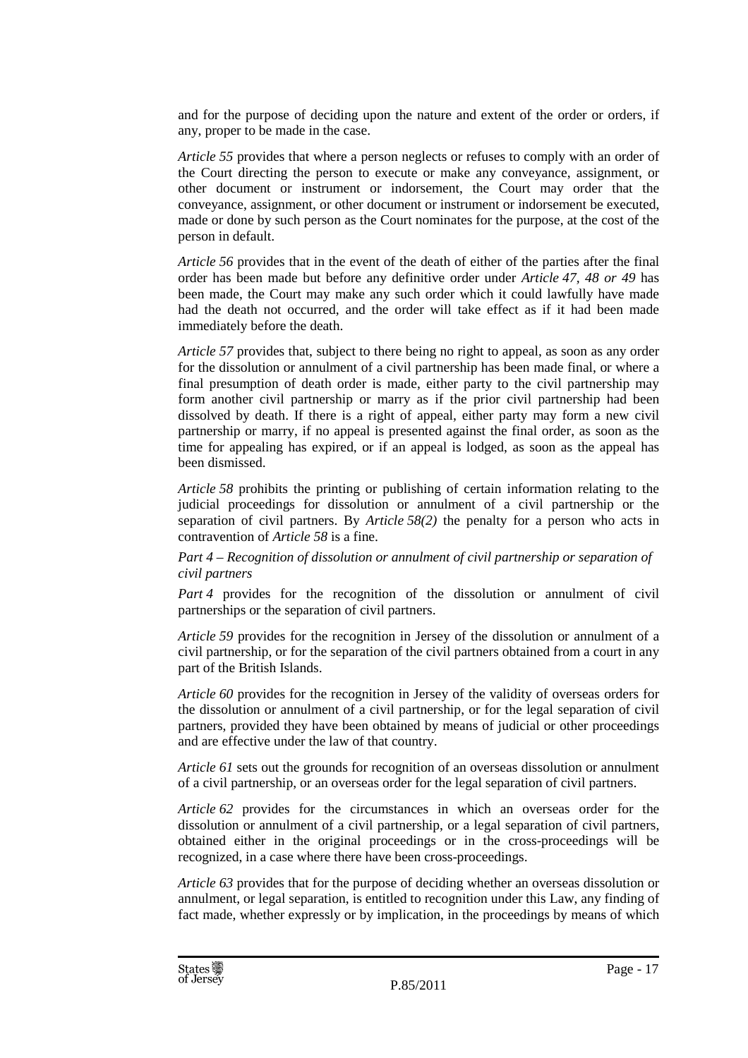and for the purpose of deciding upon the nature and extent of the order or orders, if any, proper to be made in the case.

*Article 55* provides that where a person neglects or refuses to comply with an order of the Court directing the person to execute or make any conveyance, assignment, or other document or instrument or indorsement, the Court may order that the conveyance, assignment, or other document or instrument or indorsement be executed, made or done by such person as the Court nominates for the purpose, at the cost of the person in default.

*Article 56* provides that in the event of the death of either of the parties after the final order has been made but before any definitive order under *Article 47, 48 or 49* has been made, the Court may make any such order which it could lawfully have made had the death not occurred, and the order will take effect as if it had been made immediately before the death.

*Article 57* provides that, subject to there being no right to appeal, as soon as any order for the dissolution or annulment of a civil partnership has been made final, or where a final presumption of death order is made, either party to the civil partnership may form another civil partnership or marry as if the prior civil partnership had been dissolved by death. If there is a right of appeal, either party may form a new civil partnership or marry, if no appeal is presented against the final order, as soon as the time for appealing has expired, or if an appeal is lodged, as soon as the appeal has been dismissed.

*Article 58* prohibits the printing or publishing of certain information relating to the judicial proceedings for dissolution or annulment of a civil partnership or the separation of civil partners. By *Article 58(2)* the penalty for a person who acts in contravention of *Article 58* is a fine.

*Part 4 – Recognition of dissolution or annulment of civil partnership or separation of civil partners*

*Part 4* provides for the recognition of the dissolution or annulment of civil partnerships or the separation of civil partners.

*Article 59* provides for the recognition in Jersey of the dissolution or annulment of a civil partnership, or for the separation of the civil partners obtained from a court in any part of the British Islands.

*Article 60* provides for the recognition in Jersey of the validity of overseas orders for the dissolution or annulment of a civil partnership, or for the legal separation of civil partners, provided they have been obtained by means of judicial or other proceedings and are effective under the law of that country.

*Article 61* sets out the grounds for recognition of an overseas dissolution or annulment of a civil partnership, or an overseas order for the legal separation of civil partners.

*Article 62* provides for the circumstances in which an overseas order for the dissolution or annulment of a civil partnership, or a legal separation of civil partners, obtained either in the original proceedings or in the cross-proceedings will be recognized, in a case where there have been cross-proceedings.

*Article 63* provides that for the purpose of deciding whether an overseas dissolution or annulment, or legal separation, is entitled to recognition under this Law, any finding of fact made, whether expressly or by implication, in the proceedings by means of which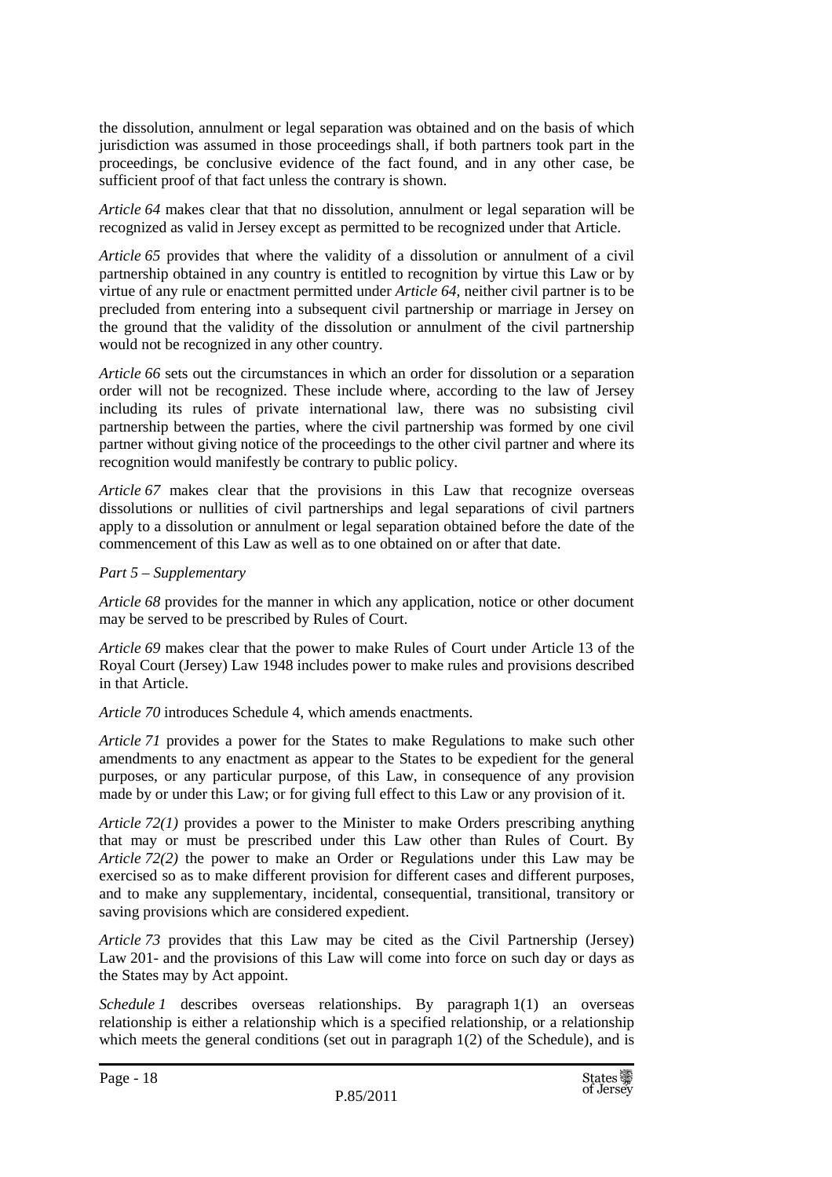the dissolution, annulment or legal separation was obtained and on the basis of which jurisdiction was assumed in those proceedings shall, if both partners took part in the proceedings, be conclusive evidence of the fact found, and in any other case, be sufficient proof of that fact unless the contrary is shown.

*Article 64* makes clear that that no dissolution, annulment or legal separation will be recognized as valid in Jersey except as permitted to be recognized under that Article.

*Article 65* provides that where the validity of a dissolution or annulment of a civil partnership obtained in any country is entitled to recognition by virtue this Law or by virtue of any rule or enactment permitted under *Article 64*, neither civil partner is to be precluded from entering into a subsequent civil partnership or marriage in Jersey on the ground that the validity of the dissolution or annulment of the civil partnership would not be recognized in any other country.

*Article 66* sets out the circumstances in which an order for dissolution or a separation order will not be recognized. These include where, according to the law of Jersey including its rules of private international law, there was no subsisting civil partnership between the parties, where the civil partnership was formed by one civil partner without giving notice of the proceedings to the other civil partner and where its recognition would manifestly be contrary to public policy.

*Article 67* makes clear that the provisions in this Law that recognize overseas dissolutions or nullities of civil partnerships and legal separations of civil partners apply to a dissolution or annulment or legal separation obtained before the date of the commencement of this Law as well as to one obtained on or after that date.

*Part 5 – Supplementary*

*Article 68* provides for the manner in which any application, notice or other document may be served to be prescribed by Rules of Court.

*Article 69* makes clear that the power to make Rules of Court under Article 13 of the Royal Court (Jersey) Law 1948 includes power to make rules and provisions described in that Article.

*Article 70* introduces Schedule 4, which amends enactments.

*Article 71* provides a power for the States to make Regulations to make such other amendments to any enactment as appear to the States to be expedient for the general purposes, or any particular purpose, of this Law, in consequence of any provision made by or under this Law; or for giving full effect to this Law or any provision of it.

*Article 72(1)* provides a power to the Minister to make Orders prescribing anything that may or must be prescribed under this Law other than Rules of Court. By *Article 72(2)* the power to make an Order or Regulations under this Law may be exercised so as to make different provision for different cases and different purposes, and to make any supplementary, incidental, consequential, transitional, transitory or saving provisions which are considered expedient.

*Article 73* provides that this Law may be cited as the Civil Partnership (Jersey) Law 201- and the provisions of this Law will come into force on such day or days as the States may by Act appoint.

*Schedule 1* describes overseas relationships. By paragraph 1(1) an overseas relationship is either a relationship which is a specified relationship, or a relationship which meets the general conditions (set out in paragraph 1(2) of the Schedule), and is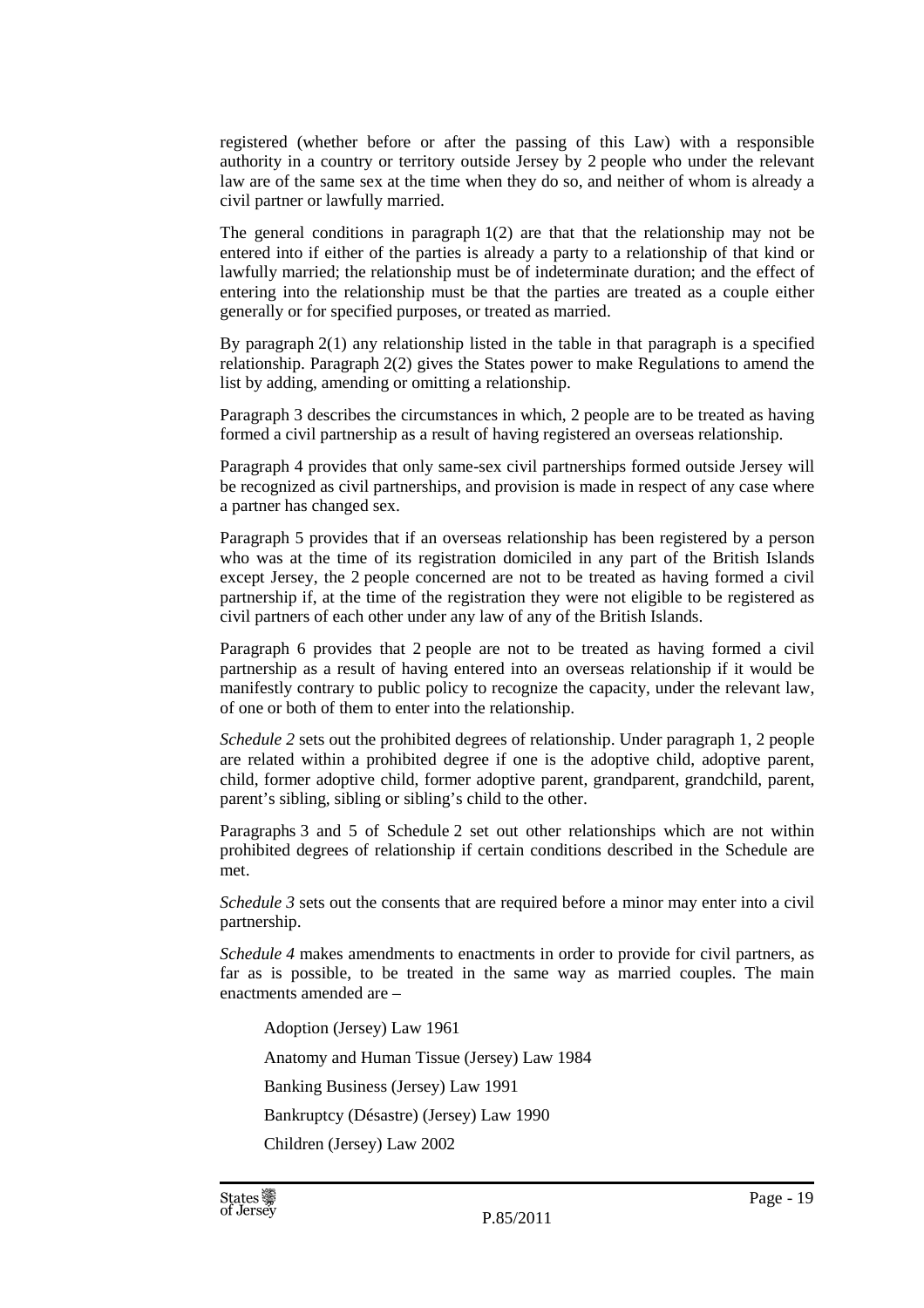registered (whether before or after the passing of this Law) with a responsible authority in a country or territory outside Jersey by 2 people who under the relevant law are of the same sex at the time when they do so, and neither of whom is already a civil partner or lawfully married.

The general conditions in paragraph 1(2) are that that the relationship may not be entered into if either of the parties is already a party to a relationship of that kind or lawfully married; the relationship must be of indeterminate duration; and the effect of entering into the relationship must be that the parties are treated as a couple either generally or for specified purposes, or treated as married.

By paragraph 2(1) any relationship listed in the table in that paragraph is a specified relationship. Paragraph 2(2) gives the States power to make Regulations to amend the list by adding, amending or omitting a relationship.

Paragraph 3 describes the circumstances in which, 2 people are to be treated as having formed a civil partnership as a result of having registered an overseas relationship.

Paragraph 4 provides that only same-sex civil partnerships formed outside Jersey will be recognized as civil partnerships, and provision is made in respect of any case where a partner has changed sex.

Paragraph 5 provides that if an overseas relationship has been registered by a person who was at the time of its registration domiciled in any part of the British Islands except Jersey, the 2 people concerned are not to be treated as having formed a civil partnership if, at the time of the registration they were not eligible to be registered as civil partners of each other under any law of any of the British Islands.

Paragraph 6 provides that 2 people are not to be treated as having formed a civil partnership as a result of having entered into an overseas relationship if it would be manifestly contrary to public policy to recognize the capacity, under the relevant law, of one or both of them to enter into the relationship.

*Schedule 2* sets out the prohibited degrees of relationship. Under paragraph 1, 2 people are related within a prohibited degree if one is the adoptive child, adoptive parent, child, former adoptive child, former adoptive parent, grandparent, grandchild, parent, parent's sibling, sibling or sibling's child to the other.

Paragraphs 3 and 5 of Schedule 2 set out other relationships which are not within prohibited degrees of relationship if certain conditions described in the Schedule are met.

*Schedule 3* sets out the consents that are required before a minor may enter into a civil partnership.

*Schedule 4* makes amendments to enactments in order to provide for civil partners, as far as is possible, to be treated in the same way as married couples. The main enactments amended are –

Adoption (Jersey) Law 1961

Anatomy and Human Tissue (Jersey) Law 1984

Banking Business (Jersey) Law 1991

Bankruptcy (Désastre) (Jersey) Law 1990

Children (Jersey) Law 2002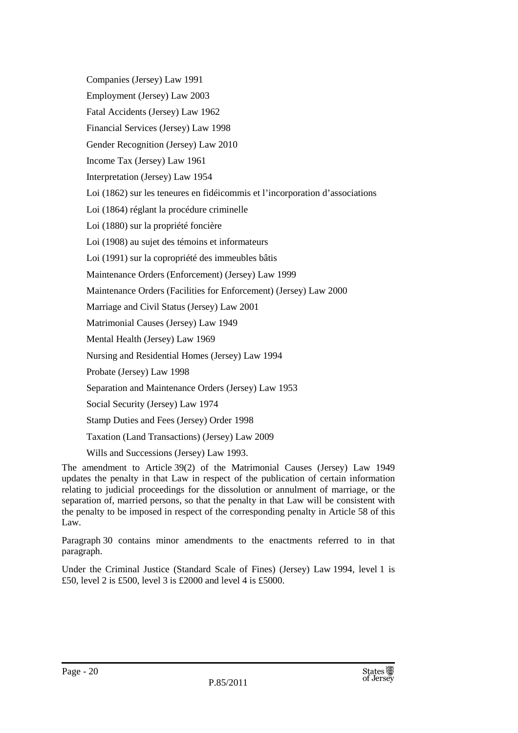Companies (Jersey) Law 1991

Employment (Jersey) Law 2003

Fatal Accidents (Jersey) Law 1962

Financial Services (Jersey) Law 1998

Gender Recognition (Jersey) Law 2010

Income Tax (Jersey) Law 1961

Interpretation (Jersey) Law 1954

Loi (1862) sur les teneures en fidéicommis et l'incorporation d'associations

Loi (1864) réglant la procédure criminelle

Loi (1880) sur la propriété foncière

Loi (1908) au sujet des témoins et informateurs

Loi (1991) sur la copropriété des immeubles bâtis

Maintenance Orders (Enforcement) (Jersey) Law 1999

Maintenance Orders (Facilities for Enforcement) (Jersey) Law 2000

Marriage and Civil Status (Jersey) Law 2001

Matrimonial Causes (Jersey) Law 1949

Mental Health (Jersey) Law 1969

Nursing and Residential Homes (Jersey) Law 1994

Probate (Jersey) Law 1998

Separation and Maintenance Orders (Jersey) Law 1953

Social Security (Jersey) Law 1974

Stamp Duties and Fees (Jersey) Order 1998

Taxation (Land Transactions) (Jersey) Law 2009

Wills and Successions (Jersey) Law 1993.

The amendment to Article 39(2) of the Matrimonial Causes (Jersey) Law 1949 updates the penalty in that Law in respect of the publication of certain information relating to judicial proceedings for the dissolution or annulment of marriage, or the separation of, married persons, so that the penalty in that Law will be consistent with the penalty to be imposed in respect of the corresponding penalty in Article 58 of this Law.

Paragraph 30 contains minor amendments to the enactments referred to in that paragraph.

Under the Criminal Justice (Standard Scale of Fines) (Jersey) Law 1994, level 1 is £50, level 2 is £500, level 3 is £2000 and level 4 is £5000.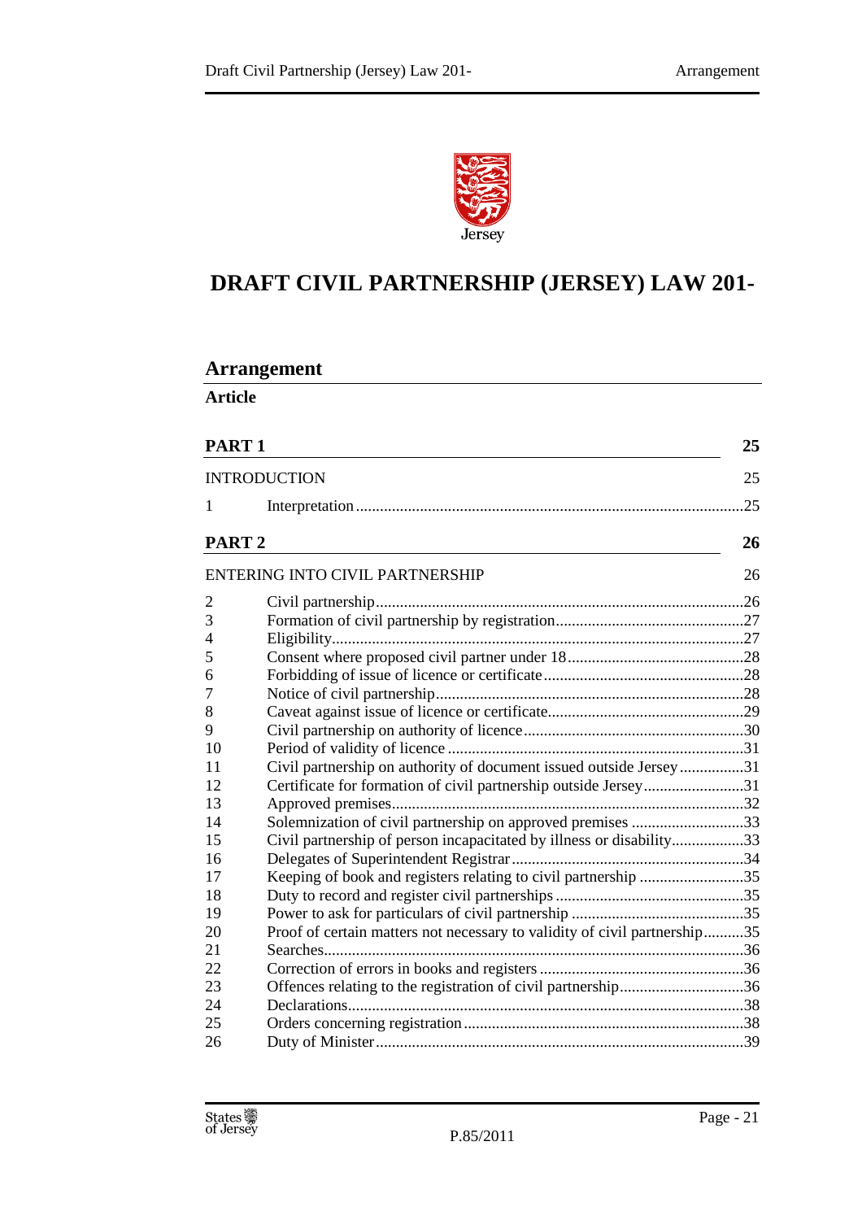# DRAFT CIVIL PARTNERSHIP (JERSEY) LAW 201-

## Arrangement

**Article**

| | | |
|---|---|---|
| **PART 1** | | **25** |
| INTRODUCTION | | 25 |
| 1 | Interpretation | 25 |
| **PART 2** | | **26** |
| ENTERING INTO CIVIL PARTNERSHIP | | 26 |
| 2 | Civil partnership | 26 |
| 3 | Formation of civil partnership by registration | 27 |
| 4 | Eligibility | 27 |
| 5 | Consent where proposed civil partner under 18 | 28 |
| 6 | Forbidding of issue of licence or certificate | 28 |
| 7 | Notice of civil partnership | 28 |
| 8 | Caveat against issue of licence or certificate | 29 |
| 9 | Civil partnership on authority of licence | 30 |
| 10 | Period of validity of licence | 31 |
| 11 | Civil partnership on authority of document issued outside Jersey | 31 |
| 12 | Certificate for formation of civil partnership outside Jersey | 31 |
| 13 | Approved premises | 32 |
| 14 | Solemnization of civil partnership on approved premises | 33 |
| 15 | Civil partnership of person incapacitated by illness or disability | 33 |
| 16 | Delegates of Superintendent Registrar | 34 |
| 17 | Keeping of book and registers relating to civil partnership | 35 |
| 18 | Duty to record and register civil partnerships | 35 |
| 19 | Power to ask for particulars of civil partnership | 35 |
| 20 | Proof of certain matters not necessary to validity of civil partnership | 35 |
| 21 | Searches | 36 |
| 22 | Correction of errors in books and registers | 36 |
| 23 | Offences relating to the registration of civil partnership | 36 |
| 24 | Declarations | 38 |
| 25 | Orders concerning registration | 38 |
| 26 | Duty of Minister | 39 |

P.85/2011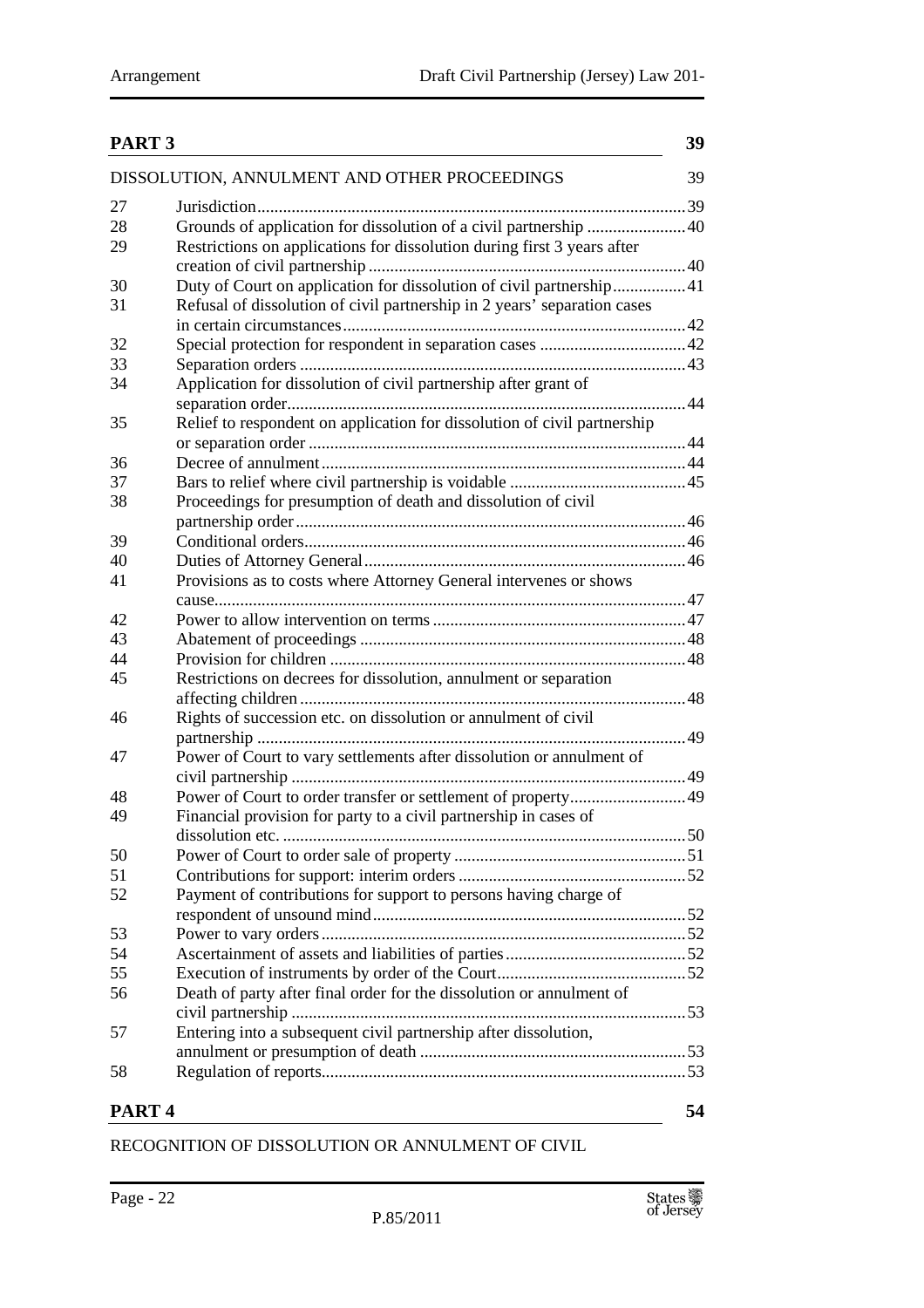| PART 3 | | 39 |
|---|---|---|
| | DISSOLUTION, ANNULMENT AND OTHER PROCEEDINGS | 39 |
| 27 | Jurisdiction | 39 |
| 28 | Grounds of application for dissolution of a civil partnership | 40 |
| 29 | Restrictions on applications for dissolution during first 3 years after creation of civil partnership | 40 |
| 30 | Duty of Court on application for dissolution of civil partnership | 41 |
| 31 | Refusal of dissolution of civil partnership in 2 years' separation cases in certain circumstances | 42 |
| 32 | Special protection for respondent in separation cases | 42 |
| 33 | Separation orders | 43 |
| 34 | Application for dissolution of civil partnership after grant of separation order | 44 |
| 35 | Relief to respondent on application for dissolution of civil partnership or separation order | 44 |
| 36 | Decree of annulment | 44 |
| 37 | Bars to relief where civil partnership is voidable | 45 |
| 38 | Proceedings for presumption of death and dissolution of civil partnership order | 46 |
| 39 | Conditional orders | 46 |
| 40 | Duties of Attorney General | 46 |
| 41 | Provisions as to costs where Attorney General intervenes or shows cause | 47 |
| 42 | Power to allow intervention on terms | 47 |
| 43 | Abatement of proceedings | 48 |
| 44 | Provision for children | 48 |
| 45 | Restrictions on decrees for dissolution, annulment or separation affecting children | 48 |
| 46 | Rights of succession etc. on dissolution or annulment of civil partnership | 49 |
| 47 | Power of Court to vary settlements after dissolution or annulment of civil partnership | 49 |
| 48 | Power of Court to order transfer or settlement of property | 49 |
| 49 | Financial provision for party to a civil partnership in cases of dissolution etc. | 50 |
| 50 | Power of Court to order sale of property | 51 |
| 51 | Contributions for support: interim orders | 52 |
| 52 | Payment of contributions for support to persons having charge of respondent of unsound mind | 52 |
| 53 | Power to vary orders | 52 |
| 54 | Ascertainment of assets and liabilities of parties | 52 |
| 55 | Execution of instruments by order of the Court | 52 |
| 56 | Death of party after final order for the dissolution or annulment of civil partnership | 53 |
| 57 | Entering into a subsequent civil partnership after dissolution, annulment or presumption of death | 53 |
| 58 | Regulation of reports | 53 |

| PART 4 | | 54 |
|---|---|---|
| | RECOGNITION OF DISSOLUTION OR ANNULMENT OF CIVIL | |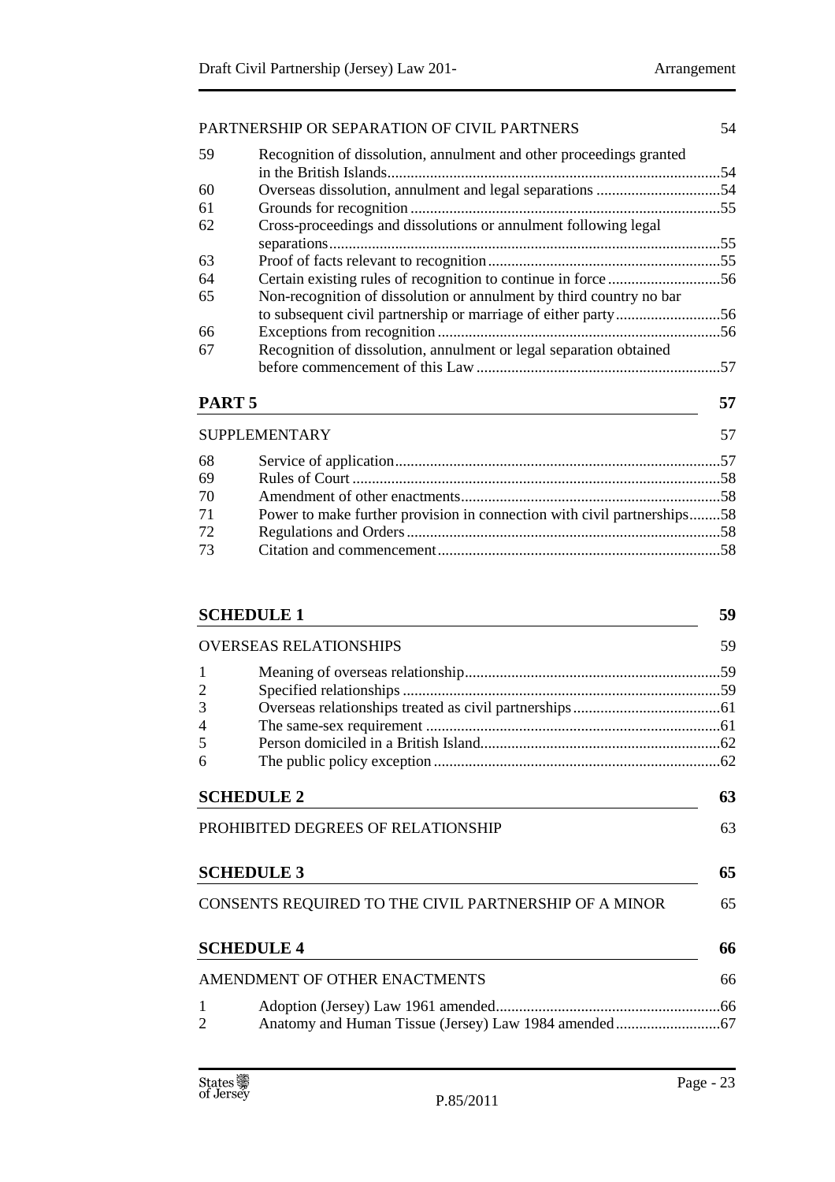PARTNERSHIP OR SEPARATION OF CIVIL PARTNERS 54

| | | |
|---|---|---|
| 59 | Recognition of dissolution, annulment and other proceedings granted in the British Islands | 54 |
| 60 | Overseas dissolution, annulment and legal separations | 54 |
| 61 | Grounds for recognition | 55 |
| 62 | Cross-proceedings and dissolutions or annulment following legal separations | 55 |
| 63 | Proof of facts relevant to recognition | 55 |
| 64 | Certain existing rules of recognition to continue in force | 56 |
| 65 | Non-recognition of dissolution or annulment by third country no bar to subsequent civil partnership or marriage of either party | 56 |
| 66 | Exceptions from recognition | 56 |
| 67 | Recognition of dissolution, annulment or legal separation obtained before commencement of this Law | 57 |

## PART 5 57

SUPPLEMENTARY 57

| | | |
|---|---|---|
| 68 | Service of application | 57 |
| 69 | Rules of Court | 58 |
| 70 | Amendment of other enactments | 58 |
| 71 | Power to make further provision in connection with civil partnerships | 58 |
| 72 | Regulations and Orders | 58 |
| 73 | Citation and commencement | 58 |

## SCHEDULE 1 59

OVERSEAS RELATIONSHIPS 59

| | | |
|---|---|---|
| 1 | Meaning of overseas relationship | 59 |
| 2 | Specified relationships | 59 |
| 3 | Overseas relationships treated as civil partnerships | 61 |
| 4 | The same-sex requirement | 61 |
| 5 | Person domiciled in a British Island | 62 |
| 6 | The public policy exception | 62 |

## SCHEDULE 2 63

PROHIBITED DEGREES OF RELATIONSHIP 63

## SCHEDULE 3 65

CONSENTS REQUIRED TO THE CIVIL PARTNERSHIP OF A MINOR 65

## SCHEDULE 4 66

AMENDMENT OF OTHER ENACTMENTS 66

| | | |
|---|---|---|
| 1 | Adoption (Jersey) Law 1961 amended | 66 |
| 2 | Anatomy and Human Tissue (Jersey) Law 1984 amended | 67 |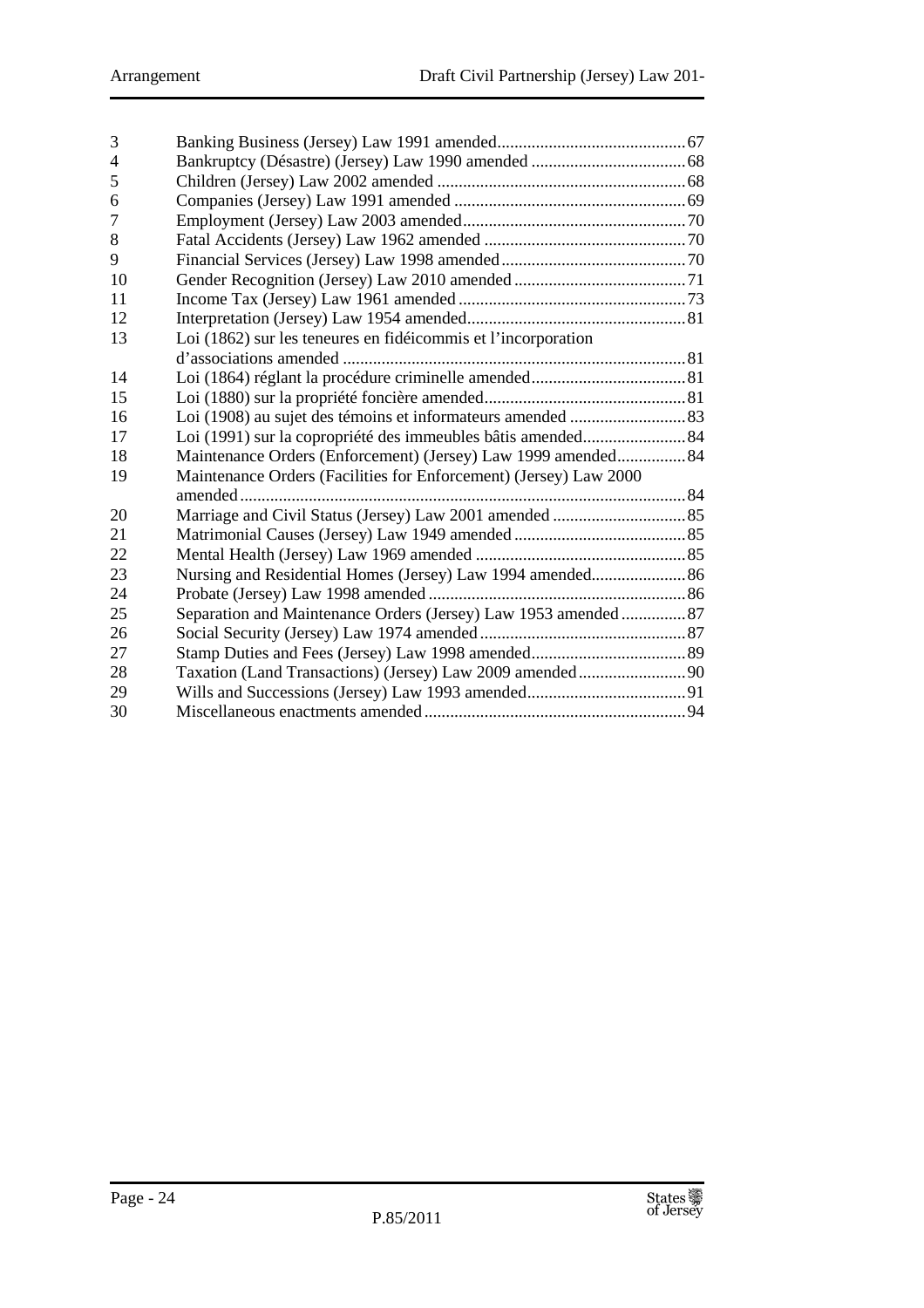| | | |
|---|---|---|
| 3 | Banking Business (Jersey) Law 1991 amended | 67 |
| 4 | Bankruptcy (Désastre) (Jersey) Law 1990 amended | 68 |
| 5 | Children (Jersey) Law 2002 amended | 68 |
| 6 | Companies (Jersey) Law 1991 amended | 69 |
| 7 | Employment (Jersey) Law 2003 amended | 70 |
| 8 | Fatal Accidents (Jersey) Law 1962 amended | 70 |
| 9 | Financial Services (Jersey) Law 1998 amended | 70 |
| 10 | Gender Recognition (Jersey) Law 2010 amended | 71 |
| 11 | Income Tax (Jersey) Law 1961 amended | 73 |
| 12 | Interpretation (Jersey) Law 1954 amended | 81 |
| 13 | Loi (1862) sur les teneures en fidéicommis et l'incorporation d'associations amended | 81 |
| 14 | Loi (1864) réglant la procédure criminelle amended | 81 |
| 15 | Loi (1880) sur la propriété foncière amended | 81 |
| 16 | Loi (1908) au sujet des témoins et informateurs amended | 83 |
| 17 | Loi (1991) sur la copropriété des immeubles bâtis amended | 84 |
| 18 | Maintenance Orders (Enforcement) (Jersey) Law 1999 amended | 84 |
| 19 | Maintenance Orders (Facilities for Enforcement) (Jersey) Law 2000 amended | 84 |
| 20 | Marriage and Civil Status (Jersey) Law 2001 amended | 85 |
| 21 | Matrimonial Causes (Jersey) Law 1949 amended | 85 |
| 22 | Mental Health (Jersey) Law 1969 amended | 85 |
| 23 | Nursing and Residential Homes (Jersey) Law 1994 amended | 86 |
| 24 | Probate (Jersey) Law 1998 amended | 86 |
| 25 | Separation and Maintenance Orders (Jersey) Law 1953 amended | 87 |
| 26 | Social Security (Jersey) Law 1974 amended | 87 |
| 27 | Stamp Duties and Fees (Jersey) Law 1998 amended | 89 |
| 28 | Taxation (Land Transactions) (Jersey) Law 2009 amended | 90 |
| 29 | Wills and Successions (Jersey) Law 1993 amended | 91 |
| 30 | Miscellaneous enactments amended | 94 |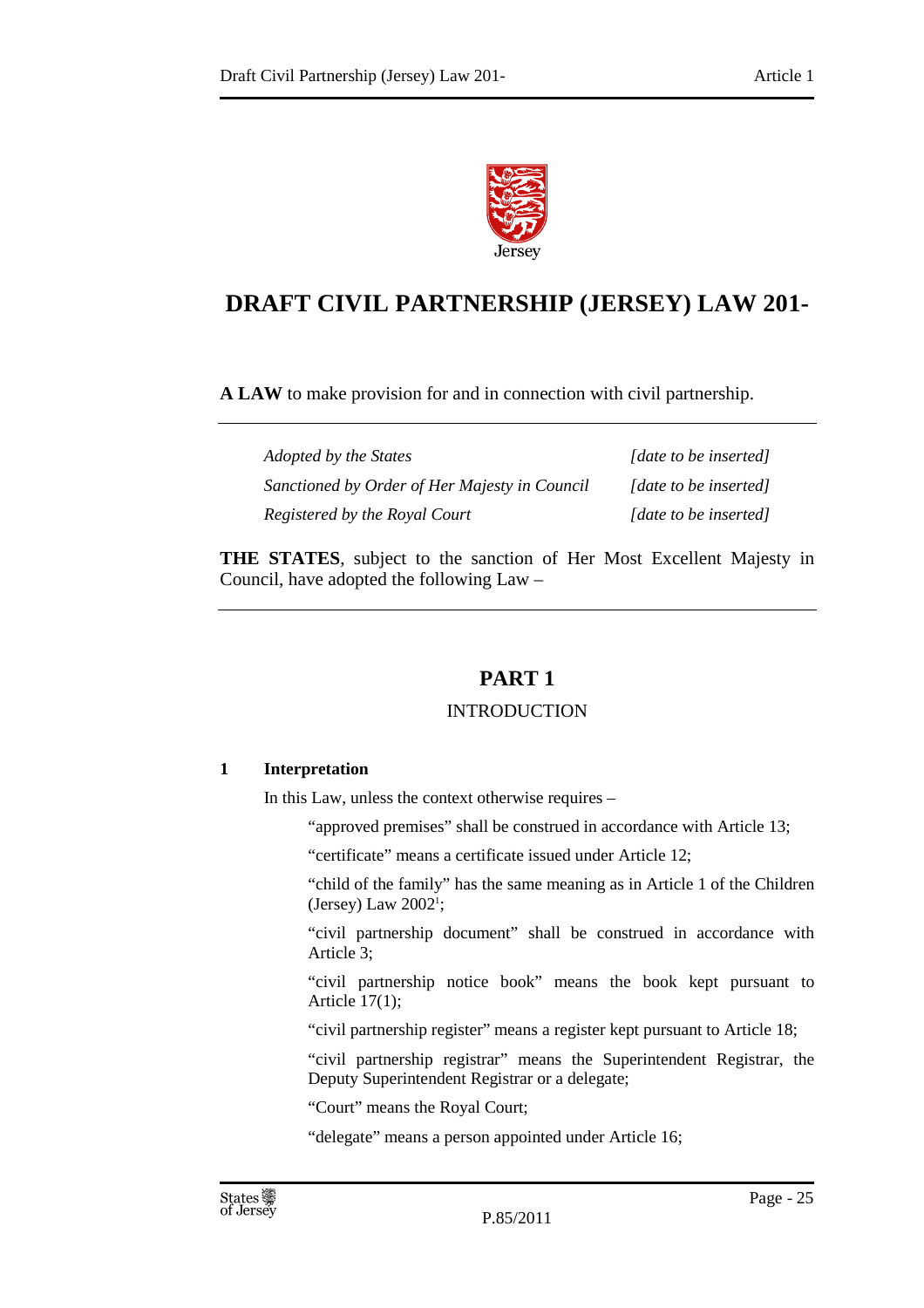# DRAFT CIVIL PARTNERSHIP (JERSEY) LAW 201-

**A LAW** to make provision for and in connection with civil partnership.

| | |
|---|---|
| *Adopted by the States* | *[date to be inserted]* |
| *Sanctioned by Order of Her Majesty in Council* | *[date to be inserted]* |
| *Registered by the Royal Court* | *[date to be inserted]* |

**THE STATES**, subject to the sanction of Her Most Excellent Majesty in Council, have adopted the following Law –

## PART 1

### INTRODUCTION

**1 Interpretation**

In this Law, unless the context otherwise requires –

"approved premises" shall be construed in accordance with Article 13;

"certificate" means a certificate issued under Article 12;

"child of the family" has the same meaning as in Article 1 of the Children (Jersey) Law 2002[1];

"civil partnership document" shall be construed in accordance with Article 3;

"civil partnership notice book" means the book kept pursuant to Article 17(1);

"civil partnership register" means a register kept pursuant to Article 18;

"civil partnership registrar" means the Superintendent Registrar, the Deputy Superintendent Registrar or a delegate;

"Court" means the Royal Court;

"delegate" means a person appointed under Article 16;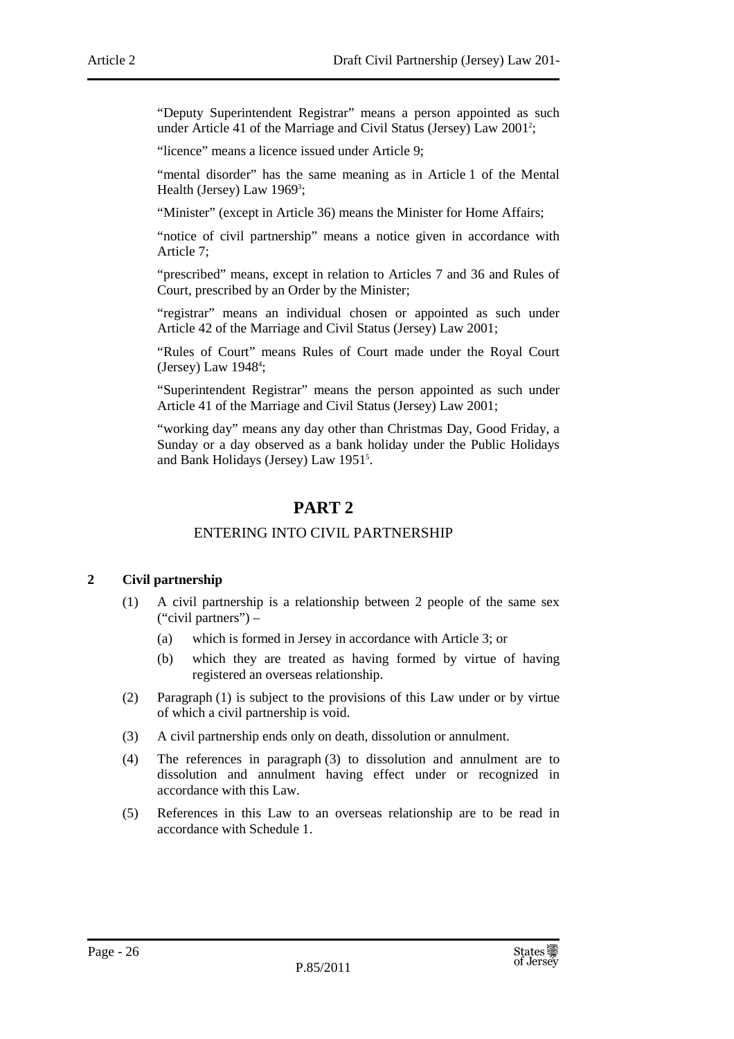"Deputy Superintendent Registrar" means a person appointed as such under Article 41 of the Marriage and Civil Status (Jersey) Law 2001[2];

"licence" means a licence issued under Article 9;

"mental disorder" has the same meaning as in Article 1 of the Mental Health (Jersey) Law 1969[3];

"Minister" (except in Article 36) means the Minister for Home Affairs;

"notice of civil partnership" means a notice given in accordance with Article 7;

"prescribed" means, except in relation to Articles 7 and 36 and Rules of Court, prescribed by an Order by the Minister;

"registrar" means an individual chosen or appointed as such under Article 42 of the Marriage and Civil Status (Jersey) Law 2001;

"Rules of Court" means Rules of Court made under the Royal Court (Jersey) Law 1948[4];

"Superintendent Registrar" means the person appointed as such under Article 41 of the Marriage and Civil Status (Jersey) Law 2001;

"working day" means any day other than Christmas Day, Good Friday, a Sunday or a day observed as a bank holiday under the Public Holidays and Bank Holidays (Jersey) Law 1951[5].

# PART 2

## ENTERING INTO CIVIL PARTNERSHIP

### 2 Civil partnership

(1) A civil partnership is a relationship between 2 people of the same sex ("civil partners") –

(a) which is formed in Jersey in accordance with Article 3; or

(b) which they are treated as having formed by virtue of having registered an overseas relationship.

(2) Paragraph (1) is subject to the provisions of this Law under or by virtue of which a civil partnership is void.

(3) A civil partnership ends only on death, dissolution or annulment.

(4) The references in paragraph (3) to dissolution and annulment are to dissolution and annulment having effect under or recognized in accordance with this Law.

(5) References in this Law to an overseas relationship are to be read in accordance with Schedule 1.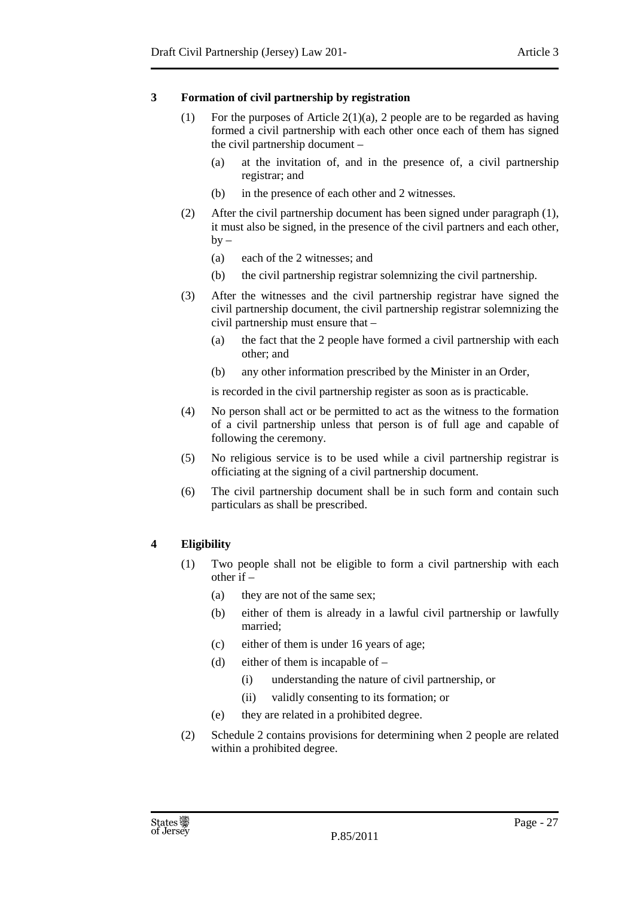### 3 Formation of civil partnership by registration

(1) For the purposes of Article 2(1)(a), 2 people are to be regarded as having formed a civil partnership with each other once each of them has signed the civil partnership document –

(a) at the invitation of, and in the presence of, a civil partnership registrar; and

(b) in the presence of each other and 2 witnesses.

(2) After the civil partnership document has been signed under paragraph (1), it must also be signed, in the presence of the civil partners and each other, by –

(a) each of the 2 witnesses; and

(b) the civil partnership registrar solemnizing the civil partnership.

(3) After the witnesses and the civil partnership registrar have signed the civil partnership document, the civil partnership registrar solemnizing the civil partnership must ensure that –

(a) the fact that the 2 people have formed a civil partnership with each other; and

(b) any other information prescribed by the Minister in an Order,

is recorded in the civil partnership register as soon as is practicable.

(4) No person shall act or be permitted to act as the witness to the formation of a civil partnership unless that person is of full age and capable of following the ceremony.

(5) No religious service is to be used while a civil partnership registrar is officiating at the signing of a civil partnership document.

(6) The civil partnership document shall be in such form and contain such particulars as shall be prescribed.

### 4 Eligibility

(1) Two people shall not be eligible to form a civil partnership with each other if –

(a) they are not of the same sex;

(b) either of them is already in a lawful civil partnership or lawfully married;

(c) either of them is under 16 years of age;

(d) either of them is incapable of –

(i) understanding the nature of civil partnership, or

(ii) validly consenting to its formation; or

(e) they are related in a prohibited degree.

(2) Schedule 2 contains provisions for determining when 2 people are related within a prohibited degree.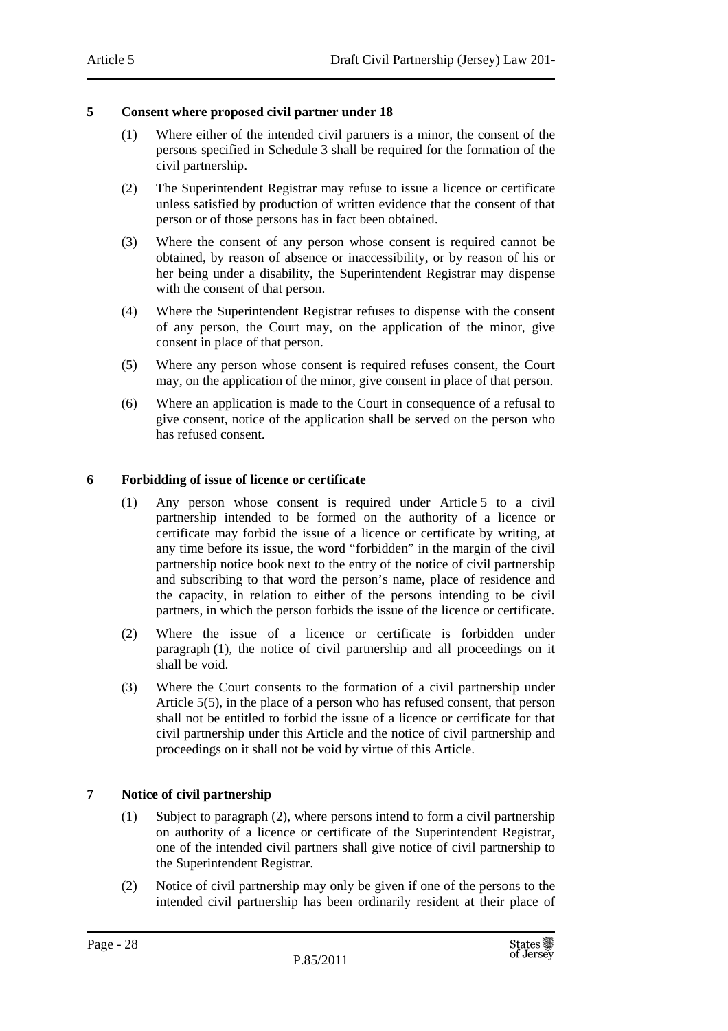## 5 Consent where proposed civil partner under 18

(1) Where either of the intended civil partners is a minor, the consent of the persons specified in Schedule 3 shall be required for the formation of the civil partnership.

(2) The Superintendent Registrar may refuse to issue a licence or certificate unless satisfied by production of written evidence that the consent of that person or of those persons has in fact been obtained.

(3) Where the consent of any person whose consent is required cannot be obtained, by reason of absence or inaccessibility, or by reason of his or her being under a disability, the Superintendent Registrar may dispense with the consent of that person.

(4) Where the Superintendent Registrar refuses to dispense with the consent of any person, the Court may, on the application of the minor, give consent in place of that person.

(5) Where any person whose consent is required refuses consent, the Court may, on the application of the minor, give consent in place of that person.

(6) Where an application is made to the Court in consequence of a refusal to give consent, notice of the application shall be served on the person who has refused consent.

## 6 Forbidding of issue of licence or certificate

(1) Any person whose consent is required under Article 5 to a civil partnership intended to be formed on the authority of a licence or certificate may forbid the issue of a licence or certificate by writing, at any time before its issue, the word "forbidden" in the margin of the civil partnership notice book next to the entry of the notice of civil partnership and subscribing to that word the person's name, place of residence and the capacity, in relation to either of the persons intending to be civil partners, in which the person forbids the issue of the licence or certificate.

(2) Where the issue of a licence or certificate is forbidden under paragraph (1), the notice of civil partnership and all proceedings on it shall be void.

(3) Where the Court consents to the formation of a civil partnership under Article 5(5), in the place of a person who has refused consent, that person shall not be entitled to forbid the issue of a licence or certificate for that civil partnership under this Article and the notice of civil partnership and proceedings on it shall not be void by virtue of this Article.

## 7 Notice of civil partnership

(1) Subject to paragraph (2), where persons intend to form a civil partnership on authority of a licence or certificate of the Superintendent Registrar, one of the intended civil partners shall give notice of civil partnership to the Superintendent Registrar.

(2) Notice of civil partnership may only be given if one of the persons to the intended civil partnership has been ordinarily resident at their place of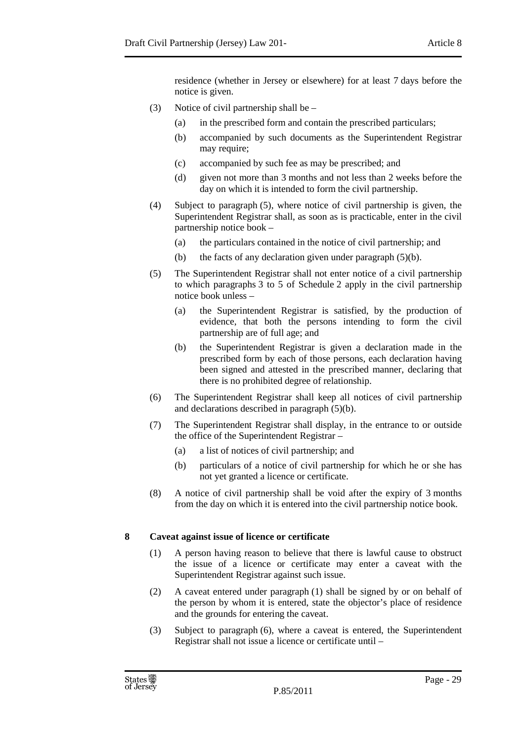residence (whether in Jersey or elsewhere) for at least 7 days before the notice is given.

(3) Notice of civil partnership shall be –

(a) in the prescribed form and contain the prescribed particulars;

(b) accompanied by such documents as the Superintendent Registrar may require;

(c) accompanied by such fee as may be prescribed; and

(d) given not more than 3 months and not less than 2 weeks before the day on which it is intended to form the civil partnership.

(4) Subject to paragraph (5), where notice of civil partnership is given, the Superintendent Registrar shall, as soon as is practicable, enter in the civil partnership notice book –

(a) the particulars contained in the notice of civil partnership; and

(b) the facts of any declaration given under paragraph (5)(b).

(5) The Superintendent Registrar shall not enter notice of a civil partnership to which paragraphs 3 to 5 of Schedule 2 apply in the civil partnership notice book unless –

(a) the Superintendent Registrar is satisfied, by the production of evidence, that both the persons intending to form the civil partnership are of full age; and

(b) the Superintendent Registrar is given a declaration made in the prescribed form by each of those persons, each declaration having been signed and attested in the prescribed manner, declaring that there is no prohibited degree of relationship.

(6) The Superintendent Registrar shall keep all notices of civil partnership and declarations described in paragraph (5)(b).

(7) The Superintendent Registrar shall display, in the entrance to or outside the office of the Superintendent Registrar –

(a) a list of notices of civil partnership; and

(b) particulars of a notice of civil partnership for which he or she has not yet granted a licence or certificate.

(8) A notice of civil partnership shall be void after the expiry of 3 months from the day on which it is entered into the civil partnership notice book.

## 8 Caveat against issue of licence or certificate

(1) A person having reason to believe that there is lawful cause to obstruct the issue of a licence or certificate may enter a caveat with the Superintendent Registrar against such issue.

(2) A caveat entered under paragraph (1) shall be signed by or on behalf of the person by whom it is entered, state the objector's place of residence and the grounds for entering the caveat.

(3) Subject to paragraph (6), where a caveat is entered, the Superintendent Registrar shall not issue a licence or certificate until –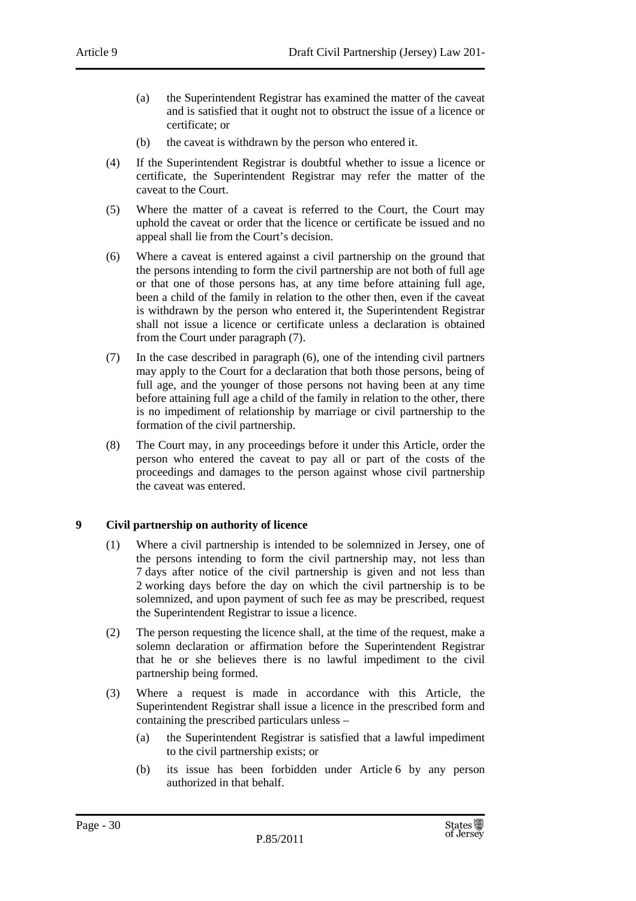(a) the Superintendent Registrar has examined the matter of the caveat and is satisfied that it ought not to obstruct the issue of a licence or certificate; or

(b) the caveat is withdrawn by the person who entered it.

(4) If the Superintendent Registrar is doubtful whether to issue a licence or certificate, the Superintendent Registrar may refer the matter of the caveat to the Court.

(5) Where the matter of a caveat is referred to the Court, the Court may uphold the caveat or order that the licence or certificate be issued and no appeal shall lie from the Court's decision.

(6) Where a caveat is entered against a civil partnership on the ground that the persons intending to form the civil partnership are not both of full age or that one of those persons has, at any time before attaining full age, been a child of the family in relation to the other then, even if the caveat is withdrawn by the person who entered it, the Superintendent Registrar shall not issue a licence or certificate unless a declaration is obtained from the Court under paragraph (7).

(7) In the case described in paragraph (6), one of the intending civil partners may apply to the Court for a declaration that both those persons, being of full age, and the younger of those persons not having been at any time before attaining full age a child of the family in relation to the other, there is no impediment of relationship by marriage or civil partnership to the formation of the civil partnership.

(8) The Court may, in any proceedings before it under this Article, order the person who entered the caveat to pay all or part of the costs of the proceedings and damages to the person against whose civil partnership the caveat was entered.

### 9 Civil partnership on authority of licence

(1) Where a civil partnership is intended to be solemnized in Jersey, one of the persons intending to form the civil partnership may, not less than 7 days after notice of the civil partnership is given and not less than 2 working days before the day on which the civil partnership is to be solemnized, and upon payment of such fee as may be prescribed, request the Superintendent Registrar to issue a licence.

(2) The person requesting the licence shall, at the time of the request, make a solemn declaration or affirmation before the Superintendent Registrar that he or she believes there is no lawful impediment to the civil partnership being formed.

(3) Where a request is made in accordance with this Article, the Superintendent Registrar shall issue a licence in the prescribed form and containing the prescribed particulars unless –

(a) the Superintendent Registrar is satisfied that a lawful impediment to the civil partnership exists; or

(b) its issue has been forbidden under Article 6 by any person authorized in that behalf.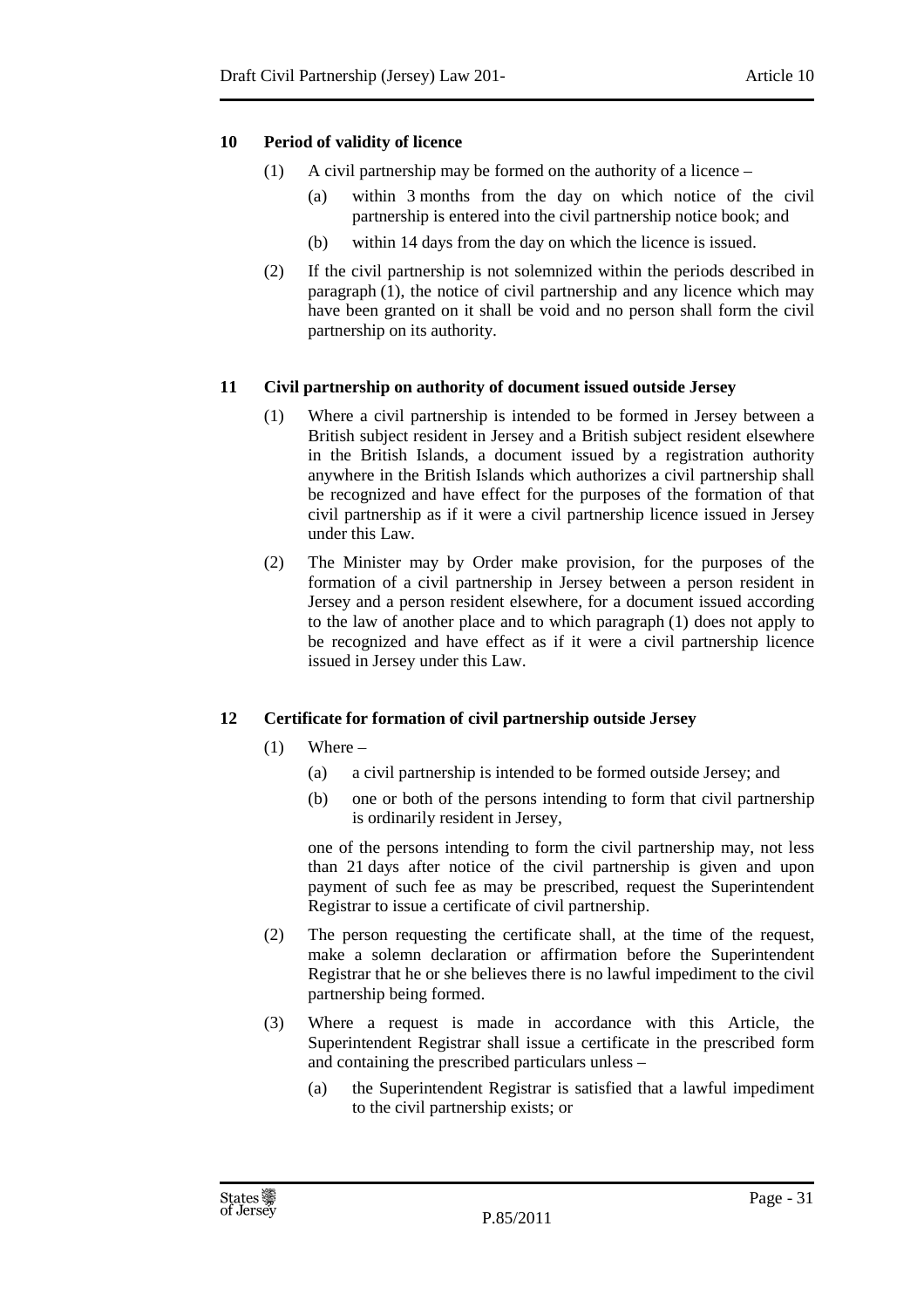### 10 Period of validity of licence

(1) A civil partnership may be formed on the authority of a licence –

(a) within 3 months from the day on which notice of the civil partnership is entered into the civil partnership notice book; and

(b) within 14 days from the day on which the licence is issued.

(2) If the civil partnership is not solemnized within the periods described in paragraph (1), the notice of civil partnership and any licence which may have been granted on it shall be void and no person shall form the civil partnership on its authority.

### 11 Civil partnership on authority of document issued outside Jersey

(1) Where a civil partnership is intended to be formed in Jersey between a British subject resident in Jersey and a British subject resident elsewhere in the British Islands, a document issued by a registration authority anywhere in the British Islands which authorizes a civil partnership shall be recognized and have effect for the purposes of the formation of that civil partnership as if it were a civil partnership licence issued in Jersey under this Law.

(2) The Minister may by Order make provision, for the purposes of the formation of a civil partnership in Jersey between a person resident in Jersey and a person resident elsewhere, for a document issued according to the law of another place and to which paragraph (1) does not apply to be recognized and have effect as if it were a civil partnership licence issued in Jersey under this Law.

### 12 Certificate for formation of civil partnership outside Jersey

(1) Where –

(a) a civil partnership is intended to be formed outside Jersey; and

(b) one or both of the persons intending to form that civil partnership is ordinarily resident in Jersey,

one of the persons intending to form the civil partnership may, not less than 21 days after notice of the civil partnership is given and upon payment of such fee as may be prescribed, request the Superintendent Registrar to issue a certificate of civil partnership.

(2) The person requesting the certificate shall, at the time of the request, make a solemn declaration or affirmation before the Superintendent Registrar that he or she believes there is no lawful impediment to the civil partnership being formed.

(3) Where a request is made in accordance with this Article, the Superintendent Registrar shall issue a certificate in the prescribed form and containing the prescribed particulars unless –

(a) the Superintendent Registrar is satisfied that a lawful impediment to the civil partnership exists; or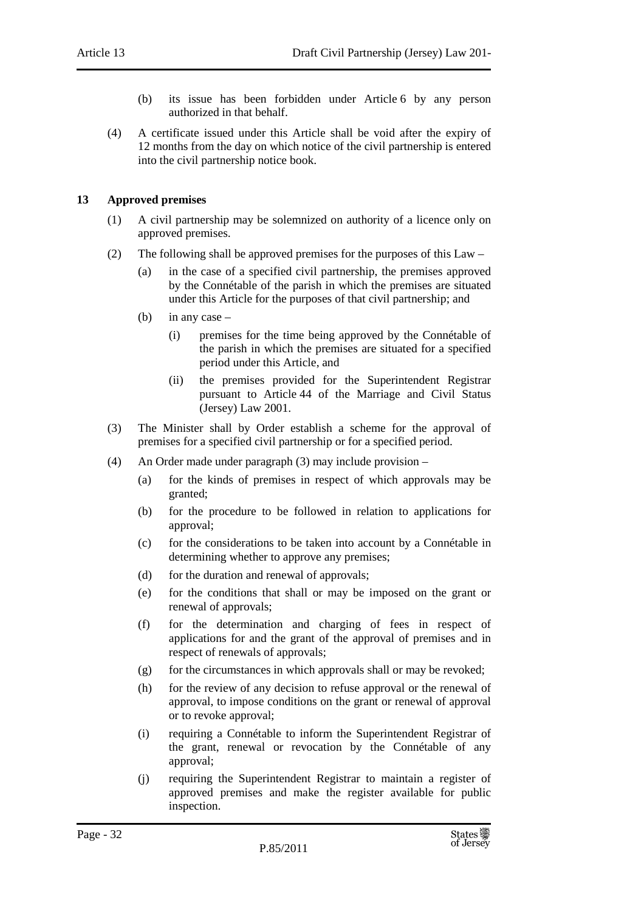(b) its issue has been forbidden under Article 6 by any person authorized in that behalf.

(4) A certificate issued under this Article shall be void after the expiry of 12 months from the day on which notice of the civil partnership is entered into the civil partnership notice book.

**13 Approved premises**

(1) A civil partnership may be solemnized on authority of a licence only on approved premises.

(2) The following shall be approved premises for the purposes of this Law –

(a) in the case of a specified civil partnership, the premises approved by the Connétable of the parish in which the premises are situated under this Article for the purposes of that civil partnership; and

(b) in any case –

(i) premises for the time being approved by the Connétable of the parish in which the premises are situated for a specified period under this Article, and

(ii) the premises provided for the Superintendent Registrar pursuant to Article 44 of the Marriage and Civil Status (Jersey) Law 2001.

(3) The Minister shall by Order establish a scheme for the approval of premises for a specified civil partnership or for a specified period.

(4) An Order made under paragraph (3) may include provision –

(a) for the kinds of premises in respect of which approvals may be granted;

(b) for the procedure to be followed in relation to applications for approval;

(c) for the considerations to be taken into account by a Connétable in determining whether to approve any premises;

(d) for the duration and renewal of approvals;

(e) for the conditions that shall or may be imposed on the grant or renewal of approvals;

(f) for the determination and charging of fees in respect of applications for and the grant of the approval of premises and in respect of renewals of approvals;

(g) for the circumstances in which approvals shall or may be revoked;

(h) for the review of any decision to refuse approval or the renewal of approval, to impose conditions on the grant or renewal of approval or to revoke approval;

(i) requiring a Connétable to inform the Superintendent Registrar of the grant, renewal or revocation by the Connétable of any approval;

(j) requiring the Superintendent Registrar to maintain a register of approved premises and make the register available for public inspection.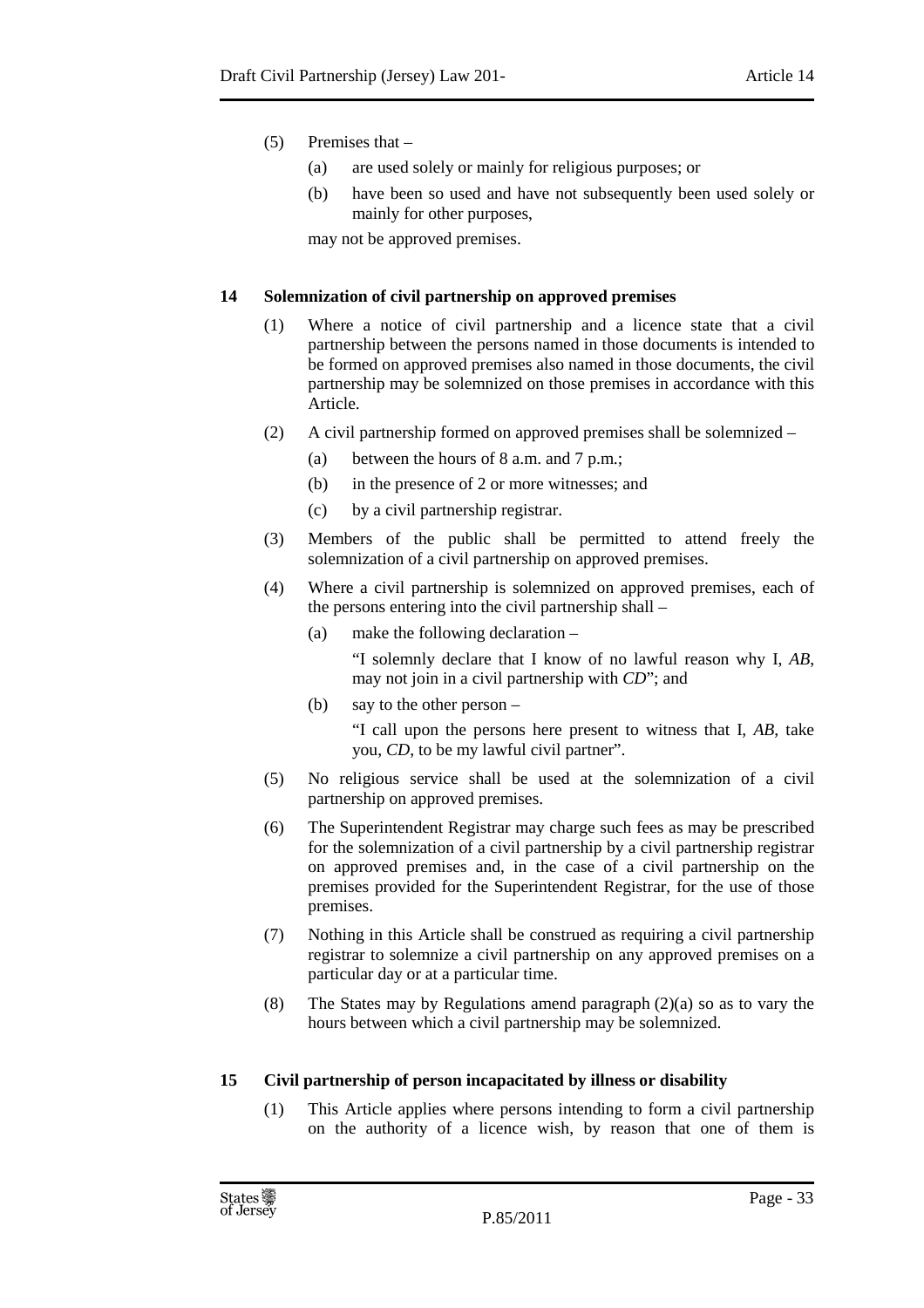(5) Premises that –

(a) are used solely or mainly for religious purposes; or

(b) have been so used and have not subsequently been used solely or mainly for other purposes,

may not be approved premises.

**14 Solemnization of civil partnership on approved premises**

(1) Where a notice of civil partnership and a licence state that a civil partnership between the persons named in those documents is intended to be formed on approved premises also named in those documents, the civil partnership may be solemnized on those premises in accordance with this Article.

(2) A civil partnership formed on approved premises shall be solemnized –

(a) between the hours of 8 a.m. and 7 p.m.;

(b) in the presence of 2 or more witnesses; and

(c) by a civil partnership registrar.

(3) Members of the public shall be permitted to attend freely the solemnization of a civil partnership on approved premises.

(4) Where a civil partnership is solemnized on approved premises, each of the persons entering into the civil partnership shall –

(a) make the following declaration –

"I solemnly declare that I know of no lawful reason why I, *AB*, may not join in a civil partnership with *CD*"; and

(b) say to the other person –

"I call upon the persons here present to witness that I, *AB*, take you, *CD*, to be my lawful civil partner".

(5) No religious service shall be used at the solemnization of a civil partnership on approved premises.

(6) The Superintendent Registrar may charge such fees as may be prescribed for the solemnization of a civil partnership by a civil partnership registrar on approved premises and, in the case of a civil partnership on the premises provided for the Superintendent Registrar, for the use of those premises.

(7) Nothing in this Article shall be construed as requiring a civil partnership registrar to solemnize a civil partnership on any approved premises on a particular day or at a particular time.

(8) The States may by Regulations amend paragraph (2)(a) so as to vary the hours between which a civil partnership may be solemnized.

**15 Civil partnership of person incapacitated by illness or disability**

(1) This Article applies where persons intending to form a civil partnership on the authority of a licence wish, by reason that one of them is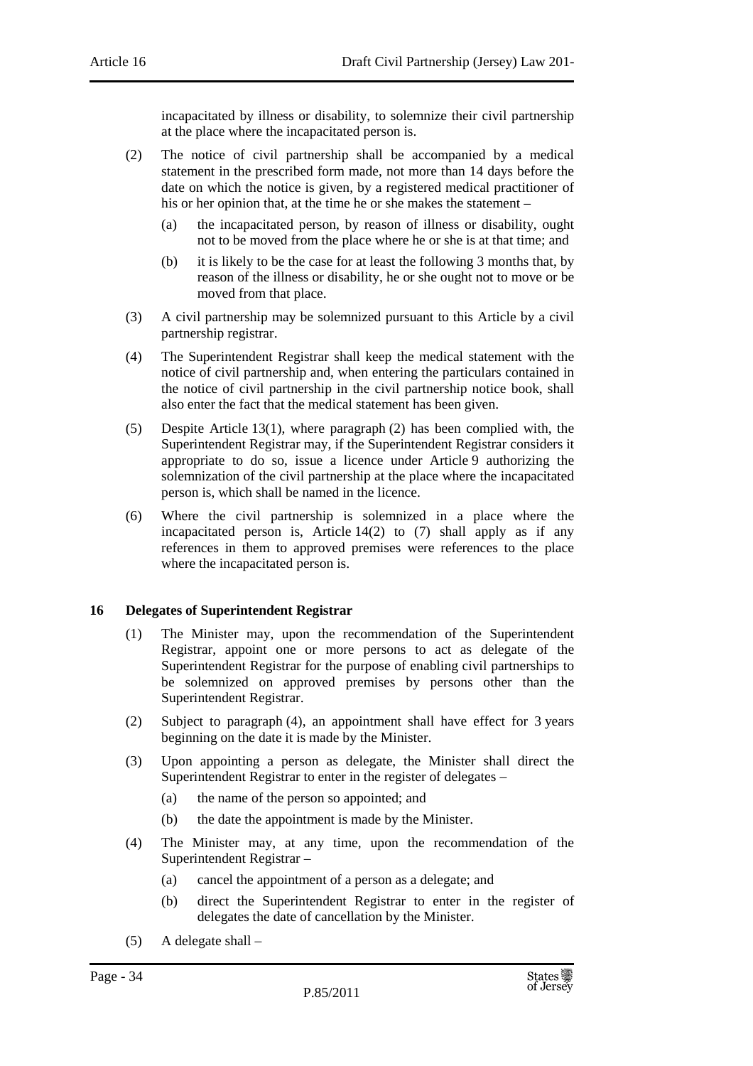incapacitated by illness or disability, to solemnize their civil partnership at the place where the incapacitated person is.

(2) The notice of civil partnership shall be accompanied by a medical statement in the prescribed form made, not more than 14 days before the date on which the notice is given, by a registered medical practitioner of his or her opinion that, at the time he or she makes the statement –

(a) the incapacitated person, by reason of illness or disability, ought not to be moved from the place where he or she is at that time; and

(b) it is likely to be the case for at least the following 3 months that, by reason of the illness or disability, he or she ought not to move or be moved from that place.

(3) A civil partnership may be solemnized pursuant to this Article by a civil partnership registrar.

(4) The Superintendent Registrar shall keep the medical statement with the notice of civil partnership and, when entering the particulars contained in the notice of civil partnership in the civil partnership notice book, shall also enter the fact that the medical statement has been given.

(5) Despite Article 13(1), where paragraph (2) has been complied with, the Superintendent Registrar may, if the Superintendent Registrar considers it appropriate to do so, issue a licence under Article 9 authorizing the solemnization of the civil partnership at the place where the incapacitated person is, which shall be named in the licence.

(6) Where the civil partnership is solemnized in a place where the incapacitated person is, Article 14(2) to (7) shall apply as if any references in them to approved premises were references to the place where the incapacitated person is.

### 16 Delegates of Superintendent Registrar

(1) The Minister may, upon the recommendation of the Superintendent Registrar, appoint one or more persons to act as delegate of the Superintendent Registrar for the purpose of enabling civil partnerships to be solemnized on approved premises by persons other than the Superintendent Registrar.

(2) Subject to paragraph (4), an appointment shall have effect for 3 years beginning on the date it is made by the Minister.

(3) Upon appointing a person as delegate, the Minister shall direct the Superintendent Registrar to enter in the register of delegates –

(a) the name of the person so appointed; and

(b) the date the appointment is made by the Minister.

(4) The Minister may, at any time, upon the recommendation of the Superintendent Registrar –

(a) cancel the appointment of a person as a delegate; and

(b) direct the Superintendent Registrar to enter in the register of delegates the date of cancellation by the Minister.

(5) A delegate shall –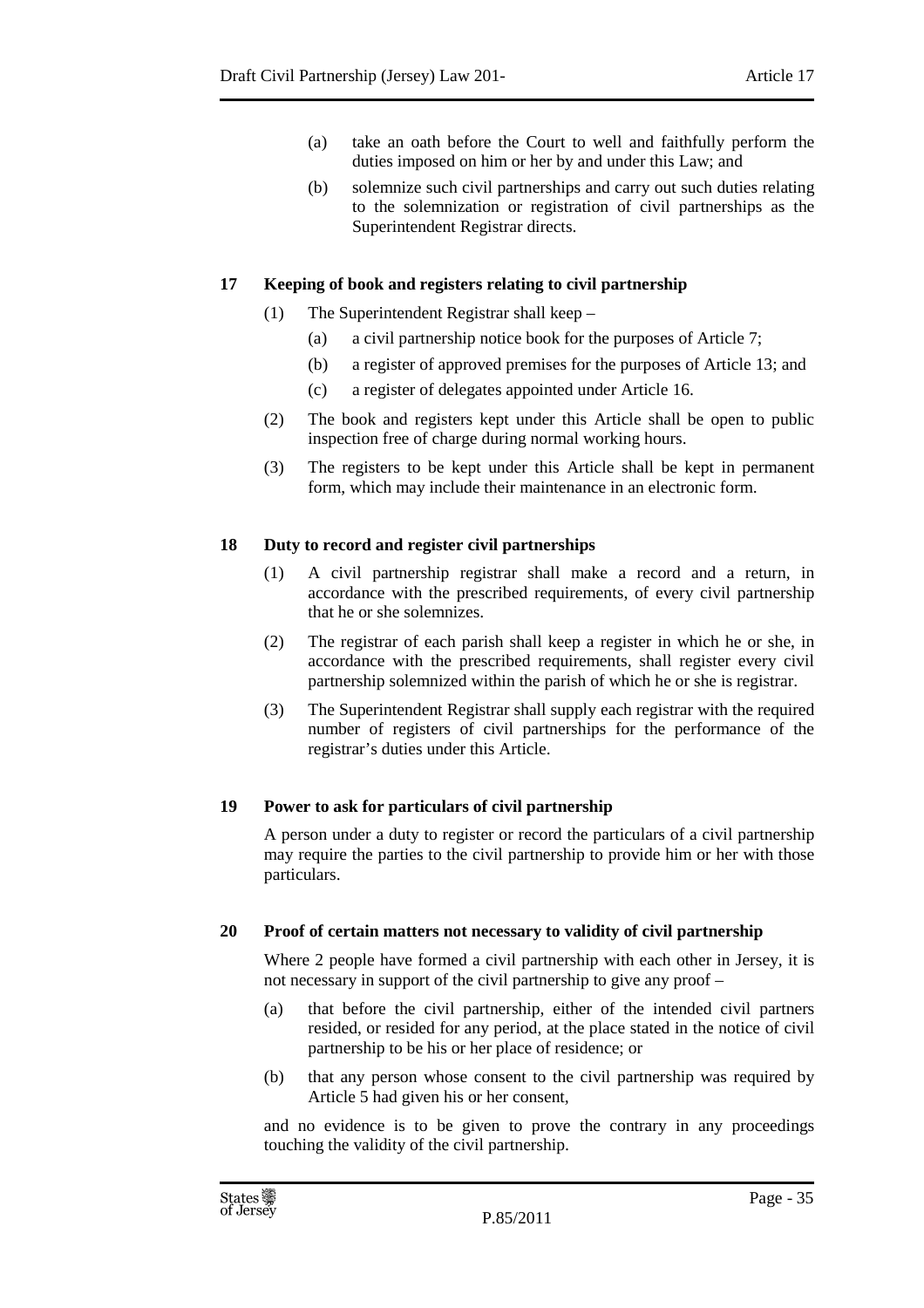(a) take an oath before the Court to well and faithfully perform the duties imposed on him or her by and under this Law; and

(b) solemnize such civil partnerships and carry out such duties relating to the solemnization or registration of civil partnerships as the Superintendent Registrar directs.

### 17 Keeping of book and registers relating to civil partnership

(1) The Superintendent Registrar shall keep –

(a) a civil partnership notice book for the purposes of Article 7;

(b) a register of approved premises for the purposes of Article 13; and

(c) a register of delegates appointed under Article 16.

(2) The book and registers kept under this Article shall be open to public inspection free of charge during normal working hours.

(3) The registers to be kept under this Article shall be kept in permanent form, which may include their maintenance in an electronic form.

### 18 Duty to record and register civil partnerships

(1) A civil partnership registrar shall make a record and a return, in accordance with the prescribed requirements, of every civil partnership that he or she solemnizes.

(2) The registrar of each parish shall keep a register in which he or she, in accordance with the prescribed requirements, shall register every civil partnership solemnized within the parish of which he or she is registrar.

(3) The Superintendent Registrar shall supply each registrar with the required number of registers of civil partnerships for the performance of the registrar's duties under this Article.

### 19 Power to ask for particulars of civil partnership

A person under a duty to register or record the particulars of a civil partnership may require the parties to the civil partnership to provide him or her with those particulars.

### 20 Proof of certain matters not necessary to validity of civil partnership

Where 2 people have formed a civil partnership with each other in Jersey, it is not necessary in support of the civil partnership to give any proof –

(a) that before the civil partnership, either of the intended civil partners resided, or resided for any period, at the place stated in the notice of civil partnership to be his or her place of residence; or

(b) that any person whose consent to the civil partnership was required by Article 5 had given his or her consent,

and no evidence is to be given to prove the contrary in any proceedings touching the validity of the civil partnership.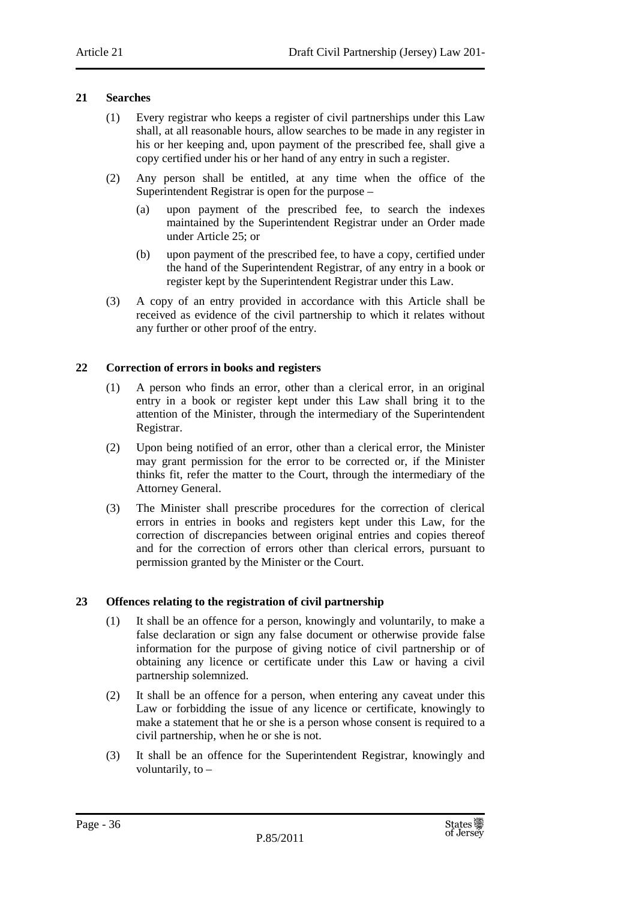## 21 Searches

(1) Every registrar who keeps a register of civil partnerships under this Law shall, at all reasonable hours, allow searches to be made in any register in his or her keeping and, upon payment of the prescribed fee, shall give a copy certified under his or her hand of any entry in such a register.

(2) Any person shall be entitled, at any time when the office of the Superintendent Registrar is open for the purpose –

(a) upon payment of the prescribed fee, to search the indexes maintained by the Superintendent Registrar under an Order made under Article 25; or

(b) upon payment of the prescribed fee, to have a copy, certified under the hand of the Superintendent Registrar, of any entry in a book or register kept by the Superintendent Registrar under this Law.

(3) A copy of an entry provided in accordance with this Article shall be received as evidence of the civil partnership to which it relates without any further or other proof of the entry.

## 22 Correction of errors in books and registers

(1) A person who finds an error, other than a clerical error, in an original entry in a book or register kept under this Law shall bring it to the attention of the Minister, through the intermediary of the Superintendent Registrar.

(2) Upon being notified of an error, other than a clerical error, the Minister may grant permission for the error to be corrected or, if the Minister thinks fit, refer the matter to the Court, through the intermediary of the Attorney General.

(3) The Minister shall prescribe procedures for the correction of clerical errors in entries in books and registers kept under this Law, for the correction of discrepancies between original entries and copies thereof and for the correction of errors other than clerical errors, pursuant to permission granted by the Minister or the Court.

## 23 Offences relating to the registration of civil partnership

(1) It shall be an offence for a person, knowingly and voluntarily, to make a false declaration or sign any false document or otherwise provide false information for the purpose of giving notice of civil partnership or of obtaining any licence or certificate under this Law or having a civil partnership solemnized.

(2) It shall be an offence for a person, when entering any caveat under this Law or forbidding the issue of any licence or certificate, knowingly to make a statement that he or she is a person whose consent is required to a civil partnership, when he or she is not.

(3) It shall be an offence for the Superintendent Registrar, knowingly and voluntarily, to –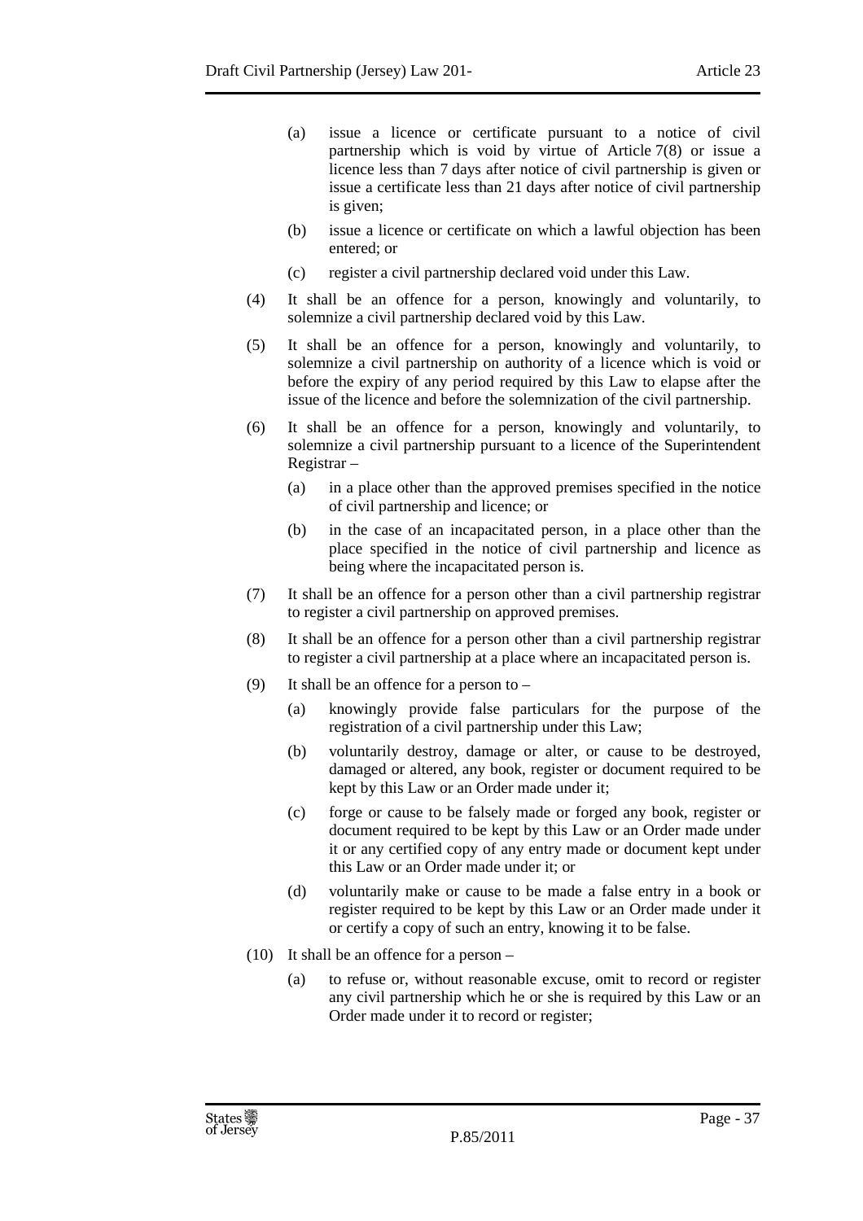(a) issue a licence or certificate pursuant to a notice of civil partnership which is void by virtue of Article 7(8) or issue a licence less than 7 days after notice of civil partnership is given or issue a certificate less than 21 days after notice of civil partnership is given;

(b) issue a licence or certificate on which a lawful objection has been entered; or

(c) register a civil partnership declared void under this Law.

(4) It shall be an offence for a person, knowingly and voluntarily, to solemnize a civil partnership declared void by this Law.

(5) It shall be an offence for a person, knowingly and voluntarily, to solemnize a civil partnership on authority of a licence which is void or before the expiry of any period required by this Law to elapse after the issue of the licence and before the solemnization of the civil partnership.

(6) It shall be an offence for a person, knowingly and voluntarily, to solemnize a civil partnership pursuant to a licence of the Superintendent Registrar –

(a) in a place other than the approved premises specified in the notice of civil partnership and licence; or

(b) in the case of an incapacitated person, in a place other than the place specified in the notice of civil partnership and licence as being where the incapacitated person is.

(7) It shall be an offence for a person other than a civil partnership registrar to register a civil partnership on approved premises.

(8) It shall be an offence for a person other than a civil partnership registrar to register a civil partnership at a place where an incapacitated person is.

(9) It shall be an offence for a person to –

(a) knowingly provide false particulars for the purpose of the registration of a civil partnership under this Law;

(b) voluntarily destroy, damage or alter, or cause to be destroyed, damaged or altered, any book, register or document required to be kept by this Law or an Order made under it;

(c) forge or cause to be falsely made or forged any book, register or document required to be kept by this Law or an Order made under it or any certified copy of any entry made or document kept under this Law or an Order made under it; or

(d) voluntarily make or cause to be made a false entry in a book or register required to be kept by this Law or an Order made under it or certify a copy of such an entry, knowing it to be false.

(10) It shall be an offence for a person –

(a) to refuse or, without reasonable excuse, omit to record or register any civil partnership which he or she is required by this Law or an Order made under it to record or register;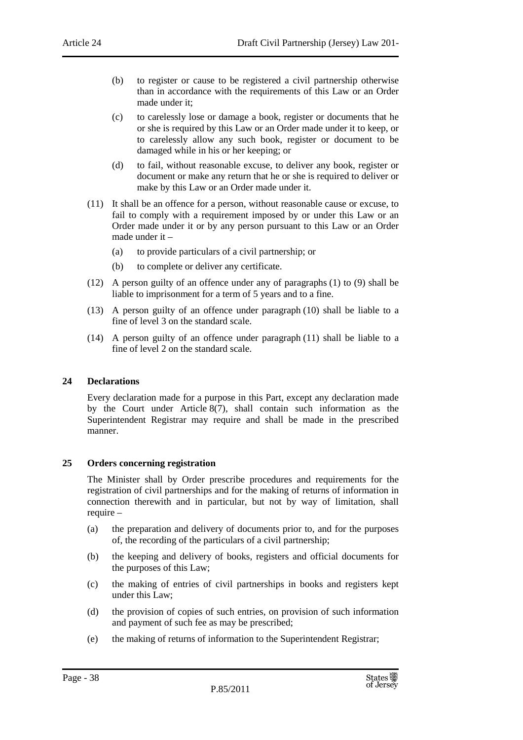(b) to register or cause to be registered a civil partnership otherwise than in accordance with the requirements of this Law or an Order made under it;

(c) to carelessly lose or damage a book, register or documents that he or she is required by this Law or an Order made under it to keep, or to carelessly allow any such book, register or document to be damaged while in his or her keeping; or

(d) to fail, without reasonable excuse, to deliver any book, register or document or make any return that he or she is required to deliver or make by this Law or an Order made under it.

(11) It shall be an offence for a person, without reasonable cause or excuse, to fail to comply with a requirement imposed by or under this Law or an Order made under it or by any person pursuant to this Law or an Order made under it –

(a) to provide particulars of a civil partnership; or

(b) to complete or deliver any certificate.

(12) A person guilty of an offence under any of paragraphs (1) to (9) shall be liable to imprisonment for a term of 5 years and to a fine.

(13) A person guilty of an offence under paragraph (10) shall be liable to a fine of level 3 on the standard scale.

(14) A person guilty of an offence under paragraph (11) shall be liable to a fine of level 2 on the standard scale.

**24 Declarations**

Every declaration made for a purpose in this Part, except any declaration made by the Court under Article 8(7), shall contain such information as the Superintendent Registrar may require and shall be made in the prescribed manner.

**25 Orders concerning registration**

The Minister shall by Order prescribe procedures and requirements for the registration of civil partnerships and for the making of returns of information in connection therewith and in particular, but not by way of limitation, shall require –

(a) the preparation and delivery of documents prior to, and for the purposes of, the recording of the particulars of a civil partnership;

(b) the keeping and delivery of books, registers and official documents for the purposes of this Law;

(c) the making of entries of civil partnerships in books and registers kept under this Law;

(d) the provision of copies of such entries, on provision of such information and payment of such fee as may be prescribed;

(e) the making of returns of information to the Superintendent Registrar;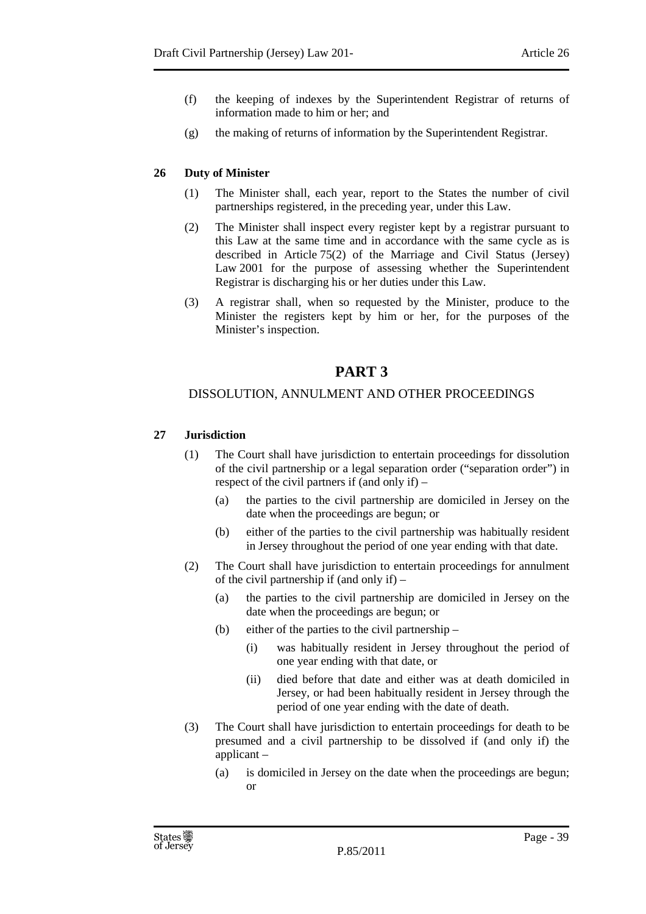(f) the keeping of indexes by the Superintendent Registrar of returns of information made to him or her; and

(g) the making of returns of information by the Superintendent Registrar.

**26 Duty of Minister**

(1) The Minister shall, each year, report to the States the number of civil partnerships registered, in the preceding year, under this Law.

(2) The Minister shall inspect every register kept by a registrar pursuant to this Law at the same time and in accordance with the same cycle as is described in Article 75(2) of the Marriage and Civil Status (Jersey) Law 2001 for the purpose of assessing whether the Superintendent Registrar is discharging his or her duties under this Law.

(3) A registrar shall, when so requested by the Minister, produce to the Minister the registers kept by him or her, for the purposes of the Minister's inspection.

# PART 3

## DISSOLUTION, ANNULMENT AND OTHER PROCEEDINGS

**27 Jurisdiction**

(1) The Court shall have jurisdiction to entertain proceedings for dissolution of the civil partnership or a legal separation order ("separation order") in respect of the civil partners if (and only if) –

(a) the parties to the civil partnership are domiciled in Jersey on the date when the proceedings are begun; or

(b) either of the parties to the civil partnership was habitually resident in Jersey throughout the period of one year ending with that date.

(2) The Court shall have jurisdiction to entertain proceedings for annulment of the civil partnership if (and only if) –

(a) the parties to the civil partnership are domiciled in Jersey on the date when the proceedings are begun; or

(b) either of the parties to the civil partnership –

(i) was habitually resident in Jersey throughout the period of one year ending with that date, or

(ii) died before that date and either was at death domiciled in Jersey, or had been habitually resident in Jersey through the period of one year ending with the date of death.

(3) The Court shall have jurisdiction to entertain proceedings for death to be presumed and a civil partnership to be dissolved if (and only if) the applicant –

(a) is domiciled in Jersey on the date when the proceedings are begun; or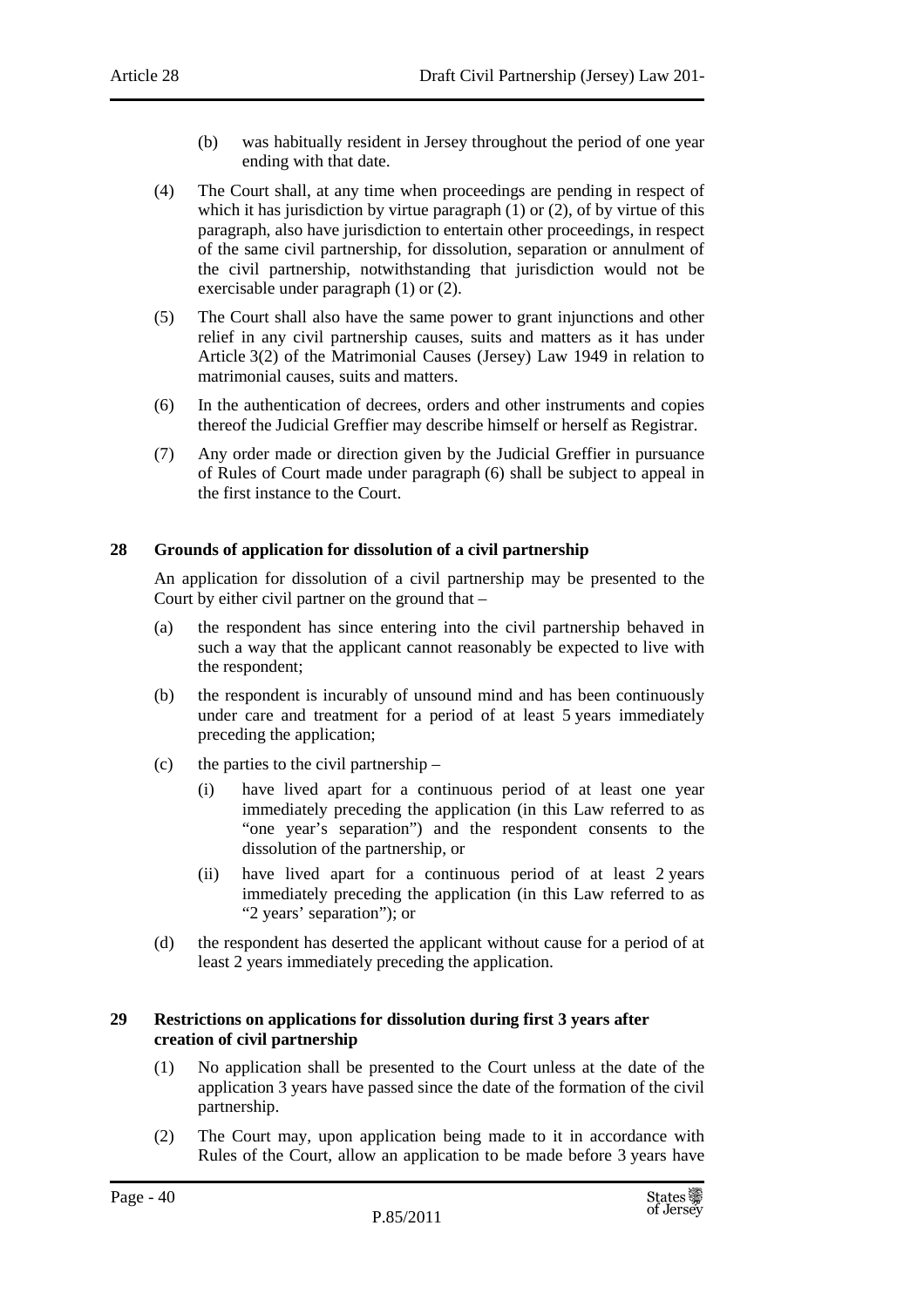(b) was habitually resident in Jersey throughout the period of one year ending with that date.

(4) The Court shall, at any time when proceedings are pending in respect of which it has jurisdiction by virtue paragraph (1) or (2), of by virtue of this paragraph, also have jurisdiction to entertain other proceedings, in respect of the same civil partnership, for dissolution, separation or annulment of the civil partnership, notwithstanding that jurisdiction would not be exercisable under paragraph (1) or (2).

(5) The Court shall also have the same power to grant injunctions and other relief in any civil partnership causes, suits and matters as it has under Article 3(2) of the Matrimonial Causes (Jersey) Law 1949 in relation to matrimonial causes, suits and matters.

(6) In the authentication of decrees, orders and other instruments and copies thereof the Judicial Greffier may describe himself or herself as Registrar.

(7) Any order made or direction given by the Judicial Greffier in pursuance of Rules of Court made under paragraph (6) shall be subject to appeal in the first instance to the Court.

**28 Grounds of application for dissolution of a civil partnership**

An application for dissolution of a civil partnership may be presented to the Court by either civil partner on the ground that –

(a) the respondent has since entering into the civil partnership behaved in such a way that the applicant cannot reasonably be expected to live with the respondent;

(b) the respondent is incurably of unsound mind and has been continuously under care and treatment for a period of at least 5 years immediately preceding the application;

(c) the parties to the civil partnership –

(i) have lived apart for a continuous period of at least one year immediately preceding the application (in this Law referred to as "one year's separation") and the respondent consents to the dissolution of the partnership, or

(ii) have lived apart for a continuous period of at least 2 years immediately preceding the application (in this Law referred to as "2 years' separation"); or

(d) the respondent has deserted the applicant without cause for a period of at least 2 years immediately preceding the application.

**29 Restrictions on applications for dissolution during first 3 years after creation of civil partnership**

(1) No application shall be presented to the Court unless at the date of the application 3 years have passed since the date of the formation of the civil partnership.

(2) The Court may, upon application being made to it in accordance with Rules of the Court, allow an application to be made before 3 years have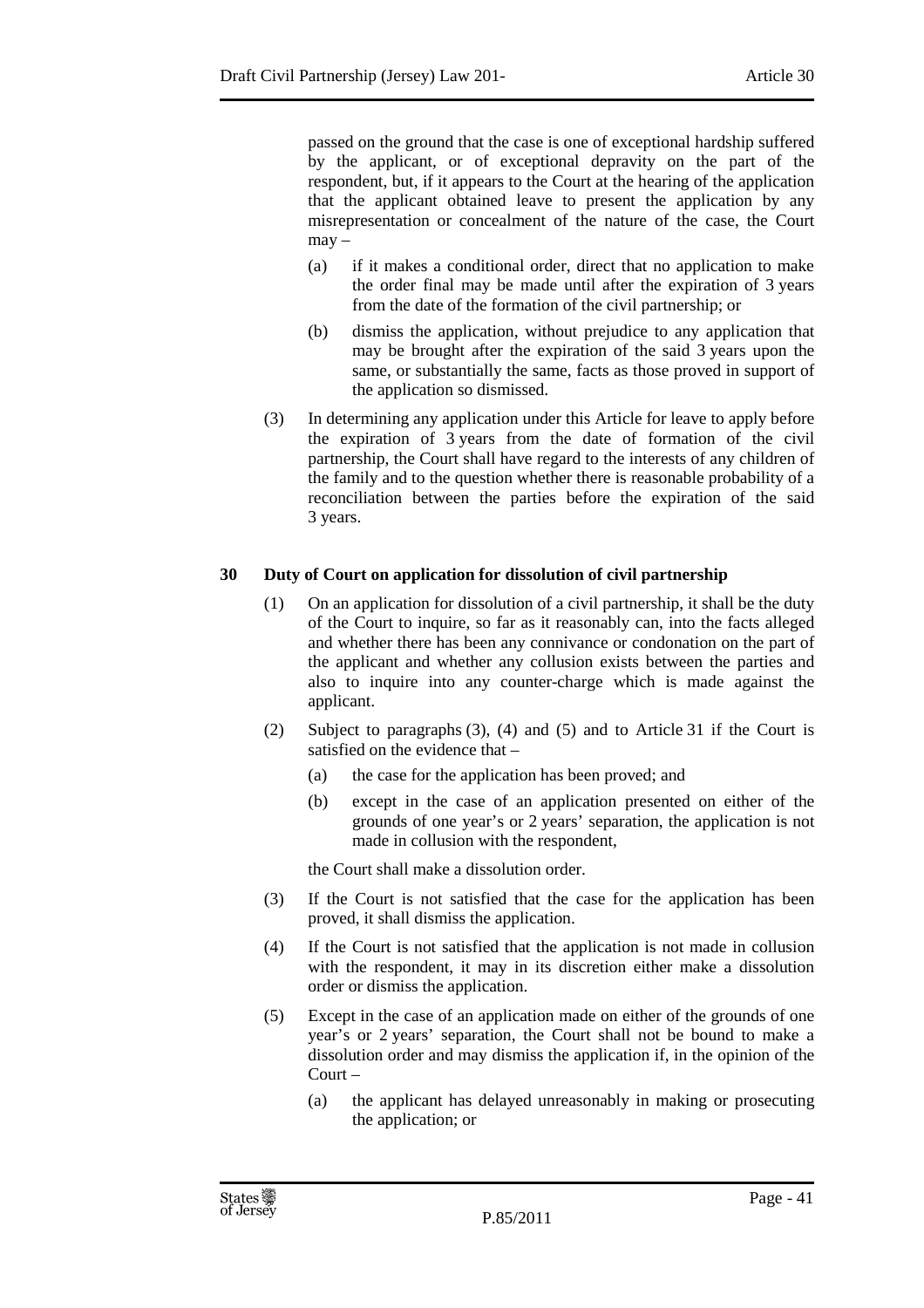passed on the ground that the case is one of exceptional hardship suffered by the applicant, or of exceptional depravity on the part of the respondent, but, if it appears to the Court at the hearing of the application that the applicant obtained leave to present the application by any misrepresentation or concealment of the nature of the case, the Court may –

(a) if it makes a conditional order, direct that no application to make the order final may be made until after the expiration of 3 years from the date of the formation of the civil partnership; or

(b) dismiss the application, without prejudice to any application that may be brought after the expiration of the said 3 years upon the same, or substantially the same, facts as those proved in support of the application so dismissed.

(3) In determining any application under this Article for leave to apply before the expiration of 3 years from the date of formation of the civil partnership, the Court shall have regard to the interests of any children of the family and to the question whether there is reasonable probability of a reconciliation between the parties before the expiration of the said 3 years.

**30 Duty of Court on application for dissolution of civil partnership**

(1) On an application for dissolution of a civil partnership, it shall be the duty of the Court to inquire, so far as it reasonably can, into the facts alleged and whether there has been any connivance or condonation on the part of the applicant and whether any collusion exists between the parties and also to inquire into any counter-charge which is made against the applicant.

(2) Subject to paragraphs (3), (4) and (5) and to Article 31 if the Court is satisfied on the evidence that –

(a) the case for the application has been proved; and

(b) except in the case of an application presented on either of the grounds of one year's or 2 years' separation, the application is not made in collusion with the respondent,

the Court shall make a dissolution order.

(3) If the Court is not satisfied that the case for the application has been proved, it shall dismiss the application.

(4) If the Court is not satisfied that the application is not made in collusion with the respondent, it may in its discretion either make a dissolution order or dismiss the application.

(5) Except in the case of an application made on either of the grounds of one year's or 2 years' separation, the Court shall not be bound to make a dissolution order and may dismiss the application if, in the opinion of the Court –

(a) the applicant has delayed unreasonably in making or prosecuting the application; or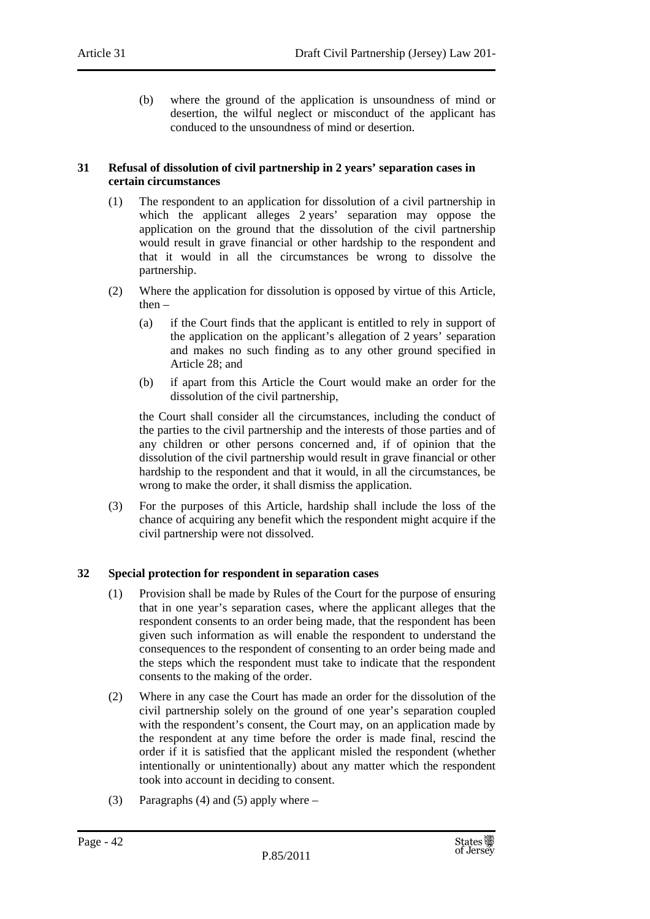(b) where the ground of the application is unsoundness of mind or desertion, the wilful neglect or misconduct of the applicant has conduced to the unsoundness of mind or desertion.

**31 Refusal of dissolution of civil partnership in 2 years' separation cases in certain circumstances**

(1) The respondent to an application for dissolution of a civil partnership in which the applicant alleges 2 years' separation may oppose the application on the ground that the dissolution of the civil partnership would result in grave financial or other hardship to the respondent and that it would in all the circumstances be wrong to dissolve the partnership.

(2) Where the application for dissolution is opposed by virtue of this Article, then –

(a) if the Court finds that the applicant is entitled to rely in support of the application on the applicant's allegation of 2 years' separation and makes no such finding as to any other ground specified in Article 28; and

(b) if apart from this Article the Court would make an order for the dissolution of the civil partnership,

the Court shall consider all the circumstances, including the conduct of the parties to the civil partnership and the interests of those parties and of any children or other persons concerned and, if of opinion that the dissolution of the civil partnership would result in grave financial or other hardship to the respondent and that it would, in all the circumstances, be wrong to make the order, it shall dismiss the application.

(3) For the purposes of this Article, hardship shall include the loss of the chance of acquiring any benefit which the respondent might acquire if the civil partnership were not dissolved.

**32 Special protection for respondent in separation cases**

(1) Provision shall be made by Rules of the Court for the purpose of ensuring that in one year's separation cases, where the applicant alleges that the respondent consents to an order being made, that the respondent has been given such information as will enable the respondent to understand the consequences to the respondent of consenting to an order being made and the steps which the respondent must take to indicate that the respondent consents to the making of the order.

(2) Where in any case the Court has made an order for the dissolution of the civil partnership solely on the ground of one year's separation coupled with the respondent's consent, the Court may, on an application made by the respondent at any time before the order is made final, rescind the order if it is satisfied that the applicant misled the respondent (whether intentionally or unintentionally) about any matter which the respondent took into account in deciding to consent.

(3) Paragraphs (4) and (5) apply where –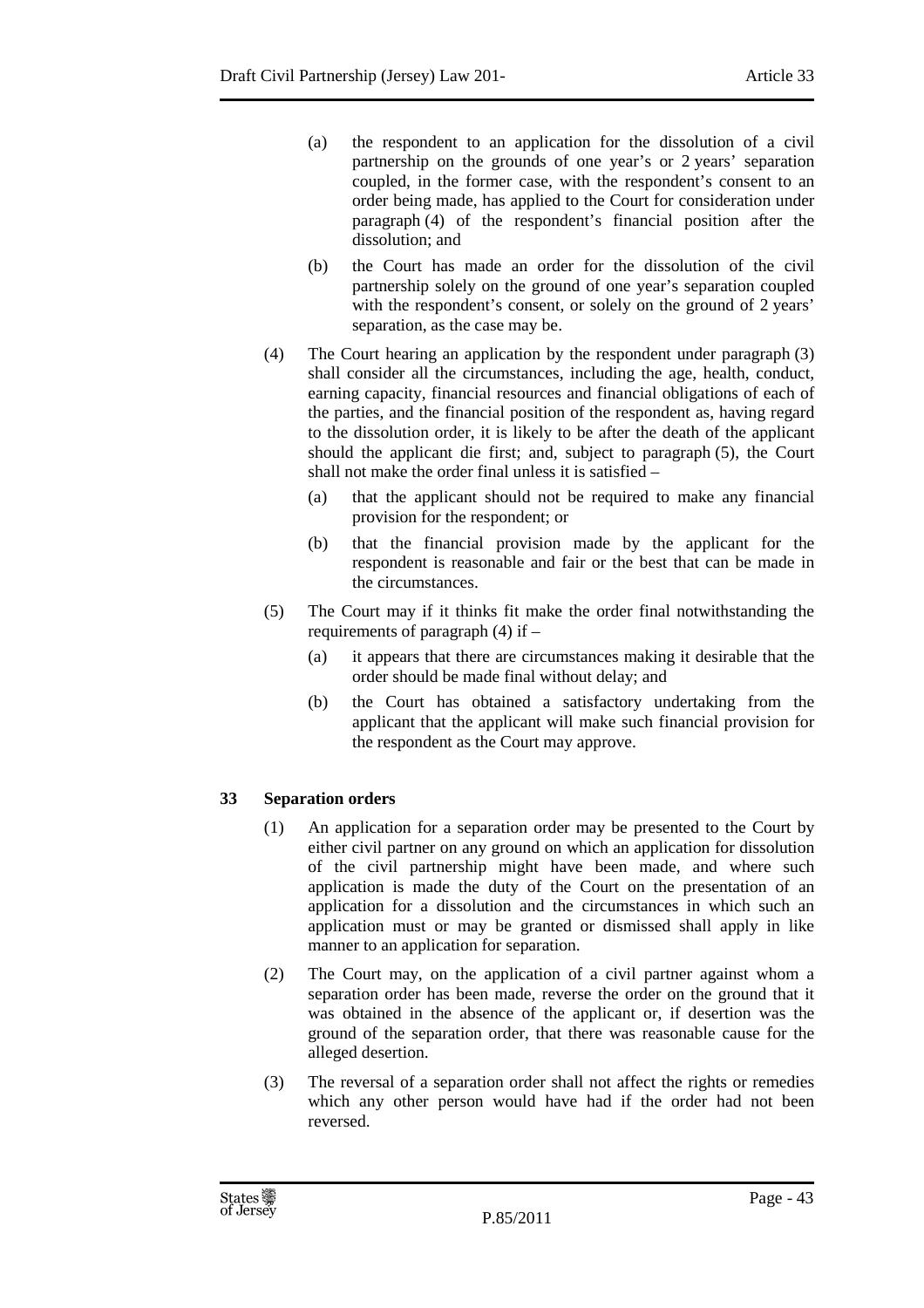(a) the respondent to an application for the dissolution of a civil partnership on the grounds of one year's or 2 years' separation coupled, in the former case, with the respondent's consent to an order being made, has applied to the Court for consideration under paragraph (4) of the respondent's financial position after the dissolution; and

(b) the Court has made an order for the dissolution of the civil partnership solely on the ground of one year's separation coupled with the respondent's consent, or solely on the ground of 2 years' separation, as the case may be.

(4) The Court hearing an application by the respondent under paragraph (3) shall consider all the circumstances, including the age, health, conduct, earning capacity, financial resources and financial obligations of each of the parties, and the financial position of the respondent as, having regard to the dissolution order, it is likely to be after the death of the applicant should the applicant die first; and, subject to paragraph (5), the Court shall not make the order final unless it is satisfied –

(a) that the applicant should not be required to make any financial provision for the respondent; or

(b) that the financial provision made by the applicant for the respondent is reasonable and fair or the best that can be made in the circumstances.

(5) The Court may if it thinks fit make the order final notwithstanding the requirements of paragraph (4) if –

(a) it appears that there are circumstances making it desirable that the order should be made final without delay; and

(b) the Court has obtained a satisfactory undertaking from the applicant that the applicant will make such financial provision for the respondent as the Court may approve.

### 33 Separation orders

(1) An application for a separation order may be presented to the Court by either civil partner on any ground on which an application for dissolution of the civil partnership might have been made, and where such application is made the duty of the Court on the presentation of an application for a dissolution and the circumstances in which such an application must or may be granted or dismissed shall apply in like manner to an application for separation.

(2) The Court may, on the application of a civil partner against whom a separation order has been made, reverse the order on the ground that it was obtained in the absence of the applicant or, if desertion was the ground of the separation order, that there was reasonable cause for the alleged desertion.

(3) The reversal of a separation order shall not affect the rights or remedies which any other person would have had if the order had not been reversed.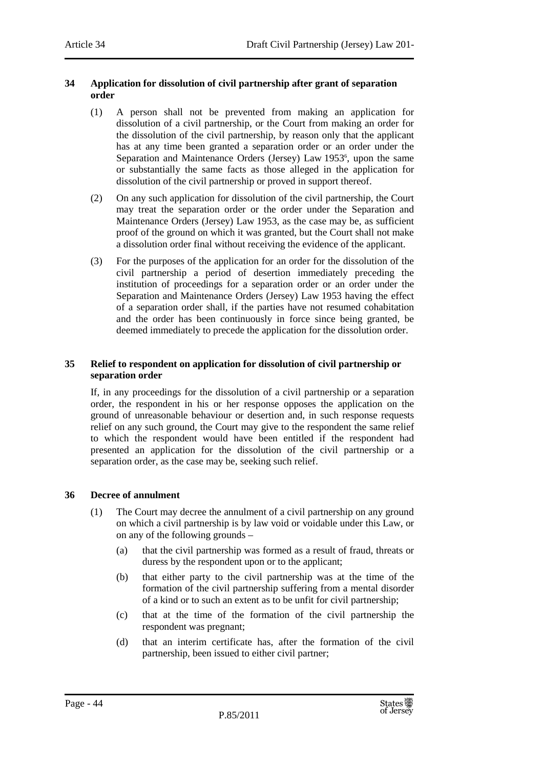### 34 Application for dissolution of civil partnership after grant of separation order

(1) A person shall not be prevented from making an application for dissolution of a civil partnership, or the Court from making an order for the dissolution of the civil partnership, by reason only that the applicant has at any time been granted a separation order or an order under the Separation and Maintenance Orders (Jersey) Law 1953[6], upon the same or substantially the same facts as those alleged in the application for dissolution of the civil partnership or proved in support thereof.

(2) On any such application for dissolution of the civil partnership, the Court may treat the separation order or the order under the Separation and Maintenance Orders (Jersey) Law 1953, as the case may be, as sufficient proof of the ground on which it was granted, but the Court shall not make a dissolution order final without receiving the evidence of the applicant.

(3) For the purposes of the application for an order for the dissolution of the civil partnership a period of desertion immediately preceding the institution of proceedings for a separation order or an order under the Separation and Maintenance Orders (Jersey) Law 1953 having the effect of a separation order shall, if the parties have not resumed cohabitation and the order has been continuously in force since being granted, be deemed immediately to precede the application for the dissolution order.

### 35 Relief to respondent on application for dissolution of civil partnership or separation order

If, in any proceedings for the dissolution of a civil partnership or a separation order, the respondent in his or her response opposes the application on the ground of unreasonable behaviour or desertion and, in such response requests relief on any such ground, the Court may give to the respondent the same relief to which the respondent would have been entitled if the respondent had presented an application for the dissolution of the civil partnership or a separation order, as the case may be, seeking such relief.

### 36 Decree of annulment

(1) The Court may decree the annulment of a civil partnership on any ground on which a civil partnership is by law void or voidable under this Law, or on any of the following grounds –

(a) that the civil partnership was formed as a result of fraud, threats or duress by the respondent upon or to the applicant;

(b) that either party to the civil partnership was at the time of the formation of the civil partnership suffering from a mental disorder of a kind or to such an extent as to be unfit for civil partnership;

(c) that at the time of the formation of the civil partnership the respondent was pregnant;

(d) that an interim certificate has, after the formation of the civil partnership, been issued to either civil partner;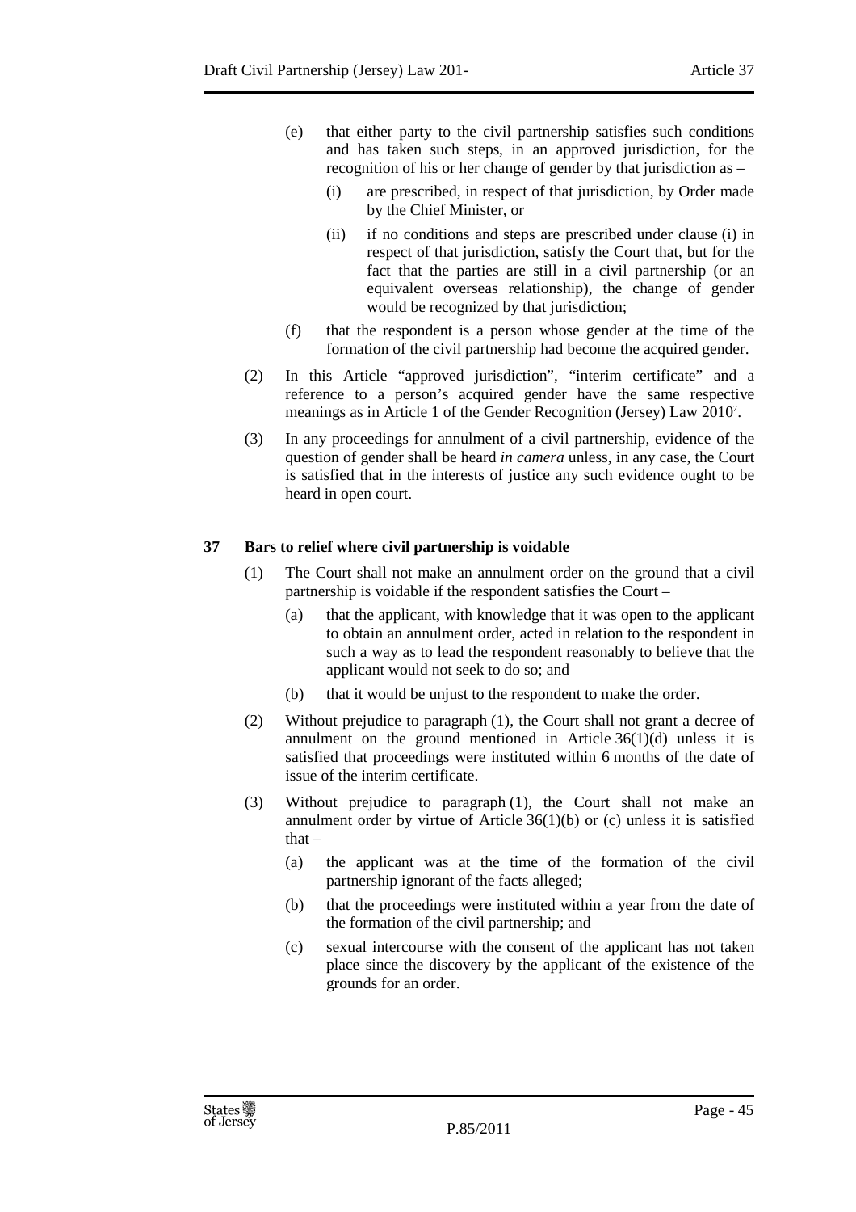(e) that either party to the civil partnership satisfies such conditions and has taken such steps, in an approved jurisdiction, for the recognition of his or her change of gender by that jurisdiction as –

(i) are prescribed, in respect of that jurisdiction, by Order made by the Chief Minister, or

(ii) if no conditions and steps are prescribed under clause (i) in respect of that jurisdiction, satisfy the Court that, but for the fact that the parties are still in a civil partnership (or an equivalent overseas relationship), the change of gender would be recognized by that jurisdiction;

(f) that the respondent is a person whose gender at the time of the formation of the civil partnership had become the acquired gender.

(2) In this Article "approved jurisdiction", "interim certificate" and a reference to a person's acquired gender have the same respective meanings as in Article 1 of the Gender Recognition (Jersey) Law 2010[7].

(3) In any proceedings for annulment of a civil partnership, evidence of the question of gender shall be heard *in camera* unless, in any case, the Court is satisfied that in the interests of justice any such evidence ought to be heard in open court.

## 37 Bars to relief where civil partnership is voidable

(1) The Court shall not make an annulment order on the ground that a civil partnership is voidable if the respondent satisfies the Court –

(a) that the applicant, with knowledge that it was open to the applicant to obtain an annulment order, acted in relation to the respondent in such a way as to lead the respondent reasonably to believe that the applicant would not seek to do so; and

(b) that it would be unjust to the respondent to make the order.

(2) Without prejudice to paragraph (1), the Court shall not grant a decree of annulment on the ground mentioned in Article 36(1)(d) unless it is satisfied that proceedings were instituted within 6 months of the date of issue of the interim certificate.

(3) Without prejudice to paragraph (1), the Court shall not make an annulment order by virtue of Article 36(1)(b) or (c) unless it is satisfied that –

(a) the applicant was at the time of the formation of the civil partnership ignorant of the facts alleged;

(b) that the proceedings were instituted within a year from the date of the formation of the civil partnership; and

(c) sexual intercourse with the consent of the applicant has not taken place since the discovery by the applicant of the existence of the grounds for an order.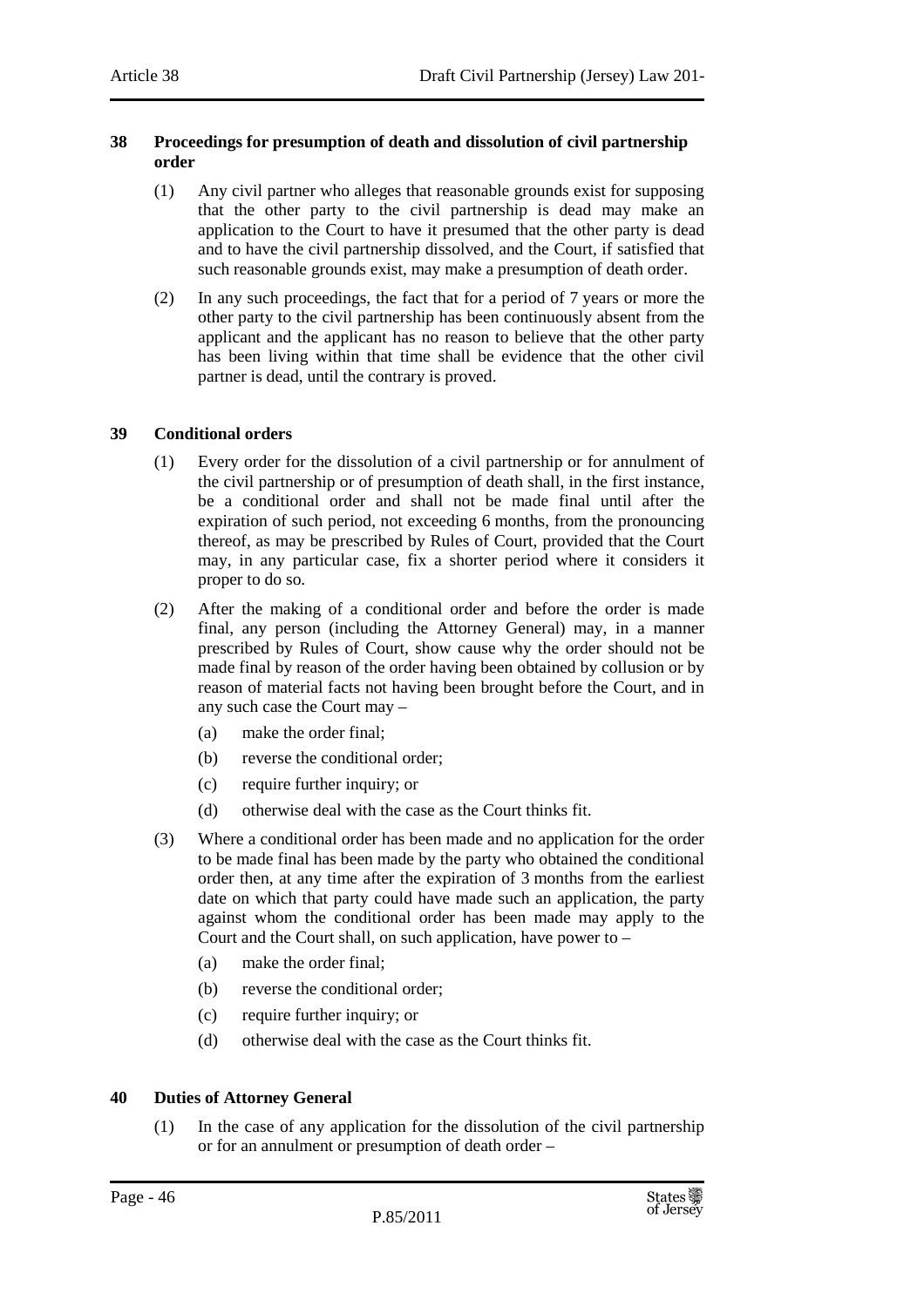### 38 Proceedings for presumption of death and dissolution of civil partnership order

(1) Any civil partner who alleges that reasonable grounds exist for supposing that the other party to the civil partnership is dead may make an application to the Court to have it presumed that the other party is dead and to have the civil partnership dissolved, and the Court, if satisfied that such reasonable grounds exist, may make a presumption of death order.

(2) In any such proceedings, the fact that for a period of 7 years or more the other party to the civil partnership has been continuously absent from the applicant and the applicant has no reason to believe that the other party has been living within that time shall be evidence that the other civil partner is dead, until the contrary is proved.

### 39 Conditional orders

(1) Every order for the dissolution of a civil partnership or for annulment of the civil partnership or of presumption of death shall, in the first instance, be a conditional order and shall not be made final until after the expiration of such period, not exceeding 6 months, from the pronouncing thereof, as may be prescribed by Rules of Court, provided that the Court may, in any particular case, fix a shorter period where it considers it proper to do so.

(2) After the making of a conditional order and before the order is made final, any person (including the Attorney General) may, in a manner prescribed by Rules of Court, show cause why the order should not be made final by reason of the order having been obtained by collusion or by reason of material facts not having been brought before the Court, and in any such case the Court may –

- (a) make the order final;
- (b) reverse the conditional order;
- (c) require further inquiry; or
- (d) otherwise deal with the case as the Court thinks fit.

(3) Where a conditional order has been made and no application for the order to be made final has been made by the party who obtained the conditional order then, at any time after the expiration of 3 months from the earliest date on which that party could have made such an application, the party against whom the conditional order has been made may apply to the Court and the Court shall, on such application, have power to –

- (a) make the order final;
- (b) reverse the conditional order;
- (c) require further inquiry; or
- (d) otherwise deal with the case as the Court thinks fit.

### 40 Duties of Attorney General

(1) In the case of any application for the dissolution of the civil partnership or for an annulment or presumption of death order –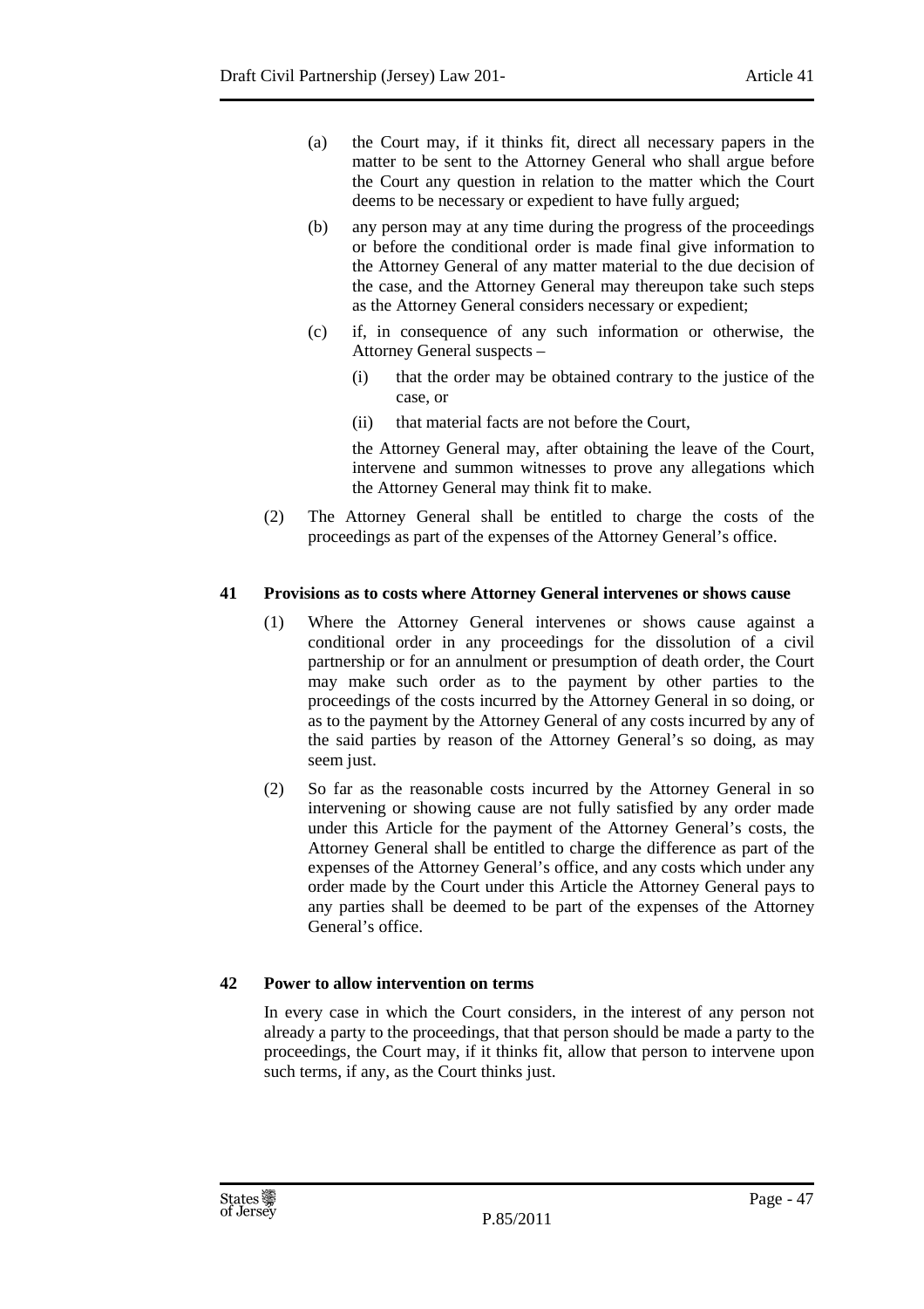(a) the Court may, if it thinks fit, direct all necessary papers in the matter to be sent to the Attorney General who shall argue before the Court any question in relation to the matter which the Court deems to be necessary or expedient to have fully argued;

(b) any person may at any time during the progress of the proceedings or before the conditional order is made final give information to the Attorney General of any matter material to the due decision of the case, and the Attorney General may thereupon take such steps as the Attorney General considers necessary or expedient;

(c) if, in consequence of any such information or otherwise, the Attorney General suspects –

  (i) that the order may be obtained contrary to the justice of the case, or

  (ii) that material facts are not before the Court,

  the Attorney General may, after obtaining the leave of the Court, intervene and summon witnesses to prove any allegations which the Attorney General may think fit to make.

(2) The Attorney General shall be entitled to charge the costs of the proceedings as part of the expenses of the Attorney General's office.

**41 Provisions as to costs where Attorney General intervenes or shows cause**

(1) Where the Attorney General intervenes or shows cause against a conditional order in any proceedings for the dissolution of a civil partnership or for an annulment or presumption of death order, the Court may make such order as to the payment by other parties to the proceedings of the costs incurred by the Attorney General in so doing, or as to the payment by the Attorney General of any costs incurred by any of the said parties by reason of the Attorney General's so doing, as may seem just.

(2) So far as the reasonable costs incurred by the Attorney General in so intervening or showing cause are not fully satisfied by any order made under this Article for the payment of the Attorney General's costs, the Attorney General shall be entitled to charge the difference as part of the expenses of the Attorney General's office, and any costs which under any order made by the Court under this Article the Attorney General pays to any parties shall be deemed to be part of the expenses of the Attorney General's office.

**42 Power to allow intervention on terms**

In every case in which the Court considers, in the interest of any person not already a party to the proceedings, that that person should be made a party to the proceedings, the Court may, if it thinks fit, allow that person to intervene upon such terms, if any, as the Court thinks just.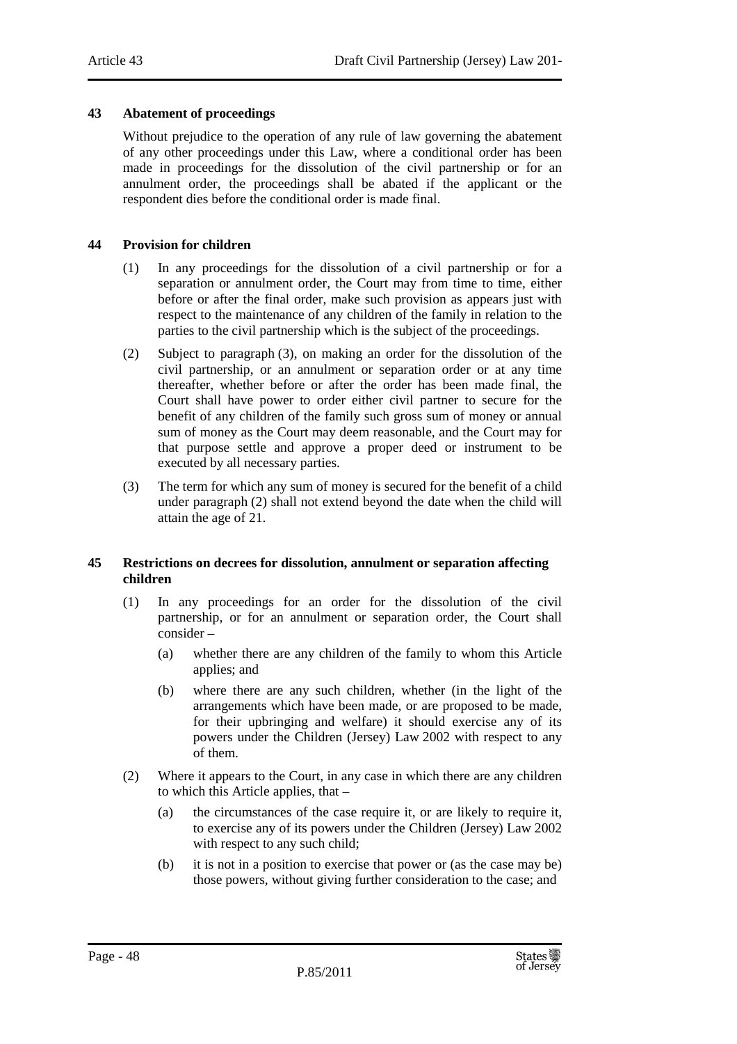### 43 Abatement of proceedings

Without prejudice to the operation of any rule of law governing the abatement of any other proceedings under this Law, where a conditional order has been made in proceedings for the dissolution of the civil partnership or for an annulment order, the proceedings shall be abated if the applicant or the respondent dies before the conditional order is made final.

### 44 Provision for children

(1) In any proceedings for the dissolution of a civil partnership or for a separation or annulment order, the Court may from time to time, either before or after the final order, make such provision as appears just with respect to the maintenance of any children of the family in relation to the parties to the civil partnership which is the subject of the proceedings.

(2) Subject to paragraph (3), on making an order for the dissolution of the civil partnership, or an annulment or separation order or at any time thereafter, whether before or after the order has been made final, the Court shall have power to order either civil partner to secure for the benefit of any children of the family such gross sum of money or annual sum of money as the Court may deem reasonable, and the Court may for that purpose settle and approve a proper deed or instrument to be executed by all necessary parties.

(3) The term for which any sum of money is secured for the benefit of a child under paragraph (2) shall not extend beyond the date when the child will attain the age of 21.

### 45 Restrictions on decrees for dissolution, annulment or separation affecting children

(1) In any proceedings for an order for the dissolution of the civil partnership, or for an annulment or separation order, the Court shall consider –

(a) whether there are any children of the family to whom this Article applies; and

(b) where there are any such children, whether (in the light of the arrangements which have been made, or are proposed to be made, for their upbringing and welfare) it should exercise any of its powers under the Children (Jersey) Law 2002 with respect to any of them.

(2) Where it appears to the Court, in any case in which there are any children to which this Article applies, that –

(a) the circumstances of the case require it, or are likely to require it, to exercise any of its powers under the Children (Jersey) Law 2002 with respect to any such child;

(b) it is not in a position to exercise that power or (as the case may be) those powers, without giving further consideration to the case; and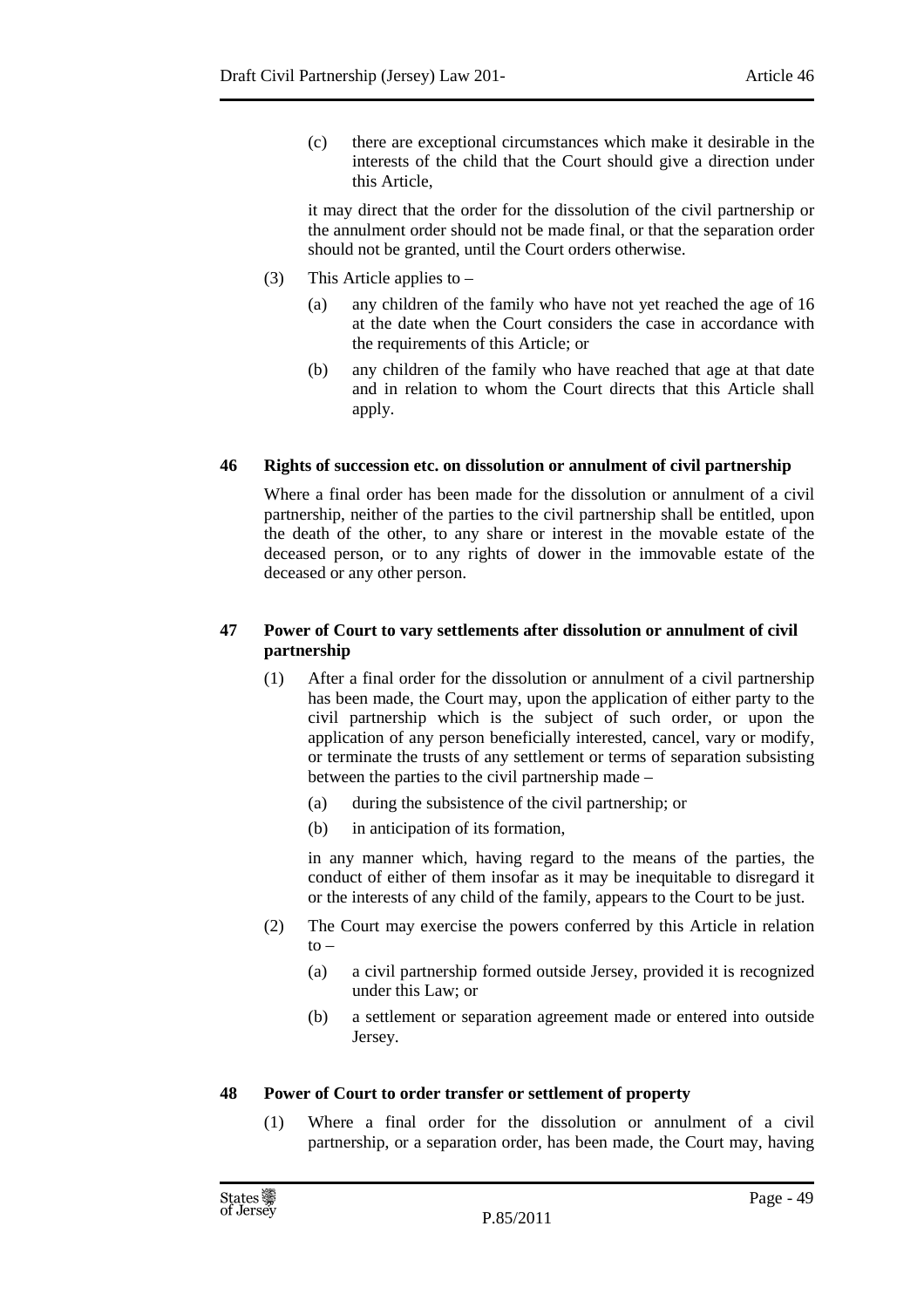(c) there are exceptional circumstances which make it desirable in the interests of the child that the Court should give a direction under this Article,

it may direct that the order for the dissolution of the civil partnership or the annulment order should not be made final, or that the separation order should not be granted, until the Court orders otherwise.

(3) This Article applies to –

(a) any children of the family who have not yet reached the age of 16 at the date when the Court considers the case in accordance with the requirements of this Article; or

(b) any children of the family who have reached that age at that date and in relation to whom the Court directs that this Article shall apply.

### 46 Rights of succession etc. on dissolution or annulment of civil partnership

Where a final order has been made for the dissolution or annulment of a civil partnership, neither of the parties to the civil partnership shall be entitled, upon the death of the other, to any share or interest in the movable estate of the deceased person, or to any rights of dower in the immovable estate of the deceased or any other person.

### 47 Power of Court to vary settlements after dissolution or annulment of civil partnership

(1) After a final order for the dissolution or annulment of a civil partnership has been made, the Court may, upon the application of either party to the civil partnership which is the subject of such order, or upon the application of any person beneficially interested, cancel, vary or modify, or terminate the trusts of any settlement or terms of separation subsisting between the parties to the civil partnership made –

(a) during the subsistence of the civil partnership; or

(b) in anticipation of its formation,

in any manner which, having regard to the means of the parties, the conduct of either of them insofar as it may be inequitable to disregard it or the interests of any child of the family, appears to the Court to be just.

(2) The Court may exercise the powers conferred by this Article in relation to –

(a) a civil partnership formed outside Jersey, provided it is recognized under this Law; or

(b) a settlement or separation agreement made or entered into outside Jersey.

### 48 Power of Court to order transfer or settlement of property

(1) Where a final order for the dissolution or annulment of a civil partnership, or a separation order, has been made, the Court may, having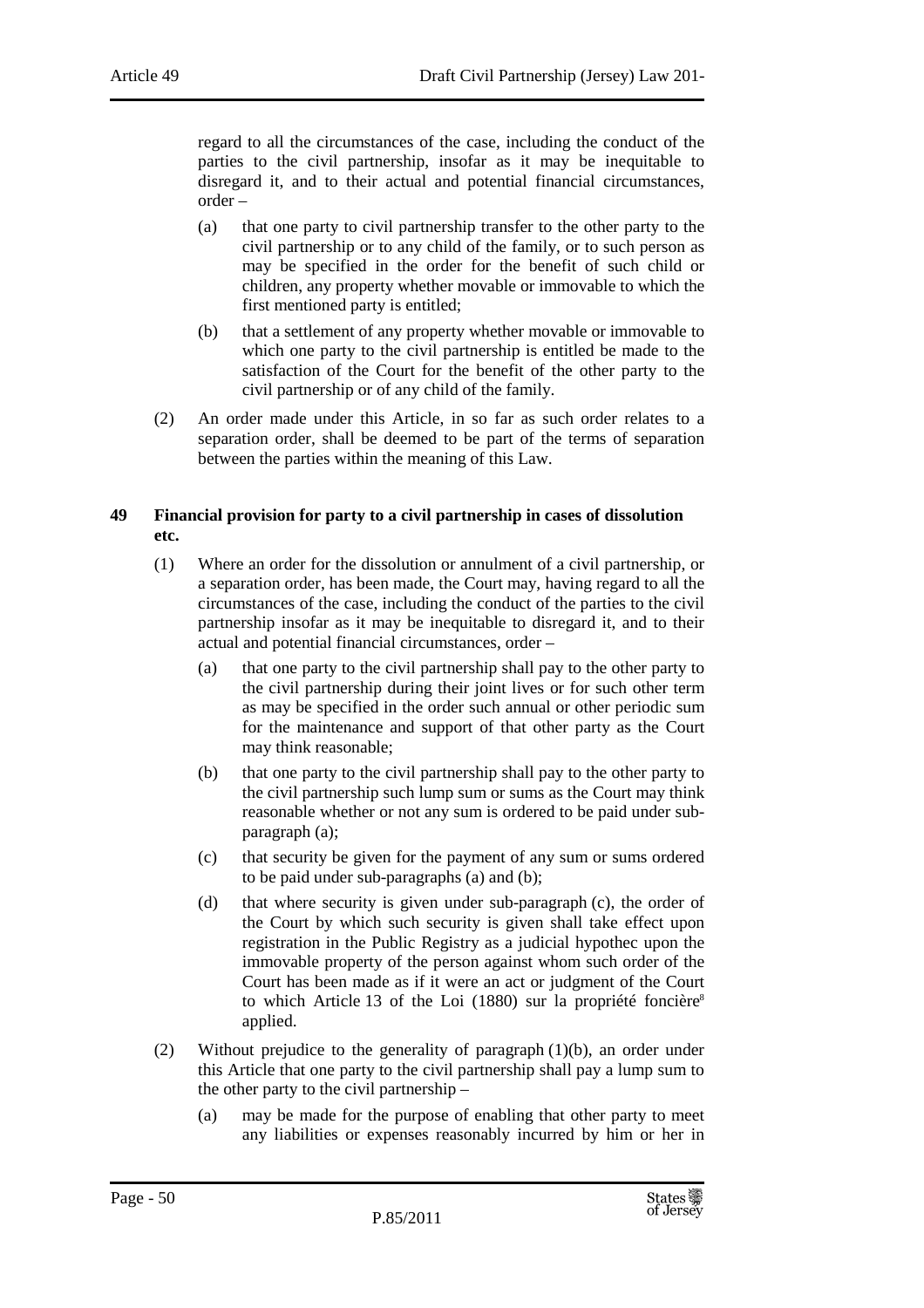regard to all the circumstances of the case, including the conduct of the parties to the civil partnership, insofar as it may be inequitable to disregard it, and to their actual and potential financial circumstances, order –

(a) that one party to civil partnership transfer to the other party to the civil partnership or to any child of the family, or to such person as may be specified in the order for the benefit of such child or children, any property whether movable or immovable to which the first mentioned party is entitled;

(b) that a settlement of any property whether movable or immovable to which one party to the civil partnership is entitled be made to the satisfaction of the Court for the benefit of the other party to the civil partnership or of any child of the family.

(2) An order made under this Article, in so far as such order relates to a separation order, shall be deemed to be part of the terms of separation between the parties within the meaning of this Law.

**49 Financial provision for party to a civil partnership in cases of dissolution etc.**

(1) Where an order for the dissolution or annulment of a civil partnership, or a separation order, has been made, the Court may, having regard to all the circumstances of the case, including the conduct of the parties to the civil partnership insofar as it may be inequitable to disregard it, and to their actual and potential financial circumstances, order –

(a) that one party to the civil partnership shall pay to the other party to the civil partnership during their joint lives or for such other term as may be specified in the order such annual or other periodic sum for the maintenance and support of that other party as the Court may think reasonable;

(b) that one party to the civil partnership shall pay to the other party to the civil partnership such lump sum or sums as the Court may think reasonable whether or not any sum is ordered to be paid under sub-paragraph (a);

(c) that security be given for the payment of any sum or sums ordered to be paid under sub-paragraphs (a) and (b);

(d) that where security is given under sub-paragraph (c), the order of the Court by which such security is given shall take effect upon registration in the Public Registry as a judicial hypothec upon the immovable property of the person against whom such order of the Court has been made as if it were an act or judgment of the Court to which Article 13 of the Loi (1880) sur la propriété foncière[8] applied.

(2) Without prejudice to the generality of paragraph (1)(b), an order under this Article that one party to the civil partnership shall pay a lump sum to the other party to the civil partnership –

(a) may be made for the purpose of enabling that other party to meet any liabilities or expenses reasonably incurred by him or her in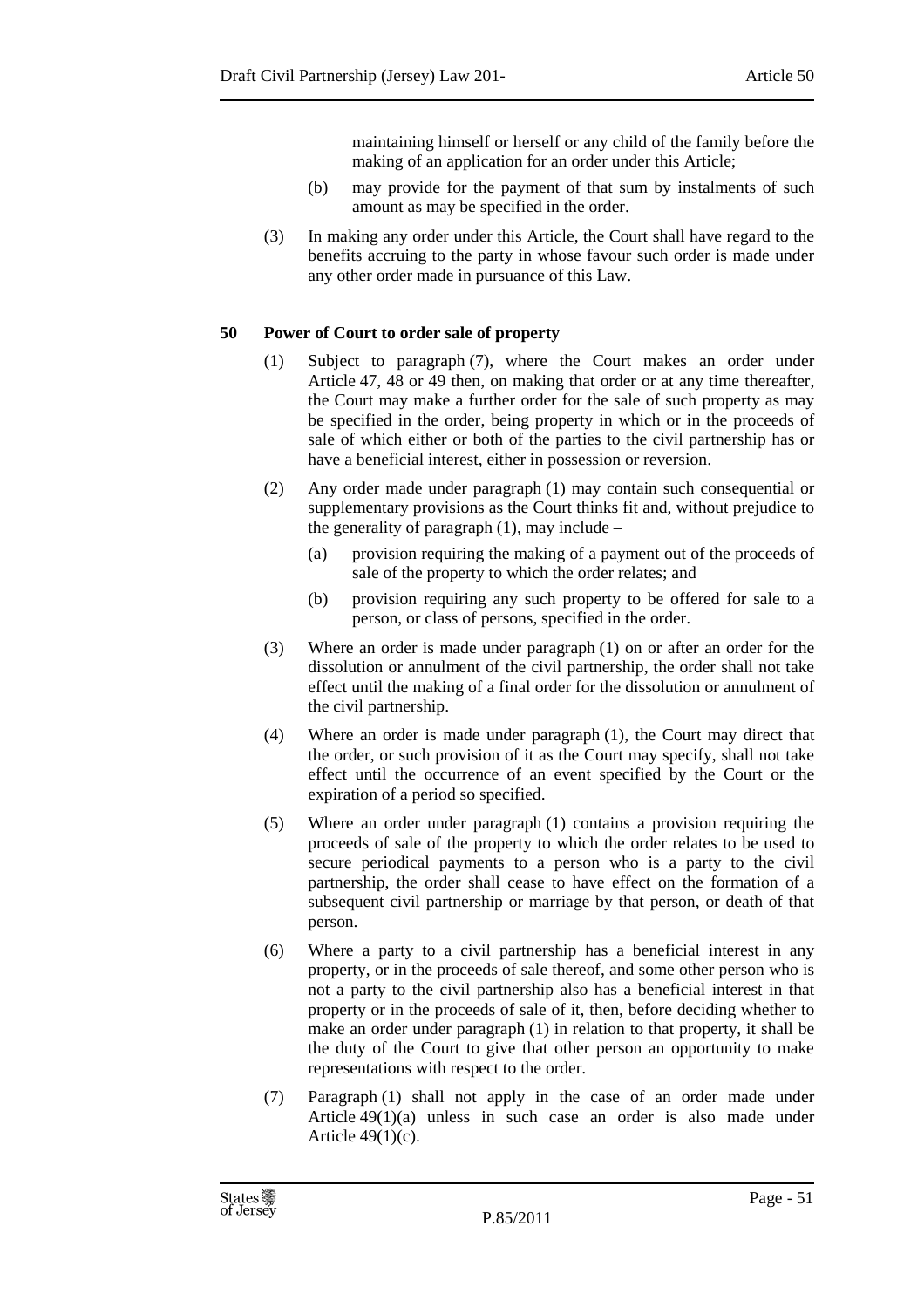maintaining himself or herself or any child of the family before the making of an application for an order under this Article;

(b) may provide for the payment of that sum by instalments of such amount as may be specified in the order.

(3) In making any order under this Article, the Court shall have regard to the benefits accruing to the party in whose favour such order is made under any other order made in pursuance of this Law.

**50 Power of Court to order sale of property**

(1) Subject to paragraph (7), where the Court makes an order under Article 47, 48 or 49 then, on making that order or at any time thereafter, the Court may make a further order for the sale of such property as may be specified in the order, being property in which or in the proceeds of sale of which either or both of the parties to the civil partnership has or have a beneficial interest, either in possession or reversion.

(2) Any order made under paragraph (1) may contain such consequential or supplementary provisions as the Court thinks fit and, without prejudice to the generality of paragraph (1), may include –

(a) provision requiring the making of a payment out of the proceeds of sale of the property to which the order relates; and

(b) provision requiring any such property to be offered for sale to a person, or class of persons, specified in the order.

(3) Where an order is made under paragraph (1) on or after an order for the dissolution or annulment of the civil partnership, the order shall not take effect until the making of a final order for the dissolution or annulment of the civil partnership.

(4) Where an order is made under paragraph (1), the Court may direct that the order, or such provision of it as the Court may specify, shall not take effect until the occurrence of an event specified by the Court or the expiration of a period so specified.

(5) Where an order under paragraph (1) contains a provision requiring the proceeds of sale of the property to which the order relates to be used to secure periodical payments to a person who is a party to the civil partnership, the order shall cease to have effect on the formation of a subsequent civil partnership or marriage by that person, or death of that person.

(6) Where a party to a civil partnership has a beneficial interest in any property, or in the proceeds of sale thereof, and some other person who is not a party to the civil partnership also has a beneficial interest in that property or in the proceeds of sale of it, then, before deciding whether to make an order under paragraph (1) in relation to that property, it shall be the duty of the Court to give that other person an opportunity to make representations with respect to the order.

(7) Paragraph (1) shall not apply in the case of an order made under Article 49(1)(a) unless in such case an order is also made under Article 49(1)(c).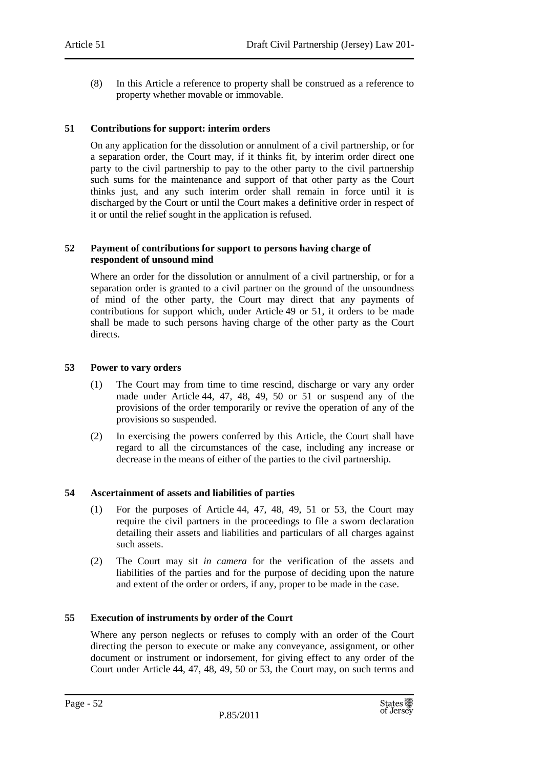(8) In this Article a reference to property shall be construed as a reference to property whether movable or immovable.

### 51 Contributions for support: interim orders

On any application for the dissolution or annulment of a civil partnership, or for a separation order, the Court may, if it thinks fit, by interim order direct one party to the civil partnership to pay to the other party to the civil partnership such sums for the maintenance and support of that other party as the Court thinks just, and any such interim order shall remain in force until it is discharged by the Court or until the Court makes a definitive order in respect of it or until the relief sought in the application is refused.

### 52 Payment of contributions for support to persons having charge of respondent of unsound mind

Where an order for the dissolution or annulment of a civil partnership, or for a separation order is granted to a civil partner on the ground of the unsoundness of mind of the other party, the Court may direct that any payments of contributions for support which, under Article 49 or 51, it orders to be made shall be made to such persons having charge of the other party as the Court directs.

### 53 Power to vary orders

(1) The Court may from time to time rescind, discharge or vary any order made under Article 44, 47, 48, 49, 50 or 51 or suspend any of the provisions of the order temporarily or revive the operation of any of the provisions so suspended.

(2) In exercising the powers conferred by this Article, the Court shall have regard to all the circumstances of the case, including any increase or decrease in the means of either of the parties to the civil partnership.

### 54 Ascertainment of assets and liabilities of parties

(1) For the purposes of Article 44, 47, 48, 49, 51 or 53, the Court may require the civil partners in the proceedings to file a sworn declaration detailing their assets and liabilities and particulars of all charges against such assets.

(2) The Court may sit *in camera* for the verification of the assets and liabilities of the parties and for the purpose of deciding upon the nature and extent of the order or orders, if any, proper to be made in the case.

### 55 Execution of instruments by order of the Court

Where any person neglects or refuses to comply with an order of the Court directing the person to execute or make any conveyance, assignment, or other document or instrument or indorsement, for giving effect to any order of the Court under Article 44, 47, 48, 49, 50 or 53, the Court may, on such terms and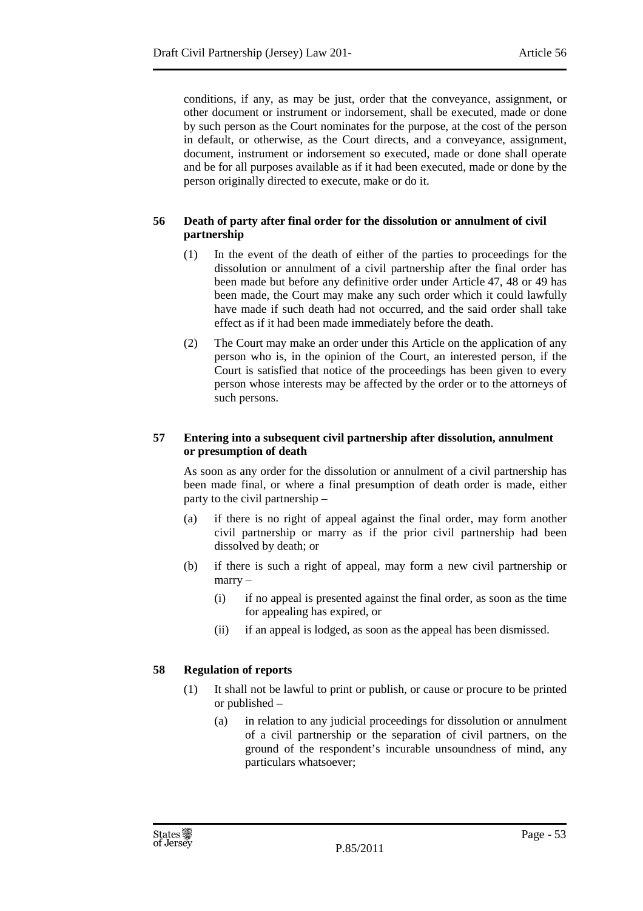conditions, if any, as may be just, order that the conveyance, assignment, or other document or instrument or indorsement, shall be executed, made or done by such person as the Court nominates for the purpose, at the cost of the person in default, or otherwise, as the Court directs, and a conveyance, assignment, document, instrument or indorsement so executed, made or done shall operate and be for all purposes available as if it had been executed, made or done by the person originally directed to execute, make or do it.

### 56 Death of party after final order for the dissolution or annulment of civil partnership

(1) In the event of the death of either of the parties to proceedings for the dissolution or annulment of a civil partnership after the final order has been made but before any definitive order under Article 47, 48 or 49 has been made, the Court may make any such order which it could lawfully have made if such death had not occurred, and the said order shall take effect as if it had been made immediately before the death.

(2) The Court may make an order under this Article on the application of any person who is, in the opinion of the Court, an interested person, if the Court is satisfied that notice of the proceedings has been given to every person whose interests may be affected by the order or to the attorneys of such persons.

### 57 Entering into a subsequent civil partnership after dissolution, annulment or presumption of death

As soon as any order for the dissolution or annulment of a civil partnership has been made final, or where a final presumption of death order is made, either party to the civil partnership –

(a) if there is no right of appeal against the final order, may form another civil partnership or marry as if the prior civil partnership had been dissolved by death; or

(b) if there is such a right of appeal, may form a new civil partnership or marry –

  (i) if no appeal is presented against the final order, as soon as the time for appealing has expired, or

  (ii) if an appeal is lodged, as soon as the appeal has been dismissed.

### 58 Regulation of reports

(1) It shall not be lawful to print or publish, or cause or procure to be printed or published –

  (a) in relation to any judicial proceedings for dissolution or annulment of a civil partnership or the separation of civil partners, on the ground of the respondent's incurable unsoundness of mind, any particulars whatsoever;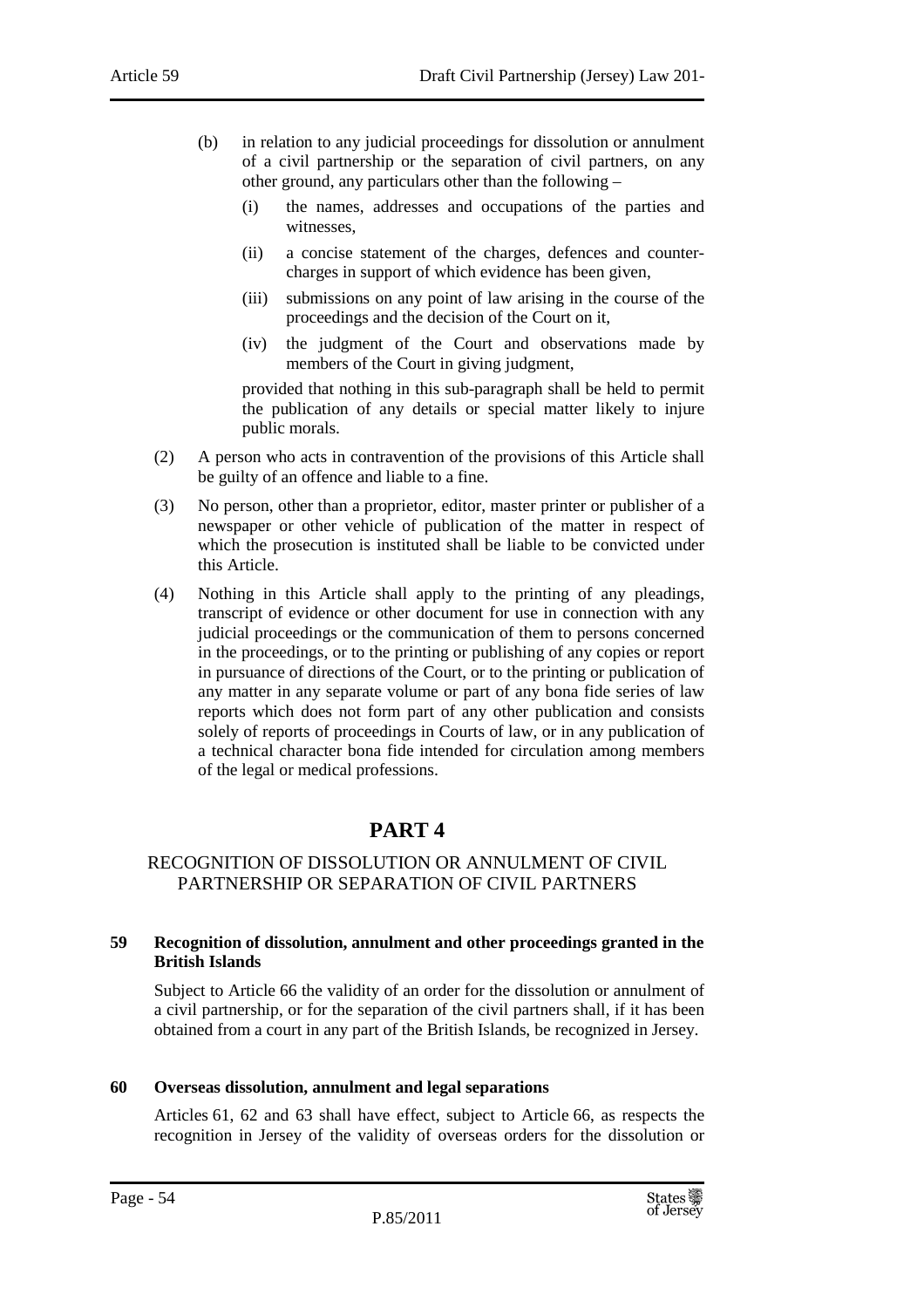(b) in relation to any judicial proceedings for dissolution or annulment of a civil partnership or the separation of civil partners, on any other ground, any particulars other than the following –

  (i) the names, addresses and occupations of the parties and witnesses,

  (ii) a concise statement of the charges, defences and counter-charges in support of which evidence has been given,

  (iii) submissions on any point of law arising in the course of the proceedings and the decision of the Court on it,

  (iv) the judgment of the Court and observations made by members of the Court in giving judgment,

provided that nothing in this sub-paragraph shall be held to permit the publication of any details or special matter likely to injure public morals.

(2) A person who acts in contravention of the provisions of this Article shall be guilty of an offence and liable to a fine.

(3) No person, other than a proprietor, editor, master printer or publisher of a newspaper or other vehicle of publication of the matter in respect of which the prosecution is instituted shall be liable to be convicted under this Article.

(4) Nothing in this Article shall apply to the printing of any pleadings, transcript of evidence or other document for use in connection with any judicial proceedings or the communication of them to persons concerned in the proceedings, or to the printing or publishing of any copies or report in pursuance of directions of the Court, or to the printing or publication of any matter in any separate volume or part of any bona fide series of law reports which does not form part of any other publication and consists solely of reports of proceedings in Courts of law, or in any publication of a technical character bona fide intended for circulation among members of the legal or medical professions.

# PART 4

## RECOGNITION OF DISSOLUTION OR ANNULMENT OF CIVIL PARTNERSHIP OR SEPARATION OF CIVIL PARTNERS

### 59 Recognition of dissolution, annulment and other proceedings granted in the British Islands

Subject to Article 66 the validity of an order for the dissolution or annulment of a civil partnership, or for the separation of the civil partners shall, if it has been obtained from a court in any part of the British Islands, be recognized in Jersey.

### 60 Overseas dissolution, annulment and legal separations

Articles 61, 62 and 63 shall have effect, subject to Article 66, as respects the recognition in Jersey of the validity of overseas orders for the dissolution or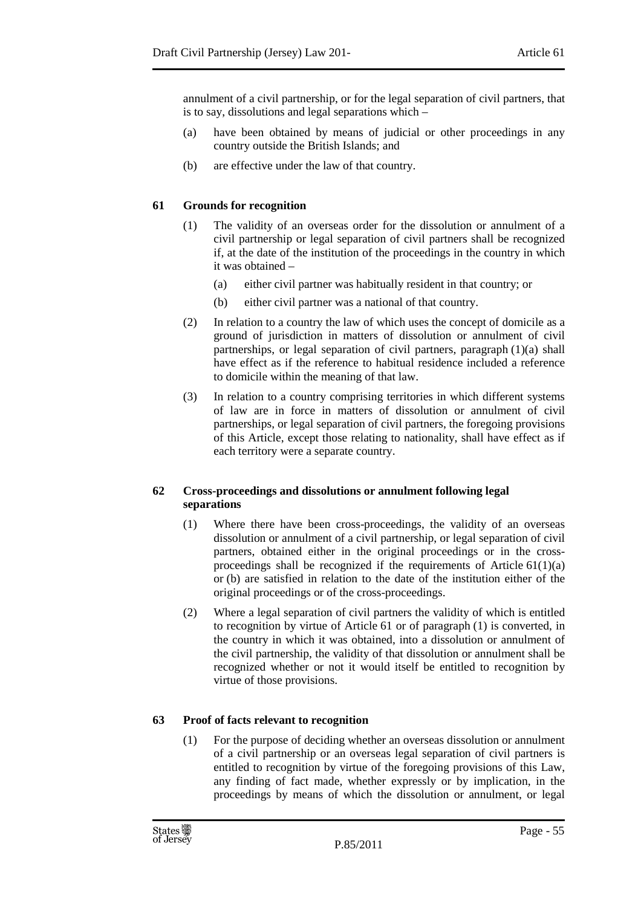annulment of a civil partnership, or for the legal separation of civil partners, that is to say, dissolutions and legal separations which –

(a) have been obtained by means of judicial or other proceedings in any country outside the British Islands; and

(b) are effective under the law of that country.

### 61 Grounds for recognition

(1) The validity of an overseas order for the dissolution or annulment of a civil partnership or legal separation of civil partners shall be recognized if, at the date of the institution of the proceedings in the country in which it was obtained –

(a) either civil partner was habitually resident in that country; or

(b) either civil partner was a national of that country.

(2) In relation to a country the law of which uses the concept of domicile as a ground of jurisdiction in matters of dissolution or annulment of civil partnerships, or legal separation of civil partners, paragraph (1)(a) shall have effect as if the reference to habitual residence included a reference to domicile within the meaning of that law.

(3) In relation to a country comprising territories in which different systems of law are in force in matters of dissolution or annulment of civil partnerships, or legal separation of civil partners, the foregoing provisions of this Article, except those relating to nationality, shall have effect as if each territory were a separate country.

### 62 Cross-proceedings and dissolutions or annulment following legal separations

(1) Where there have been cross-proceedings, the validity of an overseas dissolution or annulment of a civil partnership, or legal separation of civil partners, obtained either in the original proceedings or in the cross-proceedings shall be recognized if the requirements of Article 61(1)(a) or (b) are satisfied in relation to the date of the institution either of the original proceedings or of the cross-proceedings.

(2) Where a legal separation of civil partners the validity of which is entitled to recognition by virtue of Article 61 or of paragraph (1) is converted, in the country in which it was obtained, into a dissolution or annulment of the civil partnership, the validity of that dissolution or annulment shall be recognized whether or not it would itself be entitled to recognition by virtue of those provisions.

### 63 Proof of facts relevant to recognition

(1) For the purpose of deciding whether an overseas dissolution or annulment of a civil partnership or an overseas legal separation of civil partners is entitled to recognition by virtue of the foregoing provisions of this Law, any finding of fact made, whether expressly or by implication, in the proceedings by means of which the dissolution or annulment, or legal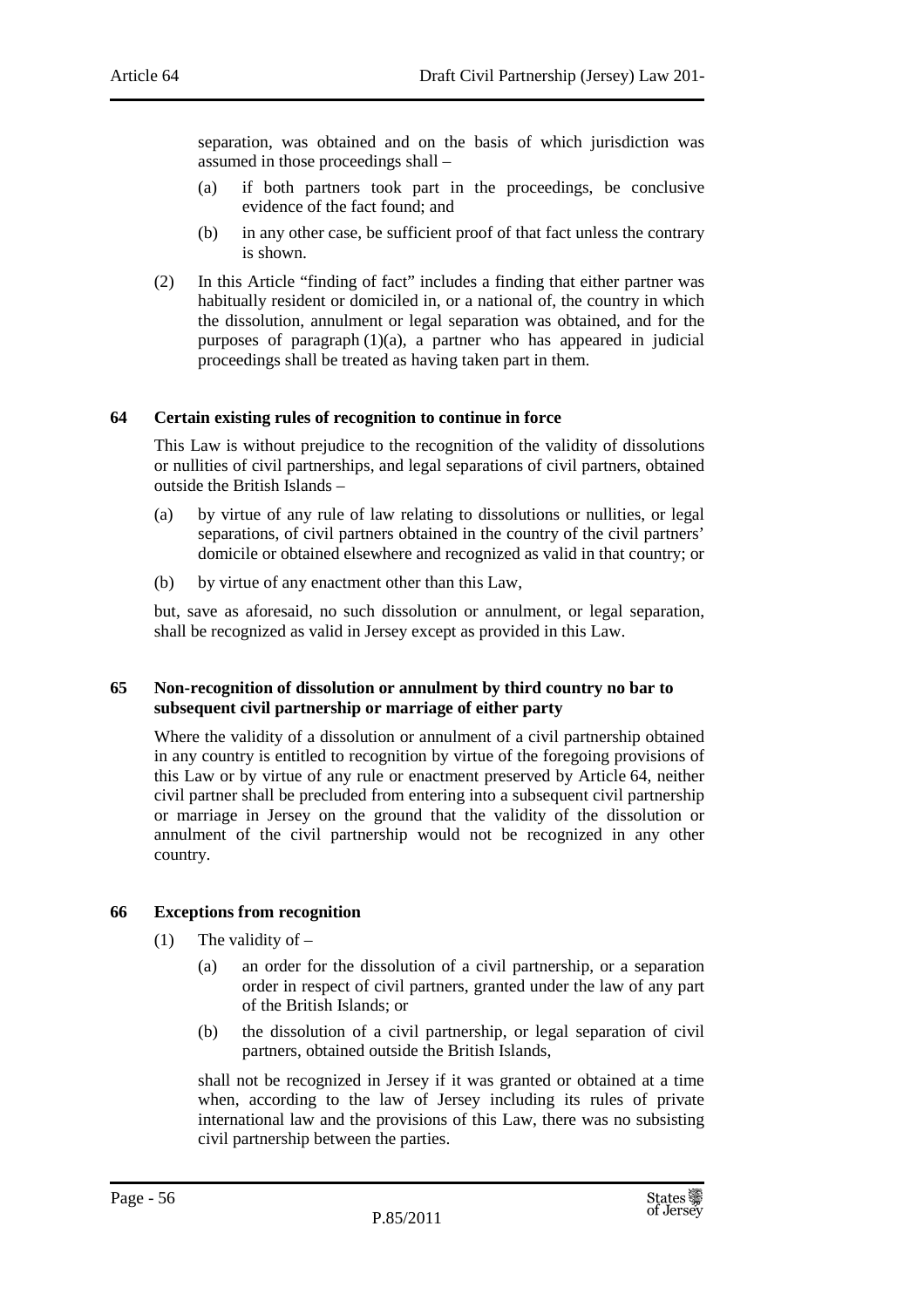separation, was obtained and on the basis of which jurisdiction was assumed in those proceedings shall –

(a) if both partners took part in the proceedings, be conclusive evidence of the fact found; and

(b) in any other case, be sufficient proof of that fact unless the contrary is shown.

(2) In this Article "finding of fact" includes a finding that either partner was habitually resident or domiciled in, or a national of, the country in which the dissolution, annulment or legal separation was obtained, and for the purposes of paragraph (1)(a), a partner who has appeared in judicial proceedings shall be treated as having taken part in them.

### 64 Certain existing rules of recognition to continue in force

This Law is without prejudice to the recognition of the validity of dissolutions or nullities of civil partnerships, and legal separations of civil partners, obtained outside the British Islands –

(a) by virtue of any rule of law relating to dissolutions or nullities, or legal separations, of civil partners obtained in the country of the civil partners' domicile or obtained elsewhere and recognized as valid in that country; or

(b) by virtue of any enactment other than this Law,

but, save as aforesaid, no such dissolution or annulment, or legal separation, shall be recognized as valid in Jersey except as provided in this Law.

### 65 Non-recognition of dissolution or annulment by third country no bar to subsequent civil partnership or marriage of either party

Where the validity of a dissolution or annulment of a civil partnership obtained in any country is entitled to recognition by virtue of the foregoing provisions of this Law or by virtue of any rule or enactment preserved by Article 64, neither civil partner shall be precluded from entering into a subsequent civil partnership or marriage in Jersey on the ground that the validity of the dissolution or annulment of the civil partnership would not be recognized in any other country.

### 66 Exceptions from recognition

(1) The validity of –

(a) an order for the dissolution of a civil partnership, or a separation order in respect of civil partners, granted under the law of any part of the British Islands; or

(b) the dissolution of a civil partnership, or legal separation of civil partners, obtained outside the British Islands,

shall not be recognized in Jersey if it was granted or obtained at a time when, according to the law of Jersey including its rules of private international law and the provisions of this Law, there was no subsisting civil partnership between the parties.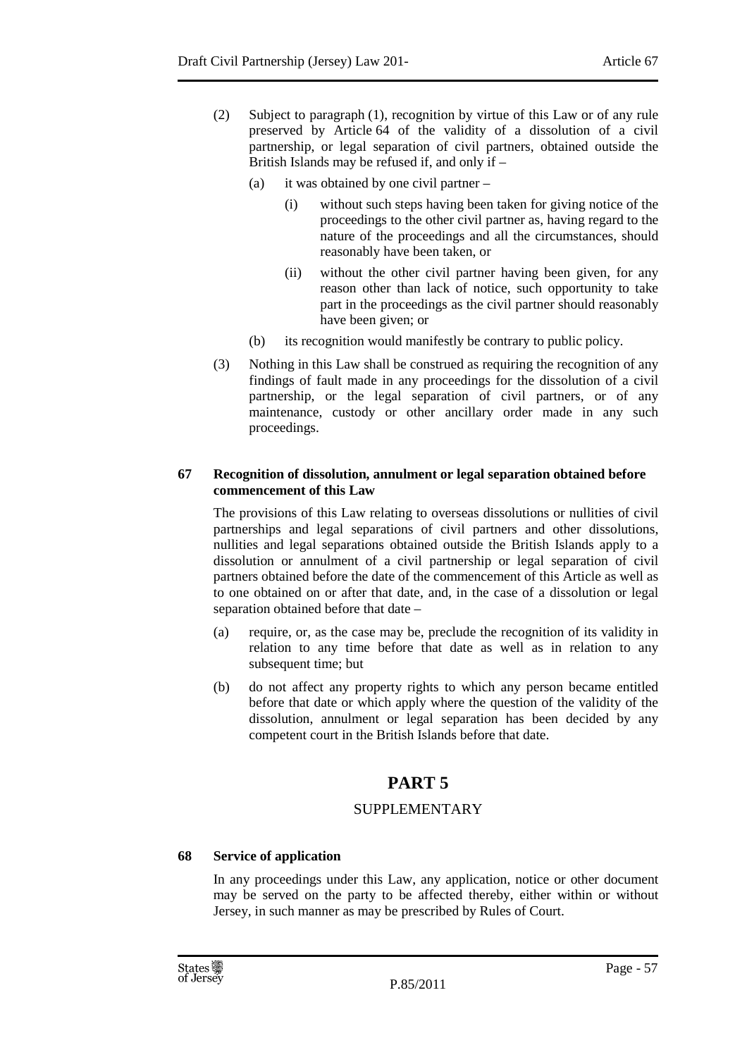(2) Subject to paragraph (1), recognition by virtue of this Law or of any rule preserved by Article 64 of the validity of a dissolution of a civil partnership, or legal separation of civil partners, obtained outside the British Islands may be refused if, and only if –

  (a) it was obtained by one civil partner –

    (i) without such steps having been taken for giving notice of the proceedings to the other civil partner as, having regard to the nature of the proceedings and all the circumstances, should reasonably have been taken, or

    (ii) without the other civil partner having been given, for any reason other than lack of notice, such opportunity to take part in the proceedings as the civil partner should reasonably have been given; or

  (b) its recognition would manifestly be contrary to public policy.

(3) Nothing in this Law shall be construed as requiring the recognition of any findings of fault made in any proceedings for the dissolution of a civil partnership, or the legal separation of civil partners, or of any maintenance, custody or other ancillary order made in any such proceedings.

**67 Recognition of dissolution, annulment or legal separation obtained before commencement of this Law**

The provisions of this Law relating to overseas dissolutions or nullities of civil partnerships and legal separations of civil partners and other dissolutions, nullities and legal separations obtained outside the British Islands apply to a dissolution or annulment of a civil partnership or legal separation of civil partners obtained before the date of the commencement of this Article as well as to one obtained on or after that date, and, in the case of a dissolution or legal separation obtained before that date –

(a) require, or, as the case may be, preclude the recognition of its validity in relation to any time before that date as well as in relation to any subsequent time; but

(b) do not affect any property rights to which any person became entitled before that date or which apply where the question of the validity of the dissolution, annulment or legal separation has been decided by any competent court in the British Islands before that date.

# PART 5

## SUPPLEMENTARY

**68 Service of application**

In any proceedings under this Law, any application, notice or other document may be served on the party to be affected thereby, either within or without Jersey, in such manner as may be prescribed by Rules of Court.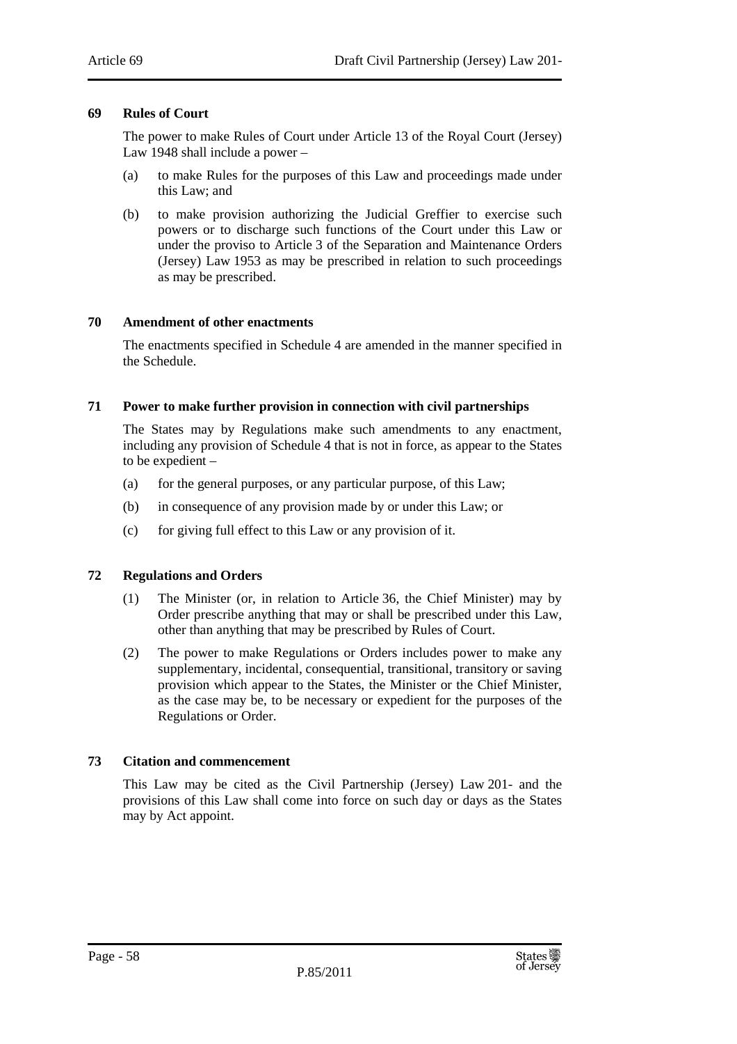### 69 Rules of Court

The power to make Rules of Court under Article 13 of the Royal Court (Jersey) Law 1948 shall include a power –

(a) to make Rules for the purposes of this Law and proceedings made under this Law; and

(b) to make provision authorizing the Judicial Greffier to exercise such powers or to discharge such functions of the Court under this Law or under the proviso to Article 3 of the Separation and Maintenance Orders (Jersey) Law 1953 as may be prescribed in relation to such proceedings as may be prescribed.

### 70 Amendment of other enactments

The enactments specified in Schedule 4 are amended in the manner specified in the Schedule.

### 71 Power to make further provision in connection with civil partnerships

The States may by Regulations make such amendments to any enactment, including any provision of Schedule 4 that is not in force, as appear to the States to be expedient –

(a) for the general purposes, or any particular purpose, of this Law;

(b) in consequence of any provision made by or under this Law; or

(c) for giving full effect to this Law or any provision of it.

### 72 Regulations and Orders

(1) The Minister (or, in relation to Article 36, the Chief Minister) may by Order prescribe anything that may or shall be prescribed under this Law, other than anything that may be prescribed by Rules of Court.

(2) The power to make Regulations or Orders includes power to make any supplementary, incidental, consequential, transitional, transitory or saving provision which appear to the States, the Minister or the Chief Minister, as the case may be, to be necessary or expedient for the purposes of the Regulations or Order.

### 73 Citation and commencement

This Law may be cited as the Civil Partnership (Jersey) Law 201- and the provisions of this Law shall come into force on such day or days as the States may by Act appoint.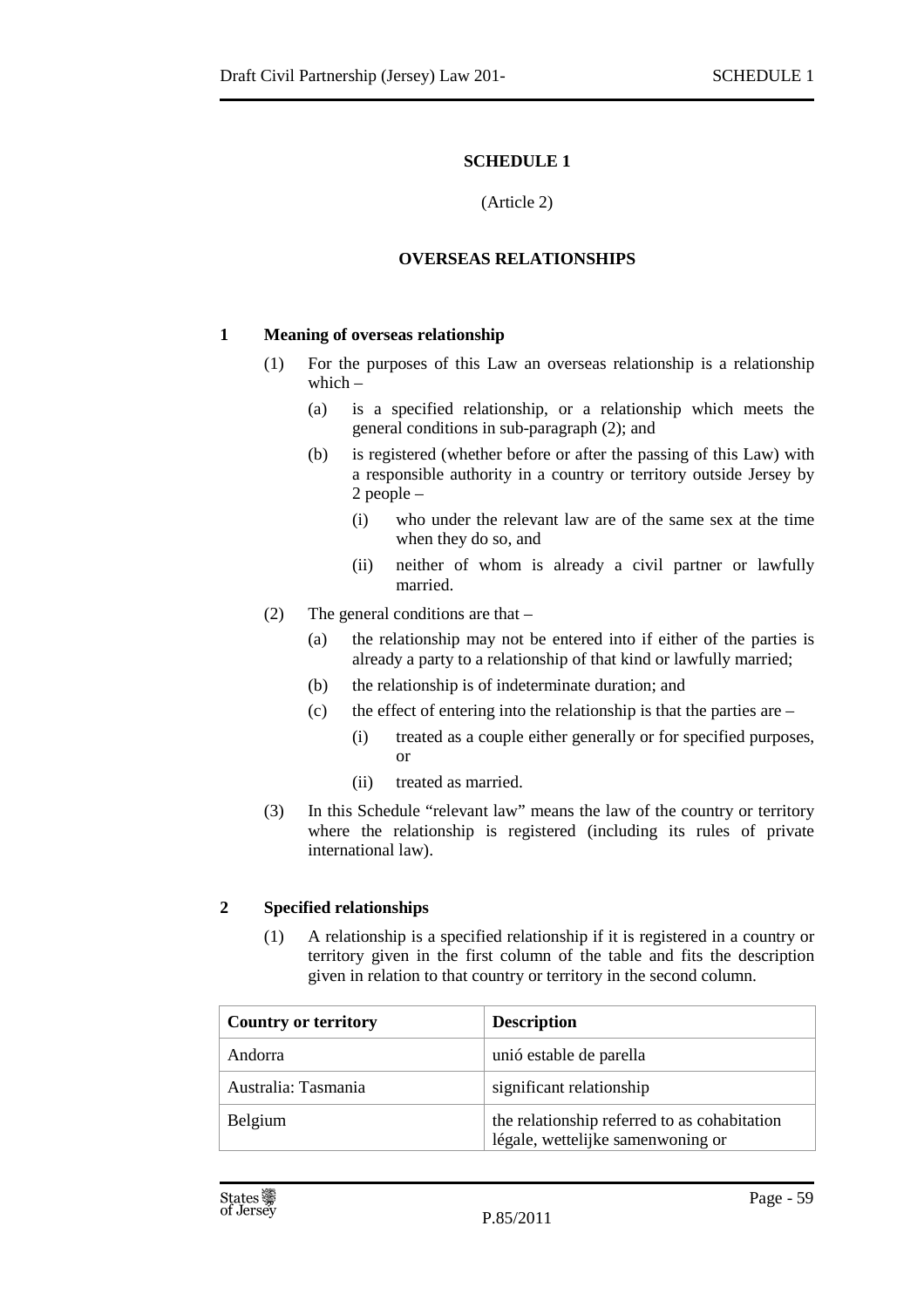## SCHEDULE 1

(Article 2)

## OVERSEAS RELATIONSHIPS

### 1 Meaning of overseas relationship

(1) For the purposes of this Law an overseas relationship is a relationship which –

- (a) is a specified relationship, or a relationship which meets the general conditions in sub-paragraph (2); and
- (b) is registered (whether before or after the passing of this Law) with a responsible authority in a country or territory outside Jersey by 2 people –
  - (i) who under the relevant law are of the same sex at the time when they do so, and
  - (ii) neither of whom is already a civil partner or lawfully married.

(2) The general conditions are that –

- (a) the relationship may not be entered into if either of the parties is already a party to a relationship of that kind or lawfully married;
- (b) the relationship is of indeterminate duration; and
- (c) the effect of entering into the relationship is that the parties are –
  - (i) treated as a couple either generally or for specified purposes, or
  - (ii) treated as married.

(3) In this Schedule "relevant law" means the law of the country or territory where the relationship is registered (including its rules of private international law).

### 2 Specified relationships

(1) A relationship is a specified relationship if it is registered in a country or territory given in the first column of the table and fits the description given in relation to that country or territory in the second column.

| Country or territory | Description |
|---|---|
| Andorra | unió estable de parella |
| Australia: Tasmania | significant relationship |
| Belgium | the relationship referred to as cohabitation légale, wettelijke samenwoning or |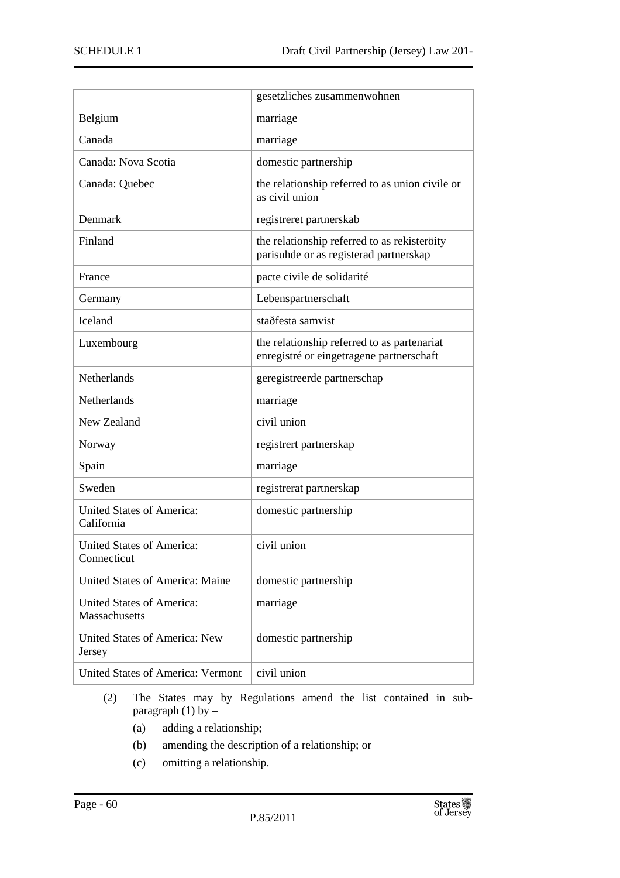| | |
|---|---|
| | gesetzliches zusammenwohnen |
| Belgium | marriage |
| Canada | marriage |
| Canada: Nova Scotia | domestic partnership |
| Canada: Quebec | the relationship referred to as union civile or as civil union |
| Denmark | registreret partnerskab |
| Finland | the relationship referred to as rekisteröity parisuhde or as registerad partnerskap |
| France | pacte civile de solidarité |
| Germany | Lebenspartnerschaft |
| Iceland | staðfesta samvist |
| Luxembourg | the relationship referred to as partenariat enregistré or eingetragene partnerschaft |
| Netherlands | geregistreerde partnerschap |
| Netherlands | marriage |
| New Zealand | civil union |
| Norway | registrert partnerskap |
| Spain | marriage |
| Sweden | registrerat partnerskap |
| United States of America: California | domestic partnership |
| United States of America: Connecticut | civil union |
| United States of America: Maine | domestic partnership |
| United States of America: Massachusetts | marriage |
| United States of America: New Jersey | domestic partnership |
| United States of America: Vermont | civil union |

(2) The States may by Regulations amend the list contained in sub-paragraph (1) by –

(a) adding a relationship;

(b) amending the description of a relationship; or

(c) omitting a relationship.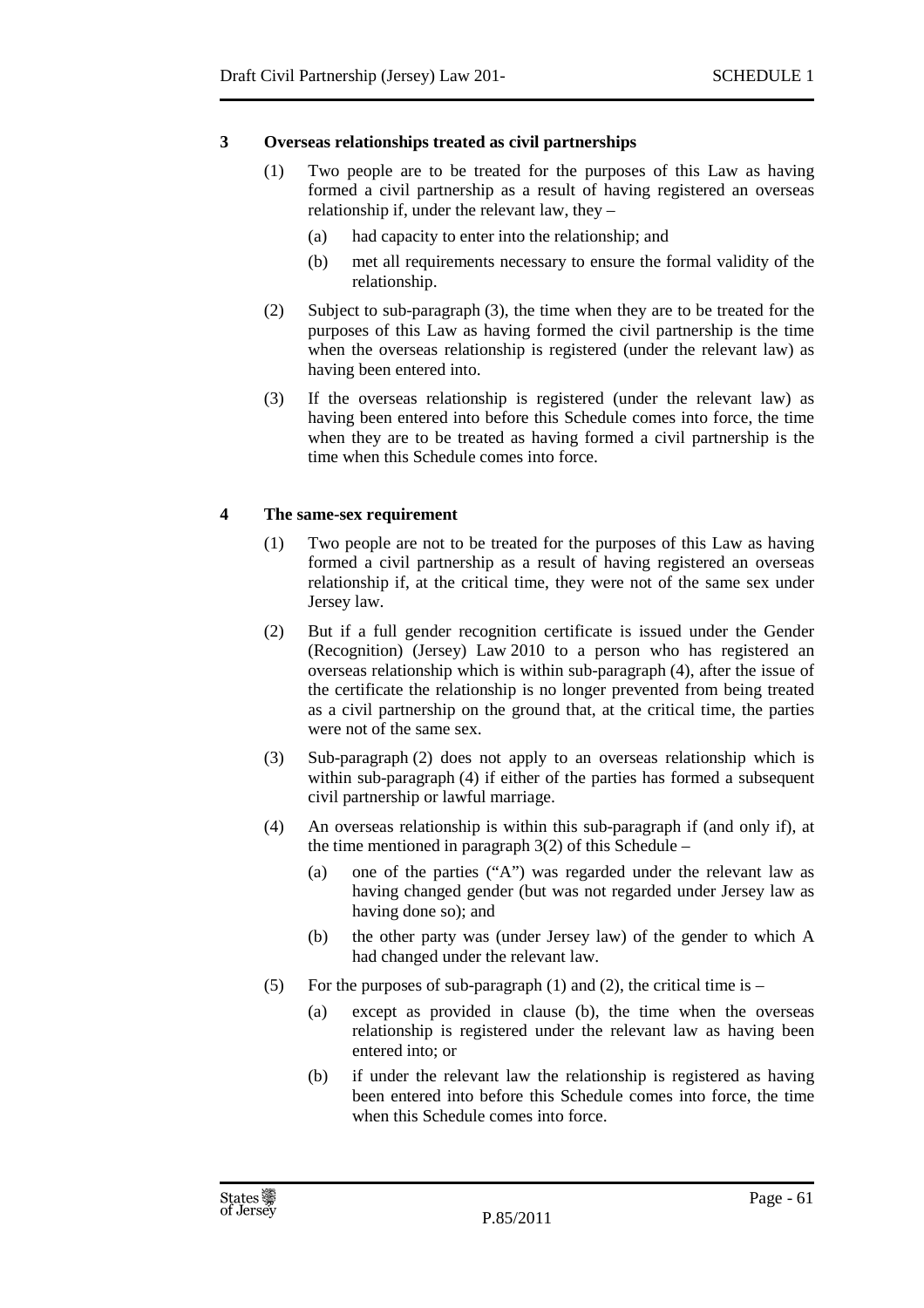### 3 Overseas relationships treated as civil partnerships

(1) Two people are to be treated for the purposes of this Law as having formed a civil partnership as a result of having registered an overseas relationship if, under the relevant law, they –

   (a) had capacity to enter into the relationship; and

   (b) met all requirements necessary to ensure the formal validity of the relationship.

(2) Subject to sub-paragraph (3), the time when they are to be treated for the purposes of this Law as having formed the civil partnership is the time when the overseas relationship is registered (under the relevant law) as having been entered into.

(3) If the overseas relationship is registered (under the relevant law) as having been entered into before this Schedule comes into force, the time when they are to be treated as having formed a civil partnership is the time when this Schedule comes into force.

### 4 The same-sex requirement

(1) Two people are not to be treated for the purposes of this Law as having formed a civil partnership as a result of having registered an overseas relationship if, at the critical time, they were not of the same sex under Jersey law.

(2) But if a full gender recognition certificate is issued under the Gender (Recognition) (Jersey) Law 2010 to a person who has registered an overseas relationship which is within sub-paragraph (4), after the issue of the certificate the relationship is no longer prevented from being treated as a civil partnership on the ground that, at the critical time, the parties were not of the same sex.

(3) Sub-paragraph (2) does not apply to an overseas relationship which is within sub-paragraph (4) if either of the parties has formed a subsequent civil partnership or lawful marriage.

(4) An overseas relationship is within this sub-paragraph if (and only if), at the time mentioned in paragraph 3(2) of this Schedule –

   (a) one of the parties ("A") was regarded under the relevant law as having changed gender (but was not regarded under Jersey law as having done so); and

   (b) the other party was (under Jersey law) of the gender to which A had changed under the relevant law.

(5) For the purposes of sub-paragraph (1) and (2), the critical time is –

   (a) except as provided in clause (b), the time when the overseas relationship is registered under the relevant law as having been entered into; or

   (b) if under the relevant law the relationship is registered as having been entered into before this Schedule comes into force, the time when this Schedule comes into force.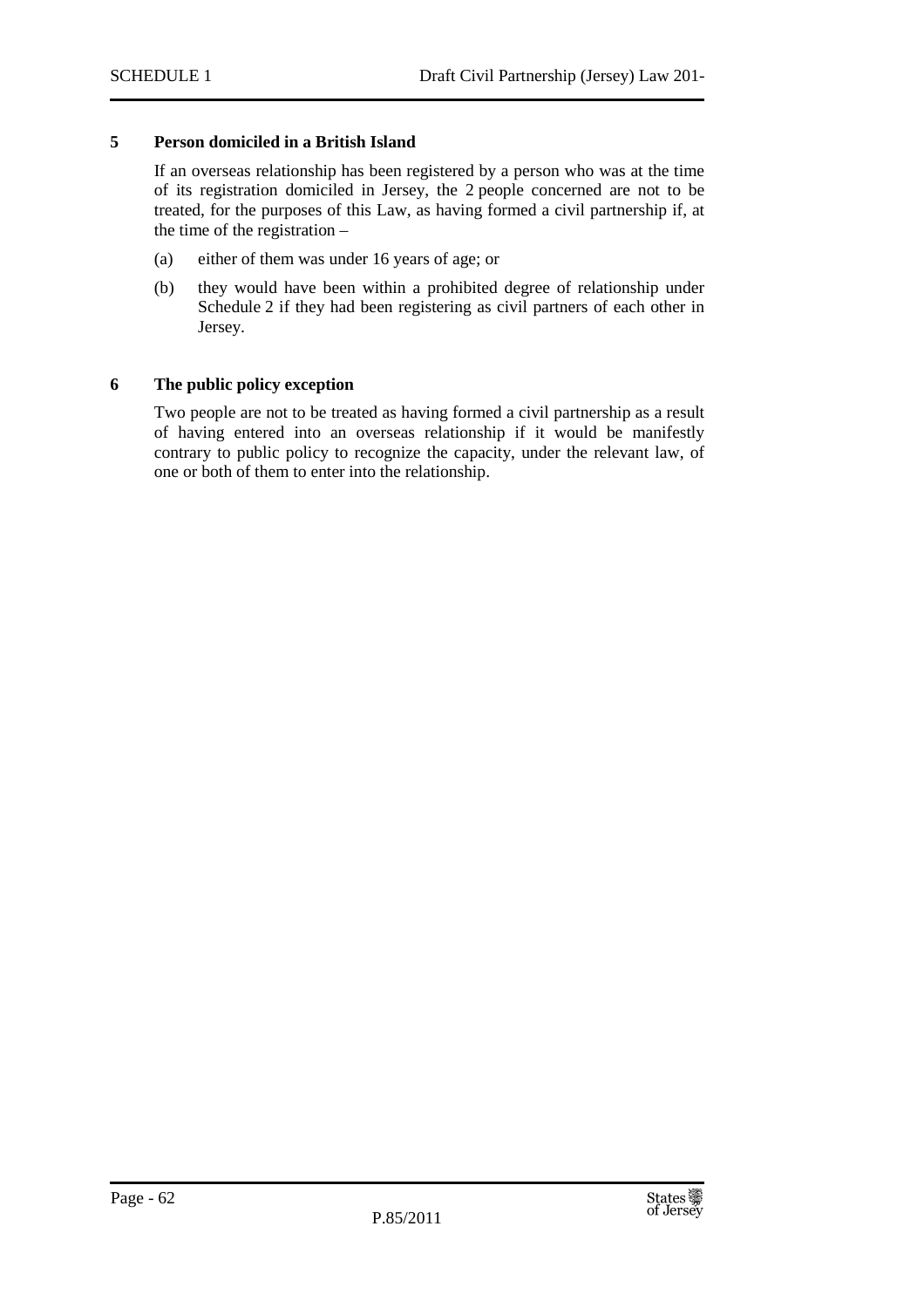### 5 Person domiciled in a British Island

If an overseas relationship has been registered by a person who was at the time of its registration domiciled in Jersey, the 2 people concerned are not to be treated, for the purposes of this Law, as having formed a civil partnership if, at the time of the registration –

(a) either of them was under 16 years of age; or

(b) they would have been within a prohibited degree of relationship under Schedule 2 if they had been registering as civil partners of each other in Jersey.

### 6 The public policy exception

Two people are not to be treated as having formed a civil partnership as a result of having entered into an overseas relationship if it would be manifestly contrary to public policy to recognize the capacity, under the relevant law, of one or both of them to enter into the relationship.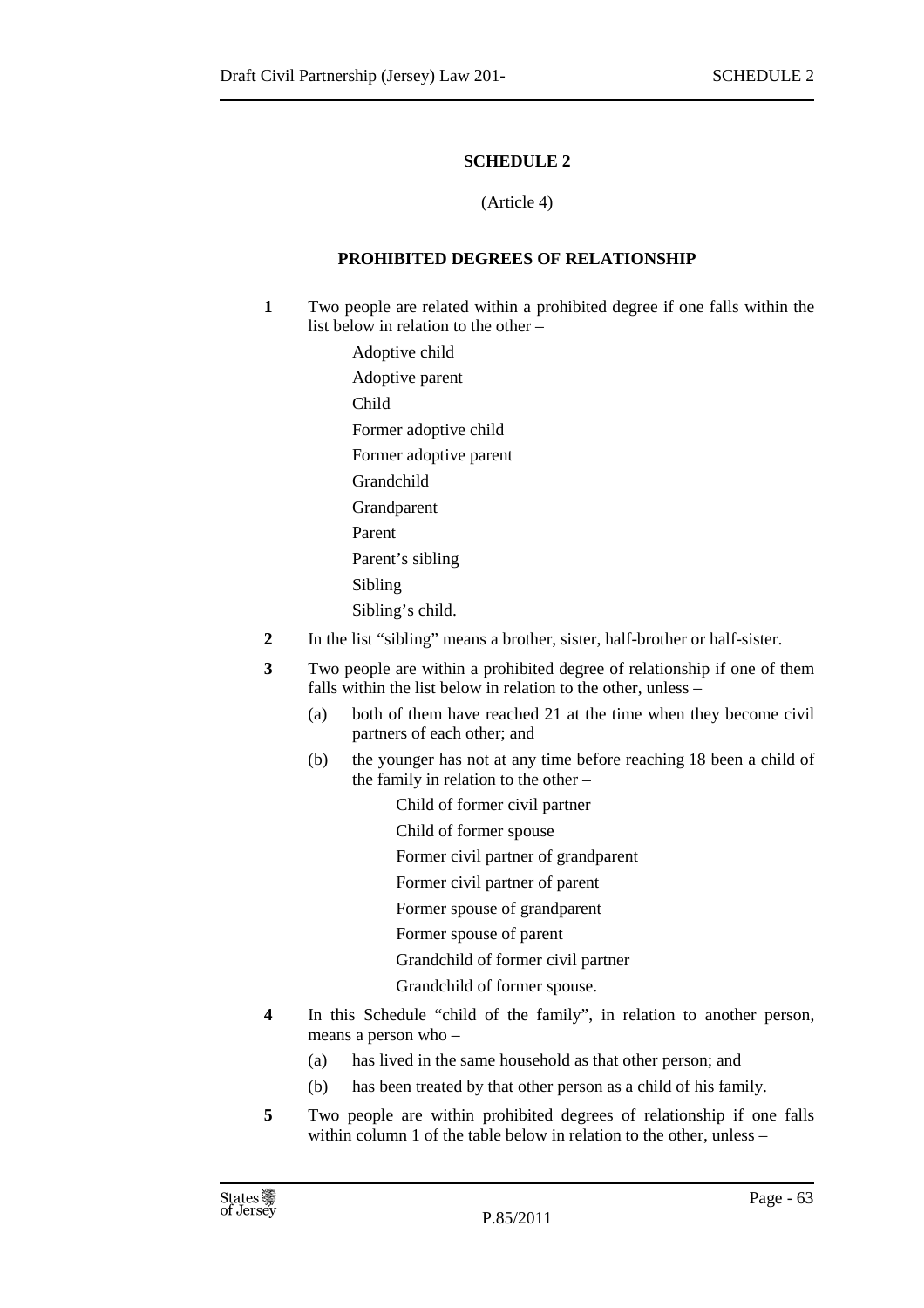## SCHEDULE 2

(Article 4)

### PROHIBITED DEGREES OF RELATIONSHIP

**1** Two people are related within a prohibited degree if one falls within the list below in relation to the other –

Adoptive child

Adoptive parent

Child

Former adoptive child

Former adoptive parent

Grandchild

Grandparent

Parent

Parent's sibling

Sibling

Sibling's child.

**2** In the list "sibling" means a brother, sister, half-brother or half-sister.

**3** Two people are within a prohibited degree of relationship if one of them falls within the list below in relation to the other, unless –

(a) both of them have reached 21 at the time when they become civil partners of each other; and

(b) the younger has not at any time before reaching 18 been a child of the family in relation to the other –

Child of former civil partner

Child of former spouse

Former civil partner of grandparent

Former civil partner of parent

Former spouse of grandparent

Former spouse of parent

Grandchild of former civil partner

Grandchild of former spouse.

**4** In this Schedule "child of the family", in relation to another person, means a person who –

(a) has lived in the same household as that other person; and

(b) has been treated by that other person as a child of his family.

**5** Two people are within prohibited degrees of relationship if one falls within column 1 of the table below in relation to the other, unless –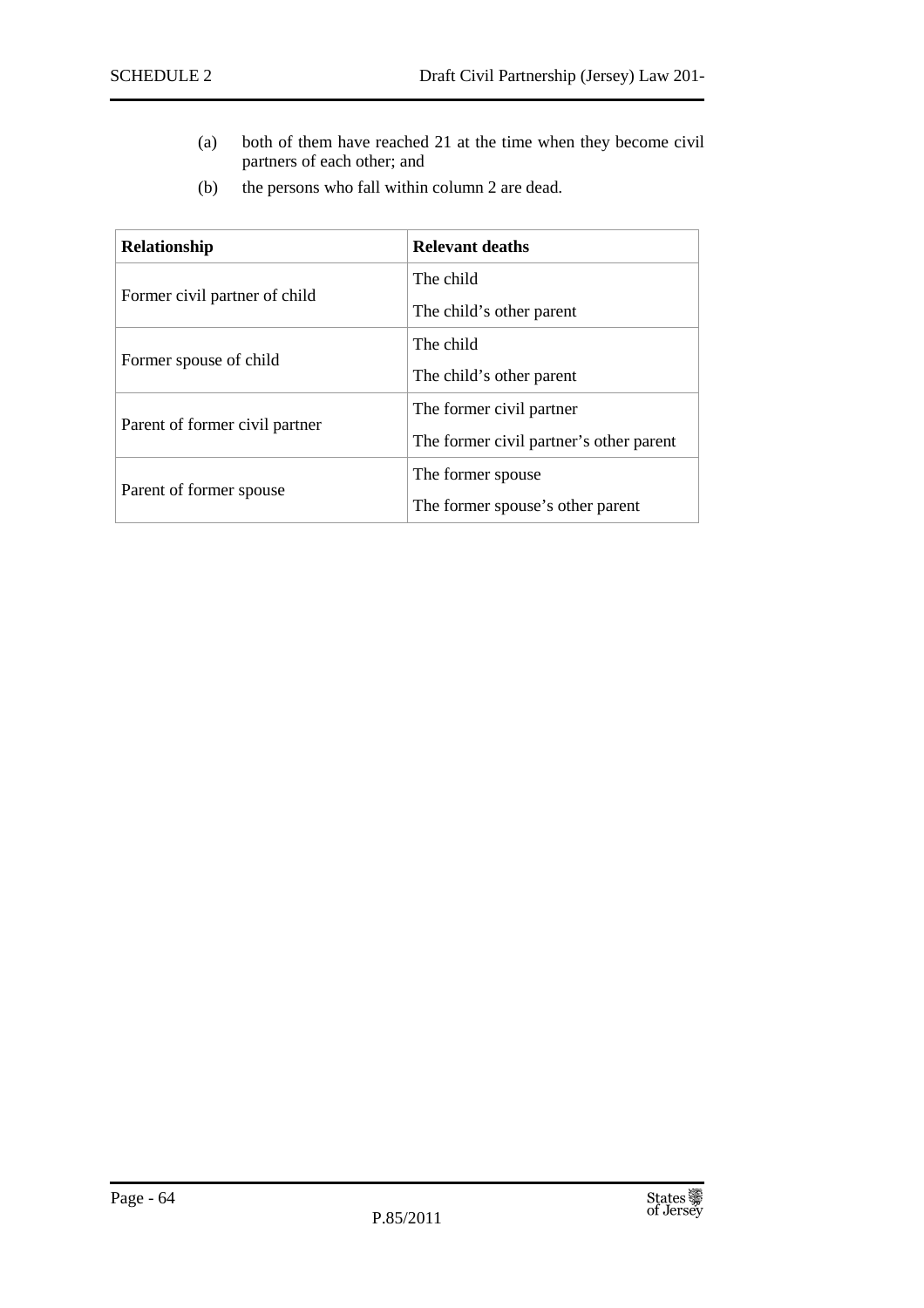(a) both of them have reached 21 at the time when they become civil partners of each other; and

(b) the persons who fall within column 2 are dead.

| Relationship | Relevant deaths |
|---|---|
| Former civil partner of child | The child<br>The child's other parent |
| Former spouse of child | The child<br>The child's other parent |
| Parent of former civil partner | The former civil partner<br>The former civil partner's other parent |
| Parent of former spouse | The former spouse<br>The former spouse's other parent |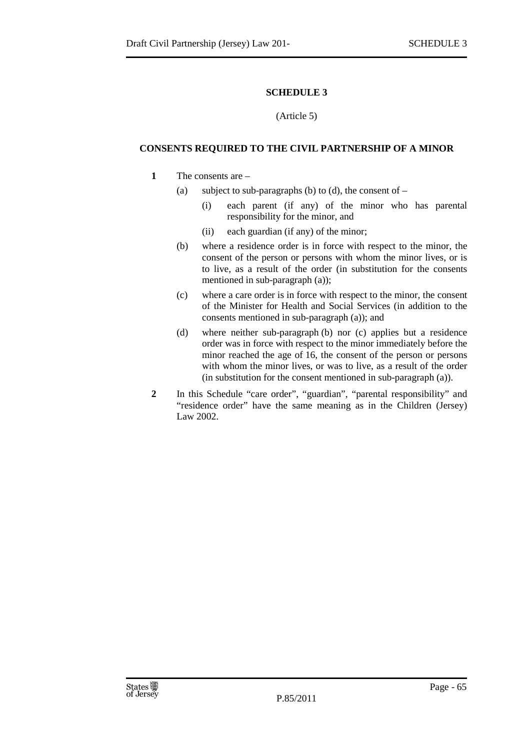## SCHEDULE 3

(Article 5)

### CONSENTS REQUIRED TO THE CIVIL PARTNERSHIP OF A MINOR

**1** The consents are –

(a) subject to sub-paragraphs (b) to (d), the consent of –

(i) each parent (if any) of the minor who has parental responsibility for the minor, and

(ii) each guardian (if any) of the minor;

(b) where a residence order is in force with respect to the minor, the consent of the person or persons with whom the minor lives, or is to live, as a result of the order (in substitution for the consents mentioned in sub-paragraph (a));

(c) where a care order is in force with respect to the minor, the consent of the Minister for Health and Social Services (in addition to the consents mentioned in sub-paragraph (a)); and

(d) where neither sub-paragraph (b) nor (c) applies but a residence order was in force with respect to the minor immediately before the minor reached the age of 16, the consent of the person or persons with whom the minor lives, or was to live, as a result of the order (in substitution for the consent mentioned in sub-paragraph (a)).

**2** In this Schedule "care order", "guardian", "parental responsibility" and "residence order" have the same meaning as in the Children (Jersey) Law 2002.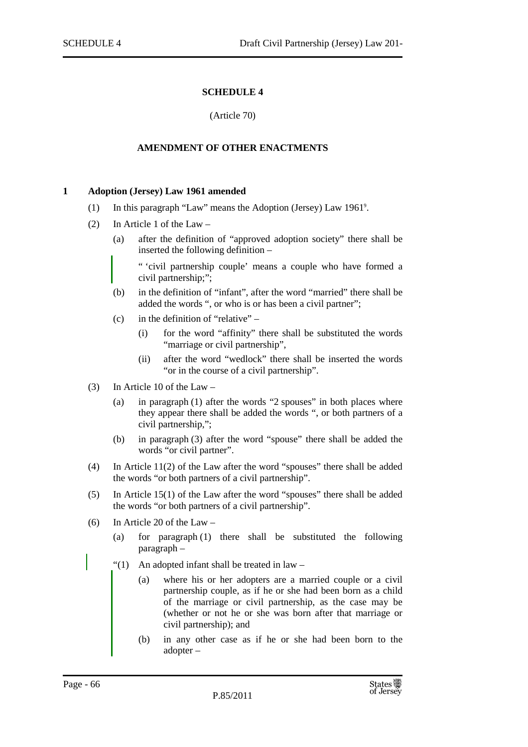## SCHEDULE 4

(Article 70)

### AMENDMENT OF OTHER ENACTMENTS

**1 Adoption (Jersey) Law 1961 amended**

(1) In this paragraph "Law" means the Adoption (Jersey) Law 1961[9].

(2) In Article 1 of the Law –

(a) after the definition of "approved adoption society" there shall be inserted the following definition –

" 'civil partnership couple' means a couple who have formed a civil partnership;";

(b) in the definition of "infant", after the word "married" there shall be added the words ", or who is or has been a civil partner";

(c) in the definition of "relative" –

(i) for the word "affinity" there shall be substituted the words "marriage or civil partnership",

(ii) after the word "wedlock" there shall be inserted the words "or in the course of a civil partnership".

(3) In Article 10 of the Law –

(a) in paragraph (1) after the words "2 spouses" in both places where they appear there shall be added the words ", or both partners of a civil partnership,";

(b) in paragraph (3) after the word "spouse" there shall be added the words "or civil partner".

(4) In Article 11(2) of the Law after the word "spouses" there shall be added the words "or both partners of a civil partnership".

(5) In Article 15(1) of the Law after the word "spouses" there shall be added the words "or both partners of a civil partnership".

(6) In Article 20 of the Law –

(a) for paragraph (1) there shall be substituted the following paragraph –

"(1) An adopted infant shall be treated in law –

(a) where his or her adopters are a married couple or a civil partnership couple, as if he or she had been born as a child of the marriage or civil partnership, as the case may be (whether or not he or she was born after that marriage or civil partnership); and

(b) in any other case as if he or she had been born to the adopter –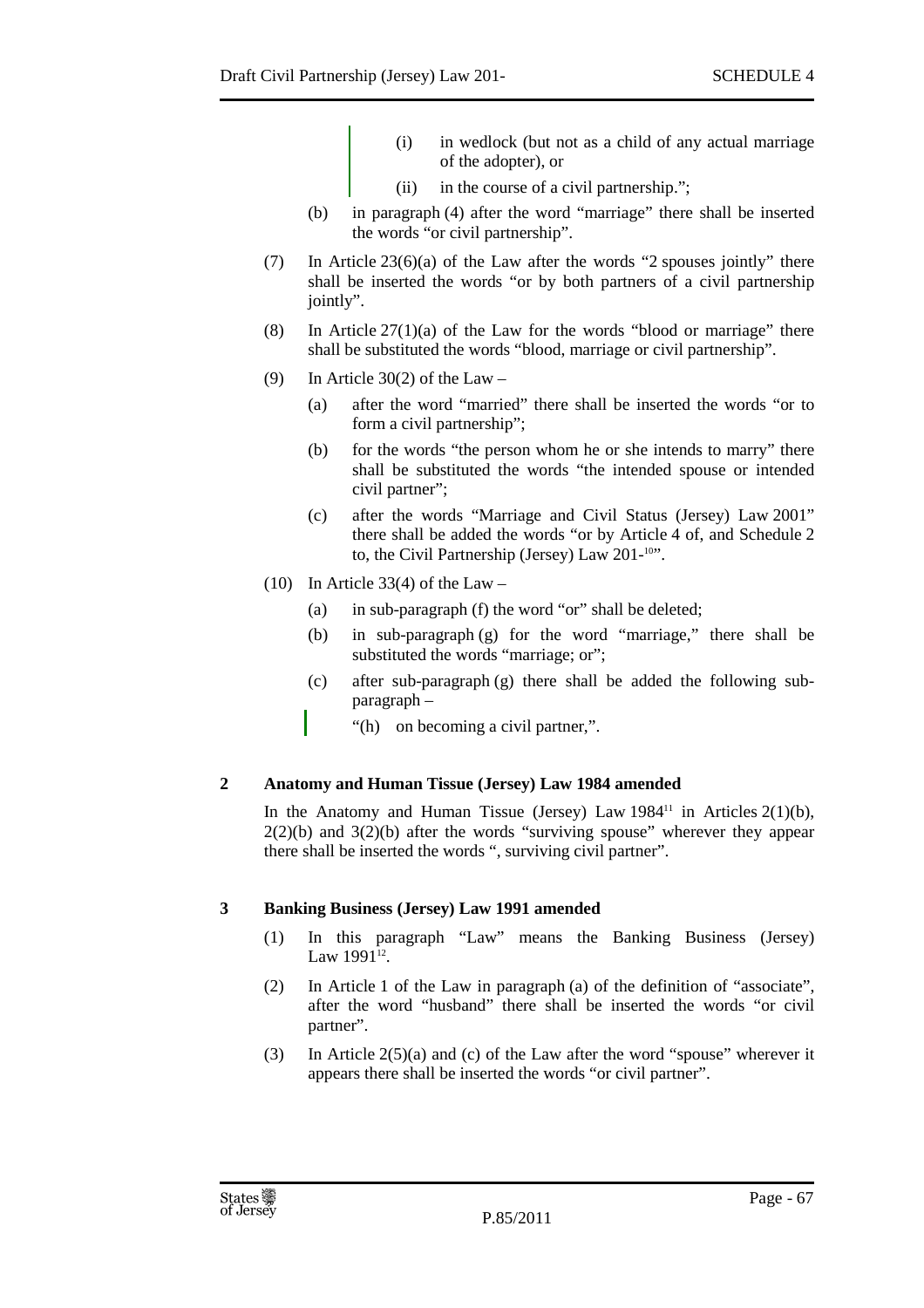(i) in wedlock (but not as a child of any actual marriage of the adopter), or

(ii) in the course of a civil partnership.";

(b) in paragraph (4) after the word "marriage" there shall be inserted the words "or civil partnership".

(7) In Article 23(6)(a) of the Law after the words "2 spouses jointly" there shall be inserted the words "or by both partners of a civil partnership jointly".

(8) In Article 27(1)(a) of the Law for the words "blood or marriage" there shall be substituted the words "blood, marriage or civil partnership".

(9) In Article 30(2) of the Law –

(a) after the word "married" there shall be inserted the words "or to form a civil partnership";

(b) for the words "the person whom he or she intends to marry" there shall be substituted the words "the intended spouse or intended civil partner";

(c) after the words "Marriage and Civil Status (Jersey) Law 2001" there shall be added the words "or by Article 4 of, and Schedule 2 to, the Civil Partnership (Jersey) Law 201-[10]".

(10) In Article 33(4) of the Law –

(a) in sub-paragraph (f) the word "or" shall be deleted;

(b) in sub-paragraph (g) for the word "marriage," there shall be substituted the words "marriage; or";

(c) after sub-paragraph (g) there shall be added the following sub-paragraph –

"(h) on becoming a civil partner,".

## 2 Anatomy and Human Tissue (Jersey) Law 1984 amended

In the Anatomy and Human Tissue (Jersey) Law 1984[11] in Articles 2(1)(b), 2(2)(b) and 3(2)(b) after the words "surviving spouse" wherever they appear there shall be inserted the words ", surviving civil partner".

## 3 Banking Business (Jersey) Law 1991 amended

(1) In this paragraph "Law" means the Banking Business (Jersey) Law 1991[12].

(2) In Article 1 of the Law in paragraph (a) of the definition of "associate", after the word "husband" there shall be inserted the words "or civil partner".

(3) In Article 2(5)(a) and (c) of the Law after the word "spouse" wherever it appears there shall be inserted the words "or civil partner".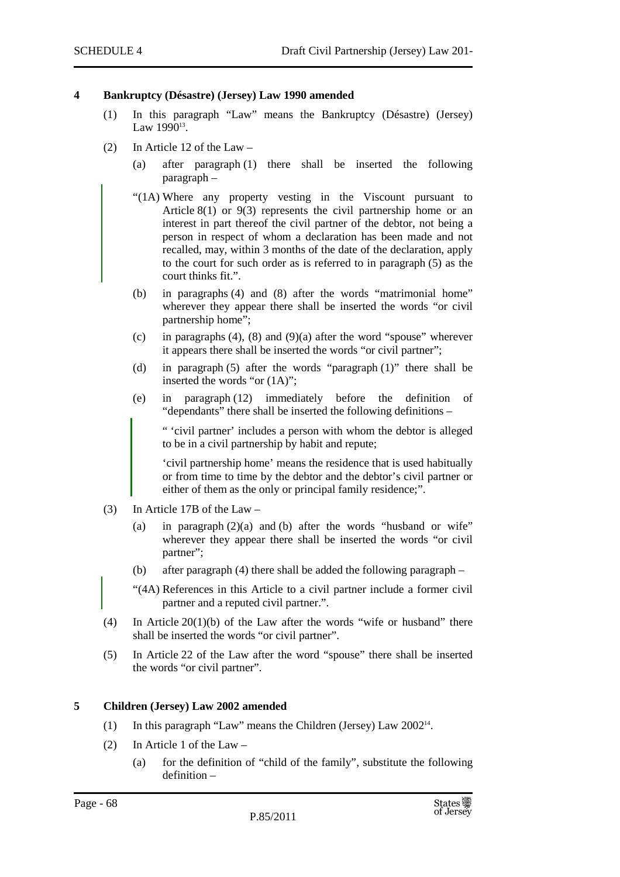**4 Bankruptcy (Désastre) (Jersey) Law 1990 amended**

(1) In this paragraph "Law" means the Bankruptcy (Désastre) (Jersey) Law 1990[13].

(2) In Article 12 of the Law –

(a) after paragraph (1) there shall be inserted the following paragraph –

"(1A) Where any property vesting in the Viscount pursuant to Article 8(1) or 9(3) represents the civil partnership home or an interest in part thereof the civil partner of the debtor, not being a person in respect of whom a declaration has been made and not recalled, may, within 3 months of the date of the declaration, apply to the court for such order as is referred to in paragraph (5) as the court thinks fit.".

(b) in paragraphs (4) and (8) after the words "matrimonial home" wherever they appear there shall be inserted the words "or civil partnership home";

(c) in paragraphs (4), (8) and (9)(a) after the word "spouse" wherever it appears there shall be inserted the words "or civil partner";

(d) in paragraph (5) after the words "paragraph (1)" there shall be inserted the words "or (1A)";

(e) in paragraph (12) immediately before the definition of "dependants" there shall be inserted the following definitions –

" 'civil partner' includes a person with whom the debtor is alleged to be in a civil partnership by habit and repute;

'civil partnership home' means the residence that is used habitually or from time to time by the debtor and the debtor's civil partner or either of them as the only or principal family residence;".

(3) In Article 17B of the Law –

(a) in paragraph (2)(a) and (b) after the words "husband or wife" wherever they appear there shall be inserted the words "or civil partner";

(b) after paragraph (4) there shall be added the following paragraph –

"(4A) References in this Article to a civil partner include a former civil partner and a reputed civil partner.".

(4) In Article 20(1)(b) of the Law after the words "wife or husband" there shall be inserted the words "or civil partner".

(5) In Article 22 of the Law after the word "spouse" there shall be inserted the words "or civil partner".

**5 Children (Jersey) Law 2002 amended**

(1) In this paragraph "Law" means the Children (Jersey) Law 2002[14].

(2) In Article 1 of the Law –

(a) for the definition of "child of the family", substitute the following definition –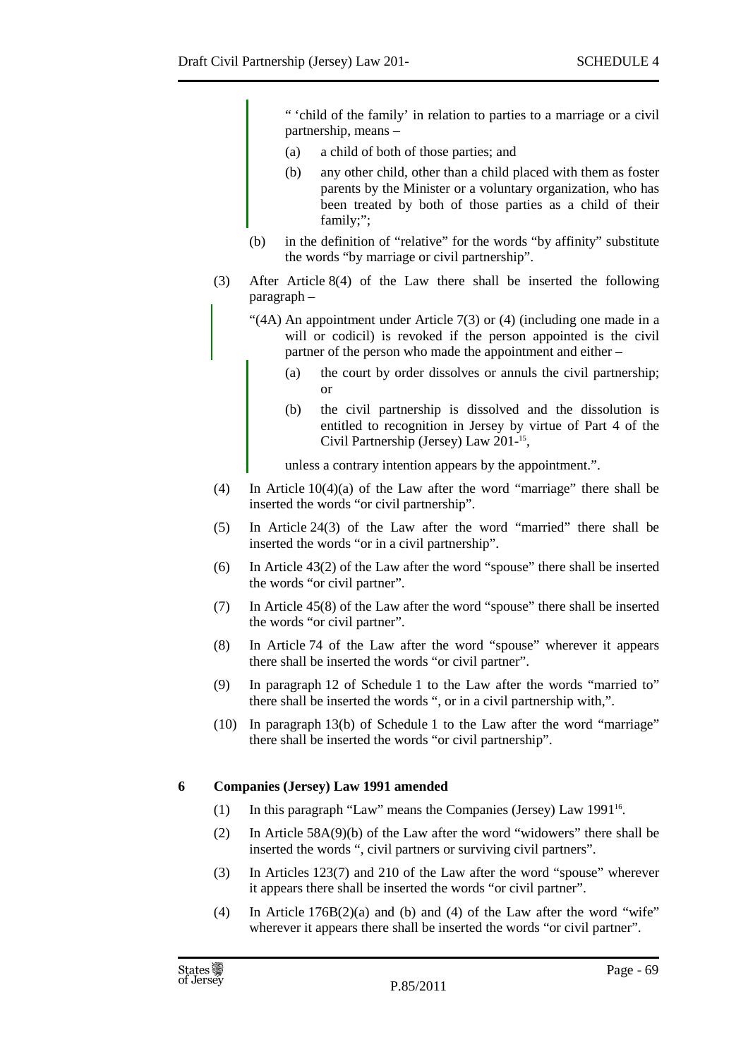" 'child of the family' in relation to parties to a marriage or a civil partnership, means –

(a) a child of both of those parties; and

(b) any other child, other than a child placed with them as foster parents by the Minister or a voluntary organization, who has been treated by both of those parties as a child of their family;";

(b) in the definition of "relative" for the words "by affinity" substitute the words "by marriage or civil partnership".

(3) After Article 8(4) of the Law there shall be inserted the following paragraph –

"(4A) An appointment under Article 7(3) or (4) (including one made in a will or codicil) is revoked if the person appointed is the civil partner of the person who made the appointment and either –

(a) the court by order dissolves or annuls the civil partnership; or

(b) the civil partnership is dissolved and the dissolution is entitled to recognition in Jersey by virtue of Part 4 of the Civil Partnership (Jersey) Law 201-[15],

unless a contrary intention appears by the appointment.".

(4) In Article 10(4)(a) of the Law after the word "marriage" there shall be inserted the words "or civil partnership".

(5) In Article 24(3) of the Law after the word "married" there shall be inserted the words "or in a civil partnership".

(6) In Article 43(2) of the Law after the word "spouse" there shall be inserted the words "or civil partner".

(7) In Article 45(8) of the Law after the word "spouse" there shall be inserted the words "or civil partner".

(8) In Article 74 of the Law after the word "spouse" wherever it appears there shall be inserted the words "or civil partner".

(9) In paragraph 12 of Schedule 1 to the Law after the words "married to" there shall be inserted the words ", or in a civil partnership with,".

(10) In paragraph 13(b) of Schedule 1 to the Law after the word "marriage" there shall be inserted the words "or civil partnership".

### 6 Companies (Jersey) Law 1991 amended

(1) In this paragraph "Law" means the Companies (Jersey) Law 1991[16].

(2) In Article 58A(9)(b) of the Law after the word "widowers" there shall be inserted the words ", civil partners or surviving civil partners".

(3) In Articles 123(7) and 210 of the Law after the word "spouse" wherever it appears there shall be inserted the words "or civil partner".

(4) In Article 176B(2)(a) and (b) and (4) of the Law after the word "wife" wherever it appears there shall be inserted the words "or civil partner".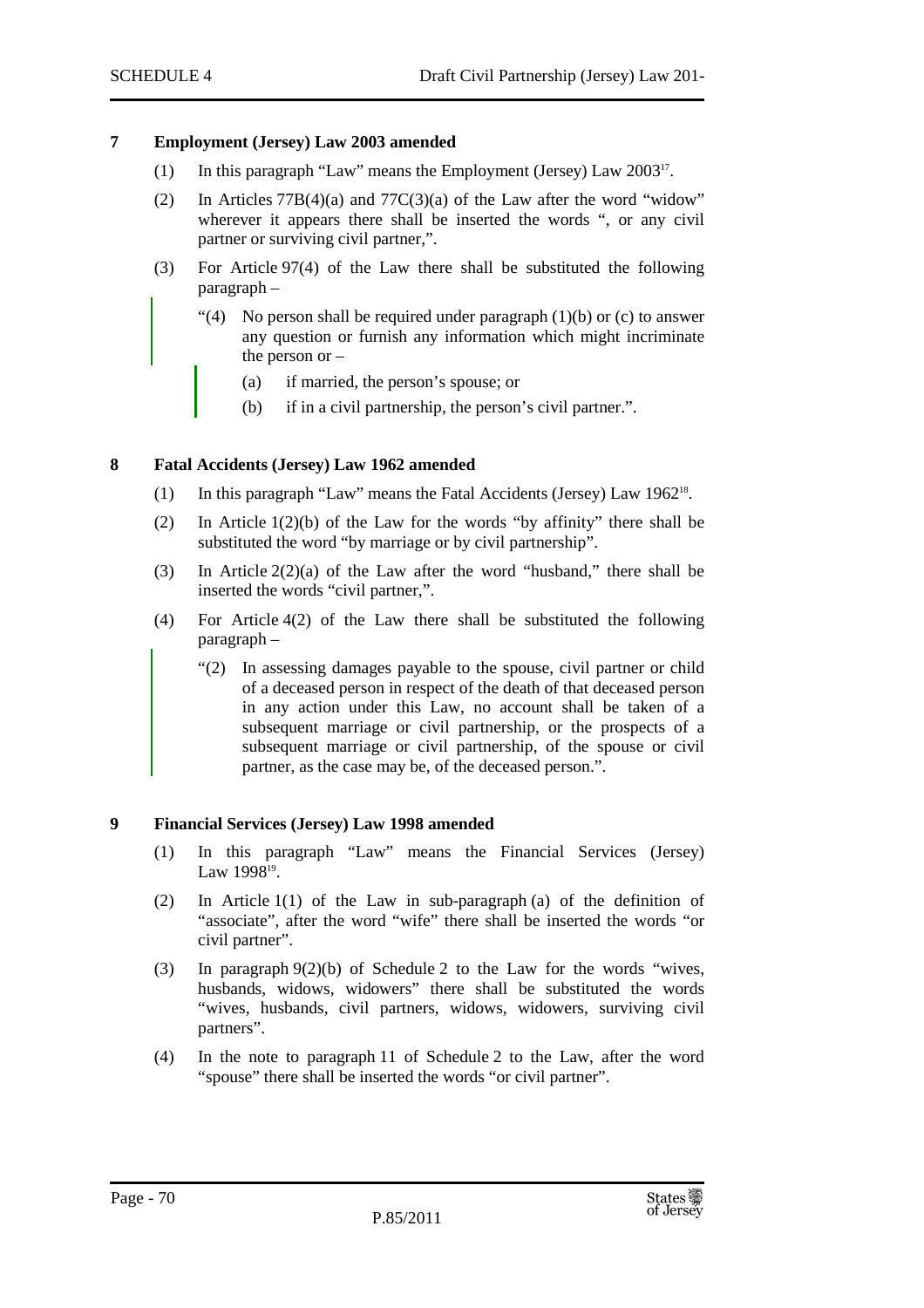**7 Employment (Jersey) Law 2003 amended**

(1) In this paragraph "Law" means the Employment (Jersey) Law 2003[17].

(2) In Articles 77B(4)(a) and 77C(3)(a) of the Law after the word "widow" wherever it appears there shall be inserted the words ", or any civil partner or surviving civil partner,".

(3) For Article 97(4) of the Law there shall be substituted the following paragraph –

> "(4) No person shall be required under paragraph (1)(b) or (c) to answer any question or furnish any information which might incriminate the person or –
>
> (a) if married, the person's spouse; or
>
> (b) if in a civil partnership, the person's civil partner.".

**8 Fatal Accidents (Jersey) Law 1962 amended**

(1) In this paragraph "Law" means the Fatal Accidents (Jersey) Law 1962[18].

(2) In Article 1(2)(b) of the Law for the words "by affinity" there shall be substituted the word "by marriage or by civil partnership".

(3) In Article 2(2)(a) of the Law after the word "husband," there shall be inserted the words "civil partner,".

(4) For Article 4(2) of the Law there shall be substituted the following paragraph –

> "(2) In assessing damages payable to the spouse, civil partner or child of a deceased person in respect of the death of that deceased person in any action under this Law, no account shall be taken of a subsequent marriage or civil partnership, or the prospects of a subsequent marriage or civil partnership, of the spouse or civil partner, as the case may be, of the deceased person.".

**9 Financial Services (Jersey) Law 1998 amended**

(1) In this paragraph "Law" means the Financial Services (Jersey) Law 1998[19].

(2) In Article 1(1) of the Law in sub-paragraph (a) of the definition of "associate", after the word "wife" there shall be inserted the words "or civil partner".

(3) In paragraph 9(2)(b) of Schedule 2 to the Law for the words "wives, husbands, widows, widowers" there shall be substituted the words "wives, husbands, civil partners, widows, widowers, surviving civil partners".

(4) In the note to paragraph 11 of Schedule 2 to the Law, after the word "spouse" there shall be inserted the words "or civil partner".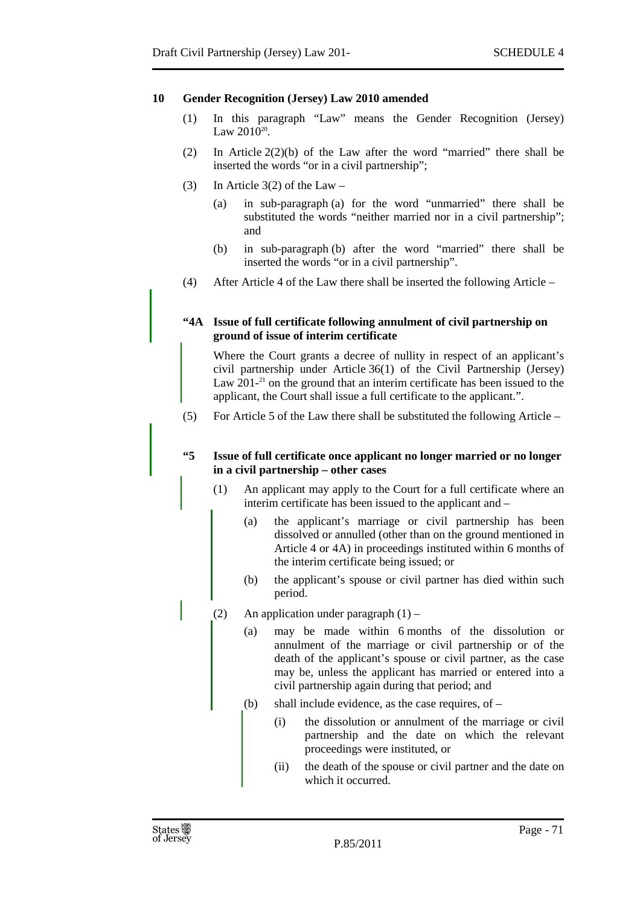**10 Gender Recognition (Jersey) Law 2010 amended**

(1) In this paragraph "Law" means the Gender Recognition (Jersey) Law 2010[20].

(2) In Article 2(2)(b) of the Law after the word "married" there shall be inserted the words "or in a civil partnership";

(3) In Article 3(2) of the Law –

(a) in sub-paragraph (a) for the word "unmarried" there shall be substituted the words "neither married nor in a civil partnership"; and

(b) in sub-paragraph (b) after the word "married" there shall be inserted the words "or in a civil partnership".

(4) After Article 4 of the Law there shall be inserted the following Article –

**"4A Issue of full certificate following annulment of civil partnership on ground of issue of interim certificate**

Where the Court grants a decree of nullity in respect of an applicant's civil partnership under Article 36(1) of the Civil Partnership (Jersey) Law 201-[21] on the ground that an interim certificate has been issued to the applicant, the Court shall issue a full certificate to the applicant.".

(5) For Article 5 of the Law there shall be substituted the following Article –

**"5 Issue of full certificate once applicant no longer married or no longer in a civil partnership – other cases**

(1) An applicant may apply to the Court for a full certificate where an interim certificate has been issued to the applicant and –

(a) the applicant's marriage or civil partnership has been dissolved or annulled (other than on the ground mentioned in Article 4 or 4A) in proceedings instituted within 6 months of the interim certificate being issued; or

(b) the applicant's spouse or civil partner has died within such period.

(2) An application under paragraph (1) –

(a) may be made within 6 months of the dissolution or annulment of the marriage or civil partnership or of the death of the applicant's spouse or civil partner, as the case may be, unless the applicant has married or entered into a civil partnership again during that period; and

(b) shall include evidence, as the case requires, of –

(i) the dissolution or annulment of the marriage or civil partnership and the date on which the relevant proceedings were instituted, or

(ii) the death of the spouse or civil partner and the date on which it occurred.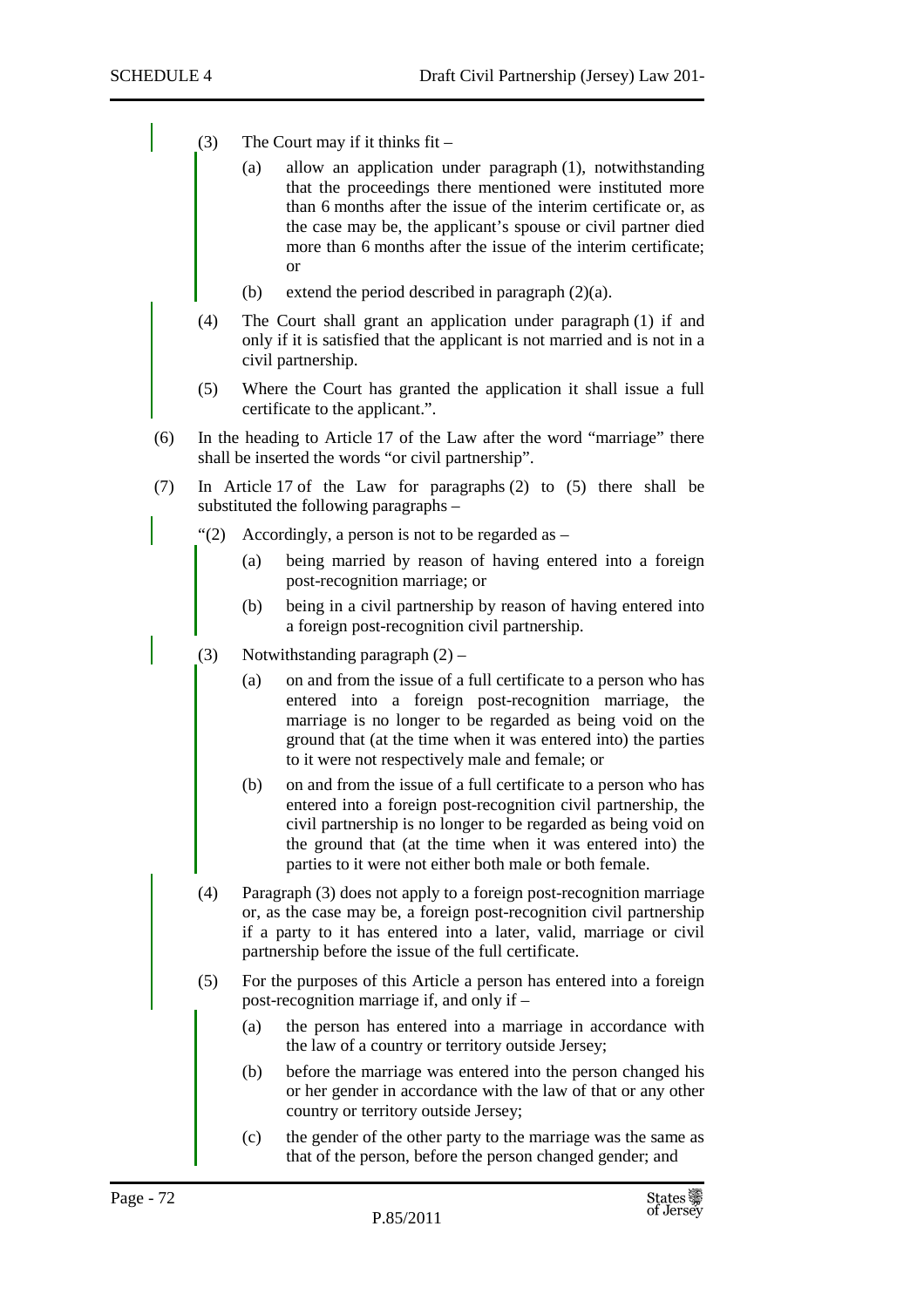(3) The Court may if it thinks fit –

(a) allow an application under paragraph (1), notwithstanding that the proceedings there mentioned were instituted more than 6 months after the issue of the interim certificate or, as the case may be, the applicant's spouse or civil partner died more than 6 months after the issue of the interim certificate; or

(b) extend the period described in paragraph (2)(a).

(4) The Court shall grant an application under paragraph (1) if and only if it is satisfied that the applicant is not married and is not in a civil partnership.

(5) Where the Court has granted the application it shall issue a full certificate to the applicant.".

(6) In the heading to Article 17 of the Law after the word "marriage" there shall be inserted the words "or civil partnership".

(7) In Article 17 of the Law for paragraphs (2) to (5) there shall be substituted the following paragraphs –

"(2) Accordingly, a person is not to be regarded as –

(a) being married by reason of having entered into a foreign post-recognition marriage; or

(b) being in a civil partnership by reason of having entered into a foreign post-recognition civil partnership.

(3) Notwithstanding paragraph (2) –

(a) on and from the issue of a full certificate to a person who has entered into a foreign post-recognition marriage, the marriage is no longer to be regarded as being void on the ground that (at the time when it was entered into) the parties to it were not respectively male and female; or

(b) on and from the issue of a full certificate to a person who has entered into a foreign post-recognition civil partnership, the civil partnership is no longer to be regarded as being void on the ground that (at the time when it was entered into) the parties to it were not either both male or both female.

(4) Paragraph (3) does not apply to a foreign post-recognition marriage or, as the case may be, a foreign post-recognition civil partnership if a party to it has entered into a later, valid, marriage or civil partnership before the issue of the full certificate.

(5) For the purposes of this Article a person has entered into a foreign post-recognition marriage if, and only if –

(a) the person has entered into a marriage in accordance with the law of a country or territory outside Jersey;

(b) before the marriage was entered into the person changed his or her gender in accordance with the law of that or any other country or territory outside Jersey;

(c) the gender of the other party to the marriage was the same as that of the person, before the person changed gender; and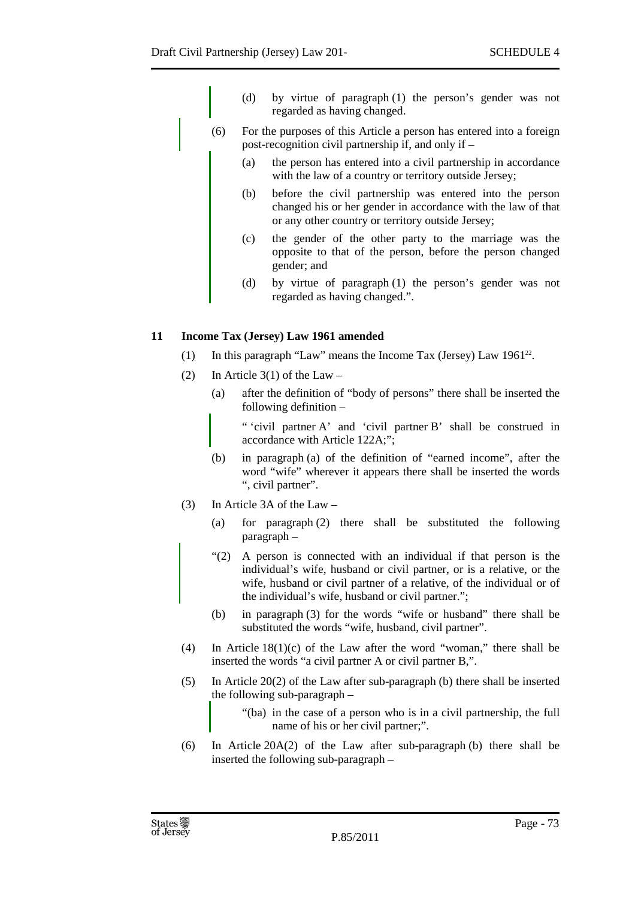(d) by virtue of paragraph (1) the person's gender was not regarded as having changed.

(6) For the purposes of this Article a person has entered into a foreign post-recognition civil partnership if, and only if –

(a) the person has entered into a civil partnership in accordance with the law of a country or territory outside Jersey;

(b) before the civil partnership was entered into the person changed his or her gender in accordance with the law of that or any other country or territory outside Jersey;

(c) the gender of the other party to the marriage was the opposite to that of the person, before the person changed gender; and

(d) by virtue of paragraph (1) the person's gender was not regarded as having changed.".

**11 Income Tax (Jersey) Law 1961 amended**

(1) In this paragraph "Law" means the Income Tax (Jersey) Law 1961[22].

(2) In Article 3(1) of the Law –

(a) after the definition of "body of persons" there shall be inserted the following definition –

" 'civil partner A' and 'civil partner B' shall be construed in accordance with Article 122A;";

(b) in paragraph (a) of the definition of "earned income", after the word "wife" wherever it appears there shall be inserted the words ", civil partner".

(3) In Article 3A of the Law –

(a) for paragraph (2) there shall be substituted the following paragraph –

"(2) A person is connected with an individual if that person is the individual's wife, husband or civil partner, or is a relative, or the wife, husband or civil partner of a relative, of the individual or of the individual's wife, husband or civil partner.";

(b) in paragraph (3) for the words "wife or husband" there shall be substituted the words "wife, husband, civil partner".

(4) In Article 18(1)(c) of the Law after the word "woman," there shall be inserted the words "a civil partner A or civil partner B,".

(5) In Article 20(2) of the Law after sub-paragraph (b) there shall be inserted the following sub-paragraph –

"(ba) in the case of a person who is in a civil partnership, the full name of his or her civil partner;".

(6) In Article 20A(2) of the Law after sub-paragraph (b) there shall be inserted the following sub-paragraph –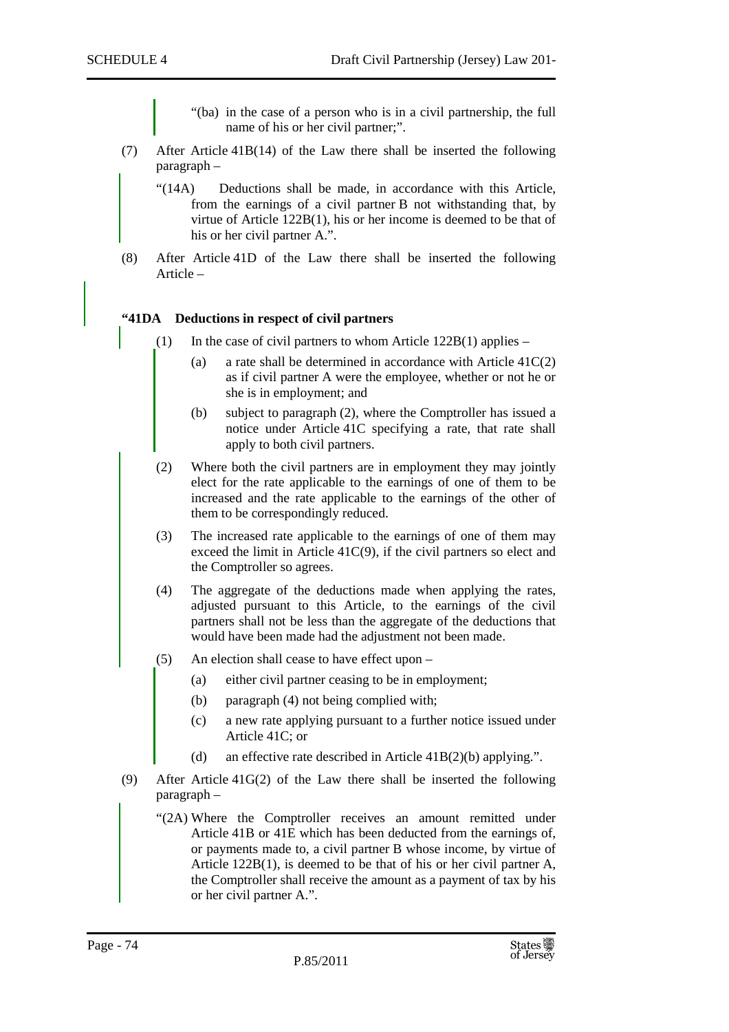"(ba) in the case of a person who is in a civil partnership, the full name of his or her civil partner;".

(7) After Article 41B(14) of the Law there shall be inserted the following paragraph –

"(14A) Deductions shall be made, in accordance with this Article, from the earnings of a civil partner B not withstanding that, by virtue of Article 122B(1), his or her income is deemed to be that of his or her civil partner A.".

(8) After Article 41D of the Law there shall be inserted the following Article –

**"41DA Deductions in respect of civil partners**

(1) In the case of civil partners to whom Article 122B(1) applies –

(a) a rate shall be determined in accordance with Article 41C(2) as if civil partner A were the employee, whether or not he or she is in employment; and

(b) subject to paragraph (2), where the Comptroller has issued a notice under Article 41C specifying a rate, that rate shall apply to both civil partners.

(2) Where both the civil partners are in employment they may jointly elect for the rate applicable to the earnings of one of them to be increased and the rate applicable to the earnings of the other of them to be correspondingly reduced.

(3) The increased rate applicable to the earnings of one of them may exceed the limit in Article 41C(9), if the civil partners so elect and the Comptroller so agrees.

(4) The aggregate of the deductions made when applying the rates, adjusted pursuant to this Article, to the earnings of the civil partners shall not be less than the aggregate of the deductions that would have been made had the adjustment not been made.

(5) An election shall cease to have effect upon –

(a) either civil partner ceasing to be in employment;

(b) paragraph (4) not being complied with;

(c) a new rate applying pursuant to a further notice issued under Article 41C; or

(d) an effective rate described in Article 41B(2)(b) applying.".

(9) After Article 41G(2) of the Law there shall be inserted the following paragraph –

"(2A) Where the Comptroller receives an amount remitted under Article 41B or 41E which has been deducted from the earnings of, or payments made to, a civil partner B whose income, by virtue of Article 122B(1), is deemed to be that of his or her civil partner A, the Comptroller shall receive the amount as a payment of tax by his or her civil partner A.".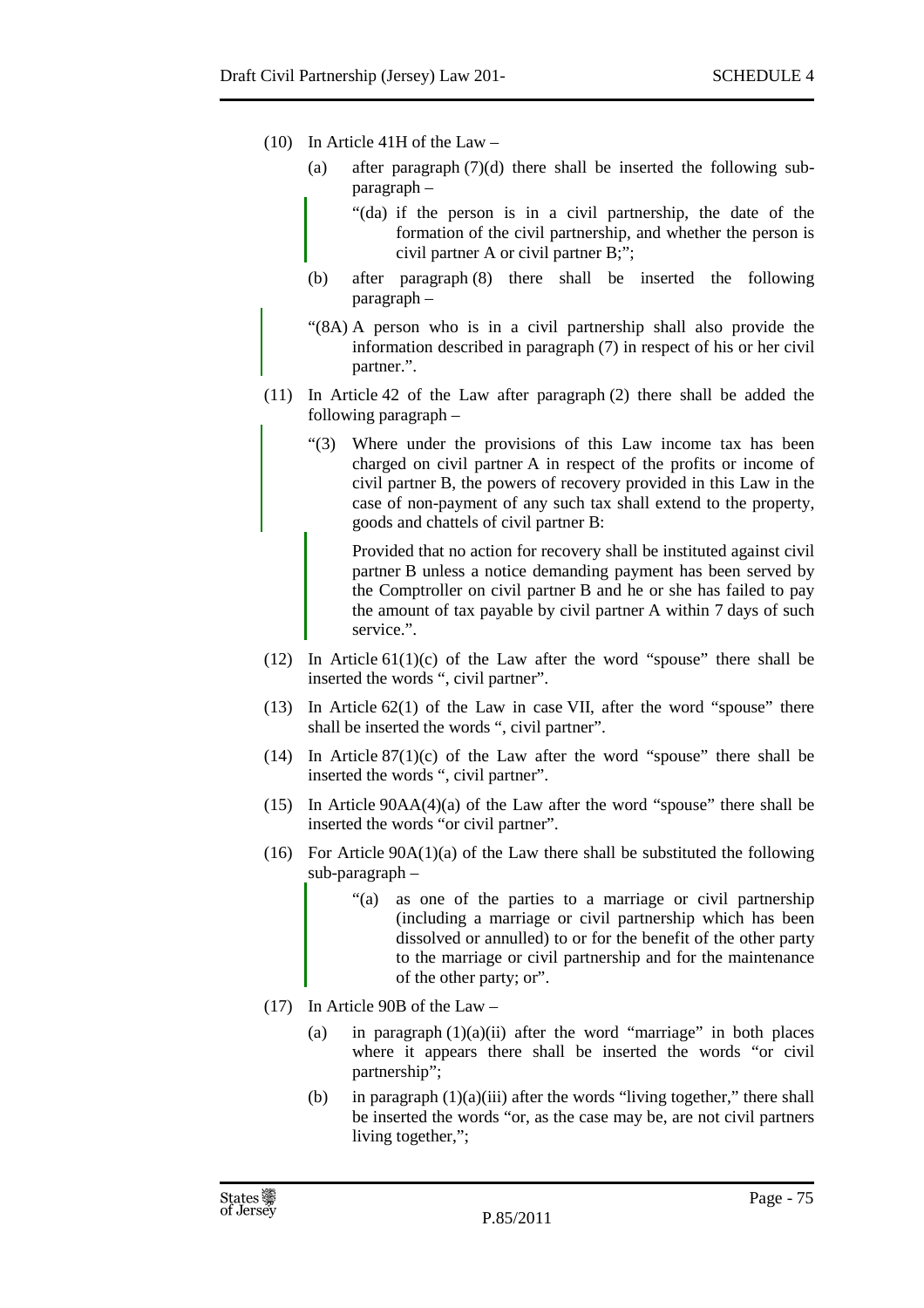(10) In Article 41H of the Law –

(a) after paragraph (7)(d) there shall be inserted the following sub-paragraph –

> "(da) if the person is in a civil partnership, the date of the formation of the civil partnership, and whether the person is civil partner A or civil partner B;";

(b) after paragraph (8) there shall be inserted the following paragraph –

> "(8A) A person who is in a civil partnership shall also provide the information described in paragraph (7) in respect of his or her civil partner.".

(11) In Article 42 of the Law after paragraph (2) there shall be added the following paragraph –

> "(3) Where under the provisions of this Law income tax has been charged on civil partner A in respect of the profits or income of civil partner B, the powers of recovery provided in this Law in the case of non-payment of any such tax shall extend to the property, goods and chattels of civil partner B:
>
> Provided that no action for recovery shall be instituted against civil partner B unless a notice demanding payment has been served by the Comptroller on civil partner B and he or she has failed to pay the amount of tax payable by civil partner A within 7 days of such service.".

(12) In Article 61(1)(c) of the Law after the word "spouse" there shall be inserted the words ", civil partner".

(13) In Article 62(1) of the Law in case VII, after the word "spouse" there shall be inserted the words ", civil partner".

(14) In Article 87(1)(c) of the Law after the word "spouse" there shall be inserted the words ", civil partner".

(15) In Article 90AA(4)(a) of the Law after the word "spouse" there shall be inserted the words "or civil partner".

(16) For Article 90A(1)(a) of the Law there shall be substituted the following sub-paragraph –

> "(a) as one of the parties to a marriage or civil partnership (including a marriage or civil partnership which has been dissolved or annulled) to or for the benefit of the other party to the marriage or civil partnership and for the maintenance of the other party; or".

(17) In Article 90B of the Law –

(a) in paragraph (1)(a)(ii) after the word "marriage" in both places where it appears there shall be inserted the words "or civil partnership";

(b) in paragraph (1)(a)(iii) after the words "living together," there shall be inserted the words "or, as the case may be, are not civil partners living together,";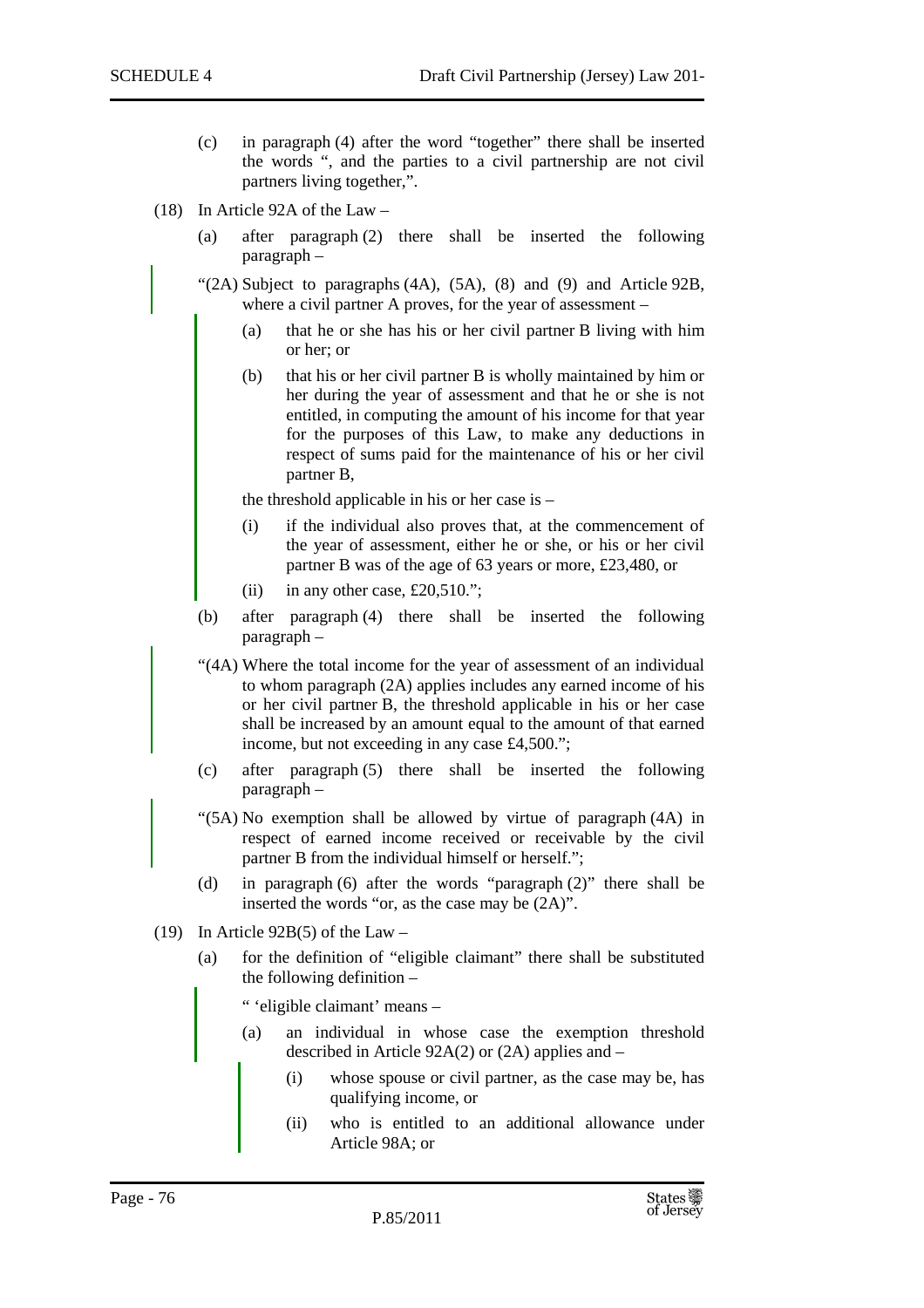(c) in paragraph (4) after the word "together" there shall be inserted the words ", and the parties to a civil partnership are not civil partners living together,".

(18) In Article 92A of the Law –

(a) after paragraph (2) there shall be inserted the following paragraph –

"(2A) Subject to paragraphs (4A), (5A), (8) and (9) and Article 92B, where a civil partner A proves, for the year of assessment –

(a) that he or she has his or her civil partner B living with him or her; or

(b) that his or her civil partner B is wholly maintained by him or her during the year of assessment and that he or she is not entitled, in computing the amount of his income for that year for the purposes of this Law, to make any deductions in respect of sums paid for the maintenance of his or her civil partner B,

the threshold applicable in his or her case is –

(i) if the individual also proves that, at the commencement of the year of assessment, either he or she, or his or her civil partner B was of the age of 63 years or more, £23,480, or

(ii) in any other case, £20,510.";

(b) after paragraph (4) there shall be inserted the following paragraph –

"(4A) Where the total income for the year of assessment of an individual to whom paragraph (2A) applies includes any earned income of his or her civil partner B, the threshold applicable in his or her case shall be increased by an amount equal to the amount of that earned income, but not exceeding in any case £4,500.";

(c) after paragraph (5) there shall be inserted the following paragraph –

"(5A) No exemption shall be allowed by virtue of paragraph (4A) in respect of earned income received or receivable by the civil partner B from the individual himself or herself.";

(d) in paragraph (6) after the words "paragraph (2)" there shall be inserted the words "or, as the case may be (2A)".

(19) In Article 92B(5) of the Law –

(a) for the definition of "eligible claimant" there shall be substituted the following definition –

" 'eligible claimant' means –

(a) an individual in whose case the exemption threshold described in Article 92A(2) or (2A) applies and –

(i) whose spouse or civil partner, as the case may be, has qualifying income, or

(ii) who is entitled to an additional allowance under Article 98A; or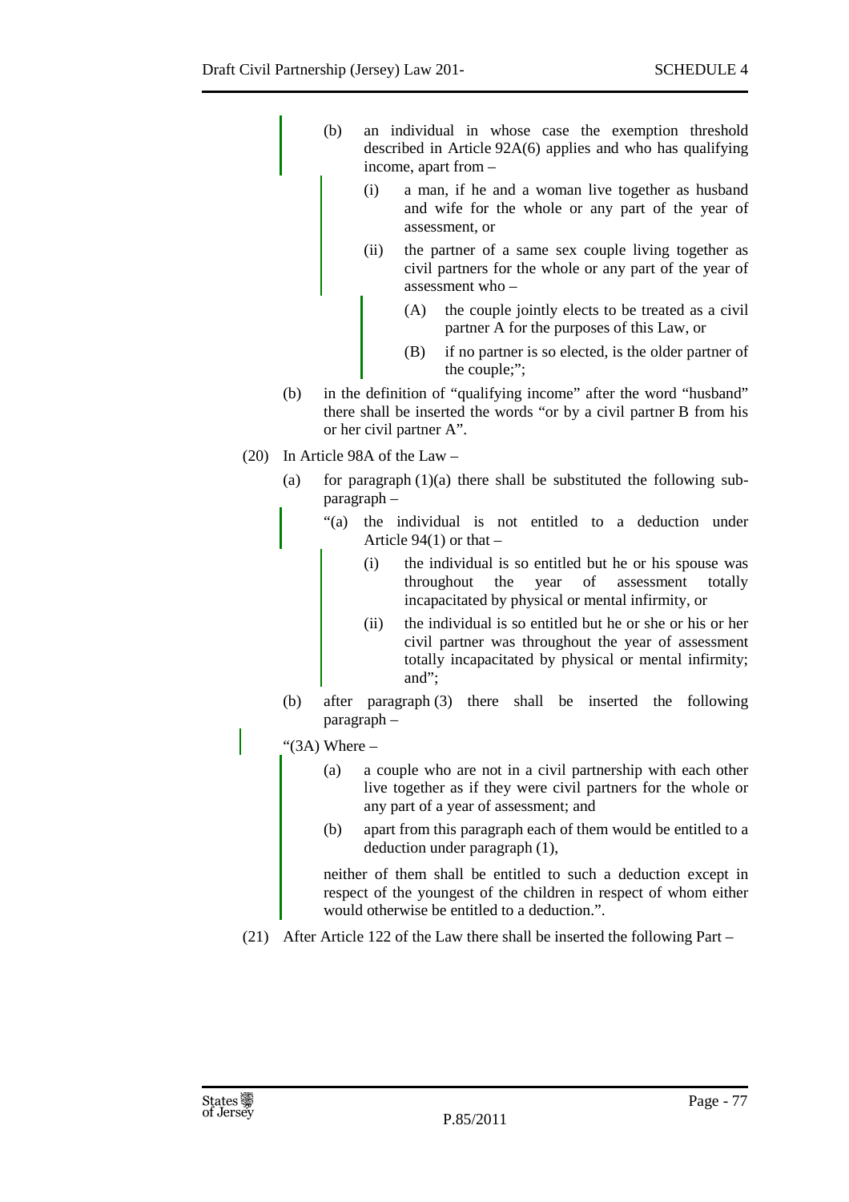(b) an individual in whose case the exemption threshold described in Article 92A(6) applies and who has qualifying income, apart from –

(i) a man, if he and a woman live together as husband and wife for the whole or any part of the year of assessment, or

(ii) the partner of a same sex couple living together as civil partners for the whole or any part of the year of assessment who –

(A) the couple jointly elects to be treated as a civil partner A for the purposes of this Law, or

(B) if no partner is so elected, is the older partner of the couple;";

(b) in the definition of "qualifying income" after the word "husband" there shall be inserted the words "or by a civil partner B from his or her civil partner A".

(20) In Article 98A of the Law –

(a) for paragraph (1)(a) there shall be substituted the following sub-paragraph –

"(a) the individual is not entitled to a deduction under Article 94(1) or that –

(i) the individual is so entitled but he or his spouse was throughout the year of assessment totally incapacitated by physical or mental infirmity, or

(ii) the individual is so entitled but he or she or his or her civil partner was throughout the year of assessment totally incapacitated by physical or mental infirmity; and";

(b) after paragraph (3) there shall be inserted the following paragraph –

"(3A) Where –

(a) a couple who are not in a civil partnership with each other live together as if they were civil partners for the whole or any part of a year of assessment; and

(b) apart from this paragraph each of them would be entitled to a deduction under paragraph (1),

neither of them shall be entitled to such a deduction except in respect of the youngest of the children in respect of whom either would otherwise be entitled to a deduction.".

(21) After Article 122 of the Law there shall be inserted the following Part –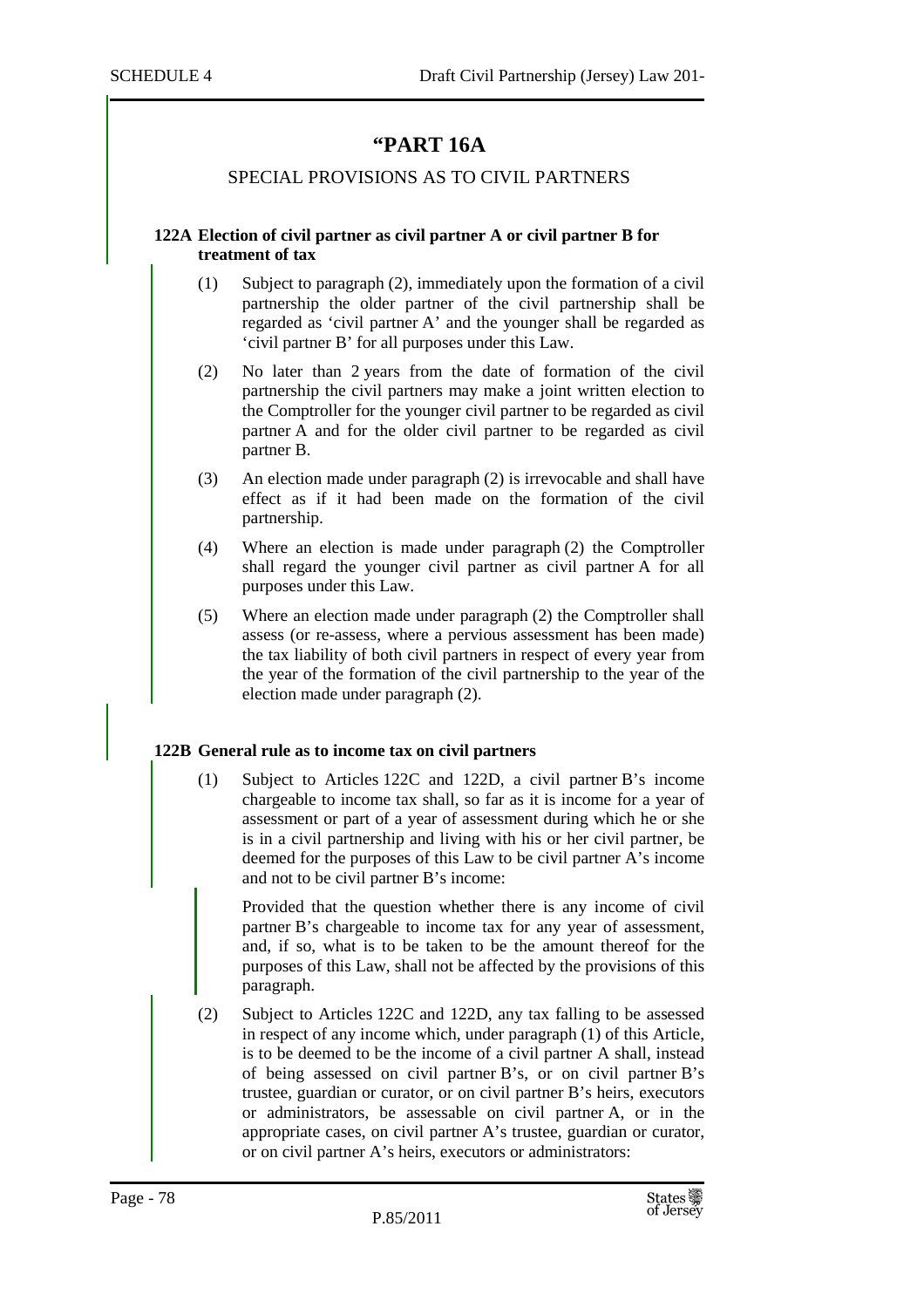# "PART 16A

## SPECIAL PROVISIONS AS TO CIVIL PARTNERS

**122A Election of civil partner as civil partner A or civil partner B for treatment of tax**

(1) Subject to paragraph (2), immediately upon the formation of a civil partnership the older partner of the civil partnership shall be regarded as 'civil partner A' and the younger shall be regarded as 'civil partner B' for all purposes under this Law.

(2) No later than 2 years from the date of formation of the civil partnership the civil partners may make a joint written election to the Comptroller for the younger civil partner to be regarded as civil partner A and for the older civil partner to be regarded as civil partner B.

(3) An election made under paragraph (2) is irrevocable and shall have effect as if it had been made on the formation of the civil partnership.

(4) Where an election is made under paragraph (2) the Comptroller shall regard the younger civil partner as civil partner A for all purposes under this Law.

(5) Where an election made under paragraph (2) the Comptroller shall assess (or re-assess, where a pervious assessment has been made) the tax liability of both civil partners in respect of every year from the year of the formation of the civil partnership to the year of the election made under paragraph (2).

**122B General rule as to income tax on civil partners**

(1) Subject to Articles 122C and 122D, a civil partner B's income chargeable to income tax shall, so far as it is income for a year of assessment or part of a year of assessment during which he or she is in a civil partnership and living with his or her civil partner, be deemed for the purposes of this Law to be civil partner A's income and not to be civil partner B's income:

Provided that the question whether there is any income of civil partner B's chargeable to income tax for any year of assessment, and, if so, what is to be taken to be the amount thereof for the purposes of this Law, shall not be affected by the provisions of this paragraph.

(2) Subject to Articles 122C and 122D, any tax falling to be assessed in respect of any income which, under paragraph (1) of this Article, is to be deemed to be the income of a civil partner A shall, instead of being assessed on civil partner B's, or on civil partner B's trustee, guardian or curator, or on civil partner B's heirs, executors or administrators, be assessable on civil partner A, or in the appropriate cases, on civil partner A's trustee, guardian or curator, or on civil partner A's heirs, executors or administrators: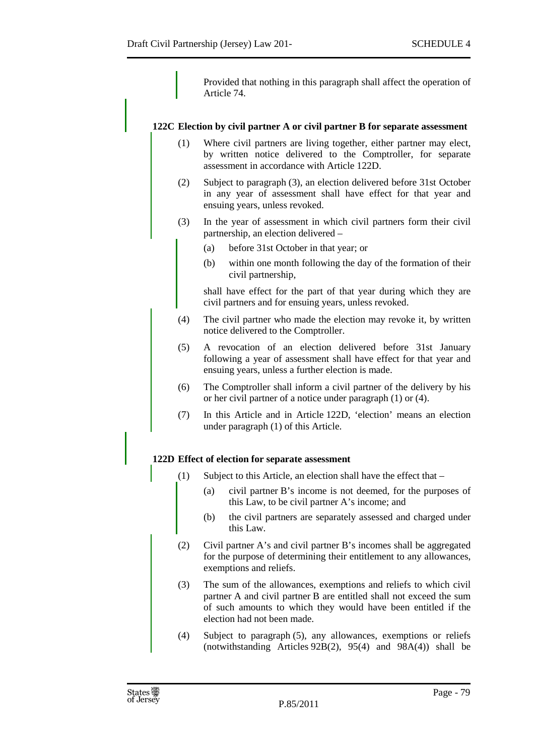Provided that nothing in this paragraph shall affect the operation of Article 74.

**122C Election by civil partner A or civil partner B for separate assessment**

(1) Where civil partners are living together, either partner may elect, by written notice delivered to the Comptroller, for separate assessment in accordance with Article 122D.

(2) Subject to paragraph (3), an election delivered before 31st October in any year of assessment shall have effect for that year and ensuing years, unless revoked.

(3) In the year of assessment in which civil partners form their civil partnership, an election delivered –

(a) before 31st October in that year; or

(b) within one month following the day of the formation of their civil partnership,

shall have effect for the part of that year during which they are civil partners and for ensuing years, unless revoked.

(4) The civil partner who made the election may revoke it, by written notice delivered to the Comptroller.

(5) A revocation of an election delivered before 31st January following a year of assessment shall have effect for that year and ensuing years, unless a further election is made.

(6) The Comptroller shall inform a civil partner of the delivery by his or her civil partner of a notice under paragraph (1) or (4).

(7) In this Article and in Article 122D, 'election' means an election under paragraph (1) of this Article.

**122D Effect of election for separate assessment**

(1) Subject to this Article, an election shall have the effect that –

(a) civil partner B's income is not deemed, for the purposes of this Law, to be civil partner A's income; and

(b) the civil partners are separately assessed and charged under this Law.

(2) Civil partner A's and civil partner B's incomes shall be aggregated for the purpose of determining their entitlement to any allowances, exemptions and reliefs.

(3) The sum of the allowances, exemptions and reliefs to which civil partner A and civil partner B are entitled shall not exceed the sum of such amounts to which they would have been entitled if the election had not been made.

(4) Subject to paragraph (5), any allowances, exemptions or reliefs (notwithstanding Articles 92B(2), 95(4) and 98A(4)) shall be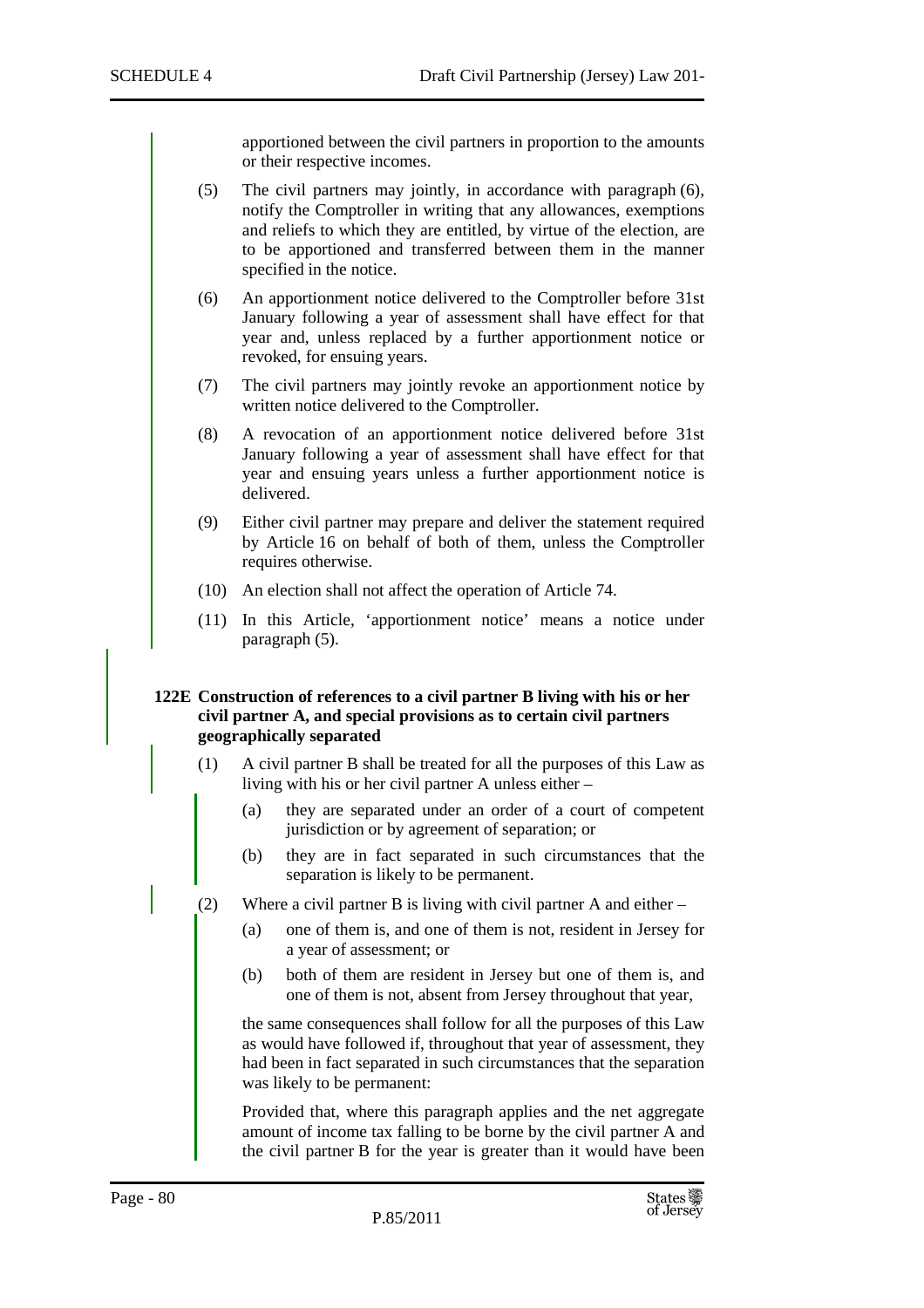apportioned between the civil partners in proportion to the amounts or their respective incomes.

(5) The civil partners may jointly, in accordance with paragraph (6), notify the Comptroller in writing that any allowances, exemptions and reliefs to which they are entitled, by virtue of the election, are to be apportioned and transferred between them in the manner specified in the notice.

(6) An apportionment notice delivered to the Comptroller before 31st January following a year of assessment shall have effect for that year and, unless replaced by a further apportionment notice or revoked, for ensuing years.

(7) The civil partners may jointly revoke an apportionment notice by written notice delivered to the Comptroller.

(8) A revocation of an apportionment notice delivered before 31st January following a year of assessment shall have effect for that year and ensuing years unless a further apportionment notice is delivered.

(9) Either civil partner may prepare and deliver the statement required by Article 16 on behalf of both of them, unless the Comptroller requires otherwise.

(10) An election shall not affect the operation of Article 74.

(11) In this Article, 'apportionment notice' means a notice under paragraph (5).

**122E Construction of references to a civil partner B living with his or her civil partner A, and special provisions as to certain civil partners geographically separated**

(1) A civil partner B shall be treated for all the purposes of this Law as living with his or her civil partner A unless either –

(a) they are separated under an order of a court of competent jurisdiction or by agreement of separation; or

(b) they are in fact separated in such circumstances that the separation is likely to be permanent.

(2) Where a civil partner B is living with civil partner A and either –

(a) one of them is, and one of them is not, resident in Jersey for a year of assessment; or

(b) both of them are resident in Jersey but one of them is, and one of them is not, absent from Jersey throughout that year,

the same consequences shall follow for all the purposes of this Law as would have followed if, throughout that year of assessment, they had been in fact separated in such circumstances that the separation was likely to be permanent:

Provided that, where this paragraph applies and the net aggregate amount of income tax falling to be borne by the civil partner A and the civil partner B for the year is greater than it would have been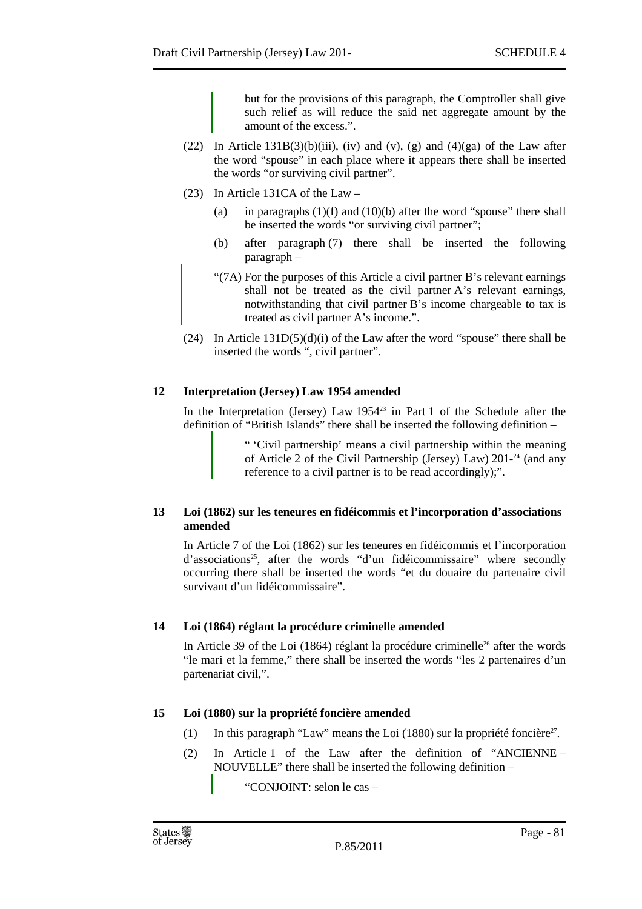but for the provisions of this paragraph, the Comptroller shall give such relief as will reduce the said net aggregate amount by the amount of the excess.".

(22) In Article 131B(3)(b)(iii), (iv) and (v), (g) and (4)(ga) of the Law after the word "spouse" in each place where it appears there shall be inserted the words "or surviving civil partner".

(23) In Article 131CA of the Law –

(a) in paragraphs (1)(f) and (10)(b) after the word "spouse" there shall be inserted the words "or surviving civil partner";

(b) after paragraph (7) there shall be inserted the following paragraph –

"(7A) For the purposes of this Article a civil partner B's relevant earnings shall not be treated as the civil partner A's relevant earnings, notwithstanding that civil partner B's income chargeable to tax is treated as civil partner A's income.".

(24) In Article 131D(5)(d)(i) of the Law after the word "spouse" there shall be inserted the words ", civil partner".

**12 Interpretation (Jersey) Law 1954 amended**

In the Interpretation (Jersey) Law 1954[23] in Part 1 of the Schedule after the definition of "British Islands" there shall be inserted the following definition –

" 'Civil partnership' means a civil partnership within the meaning of Article 2 of the Civil Partnership (Jersey) Law) 201-[24] (and any reference to a civil partner is to be read accordingly);".

**13 Loi (1862) sur les teneures en fidéicommis et l'incorporation d'associations amended**

In Article 7 of the Loi (1862) sur les teneures en fidéicommis et l'incorporation d'associations[25], after the words "d'un fidéicommissaire" where secondly occurring there shall be inserted the words "et du douaire du partenaire civil survivant d'un fidéicommissaire".

**14 Loi (1864) réglant la procédure criminelle amended**

In Article 39 of the Loi (1864) réglant la procédure criminelle[26] after the words "le mari et la femme," there shall be inserted the words "les 2 partenaires d'un partenariat civil,".

**15 Loi (1880) sur la propriété foncière amended**

(1) In this paragraph "Law" means the Loi (1880) sur la propriété foncière[27].

(2) In Article 1 of the Law after the definition of "ANCIENNE – NOUVELLE" there shall be inserted the following definition –

"CONJOINT: selon le cas –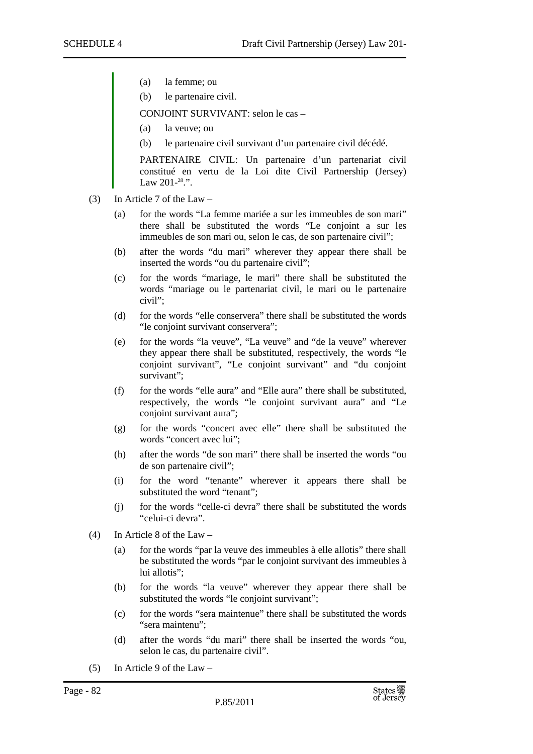(a) la femme; ou

(b) le partenaire civil.

CONJOINT SURVIVANT: selon le cas –

(a) la veuve; ou

(b) le partenaire civil survivant d'un partenaire civil décédé.

PARTENAIRE CIVIL: Un partenaire d'un partenariat civil constitué en vertu de la Loi dite Civil Partnership (Jersey) Law 201-[28].".

(3) In Article 7 of the Law –

(a) for the words "La femme mariée a sur les immeubles de son mari" there shall be substituted the words "Le conjoint a sur les immeubles de son mari ou, selon le cas, de son partenaire civil";

(b) after the words "du mari" wherever they appear there shall be inserted the words "ou du partenaire civil";

(c) for the words "mariage, le mari" there shall be substituted the words "mariage ou le partenariat civil, le mari ou le partenaire civil";

(d) for the words "elle conservera" there shall be substituted the words "le conjoint survivant conservera";

(e) for the words "la veuve", "La veuve" and "de la veuve" wherever they appear there shall be substituted, respectively, the words "le conjoint survivant", "Le conjoint survivant" and "du conjoint survivant";

(f) for the words "elle aura" and "Elle aura" there shall be substituted, respectively, the words "le conjoint survivant aura" and "Le conjoint survivant aura";

(g) for the words "concert avec elle" there shall be substituted the words "concert avec lui";

(h) after the words "de son mari" there shall be inserted the words "ou de son partenaire civil";

(i) for the word "tenante" wherever it appears there shall be substituted the word "tenant";

(j) for the words "celle-ci devra" there shall be substituted the words "celui-ci devra".

(4) In Article 8 of the Law –

(a) for the words "par la veuve des immeubles à elle allotis" there shall be substituted the words "par le conjoint survivant des immeubles à lui allotis";

(b) for the words "la veuve" wherever they appear there shall be substituted the words "le conjoint survivant";

(c) for the words "sera maintenue" there shall be substituted the words "sera maintenu";

(d) after the words "du mari" there shall be inserted the words "ou, selon le cas, du partenaire civil".

(5) In Article 9 of the Law –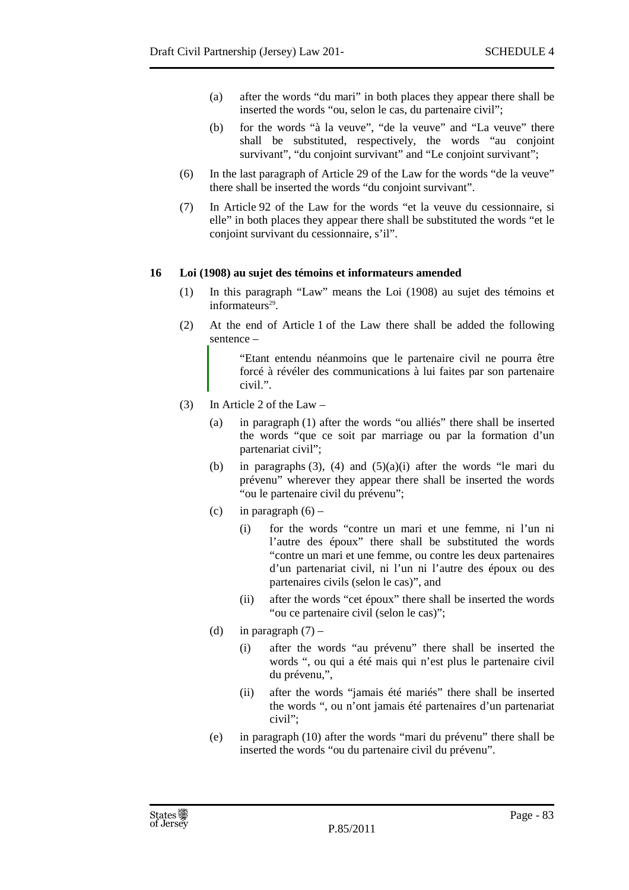(a) after the words "du mari" in both places they appear there shall be inserted the words "ou, selon le cas, du partenaire civil";

(b) for the words "à la veuve", "de la veuve" and "La veuve" there shall be substituted, respectively, the words "au conjoint survivant", "du conjoint survivant" and "Le conjoint survivant";

(6) In the last paragraph of Article 29 of the Law for the words "de la veuve" there shall be inserted the words "du conjoint survivant".

(7) In Article 92 of the Law for the words "et la veuve du cessionnaire, si elle" in both places they appear there shall be substituted the words "et le conjoint survivant du cessionnaire, s'il".

**16 Loi (1908) au sujet des témoins et informateurs amended**

(1) In this paragraph "Law" means the Loi (1908) au sujet des témoins et informateurs[29].

(2) At the end of Article 1 of the Law there shall be added the following sentence –

> "Etant entendu néanmoins que le partenaire civil ne pourra être forcé à révéler des communications à lui faites par son partenaire civil.".

(3) In Article 2 of the Law –

(a) in paragraph (1) after the words "ou alliés" there shall be inserted the words "que ce soit par marriage ou par la formation d'un partenariat civil";

(b) in paragraphs (3), (4) and (5)(a)(i) after the words "le mari du prévenu" wherever they appear there shall be inserted the words "ou le partenaire civil du prévenu";

(c) in paragraph (6) –

(i) for the words "contre un mari et une femme, ni l'un ni l'autre des époux" there shall be substituted the words "contre un mari et une femme, ou contre les deux partenaires d'un partenariat civil, ni l'un ni l'autre des époux ou des partenaires civils (selon le cas)", and

(ii) after the words "cet époux" there shall be inserted the words "ou ce partenaire civil (selon le cas)";

(d) in paragraph (7) –

(i) after the words "au prévenu" there shall be inserted the words ", ou qui a été mais qui n'est plus le partenaire civil du prévenu,",

(ii) after the words "jamais été mariés" there shall be inserted the words ", ou n'ont jamais été partenaires d'un partenariat civil";

(e) in paragraph (10) after the words "mari du prévenu" there shall be inserted the words "ou du partenaire civil du prévenu".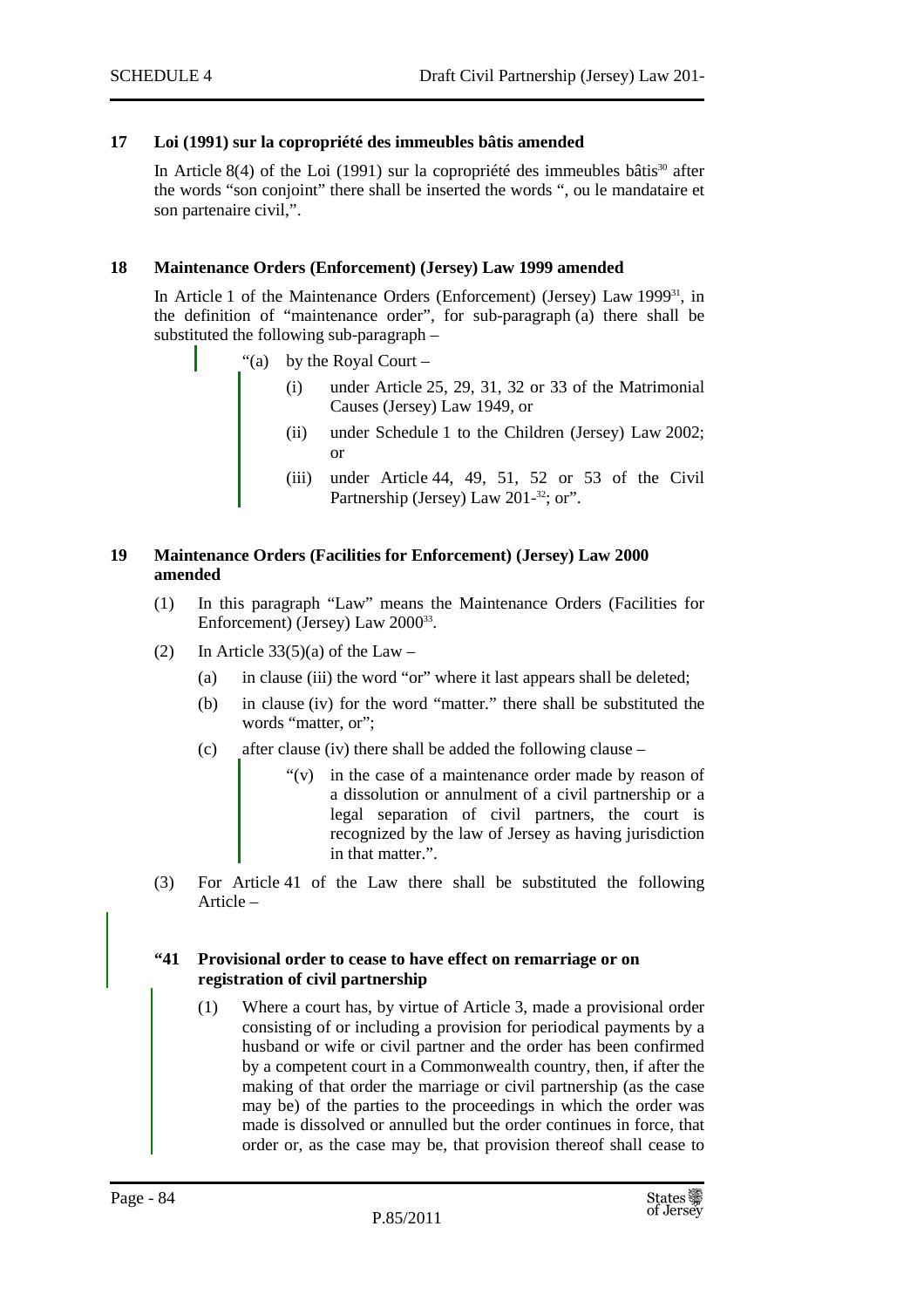**17 Loi (1991) sur la copropriété des immeubles bâtis amended**

In Article 8(4) of the Loi (1991) sur la copropriété des immeubles bâtis[30] after the words "son conjoint" there shall be inserted the words ", ou le mandataire et son partenaire civil,".

**18 Maintenance Orders (Enforcement) (Jersey) Law 1999 amended**

In Article 1 of the Maintenance Orders (Enforcement) (Jersey) Law 1999[31], in the definition of "maintenance order", for sub-paragraph (a) there shall be substituted the following sub-paragraph –

> "(a) by the Royal Court –
>
> (i) under Article 25, 29, 31, 32 or 33 of the Matrimonial Causes (Jersey) Law 1949, or
>
> (ii) under Schedule 1 to the Children (Jersey) Law 2002; or
>
> (iii) under Article 44, 49, 51, 52 or 53 of the Civil Partnership (Jersey) Law 201-[32]; or".

**19 Maintenance Orders (Facilities for Enforcement) (Jersey) Law 2000 amended**

(1) In this paragraph "Law" means the Maintenance Orders (Facilities for Enforcement) (Jersey) Law 2000[33].

(2) In Article 33(5)(a) of the Law –

(a) in clause (iii) the word "or" where it last appears shall be deleted;

(b) in clause (iv) for the word "matter." there shall be substituted the words "matter, or";

(c) after clause (iv) there shall be added the following clause –

> "(v) in the case of a maintenance order made by reason of a dissolution or annulment of a civil partnership or a legal separation of civil partners, the court is recognized by the law of Jersey as having jurisdiction in that matter.".

(3) For Article 41 of the Law there shall be substituted the following Article –

> **"41 Provisional order to cease to have effect on remarriage or on registration of civil partnership**
>
> (1) Where a court has, by virtue of Article 3, made a provisional order consisting of or including a provision for periodical payments by a husband or wife or civil partner and the order has been confirmed by a competent court in a Commonwealth country, then, if after the making of that order the marriage or civil partnership (as the case may be) of the parties to the proceedings in which the order was made is dissolved or annulled but the order continues in force, that order or, as the case may be, that provision thereof shall cease to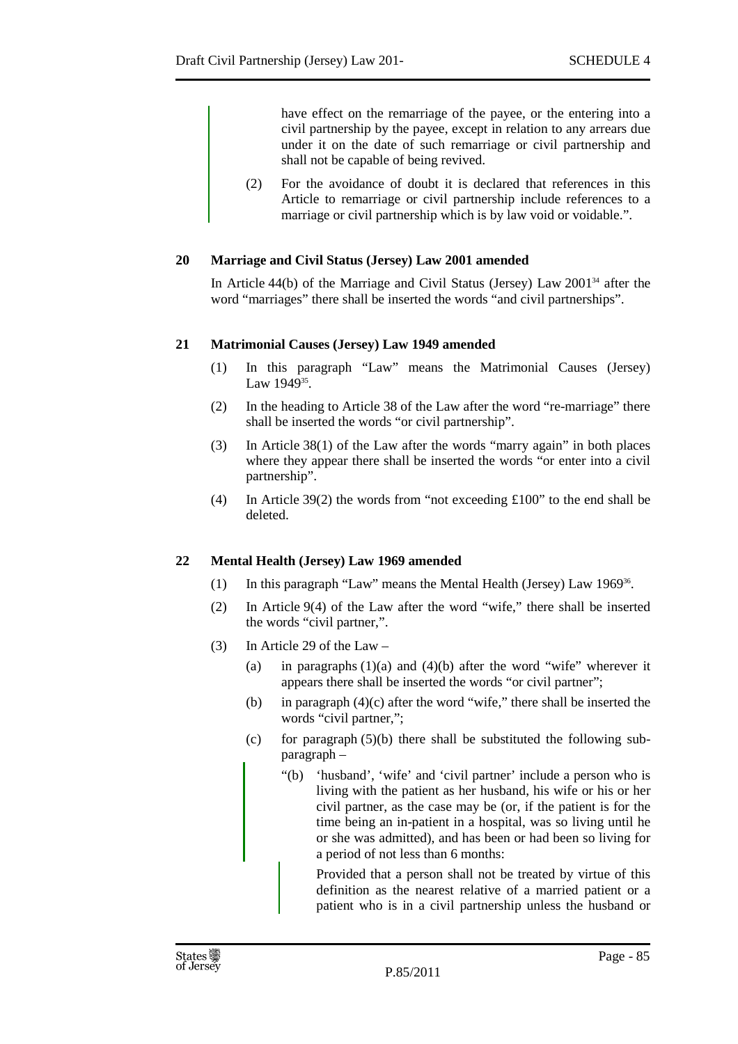have effect on the remarriage of the payee, or the entering into a civil partnership by the payee, except in relation to any arrears due under it on the date of such remarriage or civil partnership and shall not be capable of being revived.

(2) For the avoidance of doubt it is declared that references in this Article to remarriage or civil partnership include references to a marriage or civil partnership which is by law void or voidable.".

### 20 Marriage and Civil Status (Jersey) Law 2001 amended

In Article 44(b) of the Marriage and Civil Status (Jersey) Law 2001[34] after the word "marriages" there shall be inserted the words "and civil partnerships".

### 21 Matrimonial Causes (Jersey) Law 1949 amended

(1) In this paragraph "Law" means the Matrimonial Causes (Jersey) Law 1949[35].

(2) In the heading to Article 38 of the Law after the word "re-marriage" there shall be inserted the words "or civil partnership".

(3) In Article 38(1) of the Law after the words "marry again" in both places where they appear there shall be inserted the words "or enter into a civil partnership".

(4) In Article 39(2) the words from "not exceeding £100" to the end shall be deleted.

### 22 Mental Health (Jersey) Law 1969 amended

(1) In this paragraph "Law" means the Mental Health (Jersey) Law 1969[36].

(2) In Article 9(4) of the Law after the word "wife," there shall be inserted the words "civil partner,".

(3) In Article 29 of the Law –

(a) in paragraphs (1)(a) and (4)(b) after the word "wife" wherever it appears there shall be inserted the words "or civil partner";

(b) in paragraph (4)(c) after the word "wife," there shall be inserted the words "civil partner,";

(c) for paragraph (5)(b) there shall be substituted the following sub-paragraph –

"(b) 'husband', 'wife' and 'civil partner' include a person who is living with the patient as her husband, his wife or his or her civil partner, as the case may be (or, if the patient is for the time being an in-patient in a hospital, was so living until he or she was admitted), and has been or had been so living for a period of not less than 6 months:

Provided that a person shall not be treated by virtue of this definition as the nearest relative of a married patient or a patient who is in a civil partnership unless the husband or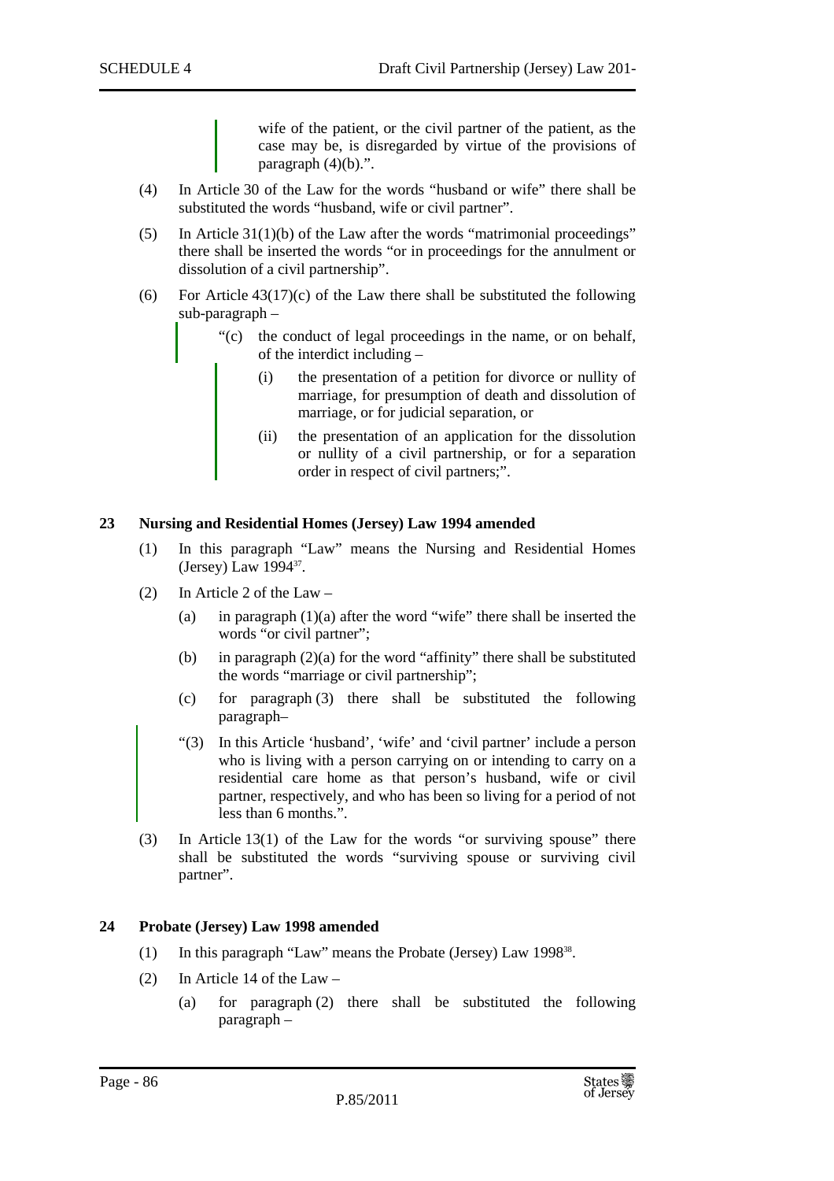wife of the patient, or the civil partner of the patient, as the case may be, is disregarded by virtue of the provisions of paragraph (4)(b).".

(4) In Article 30 of the Law for the words "husband or wife" there shall be substituted the words "husband, wife or civil partner".

(5) In Article 31(1)(b) of the Law after the words "matrimonial proceedings" there shall be inserted the words "or in proceedings for the annulment or dissolution of a civil partnership".

(6) For Article 43(17)(c) of the Law there shall be substituted the following sub-paragraph –

"(c) the conduct of legal proceedings in the name, or on behalf, of the interdict including –

(i) the presentation of a petition for divorce or nullity of marriage, for presumption of death and dissolution of marriage, or for judicial separation, or

(ii) the presentation of an application for the dissolution or nullity of a civil partnership, or for a separation order in respect of civil partners;".

**23 Nursing and Residential Homes (Jersey) Law 1994 amended**

(1) In this paragraph "Law" means the Nursing and Residential Homes (Jersey) Law 1994[37].

(2) In Article 2 of the Law –

(a) in paragraph (1)(a) after the word "wife" there shall be inserted the words "or civil partner";

(b) in paragraph (2)(a) for the word "affinity" there shall be substituted the words "marriage or civil partnership";

(c) for paragraph (3) there shall be substituted the following paragraph–

"(3) In this Article 'husband', 'wife' and 'civil partner' include a person who is living with a person carrying on or intending to carry on a residential care home as that person's husband, wife or civil partner, respectively, and who has been so living for a period of not less than 6 months.".

(3) In Article 13(1) of the Law for the words "or surviving spouse" there shall be substituted the words "surviving spouse or surviving civil partner".

**24 Probate (Jersey) Law 1998 amended**

(1) In this paragraph "Law" means the Probate (Jersey) Law 1998[38].

(2) In Article 14 of the Law –

(a) for paragraph (2) there shall be substituted the following paragraph –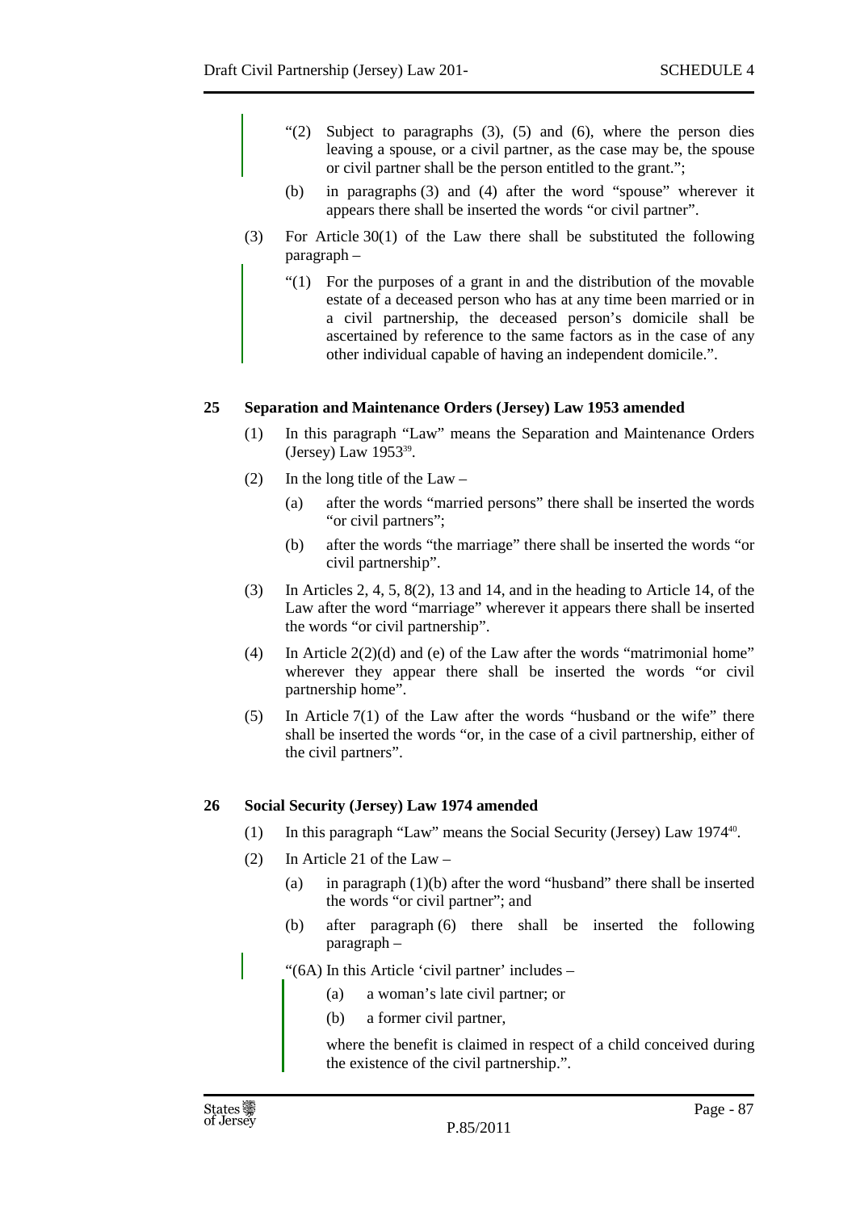"(2) Subject to paragraphs (3), (5) and (6), where the person dies leaving a spouse, or a civil partner, as the case may be, the spouse or civil partner shall be the person entitled to the grant.";

(b) in paragraphs (3) and (4) after the word "spouse" wherever it appears there shall be inserted the words "or civil partner".

(3) For Article 30(1) of the Law there shall be substituted the following paragraph –

"(1) For the purposes of a grant in and the distribution of the movable estate of a deceased person who has at any time been married or in a civil partnership, the deceased person's domicile shall be ascertained by reference to the same factors as in the case of any other individual capable of having an independent domicile.".

**25 Separation and Maintenance Orders (Jersey) Law 1953 amended**

(1) In this paragraph "Law" means the Separation and Maintenance Orders (Jersey) Law 1953[39].

(2) In the long title of the Law –

(a) after the words "married persons" there shall be inserted the words "or civil partners";

(b) after the words "the marriage" there shall be inserted the words "or civil partnership".

(3) In Articles 2, 4, 5, 8(2), 13 and 14, and in the heading to Article 14, of the Law after the word "marriage" wherever it appears there shall be inserted the words "or civil partnership".

(4) In Article 2(2)(d) and (e) of the Law after the words "matrimonial home" wherever they appear there shall be inserted the words "or civil partnership home".

(5) In Article 7(1) of the Law after the words "husband or the wife" there shall be inserted the words "or, in the case of a civil partnership, either of the civil partners".

**26 Social Security (Jersey) Law 1974 amended**

(1) In this paragraph "Law" means the Social Security (Jersey) Law 1974[40].

(2) In Article 21 of the Law –

(a) in paragraph (1)(b) after the word "husband" there shall be inserted the words "or civil partner"; and

(b) after paragraph (6) there shall be inserted the following paragraph –

"(6A) In this Article 'civil partner' includes –

(a) a woman's late civil partner; or

(b) a former civil partner,

where the benefit is claimed in respect of a child conceived during the existence of the civil partnership.".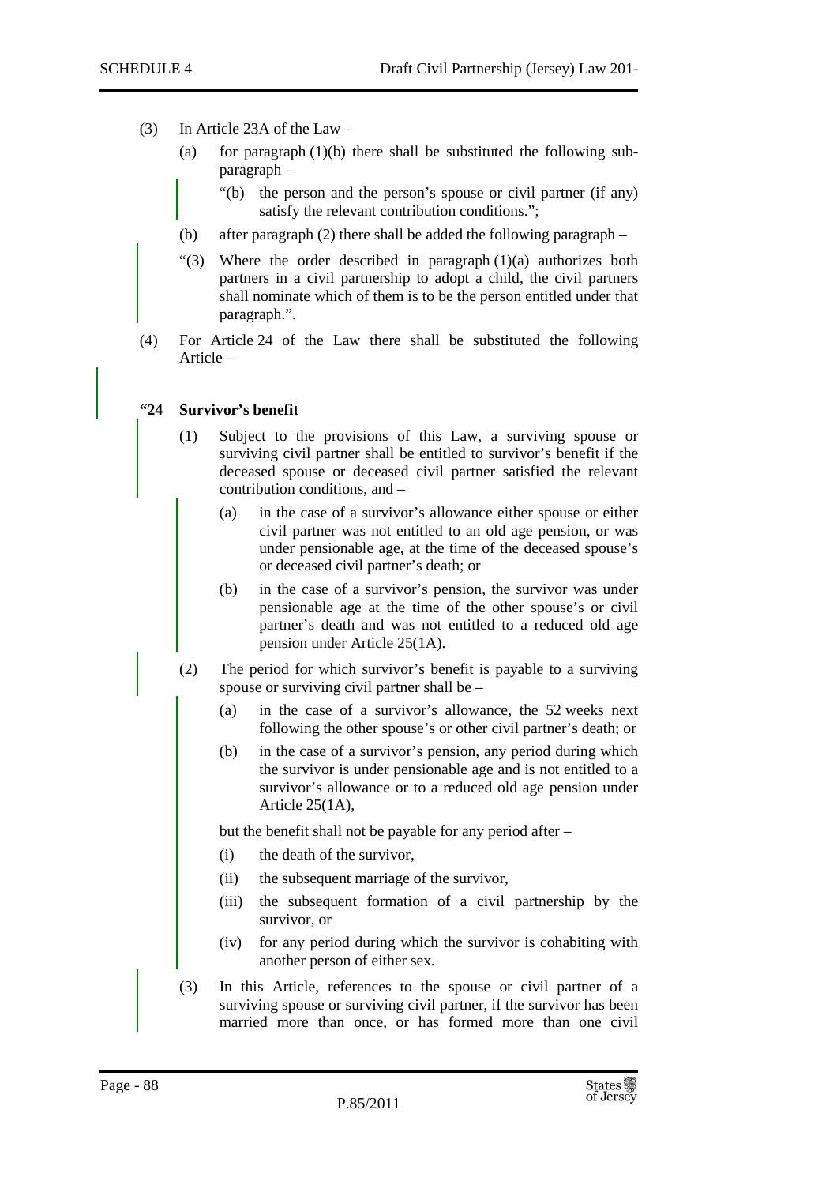(3) In Article 23A of the Law –

(a) for paragraph (1)(b) there shall be substituted the following sub-paragraph –

"(b) the person and the person's spouse or civil partner (if any) satisfy the relevant contribution conditions.";

(b) after paragraph (2) there shall be added the following paragraph –

"(3) Where the order described in paragraph (1)(a) authorizes both partners in a civil partnership to adopt a child, the civil partners shall nominate which of them is to be the person entitled under that paragraph.".

(4) For Article 24 of the Law there shall be substituted the following Article –

**"24 Survivor's benefit**

(1) Subject to the provisions of this Law, a surviving spouse or surviving civil partner shall be entitled to survivor's benefit if the deceased spouse or deceased civil partner satisfied the relevant contribution conditions, and –

(a) in the case of a survivor's allowance either spouse or either civil partner was not entitled to an old age pension, or was under pensionable age, at the time of the deceased spouse's or deceased civil partner's death; or

(b) in the case of a survivor's pension, the survivor was under pensionable age at the time of the other spouse's or civil partner's death and was not entitled to a reduced old age pension under Article 25(1A).

(2) The period for which survivor's benefit is payable to a surviving spouse or surviving civil partner shall be –

(a) in the case of a survivor's allowance, the 52 weeks next following the other spouse's or other civil partner's death; or

(b) in the case of a survivor's pension, any period during which the survivor is under pensionable age and is not entitled to a survivor's allowance or to a reduced old age pension under Article 25(1A),

but the benefit shall not be payable for any period after –

(i) the death of the survivor,

(ii) the subsequent marriage of the survivor,

(iii) the subsequent formation of a civil partnership by the survivor, or

(iv) for any period during which the survivor is cohabiting with another person of either sex.

(3) In this Article, references to the spouse or civil partner of a surviving spouse or surviving civil partner, if the survivor has been married more than once, or has formed more than one civil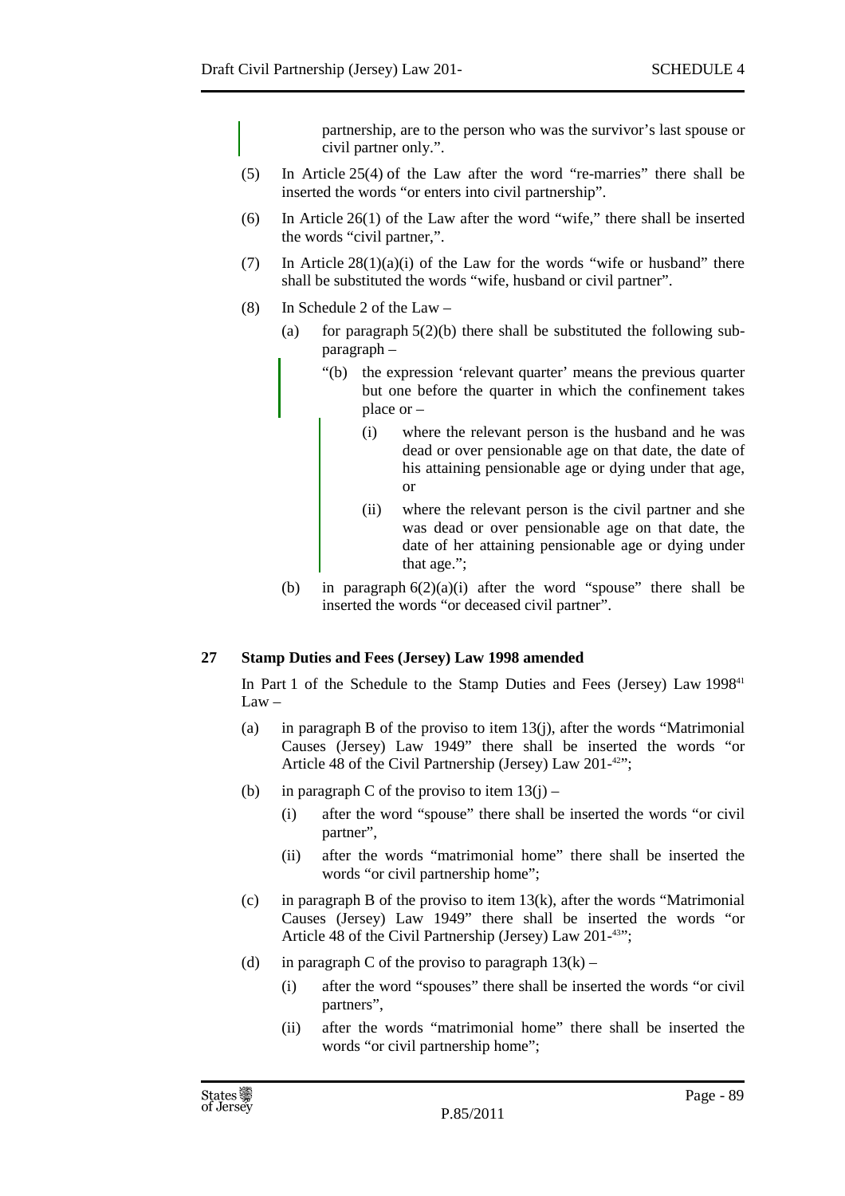partnership, are to the person who was the survivor's last spouse or civil partner only.".

(5) In Article 25(4) of the Law after the word "re-marries" there shall be inserted the words "or enters into civil partnership".

(6) In Article 26(1) of the Law after the word "wife," there shall be inserted the words "civil partner,".

(7) In Article 28(1)(a)(i) of the Law for the words "wife or husband" there shall be substituted the words "wife, husband or civil partner".

(8) In Schedule 2 of the Law –

(a) for paragraph 5(2)(b) there shall be substituted the following sub-paragraph –

"(b) the expression 'relevant quarter' means the previous quarter but one before the quarter in which the confinement takes place or –

(i) where the relevant person is the husband and he was dead or over pensionable age on that date, the date of his attaining pensionable age or dying under that age, or

(ii) where the relevant person is the civil partner and she was dead or over pensionable age on that date, the date of her attaining pensionable age or dying under that age.";

(b) in paragraph 6(2)(a)(i) after the word "spouse" there shall be inserted the words "or deceased civil partner".

**27 Stamp Duties and Fees (Jersey) Law 1998 amended**

In Part 1 of the Schedule to the Stamp Duties and Fees (Jersey) Law 1998[41] Law –

(a) in paragraph B of the proviso to item 13(j), after the words "Matrimonial Causes (Jersey) Law 1949" there shall be inserted the words "or Article 48 of the Civil Partnership (Jersey) Law 201-[42]";

(b) in paragraph C of the proviso to item 13(j) –

(i) after the word "spouse" there shall be inserted the words "or civil partner",

(ii) after the words "matrimonial home" there shall be inserted the words "or civil partnership home";

(c) in paragraph B of the proviso to item 13(k), after the words "Matrimonial Causes (Jersey) Law 1949" there shall be inserted the words "or Article 48 of the Civil Partnership (Jersey) Law 201-[43]";

(d) in paragraph C of the proviso to paragraph 13(k) –

(i) after the word "spouses" there shall be inserted the words "or civil partners",

(ii) after the words "matrimonial home" there shall be inserted the words "or civil partnership home";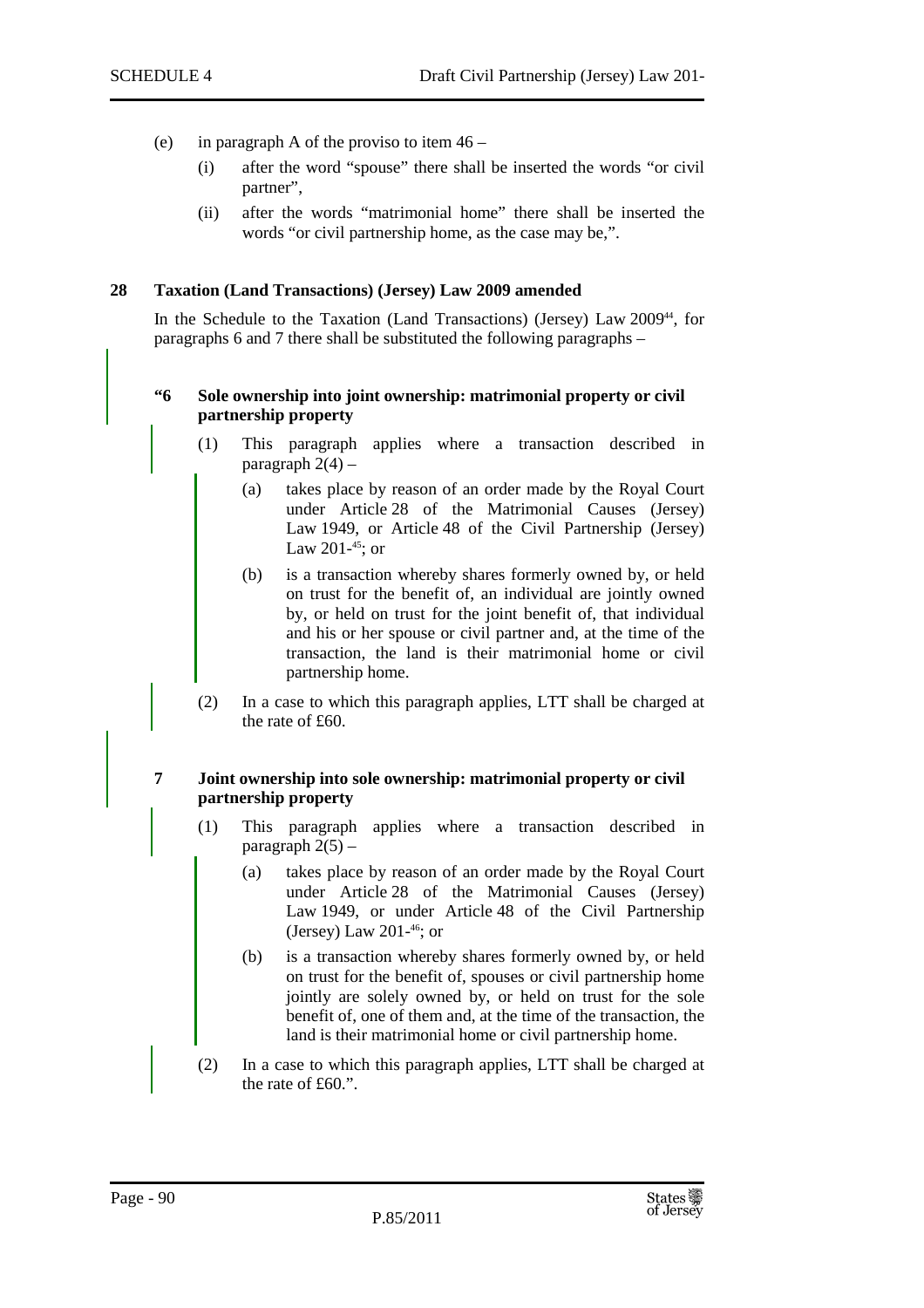(e) in paragraph A of the proviso to item 46 –

   (i) after the word "spouse" there shall be inserted the words "or civil partner",

   (ii) after the words "matrimonial home" there shall be inserted the words "or civil partnership home, as the case may be,".

**28 Taxation (Land Transactions) (Jersey) Law 2009 amended**

In the Schedule to the Taxation (Land Transactions) (Jersey) Law 2009[44], for paragraphs 6 and 7 there shall be substituted the following paragraphs –

**"6 Sole ownership into joint ownership: matrimonial property or civil partnership property**

(1) This paragraph applies where a transaction described in paragraph 2(4) –

   (a) takes place by reason of an order made by the Royal Court under Article 28 of the Matrimonial Causes (Jersey) Law 1949, or Article 48 of the Civil Partnership (Jersey) Law 201-[45]; or

   (b) is a transaction whereby shares formerly owned by, or held on trust for the benefit of, an individual are jointly owned by, or held on trust for the joint benefit of, that individual and his or her spouse or civil partner and, at the time of the transaction, the land is their matrimonial home or civil partnership home.

(2) In a case to which this paragraph applies, LTT shall be charged at the rate of £60.

**7 Joint ownership into sole ownership: matrimonial property or civil partnership property**

(1) This paragraph applies where a transaction described in paragraph 2(5) –

   (a) takes place by reason of an order made by the Royal Court under Article 28 of the Matrimonial Causes (Jersey) Law 1949, or under Article 48 of the Civil Partnership (Jersey) Law 201-[46]; or

   (b) is a transaction whereby shares formerly owned by, or held on trust for the benefit of, spouses or civil partnership home jointly are solely owned by, or held on trust for the sole benefit of, one of them and, at the time of the transaction, the land is their matrimonial home or civil partnership home.

(2) In a case to which this paragraph applies, LTT shall be charged at the rate of £60.".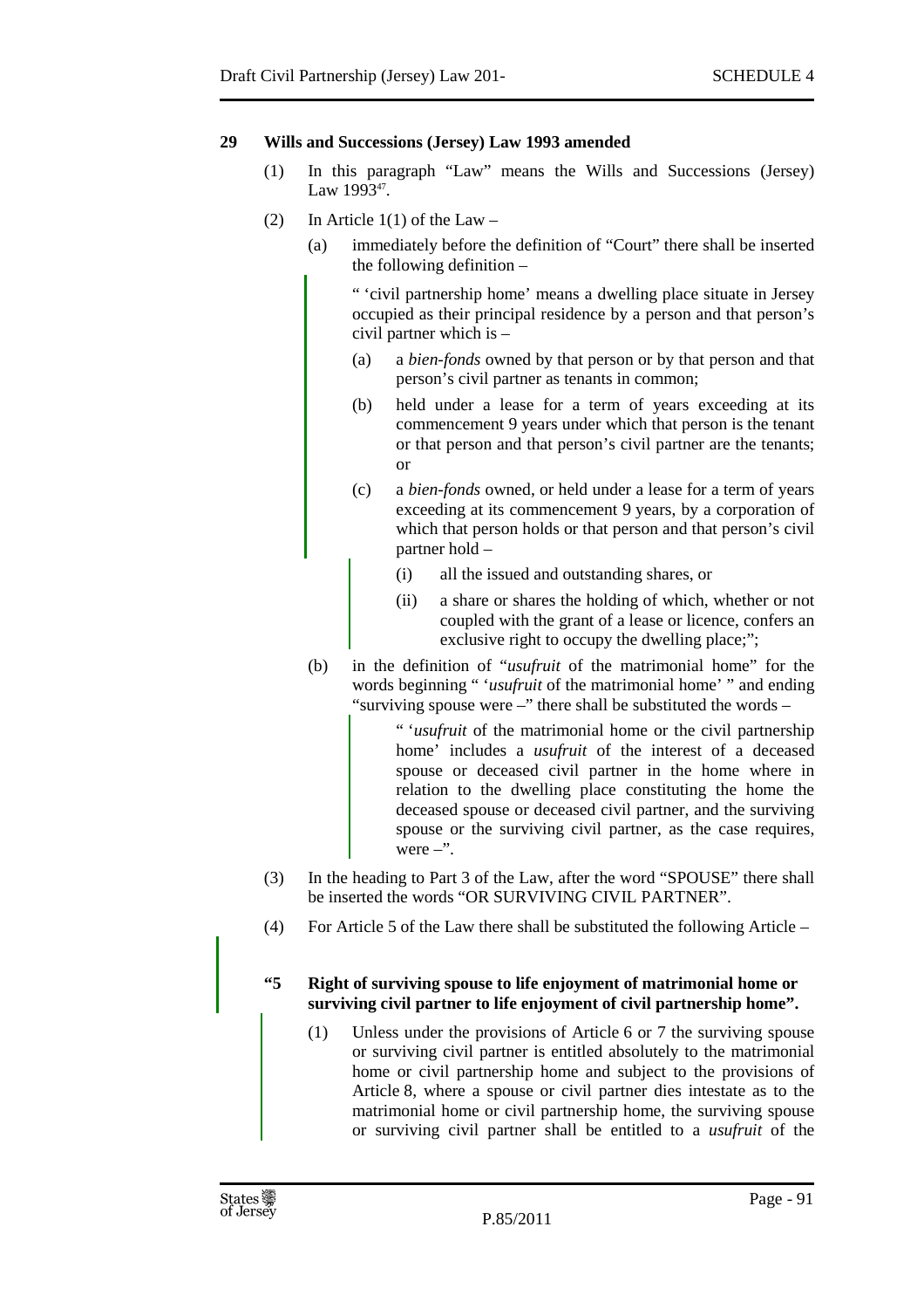## 29 Wills and Successions (Jersey) Law 1993 amended

(1) In this paragraph "Law" means the Wills and Successions (Jersey) Law 1993[47].

(2) In Article 1(1) of the Law –

(a) immediately before the definition of "Court" there shall be inserted the following definition –

" 'civil partnership home' means a dwelling place situate in Jersey occupied as their principal residence by a person and that person's civil partner which is –

(a) a *bien-fonds* owned by that person or by that person and that person's civil partner as tenants in common;

(b) held under a lease for a term of years exceeding at its commencement 9 years under which that person is the tenant or that person and that person's civil partner are the tenants; or

(c) a *bien-fonds* owned, or held under a lease for a term of years exceeding at its commencement 9 years, by a corporation of which that person holds or that person and that person's civil partner hold –

(i) all the issued and outstanding shares, or

(ii) a share or shares the holding of which, whether or not coupled with the grant of a lease or licence, confers an exclusive right to occupy the dwelling place;";

(b) in the definition of "*usufruit* of the matrimonial home" for the words beginning " '*usufruit* of the matrimonial home' " and ending "surviving spouse were –" there shall be substituted the words –

" '*usufruit* of the matrimonial home or the civil partnership home' includes a *usufruit* of the interest of a deceased spouse or deceased civil partner in the home where in relation to the dwelling place constituting the home the deceased spouse or deceased civil partner, and the surviving spouse or the surviving civil partner, as the case requires, were –".

(3) In the heading to Part 3 of the Law, after the word "SPOUSE" there shall be inserted the words "OR SURVIVING CIVIL PARTNER".

(4) For Article 5 of the Law there shall be substituted the following Article –

**"5 Right of surviving spouse to life enjoyment of matrimonial home or surviving civil partner to life enjoyment of civil partnership home".**

(1) Unless under the provisions of Article 6 or 7 the surviving spouse or surviving civil partner is entitled absolutely to the matrimonial home or civil partnership home and subject to the provisions of Article 8, where a spouse or civil partner dies intestate as to the matrimonial home or civil partnership home, the surviving spouse or surviving civil partner shall be entitled to a *usufruit* of the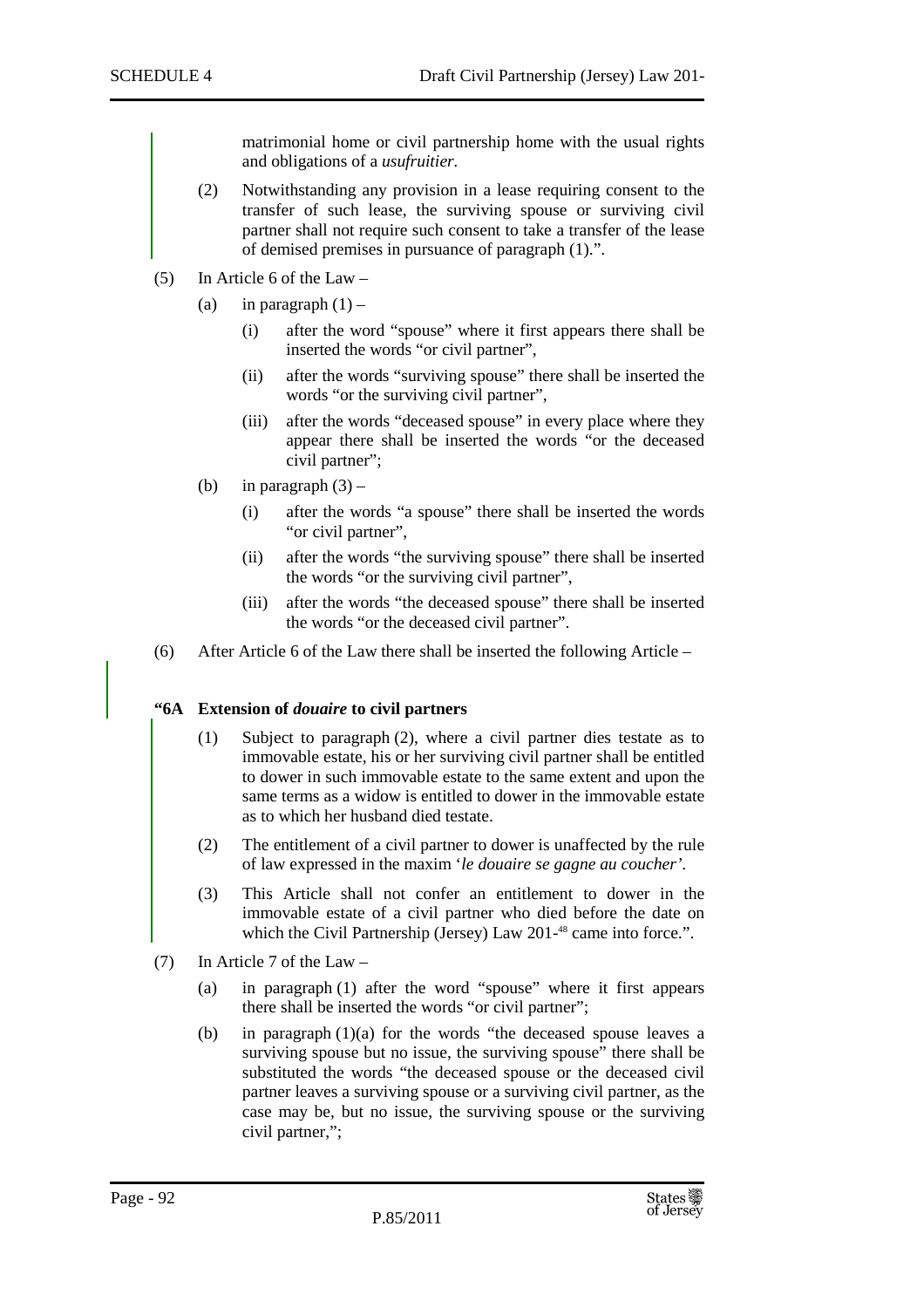matrimonial home or civil partnership home with the usual rights and obligations of a *usufruitier*.

(2) Notwithstanding any provision in a lease requiring consent to the transfer of such lease, the surviving spouse or surviving civil partner shall not require such consent to take a transfer of the lease of demised premises in pursuance of paragraph (1).".

(5) In Article 6 of the Law –

(a) in paragraph (1) –

(i) after the word "spouse" where it first appears there shall be inserted the words "or civil partner",

(ii) after the words "surviving spouse" there shall be inserted the words "or the surviving civil partner",

(iii) after the words "deceased spouse" in every place where they appear there shall be inserted the words "or the deceased civil partner";

(b) in paragraph (3) –

(i) after the words "a spouse" there shall be inserted the words "or civil partner",

(ii) after the words "the surviving spouse" there shall be inserted the words "or the surviving civil partner",

(iii) after the words "the deceased spouse" there shall be inserted the words "or the deceased civil partner".

(6) After Article 6 of the Law there shall be inserted the following Article –

**"6A Extension of *douaire* to civil partners**

(1) Subject to paragraph (2), where a civil partner dies testate as to immovable estate, his or her surviving civil partner shall be entitled to dower in such immovable estate to the same extent and upon the same terms as a widow is entitled to dower in the immovable estate as to which her husband died testate.

(2) The entitlement of a civil partner to dower is unaffected by the rule of law expressed in the maxim '*le douaire se gagne au coucher'*.

(3) This Article shall not confer an entitlement to dower in the immovable estate of a civil partner who died before the date on which the Civil Partnership (Jersey) Law 201-[48] came into force.".

(7) In Article 7 of the Law –

(a) in paragraph (1) after the word "spouse" where it first appears there shall be inserted the words "or civil partner";

(b) in paragraph (1)(a) for the words "the deceased spouse leaves a surviving spouse but no issue, the surviving spouse" there shall be substituted the words "the deceased spouse or the deceased civil partner leaves a surviving spouse or a surviving civil partner, as the case may be, but no issue, the surviving spouse or the surviving civil partner,";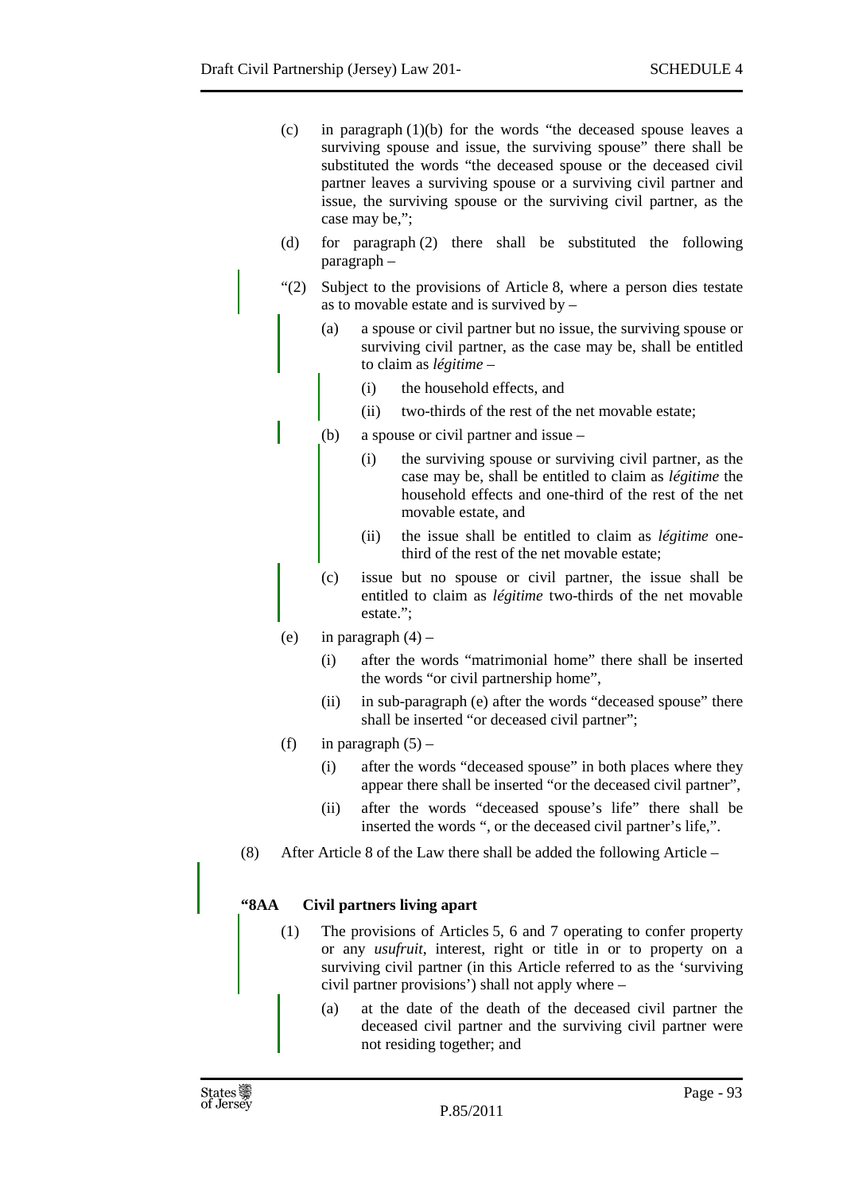(c) in paragraph (1)(b) for the words "the deceased spouse leaves a surviving spouse and issue, the surviving spouse" there shall be substituted the words "the deceased spouse or the deceased civil partner leaves a surviving spouse or a surviving civil partner and issue, the surviving spouse or the surviving civil partner, as the case may be,";

(d) for paragraph (2) there shall be substituted the following paragraph –

"(2) Subject to the provisions of Article 8, where a person dies testate as to movable estate and is survived by –

(a) a spouse or civil partner but no issue, the surviving spouse or surviving civil partner, as the case may be, shall be entitled to claim as *légitime* –

(i) the household effects, and

(ii) two-thirds of the rest of the net movable estate;

(b) a spouse or civil partner and issue –

(i) the surviving spouse or surviving civil partner, as the case may be, shall be entitled to claim as *légitime* the household effects and one-third of the rest of the net movable estate, and

(ii) the issue shall be entitled to claim as *légitime* one-third of the rest of the net movable estate;

(c) issue but no spouse or civil partner, the issue shall be entitled to claim as *légitime* two-thirds of the net movable estate.";

(e) in paragraph (4) –

(i) after the words "matrimonial home" there shall be inserted the words "or civil partnership home",

(ii) in sub-paragraph (e) after the words "deceased spouse" there shall be inserted "or deceased civil partner";

(f) in paragraph (5) –

(i) after the words "deceased spouse" in both places where they appear there shall be inserted "or the deceased civil partner",

(ii) after the words "deceased spouse's life" there shall be inserted the words ", or the deceased civil partner's life,".

(8) After Article 8 of the Law there shall be added the following Article –

**"8AA Civil partners living apart**

(1) The provisions of Articles 5, 6 and 7 operating to confer property or any *usufruit*, interest, right or title in or to property on a surviving civil partner (in this Article referred to as the 'surviving civil partner provisions') shall not apply where –

(a) at the date of the death of the deceased civil partner the deceased civil partner and the surviving civil partner were not residing together; and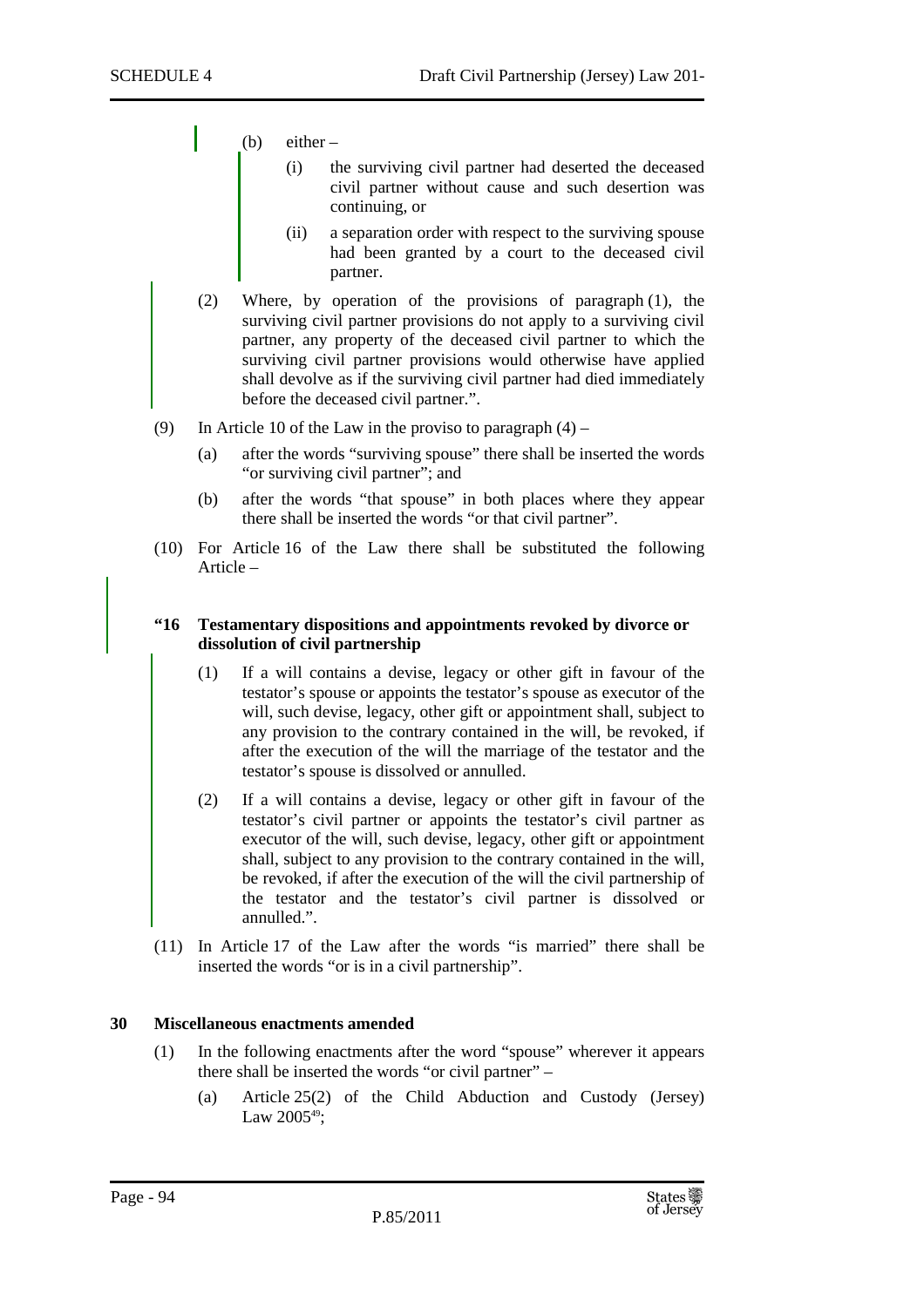(b) either –

(i) the surviving civil partner had deserted the deceased civil partner without cause and such desertion was continuing, or

(ii) a separation order with respect to the surviving spouse had been granted by a court to the deceased civil partner.

(2) Where, by operation of the provisions of paragraph (1), the surviving civil partner provisions do not apply to a surviving civil partner, any property of the deceased civil partner to which the surviving civil partner provisions would otherwise have applied shall devolve as if the surviving civil partner had died immediately before the deceased civil partner.".

(9) In Article 10 of the Law in the proviso to paragraph (4) –

(a) after the words "surviving spouse" there shall be inserted the words "or surviving civil partner"; and

(b) after the words "that spouse" in both places where they appear there shall be inserted the words "or that civil partner".

(10) For Article 16 of the Law there shall be substituted the following Article –

**"16 Testamentary dispositions and appointments revoked by divorce or dissolution of civil partnership**

(1) If a will contains a devise, legacy or other gift in favour of the testator's spouse or appoints the testator's spouse as executor of the will, such devise, legacy, other gift or appointment shall, subject to any provision to the contrary contained in the will, be revoked, if after the execution of the will the marriage of the testator and the testator's spouse is dissolved or annulled.

(2) If a will contains a devise, legacy or other gift in favour of the testator's civil partner or appoints the testator's civil partner as executor of the will, such devise, legacy, other gift or appointment shall, subject to any provision to the contrary contained in the will, be revoked, if after the execution of the will the civil partnership of the testator and the testator's civil partner is dissolved or annulled.".

(11) In Article 17 of the Law after the words "is married" there shall be inserted the words "or is in a civil partnership".

**30 Miscellaneous enactments amended**

(1) In the following enactments after the word "spouse" wherever it appears there shall be inserted the words "or civil partner" –

(a) Article 25(2) of the Child Abduction and Custody (Jersey) Law 2005[49];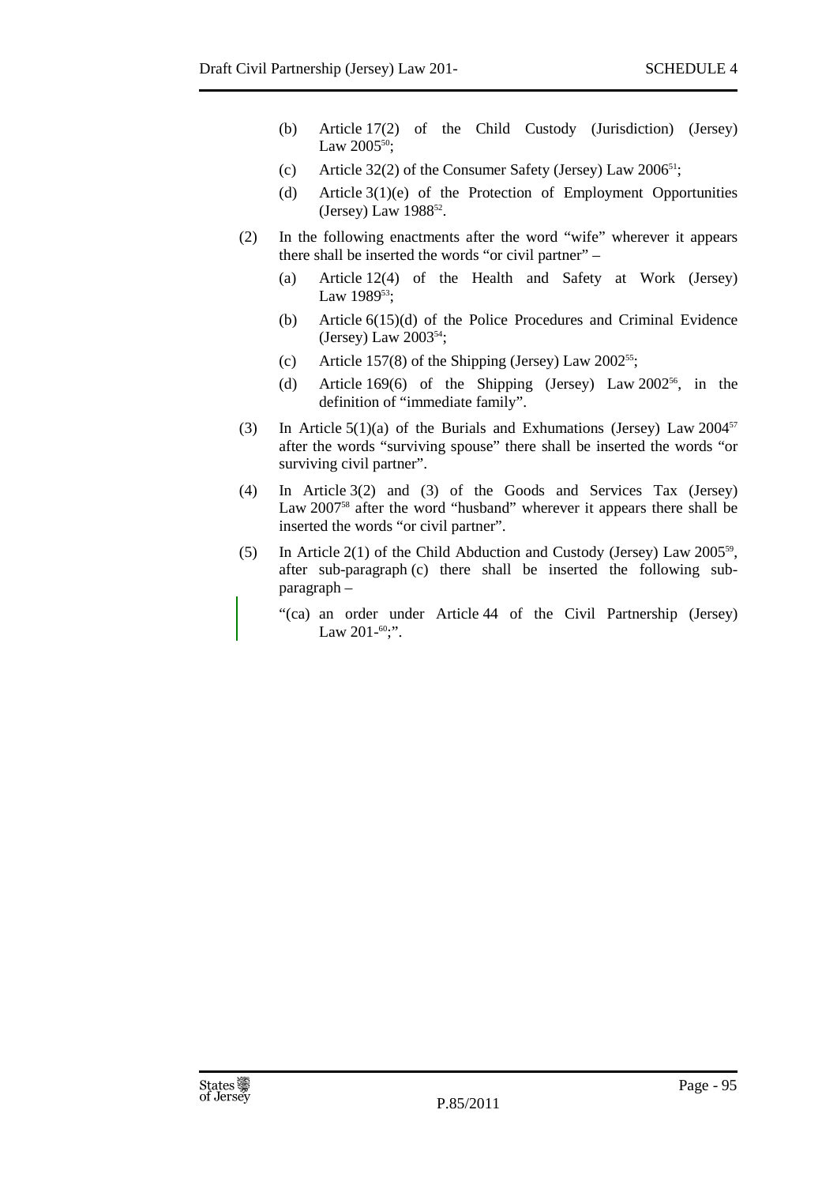(b) Article 17(2) of the Child Custody (Jurisdiction) (Jersey) Law 2005[50];

(c) Article 32(2) of the Consumer Safety (Jersey) Law 2006[51];

(d) Article 3(1)(e) of the Protection of Employment Opportunities (Jersey) Law 1988[52].

(2) In the following enactments after the word "wife" wherever it appears there shall be inserted the words "or civil partner" –

(a) Article 12(4) of the Health and Safety at Work (Jersey) Law 1989[53];

(b) Article 6(15)(d) of the Police Procedures and Criminal Evidence (Jersey) Law 2003[54];

(c) Article 157(8) of the Shipping (Jersey) Law 2002[55];

(d) Article 169(6) of the Shipping (Jersey) Law 2002[56], in the definition of "immediate family".

(3) In Article 5(1)(a) of the Burials and Exhumations (Jersey) Law 2004[57] after the words "surviving spouse" there shall be inserted the words "or surviving civil partner".

(4) In Article 3(2) and (3) of the Goods and Services Tax (Jersey) Law 2007[58] after the word "husband" wherever it appears there shall be inserted the words "or civil partner".

(5) In Article 2(1) of the Child Abduction and Custody (Jersey) Law 2005[59], after sub-paragraph (c) there shall be inserted the following sub-paragraph –

"(ca) an order under Article 44 of the Civil Partnership (Jersey) Law 201-[60];".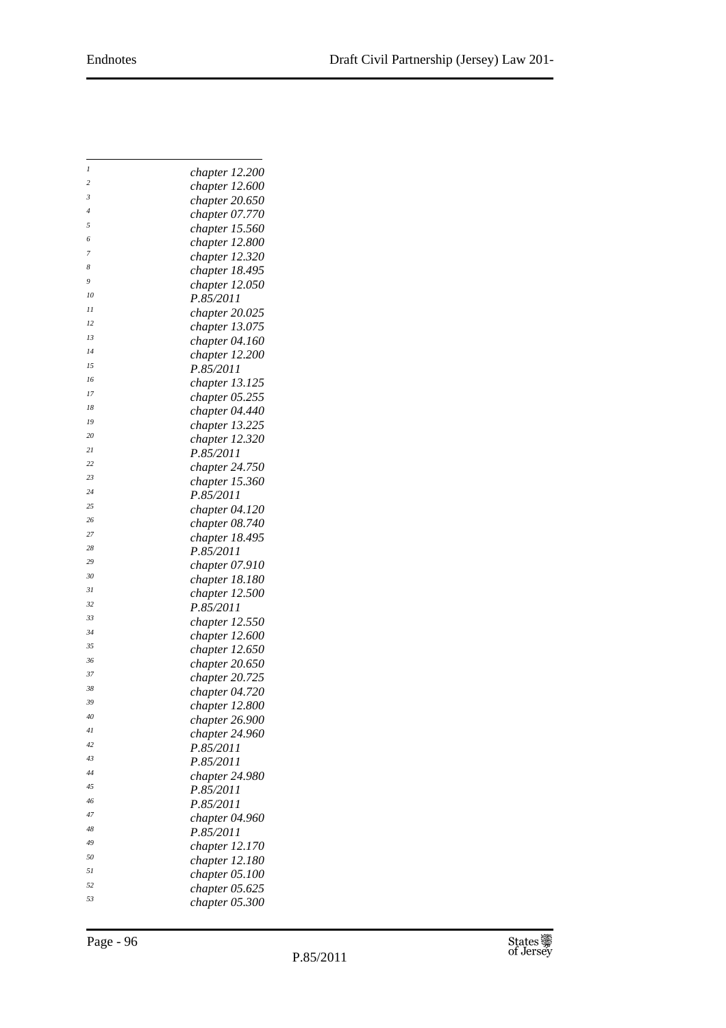[1] *chapter 12.200*
[2] *chapter 12.600*
[3] *chapter 20.650*
[4] *chapter 07.770*
[5] *chapter 15.560*
[6] *chapter 12.800*
[7] *chapter 12.320*
[8] *chapter 18.495*
[9] *chapter 12.050*
[10] *P.85/2011*
[11] *chapter 20.025*
[12] *chapter 13.075*
[13] *chapter 04.160*
[14] *chapter 12.200*
[15] *P.85/2011*
[16] *chapter 13.125*
[17] *chapter 05.255*
[18] *chapter 04.440*
[19] *chapter 13.225*
[20] *chapter 12.320*
[21] *P.85/2011*
[22] *chapter 24.750*
[23] *chapter 15.360*
[24] *P.85/2011*
[25] *chapter 04.120*
[26] *chapter 08.740*
[27] *chapter 18.495*
[28] *P.85/2011*
[29] *chapter 07.910*
[30] *chapter 18.180*
[31] *chapter 12.500*
[32] *P.85/2011*
[33] *chapter 12.550*
[34] *chapter 12.600*
[35] *chapter 12.650*
[36] *chapter 20.650*
[37] *chapter 20.725*
[38] *chapter 04.720*
[39] *chapter 12.800*
[40] *chapter 26.900*
[41] *chapter 24.960*
[42] *P.85/2011*
[43] *P.85/2011*
[44] *chapter 24.980*
[45] *P.85/2011*
[46] *P.85/2011*
[47] *chapter 04.960*
[48] *P.85/2011*
[49] *chapter 12.170*
[50] *chapter 12.180*
[51] *chapter 05.100*
[52] *chapter 05.625*
[53] *chapter 05.300*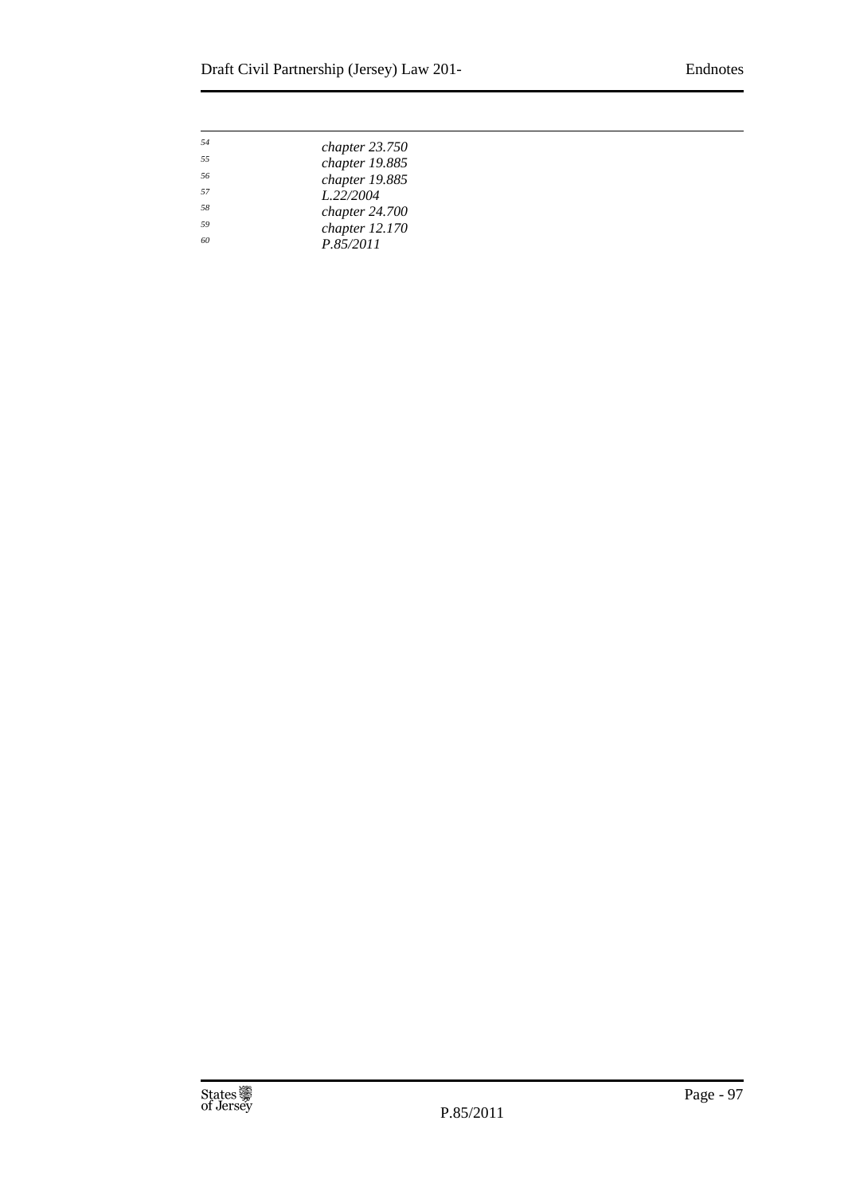[54] *chapter 23.750*
[55] *chapter 19.885*
[56] *chapter 19.885*
[57] *L.22/2004*
[58] *chapter 24.700*
[59] *chapter 12.170*
[60] *P.85/2011*